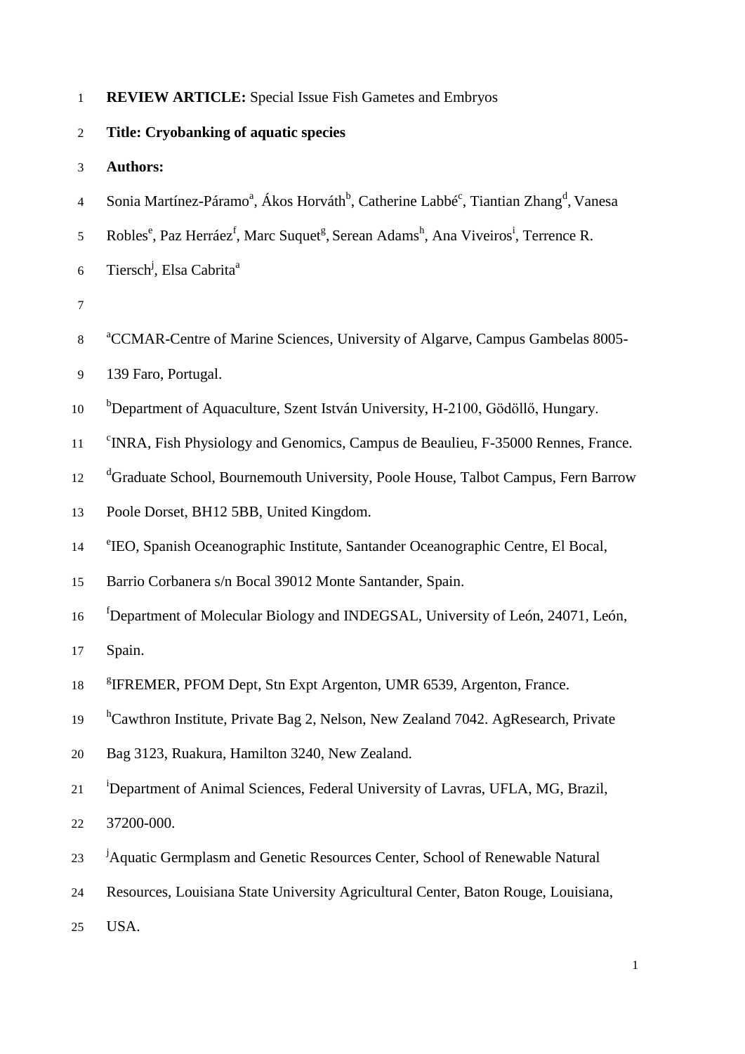**REVIEW ARTICLE:** Special Issue Fish Gametes and Embryos

**Title: Cryobanking of aquatic species**

**Authors:**

Sonia Martínez-Páramo[a], Ákos Horváth[b], Catherine Labbé[c], Tiantian Zhang[d], Vanesa Robles[e], Paz Herráez[f], Marc Suquet[g], Serean Adams[h], Ana Viveiros[i], Terrence R. Tiersch[j], Elsa Cabrita[a]

[a]CCMAR-Centre of Marine Sciences, University of Algarve, Campus Gambelas 8005-139 Faro, Portugal.

[b]Department of Aquaculture, Szent István University, H-2100, Gödöllő, Hungary.

[c]INRA, Fish Physiology and Genomics, Campus de Beaulieu, F-35000 Rennes, France.

[d]Graduate School, Bournemouth University, Poole House, Talbot Campus, Fern Barrow Poole Dorset, BH12 5BB, United Kingdom.

[e]IEO, Spanish Oceanographic Institute, Santander Oceanographic Centre, El Bocal, Barrio Corbanera s/n Bocal 39012 Monte Santander, Spain.

[f]Department of Molecular Biology and INDEGSAL, University of León, 24071, León, Spain.

[g]IFREMER, PFOM Dept, Stn Expt Argenton, UMR 6539, Argenton, France.

[h]Cawthron Institute, Private Bag 2, Nelson, New Zealand 7042. AgResearch, Private Bag 3123, Ruakura, Hamilton 3240, New Zealand.

[i]Department of Animal Sciences, Federal University of Lavras, UFLA, MG, Brazil, 37200-000.

[j]Aquatic Germplasm and Genetic Resources Center, School of Renewable Natural Resources, Louisiana State University Agricultural Center, Baton Rouge, Louisiana, USA.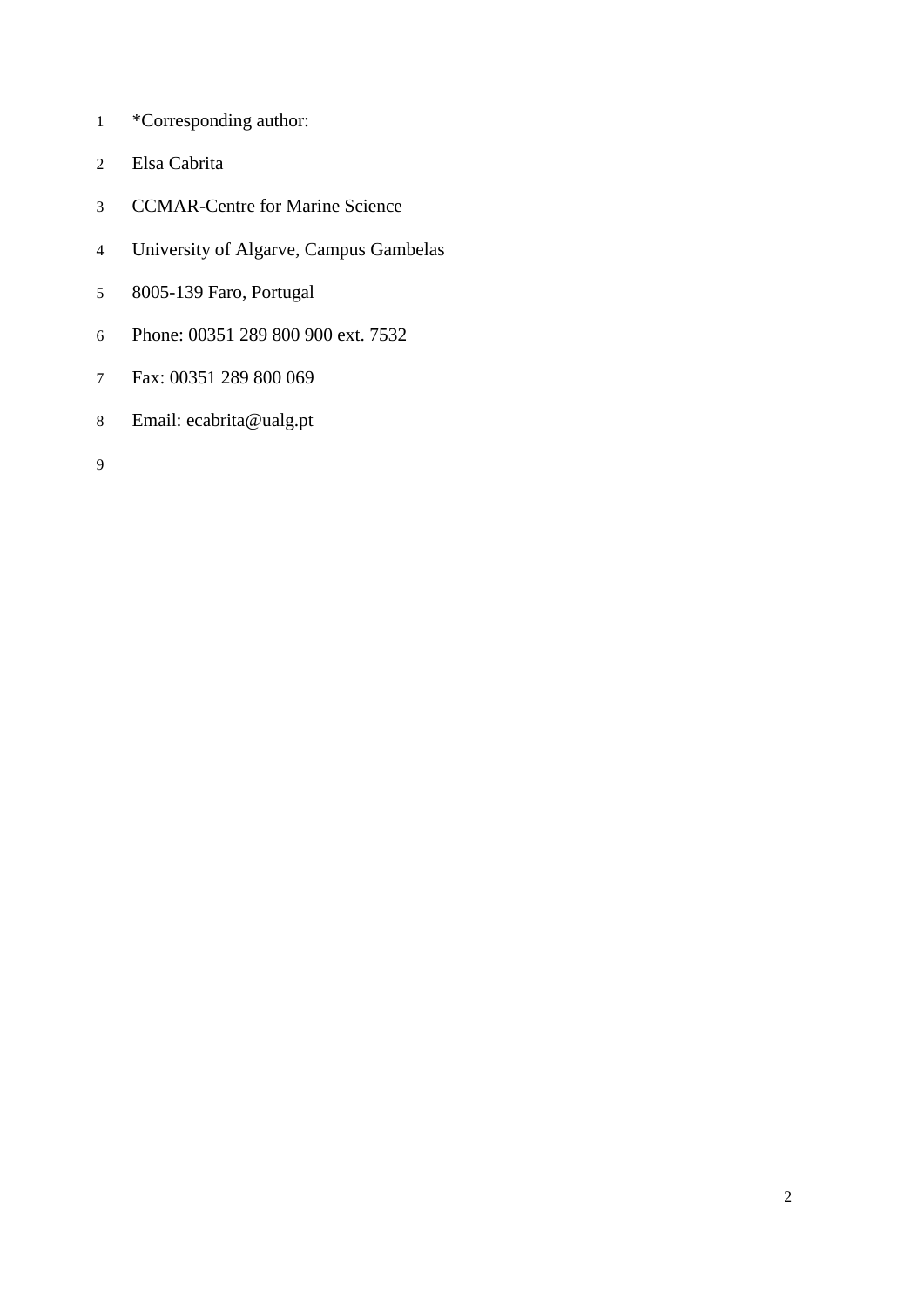*Corresponding author:

Elsa Cabrita

CCMAR-Centre for Marine Science

University of Algarve, Campus Gambelas

8005-139 Faro, Portugal

Phone: 00351 289 800 900 ext. 7532

Fax: 00351 289 800 069

Email: ecabrita@ualg.pt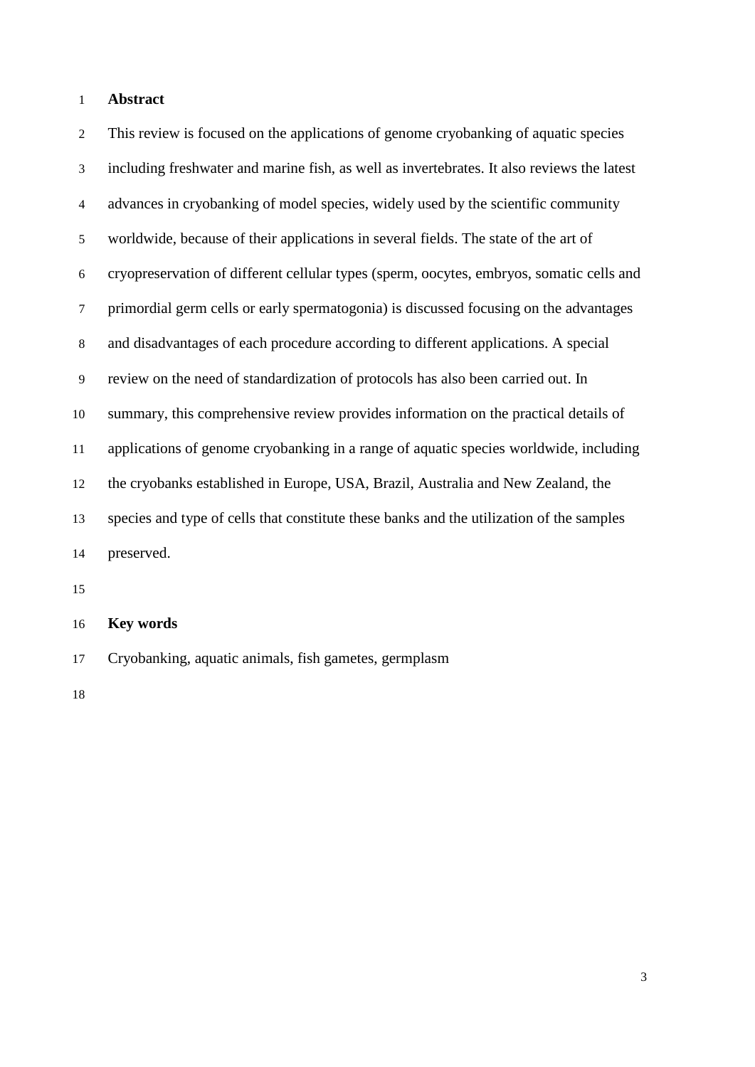## Abstract

This review is focused on the applications of genome cryobanking of aquatic species including freshwater and marine fish, as well as invertebrates. It also reviews the latest advances in cryobanking of model species, widely used by the scientific community worldwide, because of their applications in several fields. The state of the art of cryopreservation of different cellular types (sperm, oocytes, embryos, somatic cells and primordial germ cells or early spermatogonia) is discussed focusing on the advantages and disadvantages of each procedure according to different applications. A special review on the need of standardization of protocols has also been carried out. In summary, this comprehensive review provides information on the practical details of applications of genome cryobanking in a range of aquatic species worldwide, including the cryobanks established in Europe, USA, Brazil, Australia and New Zealand, the species and type of cells that constitute these banks and the utilization of the samples preserved.

## Key words

Cryobanking, aquatic animals, fish gametes, germplasm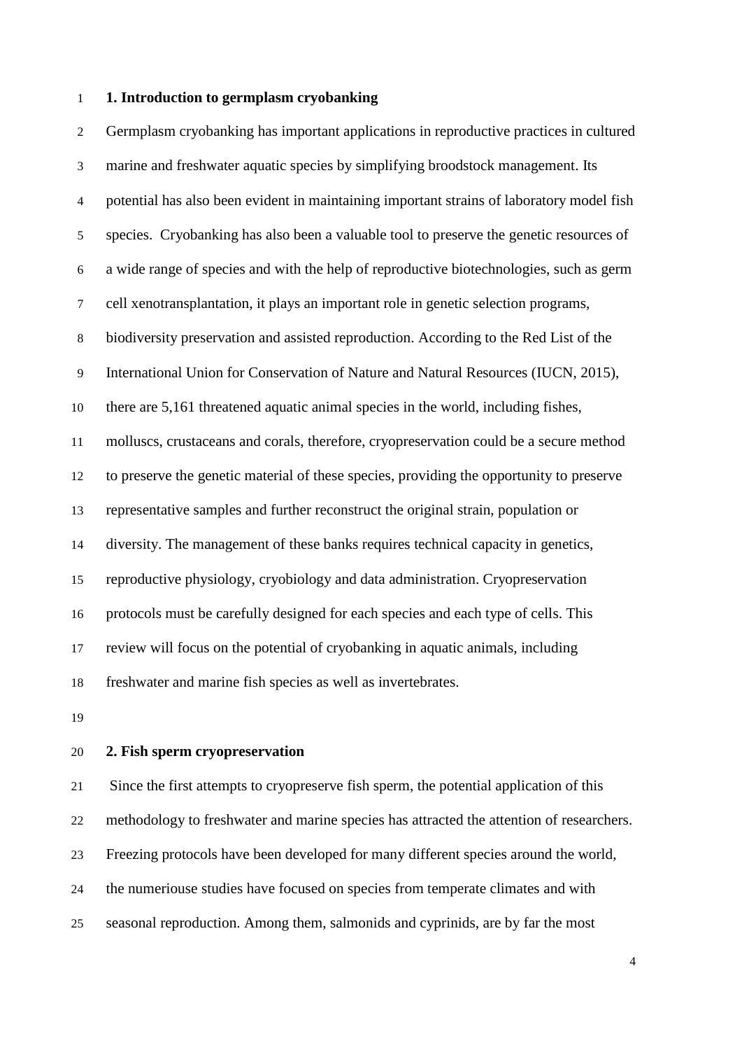## 1. Introduction to germplasm cryobanking

Germplasm cryobanking has important applications in reproductive practices in cultured marine and freshwater aquatic species by simplifying broodstock management. Its potential has also been evident in maintaining important strains of laboratory model fish species. Cryobanking has also been a valuable tool to preserve the genetic resources of a wide range of species and with the help of reproductive biotechnologies, such as germ cell xenotransplantation, it plays an important role in genetic selection programs, biodiversity preservation and assisted reproduction. According to the Red List of the International Union for Conservation of Nature and Natural Resources (IUCN, 2015), there are 5,161 threatened aquatic animal species in the world, including fishes, molluscs, crustaceans and corals, therefore, cryopreservation could be a secure method to preserve the genetic material of these species, providing the opportunity to preserve representative samples and further reconstruct the original strain, population or diversity. The management of these banks requires technical capacity in genetics, reproductive physiology, cryobiology and data administration. Cryopreservation protocols must be carefully designed for each species and each type of cells. This review will focus on the potential of cryobanking in aquatic animals, including freshwater and marine fish species as well as invertebrates.

## 2. Fish sperm cryopreservation

Since the first attempts to cryopreserve fish sperm, the potential application of this methodology to freshwater and marine species has attracted the attention of researchers. Freezing protocols have been developed for many different species around the world, the numeriouse studies have focused on species from temperate climates and with seasonal reproduction. Among them, salmonids and cyprinids, are by far the most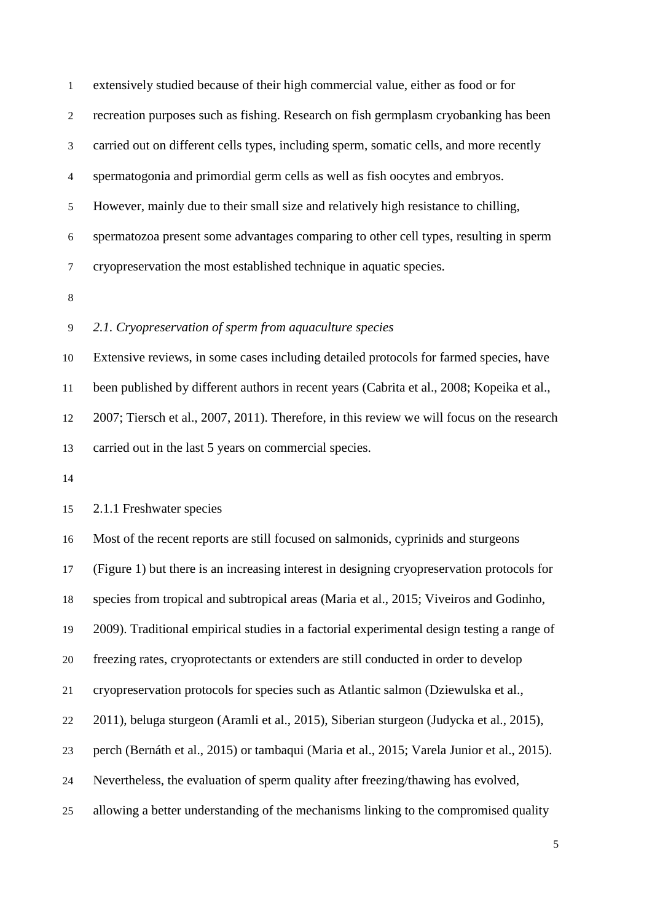extensively studied because of their high commercial value, either as food or for recreation purposes such as fishing. Research on fish germplasm cryobanking has been carried out on different cells types, including sperm, somatic cells, and more recently spermatogonia and primordial germ cells as well as fish oocytes and embryos. However, mainly due to their small size and relatively high resistance to chilling, spermatozoa present some advantages comparing to other cell types, resulting in sperm cryopreservation the most established technique in aquatic species.

### *2.1. Cryopreservation of sperm from aquaculture species*

Extensive reviews, in some cases including detailed protocols for farmed species, have been published by different authors in recent years (Cabrita et al., 2008; Kopeika et al., 2007; Tiersch et al., 2007, 2011). Therefore, in this review we will focus on the research carried out in the last 5 years on commercial species.

#### 2.1.1 Freshwater species

Most of the recent reports are still focused on salmonids, cyprinids and sturgeons (Figure 1) but there is an increasing interest in designing cryopreservation protocols for species from tropical and subtropical areas (Maria et al., 2015; Viveiros and Godinho, 2009). Traditional empirical studies in a factorial experimental design testing a range of freezing rates, cryoprotectants or extenders are still conducted in order to develop cryopreservation protocols for species such as Atlantic salmon (Dziewulska et al., 2011), beluga sturgeon (Aramli et al., 2015), Siberian sturgeon (Judycka et al., 2015), perch (Bernáth et al., 2015) or tambaqui (Maria et al., 2015; Varela Junior et al., 2015). Nevertheless, the evaluation of sperm quality after freezing/thawing has evolved, allowing a better understanding of the mechanisms linking to the compromised quality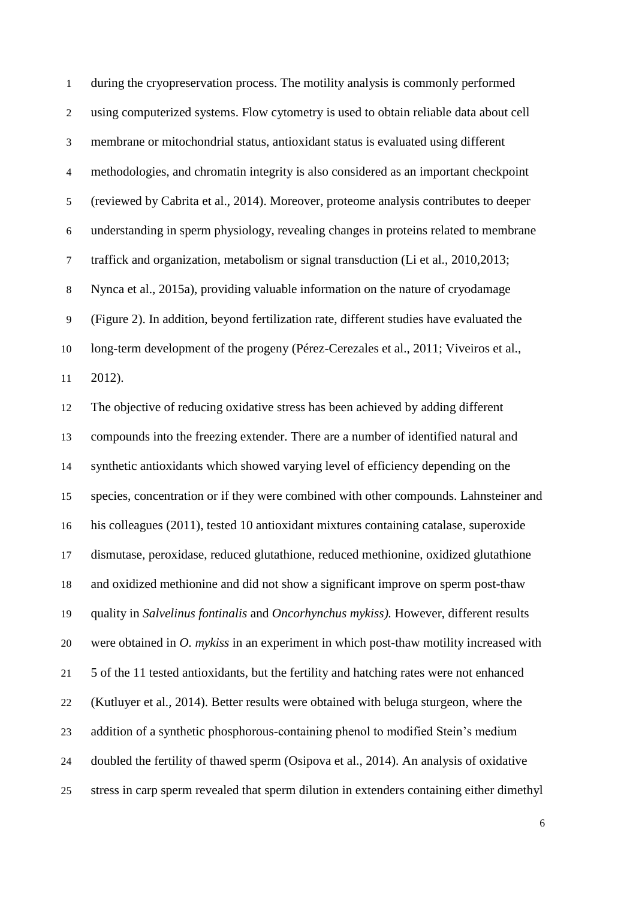during the cryopreservation process. The motility analysis is commonly performed using computerized systems. Flow cytometry is used to obtain reliable data about cell membrane or mitochondrial status, antioxidant status is evaluated using different methodologies, and chromatin integrity is also considered as an important checkpoint (reviewed by Cabrita et al., 2014). Moreover, proteome analysis contributes to deeper understanding in sperm physiology, revealing changes in proteins related to membrane traffick and organization, metabolism or signal transduction (Li et al., 2010,2013; Nynca et al., 2015a), providing valuable information on the nature of cryodamage (Figure 2). In addition, beyond fertilization rate, different studies have evaluated the long-term development of the progeny (Pérez-Cerezales et al., 2011; Viveiros et al., 2012).

The objective of reducing oxidative stress has been achieved by adding different compounds into the freezing extender. There are a number of identified natural and synthetic antioxidants which showed varying level of efficiency depending on the species, concentration or if they were combined with other compounds. Lahnsteiner and his colleagues (2011), tested 10 antioxidant mixtures containing catalase, superoxide dismutase, peroxidase, reduced glutathione, reduced methionine, oxidized glutathione and oxidized methionine and did not show a significant improve on sperm post-thaw quality in *Salvelinus fontinalis* and *Oncorhynchus mykiss).* However, different results were obtained in *O. mykiss* in an experiment in which post-thaw motility increased with 5 of the 11 tested antioxidants, but the fertility and hatching rates were not enhanced (Kutluyer et al., 2014). Better results were obtained with beluga sturgeon, where the addition of a synthetic phosphorous-containing phenol to modified Stein's medium doubled the fertility of thawed sperm (Osipova et al., 2014). An analysis of oxidative stress in carp sperm revealed that sperm dilution in extenders containing either dimethyl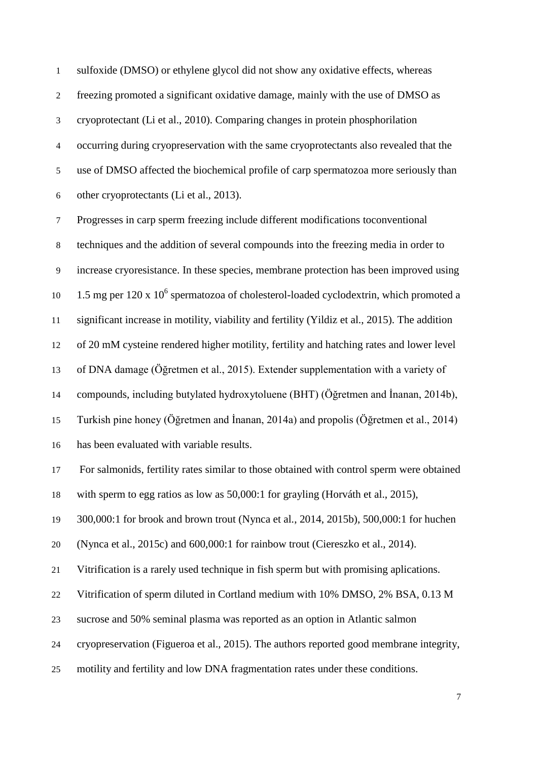sulfoxide (DMSO) or ethylene glycol did not show any oxidative effects, whereas freezing promoted a significant oxidative damage, mainly with the use of DMSO as cryoprotectant (Li et al., 2010). Comparing changes in protein phosphorilation occurring during cryopreservation with the same cryoprotectants also revealed that the use of DMSO affected the biochemical profile of carp spermatozoa more seriously than other cryoprotectants (Li et al., 2013).

Progresses in carp sperm freezing include different modifications toconventional techniques and the addition of several compounds into the freezing media in order to increase cryoresistance. In these species, membrane protection has been improved using 1.5 mg per 120 x $10^6$ spermatozoa of cholesterol-loaded cyclodextrin, which promoted a significant increase in motility, viability and fertility (Yildiz et al., 2015). The addition of 20 mM cysteine rendered higher motility, fertility and hatching rates and lower level of DNA damage (Öğretmen et al., 2015). Extender supplementation with a variety of compounds, including butylated hydroxytoluene (BHT) (Öğretmen and İnanan, 2014b), Turkish pine honey (Öğretmen and İnanan, 2014a) and propolis (Öğretmen et al., 2014) has been evaluated with variable results.

For salmonids, fertility rates similar to those obtained with control sperm were obtained with sperm to egg ratios as low as 50,000:1 for grayling (Horváth et al., 2015), 300,000:1 for brook and brown trout (Nynca et al., 2014, 2015b), 500,000:1 for huchen (Nynca et al., 2015c) and 600,000:1 for rainbow trout (Ciereszko et al., 2014).

Vitrification is a rarely used technique in fish sperm but with promising aplications. Vitrification of sperm diluted in Cortland medium with 10% DMSO, 2% BSA, 0.13 M sucrose and 50% seminal plasma was reported as an option in Atlantic salmon cryopreservation (Figueroa et al., 2015). The authors reported good membrane integrity, motility and fertility and low DNA fragmentation rates under these conditions.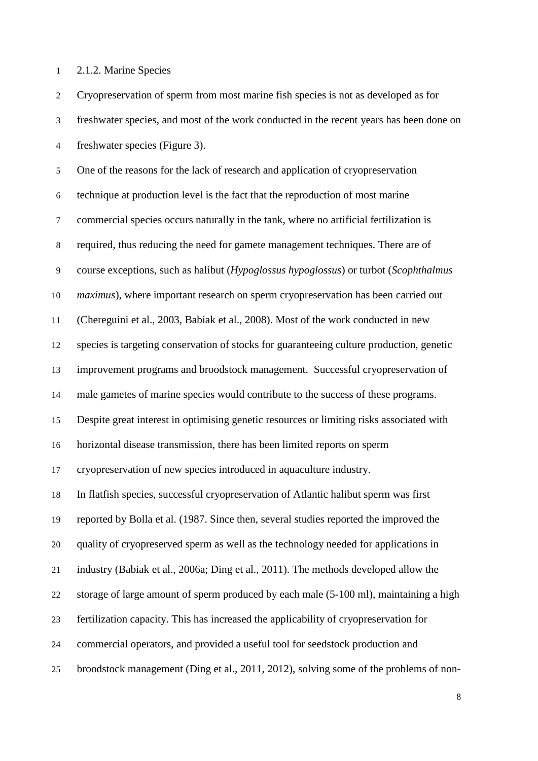### 2.1.2. Marine Species

Cryopreservation of sperm from most marine fish species is not as developed as for freshwater species, and most of the work conducted in the recent years has been done on freshwater species (Figure 3).

One of the reasons for the lack of research and application of cryopreservation technique at production level is the fact that the reproduction of most marine commercial species occurs naturally in the tank, where no artificial fertilization is required, thus reducing the need for gamete management techniques. There are of course exceptions, such as halibut (*Hypoglossus hypoglossus*) or turbot (*Scophthalmus maximus*), where important research on sperm cryopreservation has been carried out (Chereguini et al., 2003, Babiak et al., 2008). Most of the work conducted in new species is targeting conservation of stocks for guaranteeing culture production, genetic improvement programs and broodstock management. Successful cryopreservation of male gametes of marine species would contribute to the success of these programs. Despite great interest in optimising genetic resources or limiting risks associated with horizontal disease transmission, there has been limited reports on sperm cryopreservation of new species introduced in aquaculture industry.

In flatfish species, successful cryopreservation of Atlantic halibut sperm was first reported by Bolla et al. (1987. Since then, several studies reported the improved the quality of cryopreserved sperm as well as the technology needed for applications in industry (Babiak et al., 2006a; Ding et al., 2011). The methods developed allow the storage of large amount of sperm produced by each male (5-100 ml), maintaining a high fertilization capacity. This has increased the applicability of cryopreservation for commercial operators, and provided a useful tool for seedstock production and broodstock management (Ding et al., 2011, 2012), solving some of the problems of non-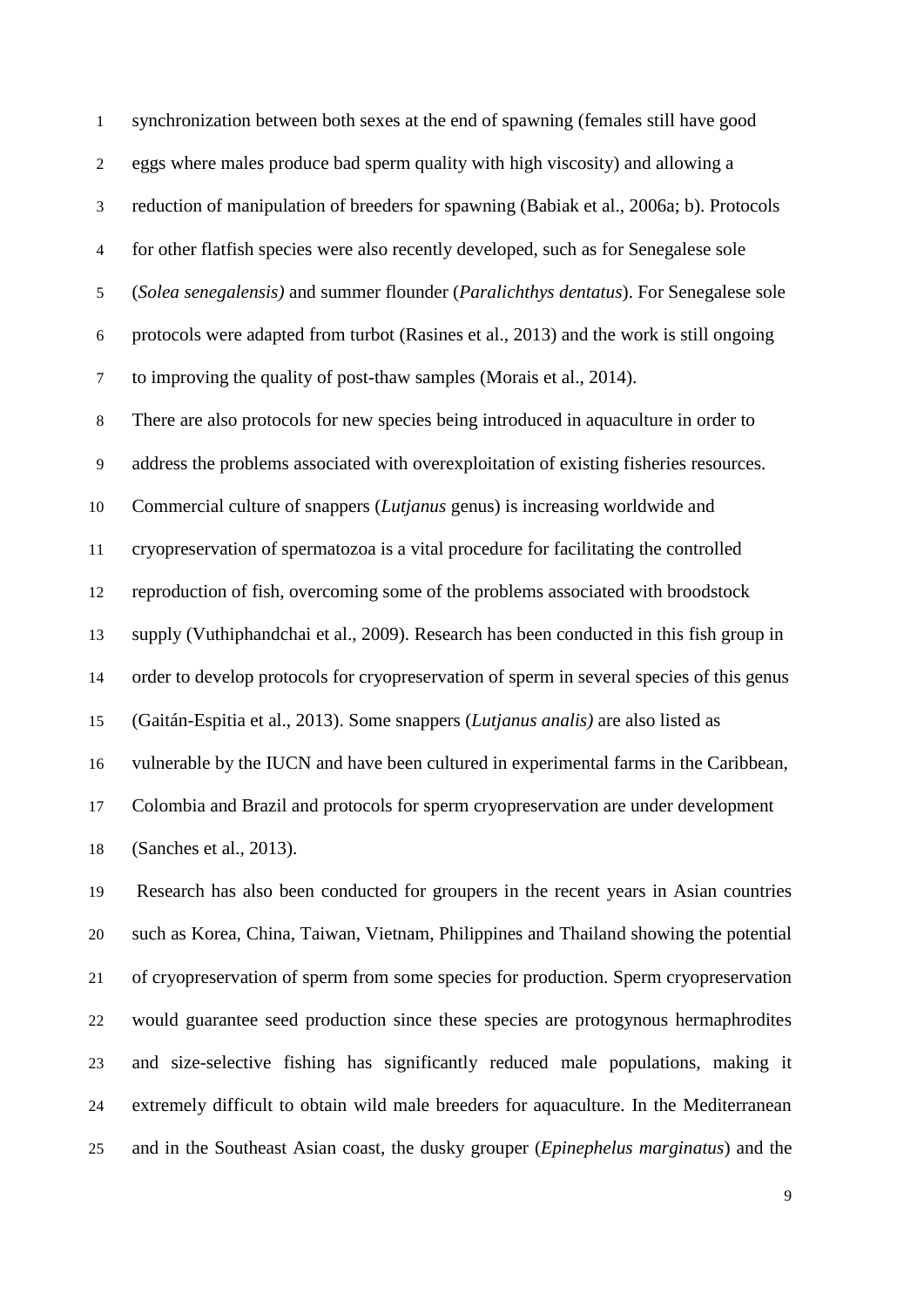synchronization between both sexes at the end of spawning (females still have good eggs where males produce bad sperm quality with high viscosity) and allowing a reduction of manipulation of breeders for spawning (Babiak et al., 2006a; b). Protocols for other flatfish species were also recently developed, such as for Senegalese sole (*Solea senegalensis)* and summer flounder (*Paralichthys dentatus*). For Senegalese sole protocols were adapted from turbot (Rasines et al., 2013) and the work is still ongoing to improving the quality of post-thaw samples (Morais et al., 2014).

There are also protocols for new species being introduced in aquaculture in order to address the problems associated with overexploitation of existing fisheries resources. Commercial culture of snappers (*Lutjanus* genus) is increasing worldwide and cryopreservation of spermatozoa is a vital procedure for facilitating the controlled reproduction of fish, overcoming some of the problems associated with broodstock supply (Vuthiphandchai et al., 2009). Research has been conducted in this fish group in order to develop protocols for cryopreservation of sperm in several species of this genus (Gaitán-Espitia et al., 2013). Some snappers (*Lutjanus analis)* are also listed as vulnerable by the IUCN and have been cultured in experimental farms in the Caribbean, Colombia and Brazil and protocols for sperm cryopreservation are under development (Sanches et al., 2013).

Research has also been conducted for groupers in the recent years in Asian countries such as Korea, China, Taiwan, Vietnam, Philippines and Thailand showing the potential of cryopreservation of sperm from some species for production. Sperm cryopreservation would guarantee seed production since these species are protogynous hermaphrodites and size-selective fishing has significantly reduced male populations, making it extremely difficult to obtain wild male breeders for aquaculture. In the Mediterranean and in the Southeast Asian coast, the dusky grouper (*Epinephelus marginatus*) and the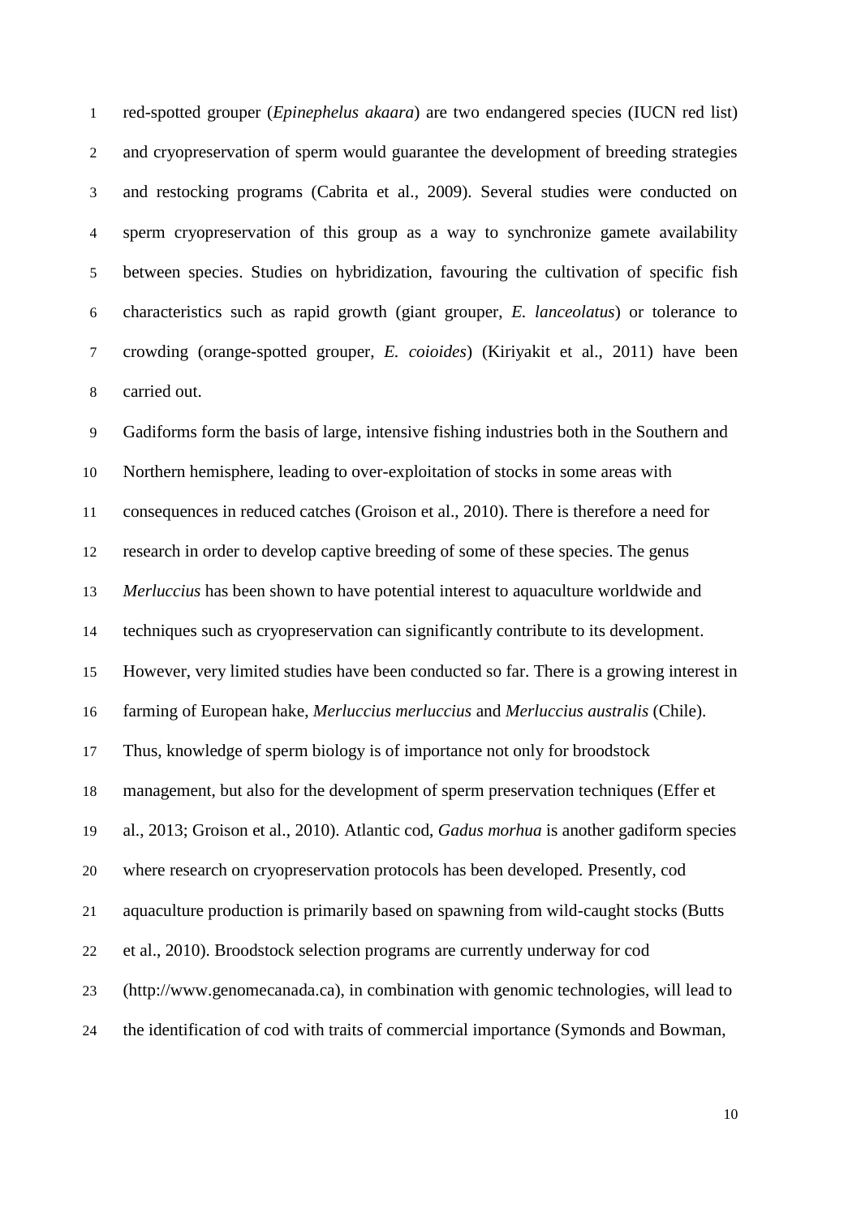red-spotted grouper (*Epinephelus akaara*) are two endangered species (IUCN red list) and cryopreservation of sperm would guarantee the development of breeding strategies and restocking programs (Cabrita et al., 2009). Several studies were conducted on sperm cryopreservation of this group as a way to synchronize gamete availability between species. Studies on hybridization, favouring the cultivation of specific fish characteristics such as rapid growth (giant grouper, *E. lanceolatus*) or tolerance to crowding (orange-spotted grouper, *E. coioides*) (Kiriyakit et al., 2011) have been carried out.

Gadiforms form the basis of large, intensive fishing industries both in the Southern and Northern hemisphere, leading to over-exploitation of stocks in some areas with consequences in reduced catches (Groison et al., 2010). There is therefore a need for research in order to develop captive breeding of some of these species. The genus *Merluccius* has been shown to have potential interest to aquaculture worldwide and techniques such as cryopreservation can significantly contribute to its development. However, very limited studies have been conducted so far. There is a growing interest in farming of European hake, *Merluccius merluccius* and *Merluccius australis* (Chile). Thus, knowledge of sperm biology is of importance not only for broodstock management, but also for the development of sperm preservation techniques (Effer et al., 2013; Groison et al., 2010). Atlantic cod, *Gadus morhua* is another gadiform species where research on cryopreservation protocols has been developed. Presently, cod aquaculture production is primarily based on spawning from wild-caught stocks (Butts et al., 2010). Broodstock selection programs are currently underway for cod (http://www.genomecanada.ca), in combination with genomic technologies, will lead to the identification of cod with traits of commercial importance (Symonds and Bowman,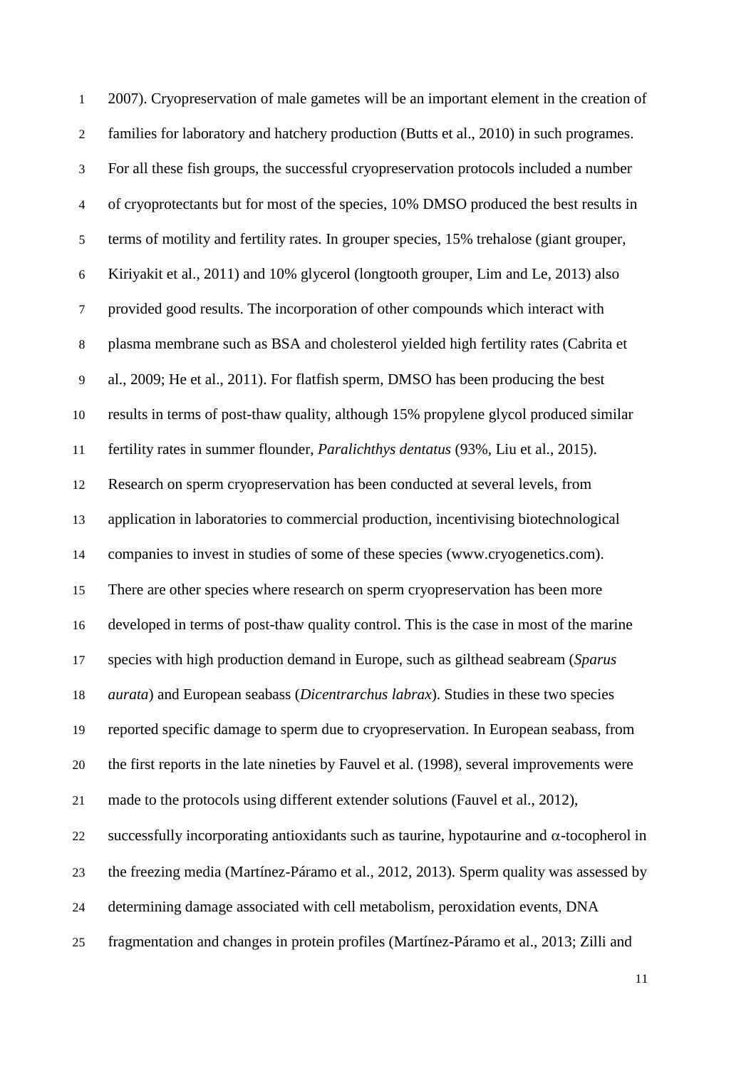2007). Cryopreservation of male gametes will be an important element in the creation of families for laboratory and hatchery production (Butts et al., 2010) in such programes. For all these fish groups, the successful cryopreservation protocols included a number of cryoprotectants but for most of the species, 10% DMSO produced the best results in terms of motility and fertility rates. In grouper species, 15% trehalose (giant grouper, Kiriyakit et al., 2011) and 10% glycerol (longtooth grouper, Lim and Le, 2013) also provided good results. The incorporation of other compounds which interact with plasma membrane such as BSA and cholesterol yielded high fertility rates (Cabrita et al., 2009; He et al., 2011). For flatfish sperm, DMSO has been producing the best results in terms of post-thaw quality, although 15% propylene glycol produced similar fertility rates in summer flounder, *Paralichthys dentatus* (93%, Liu et al., 2015). Research on sperm cryopreservation has been conducted at several levels, from application in laboratories to commercial production, incentivising biotechnological companies to invest in studies of some of these species (www.cryogenetics.com). There are other species where research on sperm cryopreservation has been more developed in terms of post-thaw quality control. This is the case in most of the marine species with high production demand in Europe, such as gilthead seabream (*Sparus aurata*) and European seabass (*Dicentrarchus labrax*). Studies in these two species reported specific damage to sperm due to cryopreservation. In European seabass, from the first reports in the late nineties by Fauvel et al. (1998), several improvements were made to the protocols using different extender solutions (Fauvel et al., 2012), successfully incorporating antioxidants such as taurine, hypotaurine and $\alpha$-tocopherol in the freezing media (Martínez-Páramo et al., 2012, 2013). Sperm quality was assessed by determining damage associated with cell metabolism, peroxidation events, DNA fragmentation and changes in protein profiles (Martínez-Páramo et al., 2013; Zilli and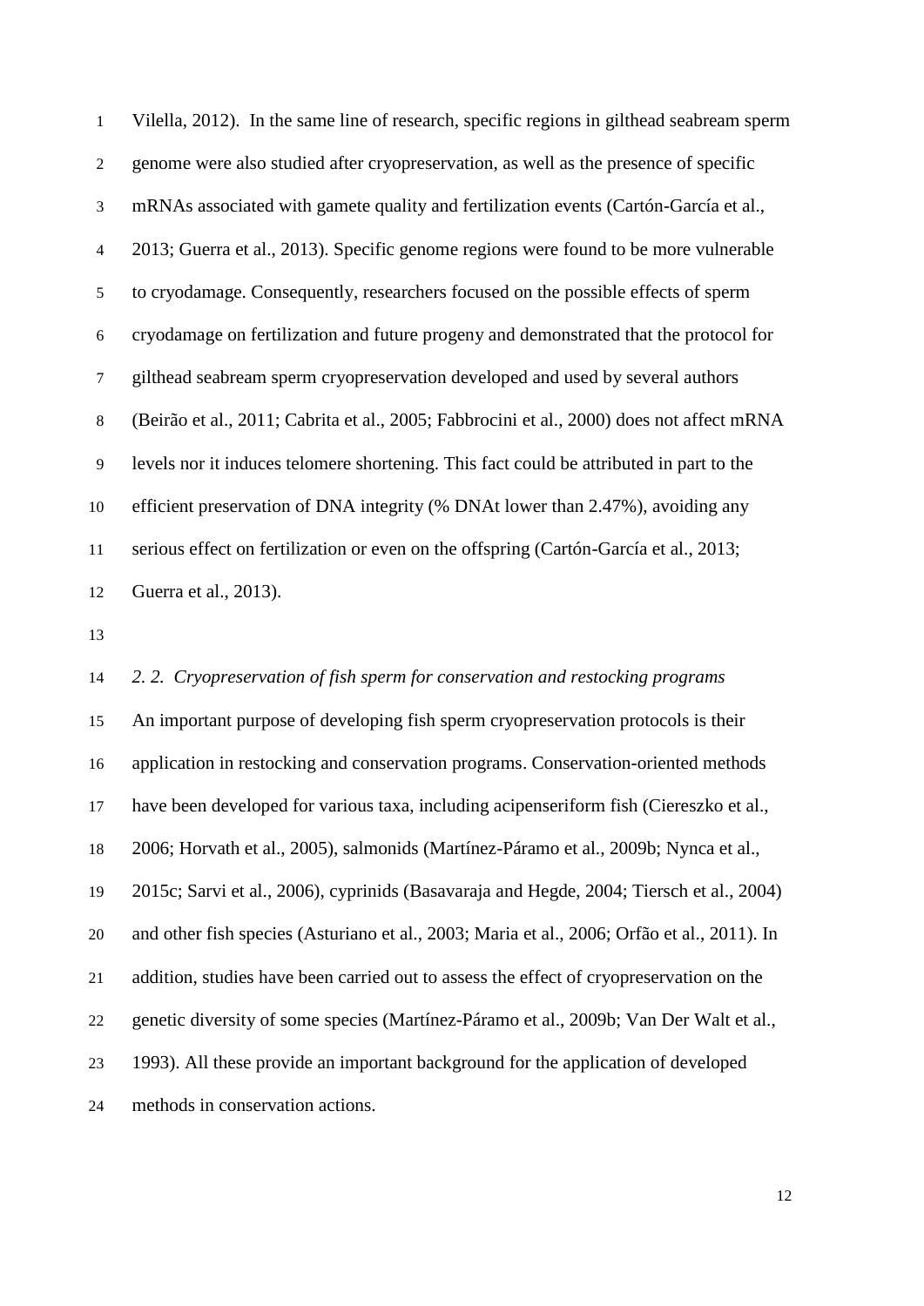Vilella, 2012). In the same line of research, specific regions in gilthead seabream sperm genome were also studied after cryopreservation, as well as the presence of specific mRNAs associated with gamete quality and fertilization events (Cartón-García et al., 2013; Guerra et al., 2013). Specific genome regions were found to be more vulnerable to cryodamage. Consequently, researchers focused on the possible effects of sperm cryodamage on fertilization and future progeny and demonstrated that the protocol for gilthead seabream sperm cryopreservation developed and used by several authors (Beirão et al., 2011; Cabrita et al., 2005; Fabbrocini et al., 2000) does not affect mRNA levels nor it induces telomere shortening. This fact could be attributed in part to the efficient preservation of DNA integrity (% DNAt lower than 2.47%), avoiding any serious effect on fertilization or even on the offspring (Cartón-García et al., 2013; Guerra et al., 2013).

### *2. 2. Cryopreservation of fish sperm for conservation and restocking programs*

An important purpose of developing fish sperm cryopreservation protocols is their application in restocking and conservation programs. Conservation-oriented methods have been developed for various taxa, including acipenseriform fish (Ciereszko et al., 2006; Horvath et al., 2005), salmonids (Martínez-Páramo et al., 2009b; Nynca et al., 2015c; Sarvi et al., 2006), cyprinids (Basavaraja and Hegde, 2004; Tiersch et al., 2004) and other fish species (Asturiano et al., 2003; Maria et al., 2006; Orfão et al., 2011). In addition, studies have been carried out to assess the effect of cryopreservation on the genetic diversity of some species (Martínez-Páramo et al., 2009b; Van Der Walt et al., 1993). All these provide an important background for the application of developed methods in conservation actions.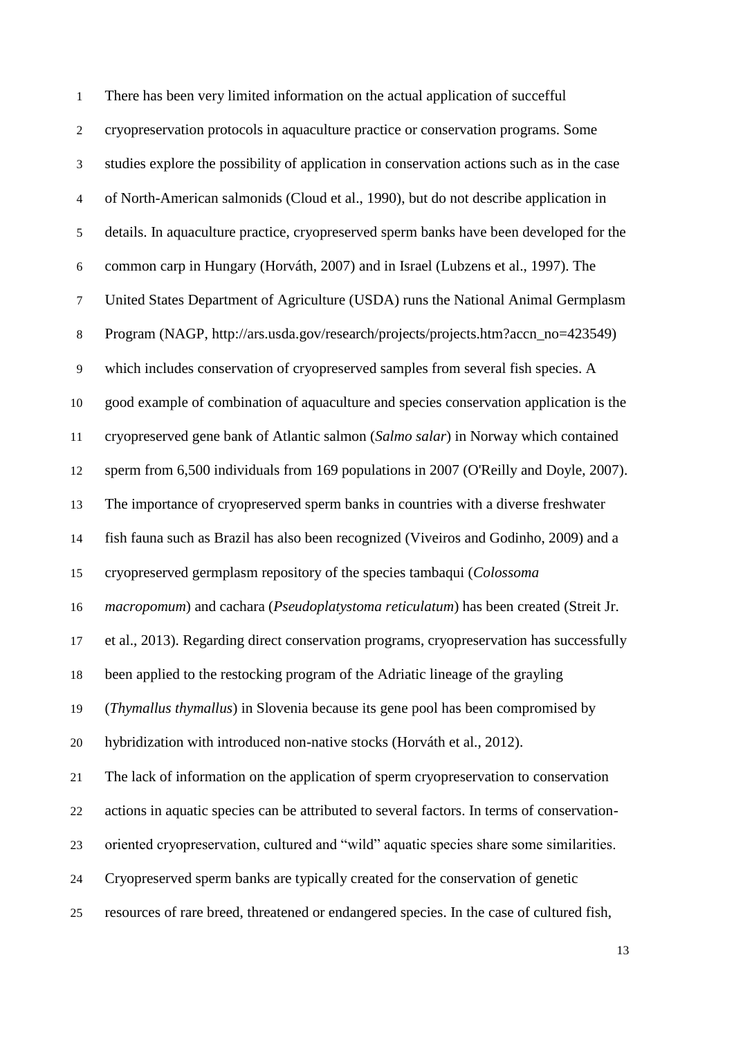There has been very limited information on the actual application of succefful cryopreservation protocols in aquaculture practice or conservation programs. Some studies explore the possibility of application in conservation actions such as in the case of North-American salmonids (Cloud et al., 1990), but do not describe application in details. In aquaculture practice, cryopreserved sperm banks have been developed for the common carp in Hungary (Horváth, 2007) and in Israel (Lubzens et al., 1997). The United States Department of Agriculture (USDA) runs the National Animal Germplasm Program (NAGP, http://ars.usda.gov/research/projects/projects.htm?accn_no=423549) which includes conservation of cryopreserved samples from several fish species. A good example of combination of aquaculture and species conservation application is the cryopreserved gene bank of Atlantic salmon (*Salmo salar*) in Norway which contained sperm from 6,500 individuals from 169 populations in 2007 (O'Reilly and Doyle, 2007). The importance of cryopreserved sperm banks in countries with a diverse freshwater fish fauna such as Brazil has also been recognized (Viveiros and Godinho, 2009) and a cryopreserved germplasm repository of the species tambaqui (*Colossoma macropomum*) and cachara (*Pseudoplatystoma reticulatum*) has been created (Streit Jr. et al., 2013). Regarding direct conservation programs, cryopreservation has successfully been applied to the restocking program of the Adriatic lineage of the grayling (*Thymallus thymallus*) in Slovenia because its gene pool has been compromised by hybridization with introduced non-native stocks (Horváth et al., 2012).

The lack of information on the application of sperm cryopreservation to conservation actions in aquatic species can be attributed to several factors. In terms of conservation-oriented cryopreservation, cultured and "wild" aquatic species share some similarities. Cryopreserved sperm banks are typically created for the conservation of genetic resources of rare breed, threatened or endangered species. In the case of cultured fish,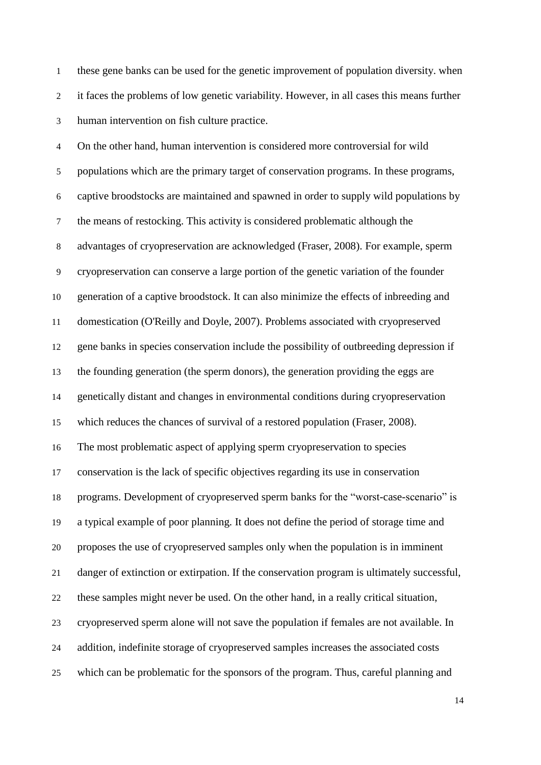these gene banks can be used for the genetic improvement of population diversity. when it faces the problems of low genetic variability. However, in all cases this means further human intervention on fish culture practice.

On the other hand, human intervention is considered more controversial for wild populations which are the primary target of conservation programs. In these programs, captive broodstocks are maintained and spawned in order to supply wild populations by the means of restocking. This activity is considered problematic although the advantages of cryopreservation are acknowledged (Fraser, 2008). For example, sperm cryopreservation can conserve a large portion of the genetic variation of the founder generation of a captive broodstock. It can also minimize the effects of inbreeding and domestication (O'Reilly and Doyle, 2007). Problems associated with cryopreserved gene banks in species conservation include the possibility of outbreeding depression if the founding generation (the sperm donors), the generation providing the eggs are genetically distant and changes in environmental conditions during cryopreservation which reduces the chances of survival of a restored population (Fraser, 2008).

The most problematic aspect of applying sperm cryopreservation to species conservation is the lack of specific objectives regarding its use in conservation programs. Development of cryopreserved sperm banks for the "worst-case-scenario" is a typical example of poor planning. It does not define the period of storage time and proposes the use of cryopreserved samples only when the population is in imminent danger of extinction or extirpation. If the conservation program is ultimately successful, these samples might never be used. On the other hand, in a really critical situation, cryopreserved sperm alone will not save the population if females are not available. In addition, indefinite storage of cryopreserved samples increases the associated costs which can be problematic for the sponsors of the program. Thus, careful planning and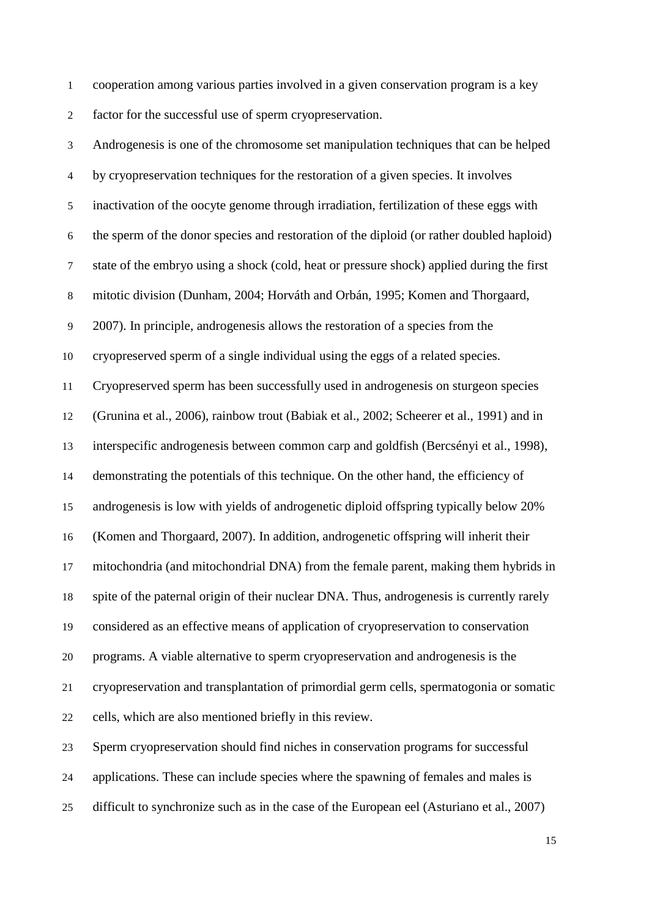cooperation among various parties involved in a given conservation program is a key factor for the successful use of sperm cryopreservation.

Androgenesis is one of the chromosome set manipulation techniques that can be helped by cryopreservation techniques for the restoration of a given species. It involves inactivation of the oocyte genome through irradiation, fertilization of these eggs with the sperm of the donor species and restoration of the diploid (or rather doubled haploid) state of the embryo using a shock (cold, heat or pressure shock) applied during the first mitotic division (Dunham, 2004; Horváth and Orbán, 1995; Komen and Thorgaard, 2007). In principle, androgenesis allows the restoration of a species from the cryopreserved sperm of a single individual using the eggs of a related species. Cryopreserved sperm has been successfully used in androgenesis on sturgeon species (Grunina et al., 2006), rainbow trout (Babiak et al., 2002; Scheerer et al., 1991) and in interspecific androgenesis between common carp and goldfish (Bercsényi et al., 1998), demonstrating the potentials of this technique. On the other hand, the efficiency of androgenesis is low with yields of androgenetic diploid offspring typically below 20% (Komen and Thorgaard, 2007). In addition, androgenetic offspring will inherit their mitochondria (and mitochondrial DNA) from the female parent, making them hybrids in spite of the paternal origin of their nuclear DNA. Thus, androgenesis is currently rarely considered as an effective means of application of cryopreservation to conservation programs. A viable alternative to sperm cryopreservation and androgenesis is the cryopreservation and transplantation of primordial germ cells, spermatogonia or somatic cells, which are also mentioned briefly in this review.

Sperm cryopreservation should find niches in conservation programs for successful applications. These can include species where the spawning of females and males is difficult to synchronize such as in the case of the European eel (Asturiano et al., 2007)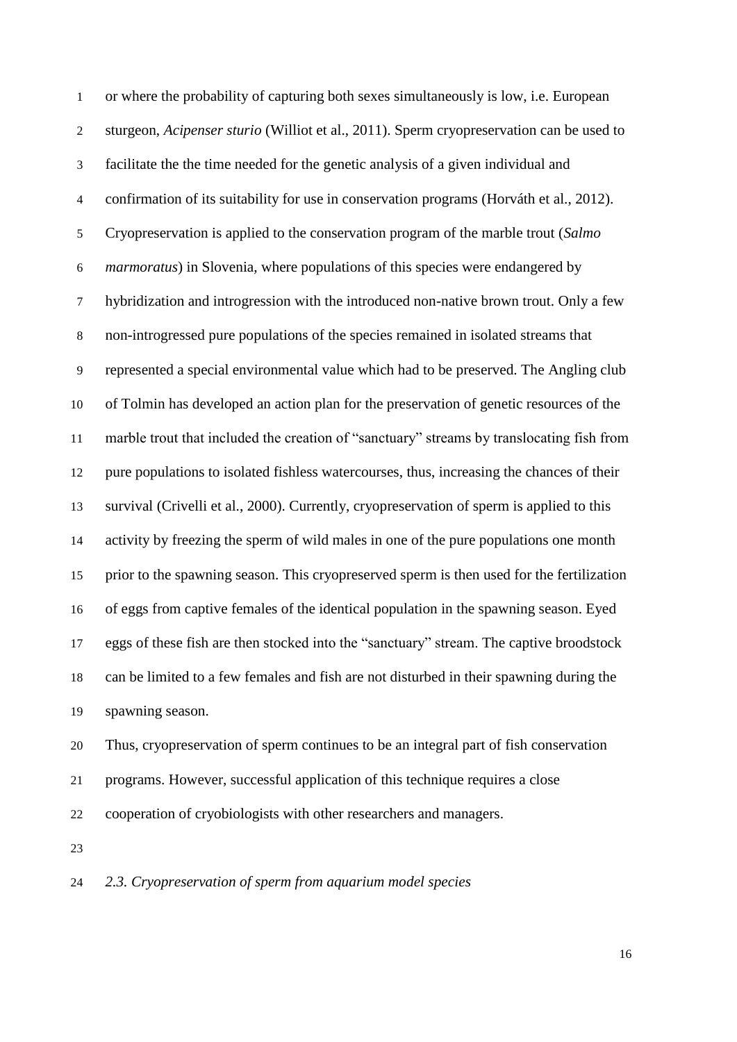or where the probability of capturing both sexes simultaneously is low, i.e. European sturgeon, *Acipenser sturio* (Williot et al., 2011). Sperm cryopreservation can be used to facilitate the the time needed for the genetic analysis of a given individual and confirmation of its suitability for use in conservation programs (Horváth et al., 2012). Cryopreservation is applied to the conservation program of the marble trout (*Salmo marmoratus*) in Slovenia, where populations of this species were endangered by hybridization and introgression with the introduced non-native brown trout. Only a few non-introgressed pure populations of the species remained in isolated streams that represented a special environmental value which had to be preserved. The Angling club of Tolmin has developed an action plan for the preservation of genetic resources of the marble trout that included the creation of "sanctuary" streams by translocating fish from pure populations to isolated fishless watercourses, thus, increasing the chances of their survival (Crivelli et al., 2000). Currently, cryopreservation of sperm is applied to this activity by freezing the sperm of wild males in one of the pure populations one month prior to the spawning season. This cryopreserved sperm is then used for the fertilization of eggs from captive females of the identical population in the spawning season. Eyed eggs of these fish are then stocked into the "sanctuary" stream. The captive broodstock can be limited to a few females and fish are not disturbed in their spawning during the spawning season.

Thus, cryopreservation of sperm continues to be an integral part of fish conservation programs. However, successful application of this technique requires a close cooperation of cryobiologists with other researchers and managers.

### *2.3. Cryopreservation of sperm from aquarium model species*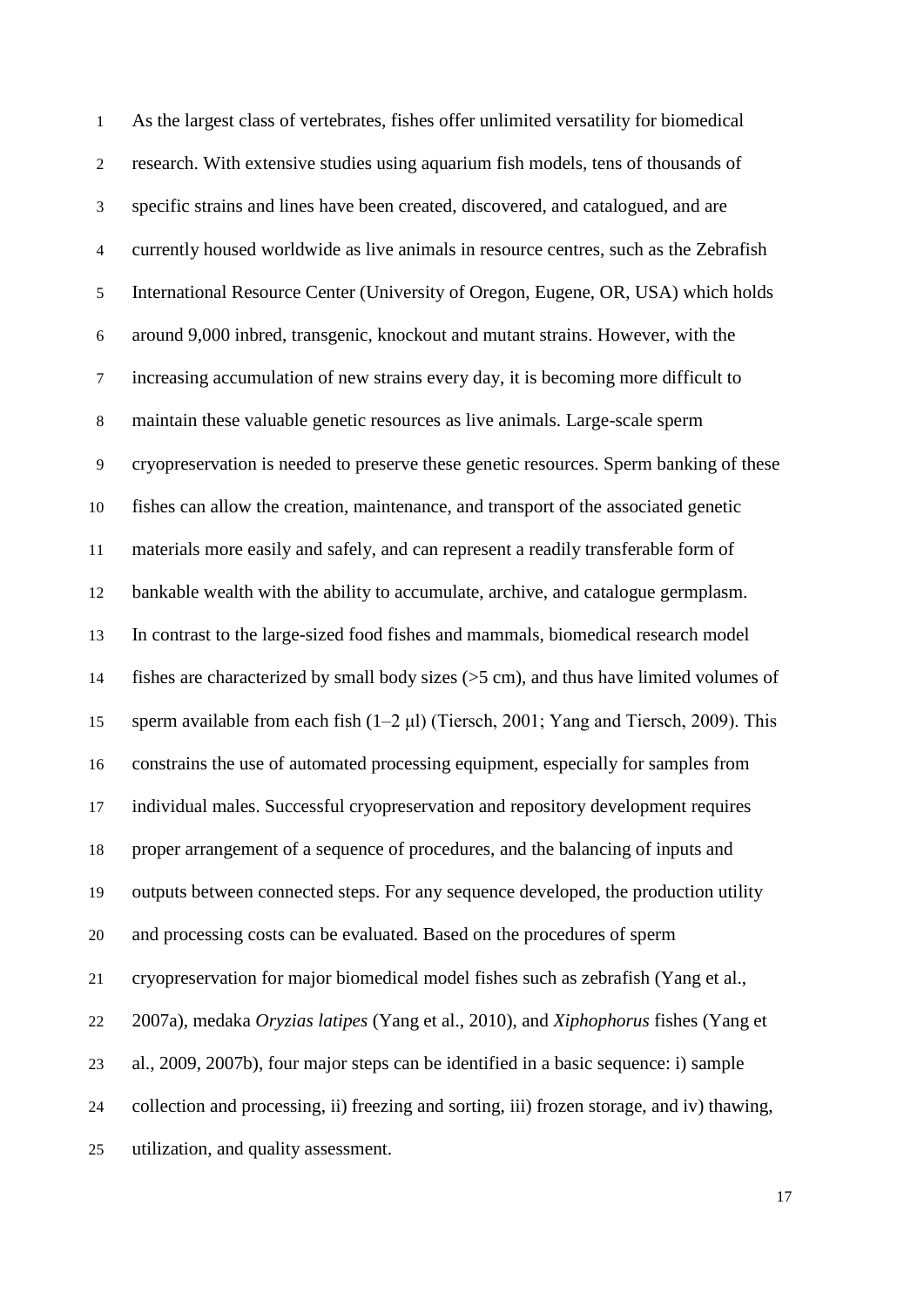As the largest class of vertebrates, fishes offer unlimited versatility for biomedical research. With extensive studies using aquarium fish models, tens of thousands of specific strains and lines have been created, discovered, and catalogued, and are currently housed worldwide as live animals in resource centres, such as the Zebrafish International Resource Center (University of Oregon, Eugene, OR, USA) which holds around 9,000 inbred, transgenic, knockout and mutant strains. However, with the increasing accumulation of new strains every day, it is becoming more difficult to maintain these valuable genetic resources as live animals. Large-scale sperm cryopreservation is needed to preserve these genetic resources. Sperm banking of these fishes can allow the creation, maintenance, and transport of the associated genetic materials more easily and safely, and can represent a readily transferable form of bankable wealth with the ability to accumulate, archive, and catalogue germplasm. In contrast to the large-sized food fishes and mammals, biomedical research model fishes are characterized by small body sizes (>5 cm), and thus have limited volumes of sperm available from each fish (1–2 μl) (Tiersch, 2001; Yang and Tiersch, 2009). This constrains the use of automated processing equipment, especially for samples from individual males. Successful cryopreservation and repository development requires proper arrangement of a sequence of procedures, and the balancing of inputs and outputs between connected steps. For any sequence developed, the production utility and processing costs can be evaluated. Based on the procedures of sperm cryopreservation for major biomedical model fishes such as zebrafish (Yang et al., 2007a), medaka *Oryzias latipes* (Yang et al., 2010), and *Xiphophorus* fishes (Yang et al., 2009, 2007b), four major steps can be identified in a basic sequence: i) sample collection and processing, ii) freezing and sorting, iii) frozen storage, and iv) thawing, utilization, and quality assessment.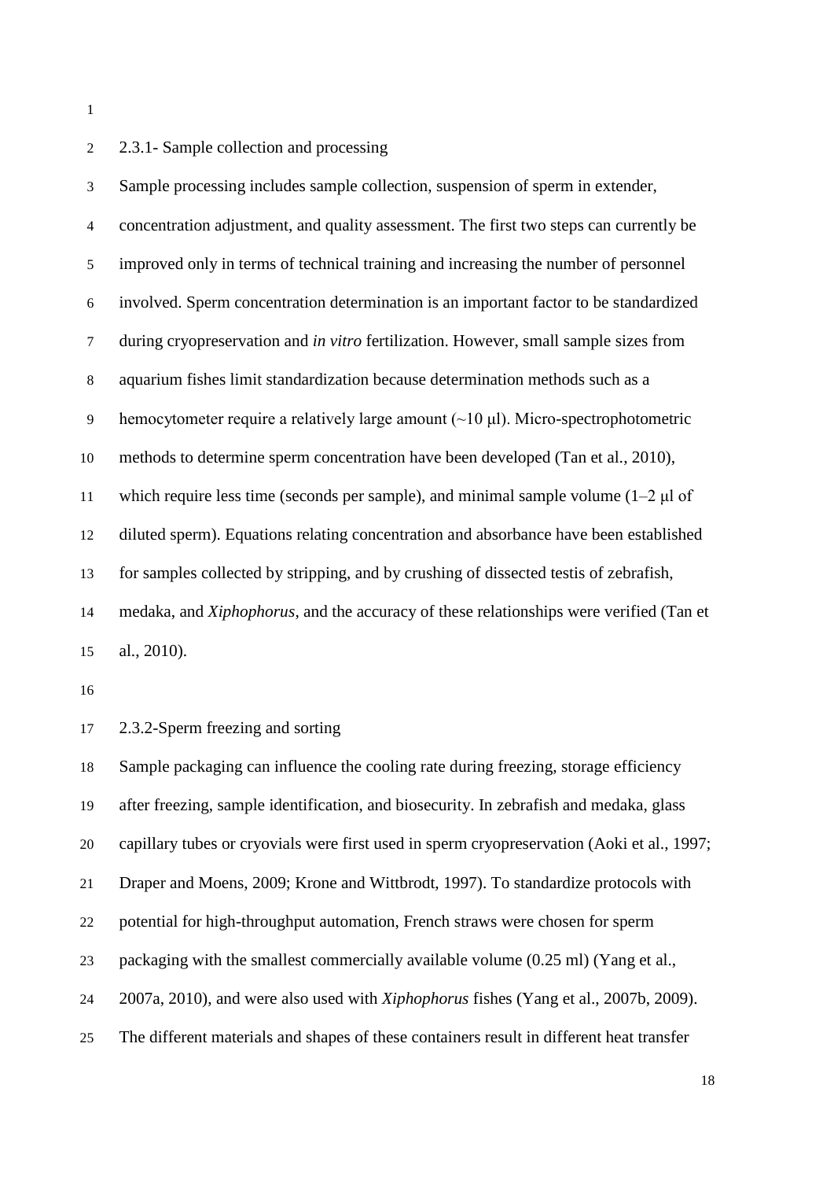### 2.3.1- Sample collection and processing

Sample processing includes sample collection, suspension of sperm in extender, concentration adjustment, and quality assessment. The first two steps can currently be improved only in terms of technical training and increasing the number of personnel involved. Sperm concentration determination is an important factor to be standardized during cryopreservation and *in vitro* fertilization. However, small sample sizes from aquarium fishes limit standardization because determination methods such as a hemocytometer require a relatively large amount (~10 μl). Micro-spectrophotometric methods to determine sperm concentration have been developed (Tan et al., 2010), which require less time (seconds per sample), and minimal sample volume (1–2 μl of diluted sperm). Equations relating concentration and absorbance have been established for samples collected by stripping, and by crushing of dissected testis of zebrafish, medaka, and *Xiphophorus*, and the accuracy of these relationships were verified (Tan et al., 2010).

### 2.3.2-Sperm freezing and sorting

Sample packaging can influence the cooling rate during freezing, storage efficiency after freezing, sample identification, and biosecurity. In zebrafish and medaka, glass capillary tubes or cryovials were first used in sperm cryopreservation (Aoki et al., 1997; Draper and Moens, 2009; Krone and Wittbrodt, 1997). To standardize protocols with potential for high-throughput automation, French straws were chosen for sperm packaging with the smallest commercially available volume (0.25 ml) (Yang et al., 2007a, 2010), and were also used with *Xiphophorus* fishes (Yang et al., 2007b, 2009). The different materials and shapes of these containers result in different heat transfer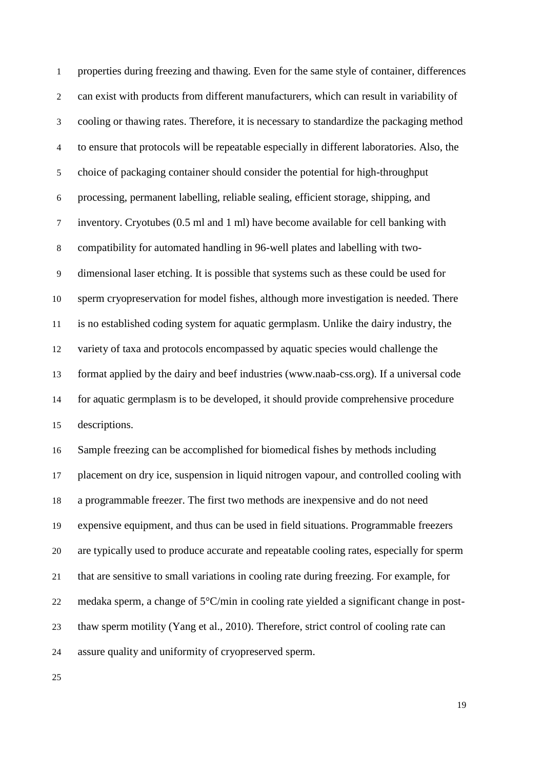properties during freezing and thawing. Even for the same style of container, differences can exist with products from different manufacturers, which can result in variability of cooling or thawing rates. Therefore, it is necessary to standardize the packaging method to ensure that protocols will be repeatable especially in different laboratories. Also, the choice of packaging container should consider the potential for high-throughput processing, permanent labelling, reliable sealing, efficient storage, shipping, and inventory. Cryotubes (0.5 ml and 1 ml) have become available for cell banking with compatibility for automated handling in 96-well plates and labelling with two-dimensional laser etching. It is possible that systems such as these could be used for sperm cryopreservation for model fishes, although more investigation is needed. There is no established coding system for aquatic germplasm. Unlike the dairy industry, the variety of taxa and protocols encompassed by aquatic species would challenge the format applied by the dairy and beef industries (www.naab-css.org). If a universal code for aquatic germplasm is to be developed, it should provide comprehensive procedure descriptions.

Sample freezing can be accomplished for biomedical fishes by methods including placement on dry ice, suspension in liquid nitrogen vapour, and controlled cooling with a programmable freezer. The first two methods are inexpensive and do not need expensive equipment, and thus can be used in field situations. Programmable freezers are typically used to produce accurate and repeatable cooling rates, especially for sperm that are sensitive to small variations in cooling rate during freezing. For example, for medaka sperm, a change of 5°C/min in cooling rate yielded a significant change in post-thaw sperm motility (Yang et al., 2010). Therefore, strict control of cooling rate can assure quality and uniformity of cryopreserved sperm.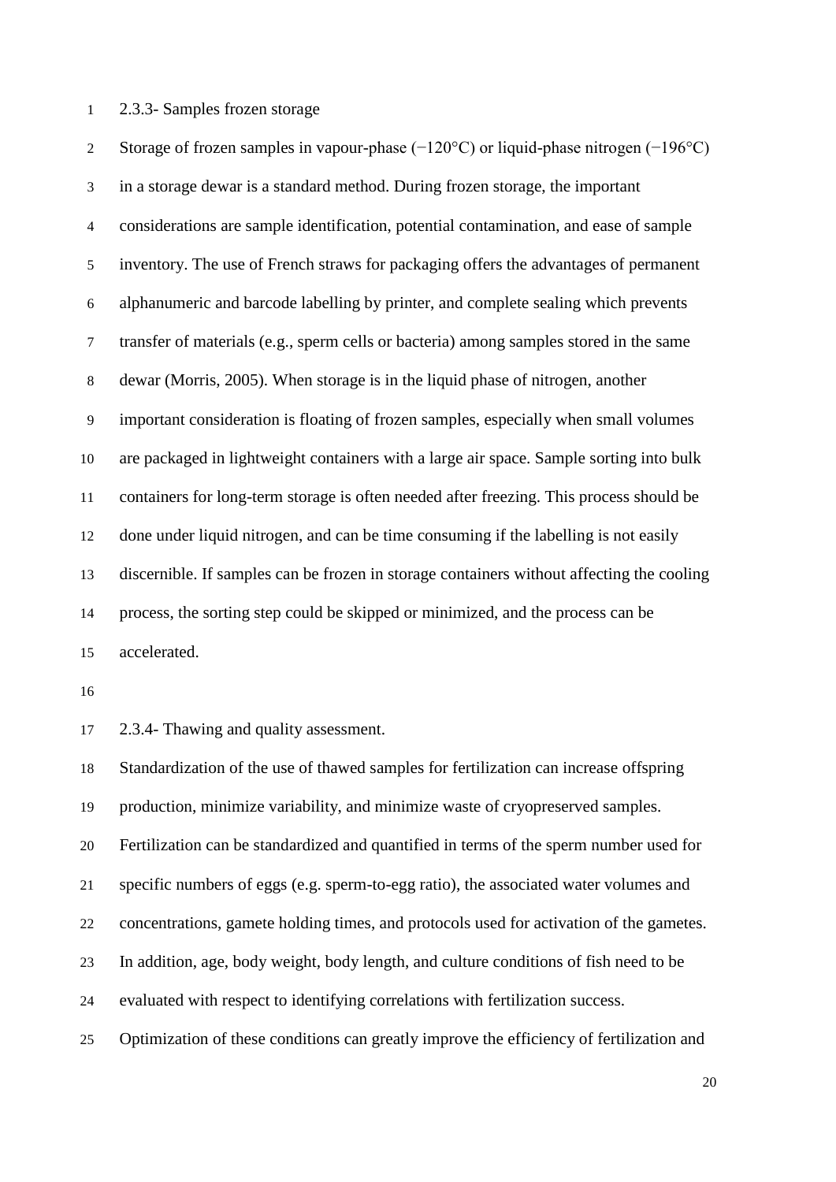### 2.3.3- Samples frozen storage

Storage of frozen samples in vapour-phase (−120°C) or liquid-phase nitrogen (−196°C) in a storage dewar is a standard method. During frozen storage, the important considerations are sample identification, potential contamination, and ease of sample inventory. The use of French straws for packaging offers the advantages of permanent alphanumeric and barcode labelling by printer, and complete sealing which prevents transfer of materials (e.g., sperm cells or bacteria) among samples stored in the same dewar (Morris, 2005). When storage is in the liquid phase of nitrogen, another important consideration is floating of frozen samples, especially when small volumes are packaged in lightweight containers with a large air space. Sample sorting into bulk containers for long-term storage is often needed after freezing. This process should be done under liquid nitrogen, and can be time consuming if the labelling is not easily discernible. If samples can be frozen in storage containers without affecting the cooling process, the sorting step could be skipped or minimized, and the process can be accelerated.

### 2.3.4- Thawing and quality assessment.

Standardization of the use of thawed samples for fertilization can increase offspring production, minimize variability, and minimize waste of cryopreserved samples. Fertilization can be standardized and quantified in terms of the sperm number used for specific numbers of eggs (e.g. sperm-to-egg ratio), the associated water volumes and concentrations, gamete holding times, and protocols used for activation of the gametes. In addition, age, body weight, body length, and culture conditions of fish need to be evaluated with respect to identifying correlations with fertilization success. Optimization of these conditions can greatly improve the efficiency of fertilization and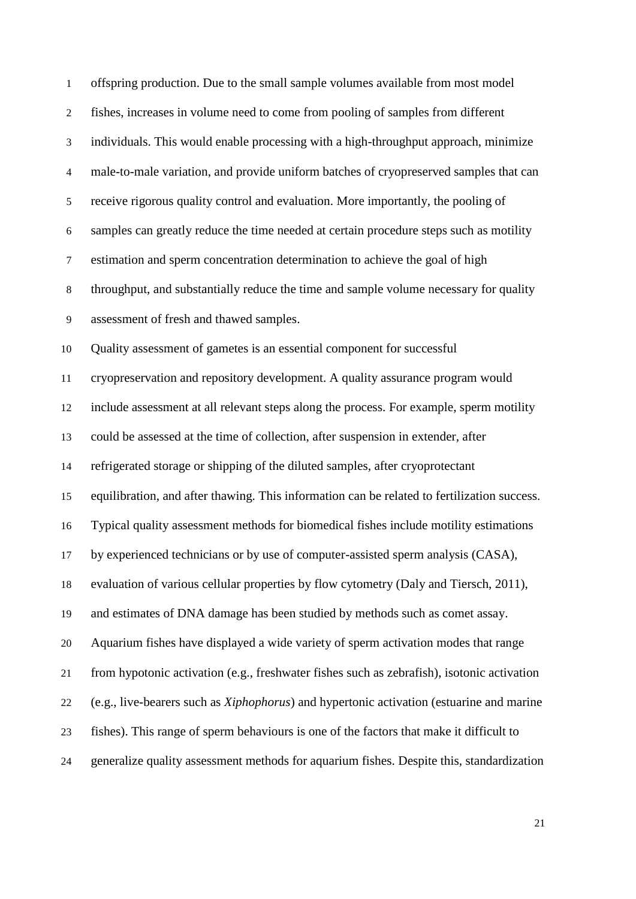offspring production. Due to the small sample volumes available from most model fishes, increases in volume need to come from pooling of samples from different individuals. This would enable processing with a high-throughput approach, minimize male-to-male variation, and provide uniform batches of cryopreserved samples that can receive rigorous quality control and evaluation. More importantly, the pooling of samples can greatly reduce the time needed at certain procedure steps such as motility estimation and sperm concentration determination to achieve the goal of high throughput, and substantially reduce the time and sample volume necessary for quality assessment of fresh and thawed samples.

Quality assessment of gametes is an essential component for successful cryopreservation and repository development. A quality assurance program would include assessment at all relevant steps along the process. For example, sperm motility could be assessed at the time of collection, after suspension in extender, after refrigerated storage or shipping of the diluted samples, after cryoprotectant equilibration, and after thawing. This information can be related to fertilization success. Typical quality assessment methods for biomedical fishes include motility estimations by experienced technicians or by use of computer-assisted sperm analysis (CASA), evaluation of various cellular properties by flow cytometry (Daly and Tiersch, 2011), and estimates of DNA damage has been studied by methods such as comet assay. Aquarium fishes have displayed a wide variety of sperm activation modes that range from hypotonic activation (e.g., freshwater fishes such as zebrafish), isotonic activation (e.g., live-bearers such as *Xiphophorus*) and hypertonic activation (estuarine and marine fishes). This range of sperm behaviours is one of the factors that make it difficult to generalize quality assessment methods for aquarium fishes. Despite this, standardization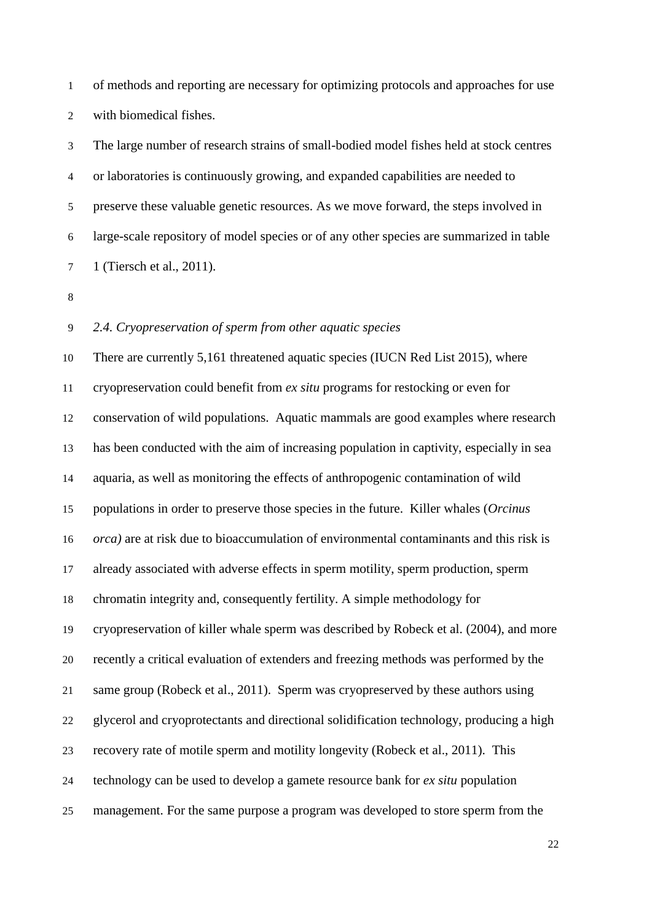of methods and reporting are necessary for optimizing protocols and approaches for use with biomedical fishes.

The large number of research strains of small-bodied model fishes held at stock centres or laboratories is continuously growing, and expanded capabilities are needed to preserve these valuable genetic resources. As we move forward, the steps involved in large-scale repository of model species or of any other species are summarized in table 1 (Tiersch et al., 2011).

### *2.4. Cryopreservation of sperm from other aquatic species*

There are currently 5,161 threatened aquatic species (IUCN Red List 2015), where cryopreservation could benefit from *ex situ* programs for restocking or even for conservation of wild populations. Aquatic mammals are good examples where research has been conducted with the aim of increasing population in captivity, especially in sea aquaria, as well as monitoring the effects of anthropogenic contamination of wild populations in order to preserve those species in the future. Killer whales (*Orcinus orca)* are at risk due to bioaccumulation of environmental contaminants and this risk is already associated with adverse effects in sperm motility, sperm production, sperm chromatin integrity and, consequently fertility. A simple methodology for cryopreservation of killer whale sperm was described by Robeck et al. (2004), and more recently a critical evaluation of extenders and freezing methods was performed by the same group (Robeck et al., 2011). Sperm was cryopreserved by these authors using glycerol and cryoprotectants and directional solidification technology, producing a high recovery rate of motile sperm and motility longevity (Robeck et al., 2011). This technology can be used to develop a gamete resource bank for *ex situ* population management. For the same purpose a program was developed to store sperm from the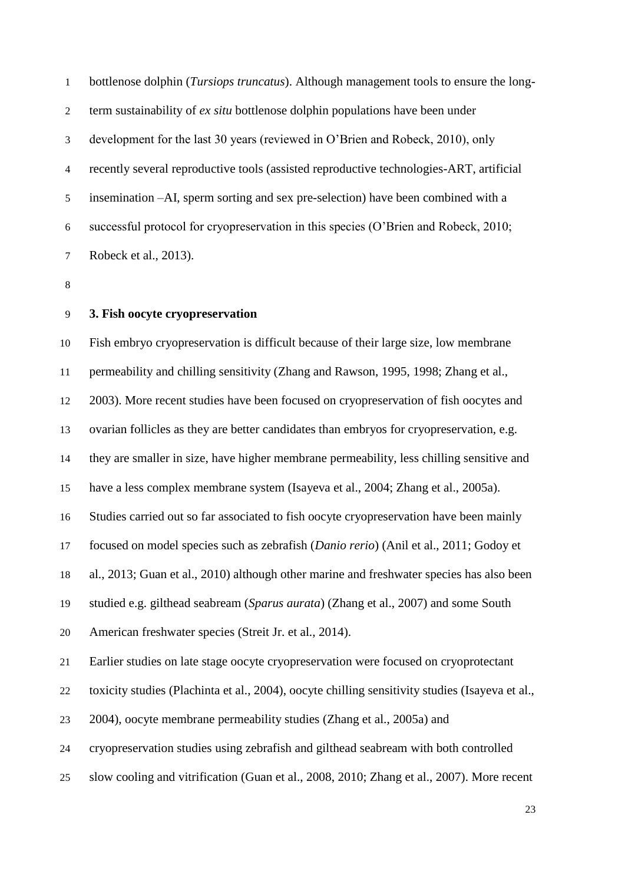bottlenose dolphin (*Tursiops truncatus*). Although management tools to ensure the long-term sustainability of *ex situ* bottlenose dolphin populations have been under development for the last 30 years (reviewed in O'Brien and Robeck, 2010), only recently several reproductive tools (assisted reproductive technologies-ART, artificial insemination –AI, sperm sorting and sex pre-selection) have been combined with a successful protocol for cryopreservation in this species (O'Brien and Robeck, 2010; Robeck et al., 2013).

## 3. Fish oocyte cryopreservation

Fish embryo cryopreservation is difficult because of their large size, low membrane permeability and chilling sensitivity (Zhang and Rawson, 1995, 1998; Zhang et al., 2003). More recent studies have been focused on cryopreservation of fish oocytes and ovarian follicles as they are better candidates than embryos for cryopreservation, e.g. they are smaller in size, have higher membrane permeability, less chilling sensitive and have a less complex membrane system (Isayeva et al., 2004; Zhang et al., 2005a). Studies carried out so far associated to fish oocyte cryopreservation have been mainly focused on model species such as zebrafish (*Danio rerio*) (Anil et al., 2011; Godoy et al., 2013; Guan et al., 2010) although other marine and freshwater species has also been studied e.g. gilthead seabream (*Sparus aurata*) (Zhang et al., 2007) and some South American freshwater species (Streit Jr. et al., 2014).

Earlier studies on late stage oocyte cryopreservation were focused on cryoprotectant toxicity studies (Plachinta et al., 2004), oocyte chilling sensitivity studies (Isayeva et al., 2004), oocyte membrane permeability studies (Zhang et al., 2005a) and cryopreservation studies using zebrafish and gilthead seabream with both controlled slow cooling and vitrification (Guan et al., 2008, 2010; Zhang et al., 2007). More recent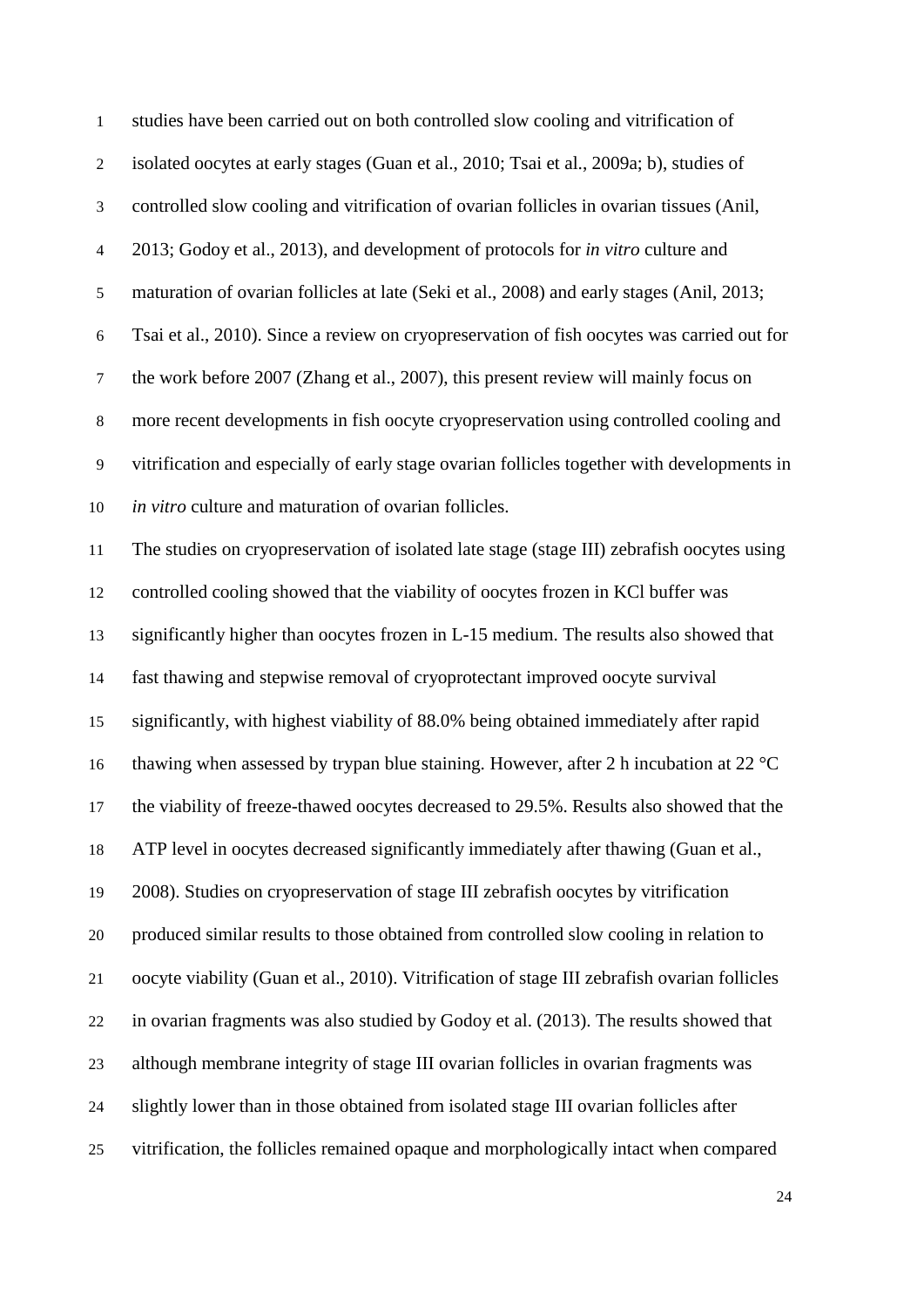studies have been carried out on both controlled slow cooling and vitrification of isolated oocytes at early stages (Guan et al., 2010; Tsai et al., 2009a; b), studies of controlled slow cooling and vitrification of ovarian follicles in ovarian tissues (Anil, 2013; Godoy et al., 2013), and development of protocols for *in vitro* culture and maturation of ovarian follicles at late (Seki et al., 2008) and early stages (Anil, 2013; Tsai et al., 2010). Since a review on cryopreservation of fish oocytes was carried out for the work before 2007 (Zhang et al., 2007), this present review will mainly focus on more recent developments in fish oocyte cryopreservation using controlled cooling and vitrification and especially of early stage ovarian follicles together with developments in *in vitro* culture and maturation of ovarian follicles.

The studies on cryopreservation of isolated late stage (stage III) zebrafish oocytes using controlled cooling showed that the viability of oocytes frozen in KCl buffer was significantly higher than oocytes frozen in L-15 medium. The results also showed that fast thawing and stepwise removal of cryoprotectant improved oocyte survival significantly, with highest viability of 88.0% being obtained immediately after rapid thawing when assessed by trypan blue staining. However, after 2 h incubation at 22 °C the viability of freeze-thawed oocytes decreased to 29.5%. Results also showed that the ATP level in oocytes decreased significantly immediately after thawing (Guan et al., 2008). Studies on cryopreservation of stage III zebrafish oocytes by vitrification produced similar results to those obtained from controlled slow cooling in relation to oocyte viability (Guan et al., 2010). Vitrification of stage III zebrafish ovarian follicles in ovarian fragments was also studied by Godoy et al. (2013). The results showed that although membrane integrity of stage III ovarian follicles in ovarian fragments was slightly lower than in those obtained from isolated stage III ovarian follicles after vitrification, the follicles remained opaque and morphologically intact when compared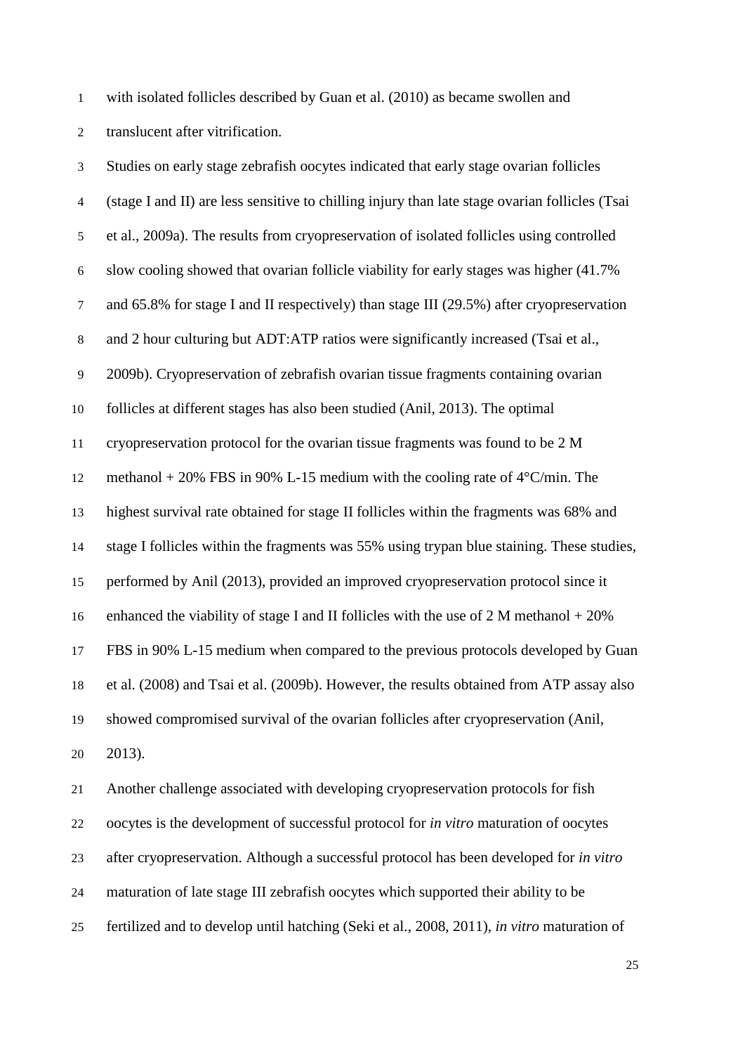with isolated follicles described by Guan et al. (2010) as became swollen and translucent after vitrification.

Studies on early stage zebrafish oocytes indicated that early stage ovarian follicles (stage I and II) are less sensitive to chilling injury than late stage ovarian follicles (Tsai et al., 2009a). The results from cryopreservation of isolated follicles using controlled slow cooling showed that ovarian follicle viability for early stages was higher (41.7% and 65.8% for stage I and II respectively) than stage III (29.5%) after cryopreservation and 2 hour culturing but ADT:ATP ratios were significantly increased (Tsai et al., 2009b). Cryopreservation of zebrafish ovarian tissue fragments containing ovarian follicles at different stages has also been studied (Anil, 2013). The optimal cryopreservation protocol for the ovarian tissue fragments was found to be 2 M methanol + 20% FBS in 90% L-15 medium with the cooling rate of 4°C/min. The highest survival rate obtained for stage II follicles within the fragments was 68% and stage I follicles within the fragments was 55% using trypan blue staining. These studies, performed by Anil (2013), provided an improved cryopreservation protocol since it enhanced the viability of stage I and II follicles with the use of 2 M methanol + 20% FBS in 90% L-15 medium when compared to the previous protocols developed by Guan et al. (2008) and Tsai et al. (2009b). However, the results obtained from ATP assay also showed compromised survival of the ovarian follicles after cryopreservation (Anil, 2013).

Another challenge associated with developing cryopreservation protocols for fish oocytes is the development of successful protocol for *in vitro* maturation of oocytes after cryopreservation. Although a successful protocol has been developed for *in vitro* maturation of late stage III zebrafish oocytes which supported their ability to be fertilized and to develop until hatching (Seki et al., 2008, 2011), *in vitro* maturation of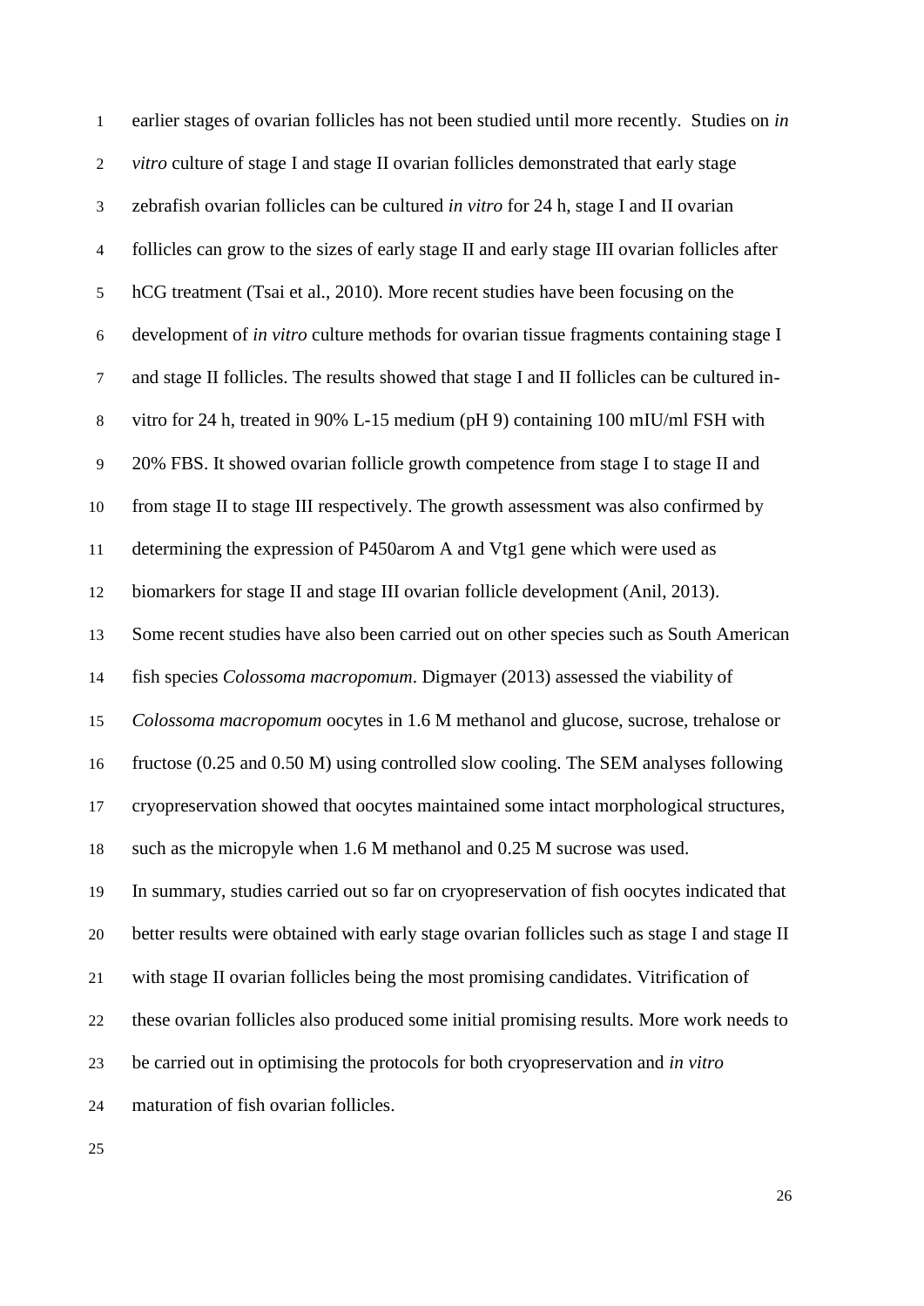earlier stages of ovarian follicles has not been studied until more recently. Studies on *in vitro* culture of stage I and stage II ovarian follicles demonstrated that early stage zebrafish ovarian follicles can be cultured *in vitro* for 24 h, stage I and II ovarian follicles can grow to the sizes of early stage II and early stage III ovarian follicles after hCG treatment (Tsai et al., 2010). More recent studies have been focusing on the development of *in vitro* culture methods for ovarian tissue fragments containing stage I and stage II follicles. The results showed that stage I and II follicles can be cultured in-vitro for 24 h, treated in 90% L-15 medium (pH 9) containing 100 mIU/ml FSH with 20% FBS. It showed ovarian follicle growth competence from stage I to stage II and from stage II to stage III respectively. The growth assessment was also confirmed by determining the expression of P450arom A and Vtg1 gene which were used as biomarkers for stage II and stage III ovarian follicle development (Anil, 2013).

Some recent studies have also been carried out on other species such as South American fish species *Colossoma macropomum*. Digmayer (2013) assessed the viability of *Colossoma macropomum* oocytes in 1.6 M methanol and glucose, sucrose, trehalose or fructose (0.25 and 0.50 M) using controlled slow cooling. The SEM analyses following cryopreservation showed that oocytes maintained some intact morphological structures, such as the micropyle when 1.6 M methanol and 0.25 M sucrose was used.

In summary, studies carried out so far on cryopreservation of fish oocytes indicated that better results were obtained with early stage ovarian follicles such as stage I and stage II with stage II ovarian follicles being the most promising candidates. Vitrification of these ovarian follicles also produced some initial promising results. More work needs to be carried out in optimising the protocols for both cryopreservation and *in vitro* maturation of fish ovarian follicles.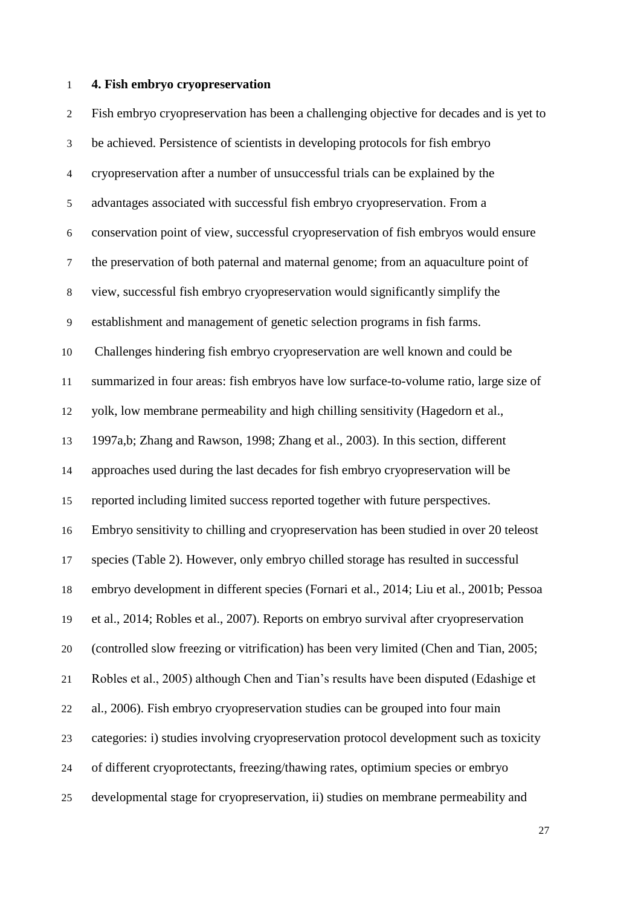## 4. Fish embryo cryopreservation

Fish embryo cryopreservation has been a challenging objective for decades and is yet to be achieved. Persistence of scientists in developing protocols for fish embryo cryopreservation after a number of unsuccessful trials can be explained by the advantages associated with successful fish embryo cryopreservation. From a conservation point of view, successful cryopreservation of fish embryos would ensure the preservation of both paternal and maternal genome; from an aquaculture point of view, successful fish embryo cryopreservation would significantly simplify the establishment and management of genetic selection programs in fish farms.

Challenges hindering fish embryo cryopreservation are well known and could be summarized in four areas: fish embryos have low surface-to-volume ratio, large size of yolk, low membrane permeability and high chilling sensitivity (Hagedorn et al., 1997a,b; Zhang and Rawson, 1998; Zhang et al., 2003). In this section, different approaches used during the last decades for fish embryo cryopreservation will be reported including limited success reported together with future perspectives.

Embryo sensitivity to chilling and cryopreservation has been studied in over 20 teleost species (Table 2). However, only embryo chilled storage has resulted in successful embryo development in different species (Fornari et al., 2014; Liu et al., 2001b; Pessoa et al., 2014; Robles et al., 2007). Reports on embryo survival after cryopreservation (controlled slow freezing or vitrification) has been very limited (Chen and Tian, 2005; Robles et al., 2005) although Chen and Tian's results have been disputed (Edashige et al., 2006). Fish embryo cryopreservation studies can be grouped into four main categories: i) studies involving cryopreservation protocol development such as toxicity of different cryoprotectants, freezing/thawing rates, optimium species or embryo developmental stage for cryopreservation, ii) studies on membrane permeability and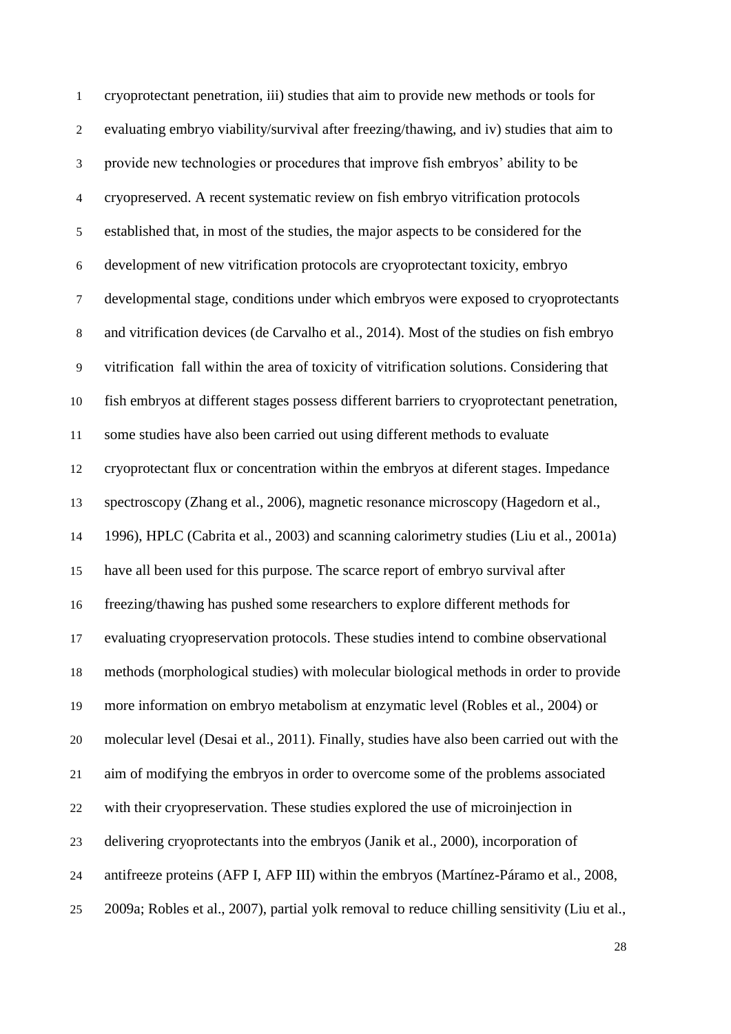cryoprotectant penetration, iii) studies that aim to provide new methods or tools for evaluating embryo viability/survival after freezing/thawing, and iv) studies that aim to provide new technologies or procedures that improve fish embryos' ability to be cryopreserved. A recent systematic review on fish embryo vitrification protocols established that, in most of the studies, the major aspects to be considered for the development of new vitrification protocols are cryoprotectant toxicity, embryo developmental stage, conditions under which embryos were exposed to cryoprotectants and vitrification devices (de Carvalho et al., 2014). Most of the studies on fish embryo vitrification fall within the area of toxicity of vitrification solutions. Considering that fish embryos at different stages possess different barriers to cryoprotectant penetration, some studies have also been carried out using different methods to evaluate cryoprotectant flux or concentration within the embryos at diferent stages. Impedance spectroscopy (Zhang et al., 2006), magnetic resonance microscopy (Hagedorn et al., 1996), HPLC (Cabrita et al., 2003) and scanning calorimetry studies (Liu et al., 2001a) have all been used for this purpose. The scarce report of embryo survival after freezing/thawing has pushed some researchers to explore different methods for evaluating cryopreservation protocols. These studies intend to combine observational methods (morphological studies) with molecular biological methods in order to provide more information on embryo metabolism at enzymatic level (Robles et al., 2004) or molecular level (Desai et al., 2011). Finally, studies have also been carried out with the aim of modifying the embryos in order to overcome some of the problems associated with their cryopreservation. These studies explored the use of microinjection in delivering cryoprotectants into the embryos (Janik et al., 2000), incorporation of antifreeze proteins (AFP I, AFP III) within the embryos (Martínez-Páramo et al., 2008, 2009a; Robles et al., 2007), partial yolk removal to reduce chilling sensitivity (Liu et al.,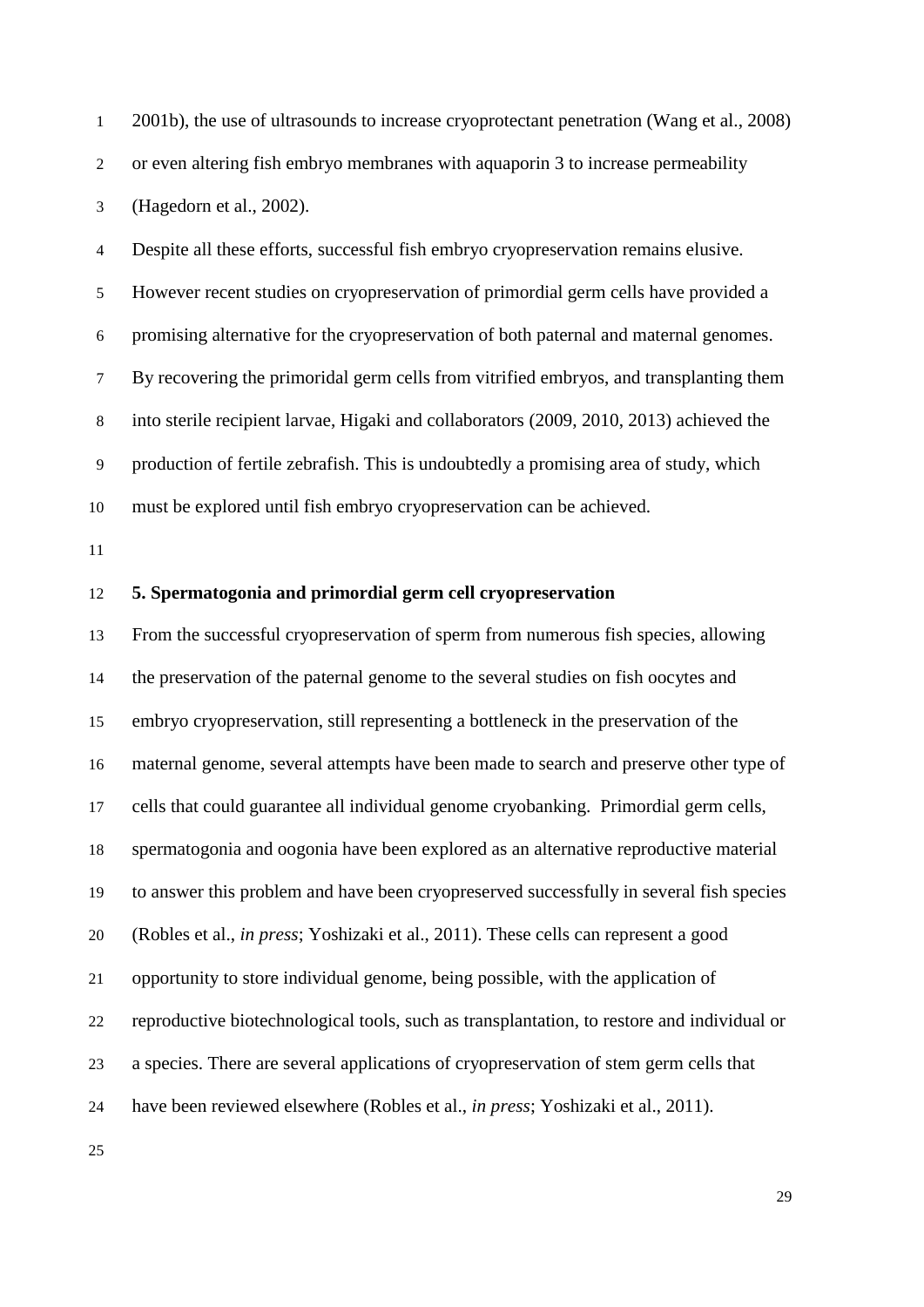2001b), the use of ultrasounds to increase cryoprotectant penetration (Wang et al., 2008) or even altering fish embryo membranes with aquaporin 3 to increase permeability (Hagedorn et al., 2002).

Despite all these efforts, successful fish embryo cryopreservation remains elusive. However recent studies on cryopreservation of primordial germ cells have provided a promising alternative for the cryopreservation of both paternal and maternal genomes. By recovering the primoridal germ cells from vitrified embryos, and transplanting them into sterile recipient larvae, Higaki and collaborators (2009, 2010, 2013) achieved the production of fertile zebrafish. This is undoubtedly a promising area of study, which must be explored until fish embryo cryopreservation can be achieved.

## 5. Spermatogonia and primordial germ cell cryopreservation

From the successful cryopreservation of sperm from numerous fish species, allowing the preservation of the paternal genome to the several studies on fish oocytes and embryo cryopreservation, still representing a bottleneck in the preservation of the maternal genome, several attempts have been made to search and preserve other type of cells that could guarantee all individual genome cryobanking. Primordial germ cells, spermatogonia and oogonia have been explored as an alternative reproductive material to answer this problem and have been cryopreserved successfully in several fish species (Robles et al., *in press*; Yoshizaki et al., 2011). These cells can represent a good opportunity to store individual genome, being possible, with the application of reproductive biotechnological tools, such as transplantation, to restore and individual or a species. There are several applications of cryopreservation of stem germ cells that have been reviewed elsewhere (Robles et al., *in press*; Yoshizaki et al., 2011).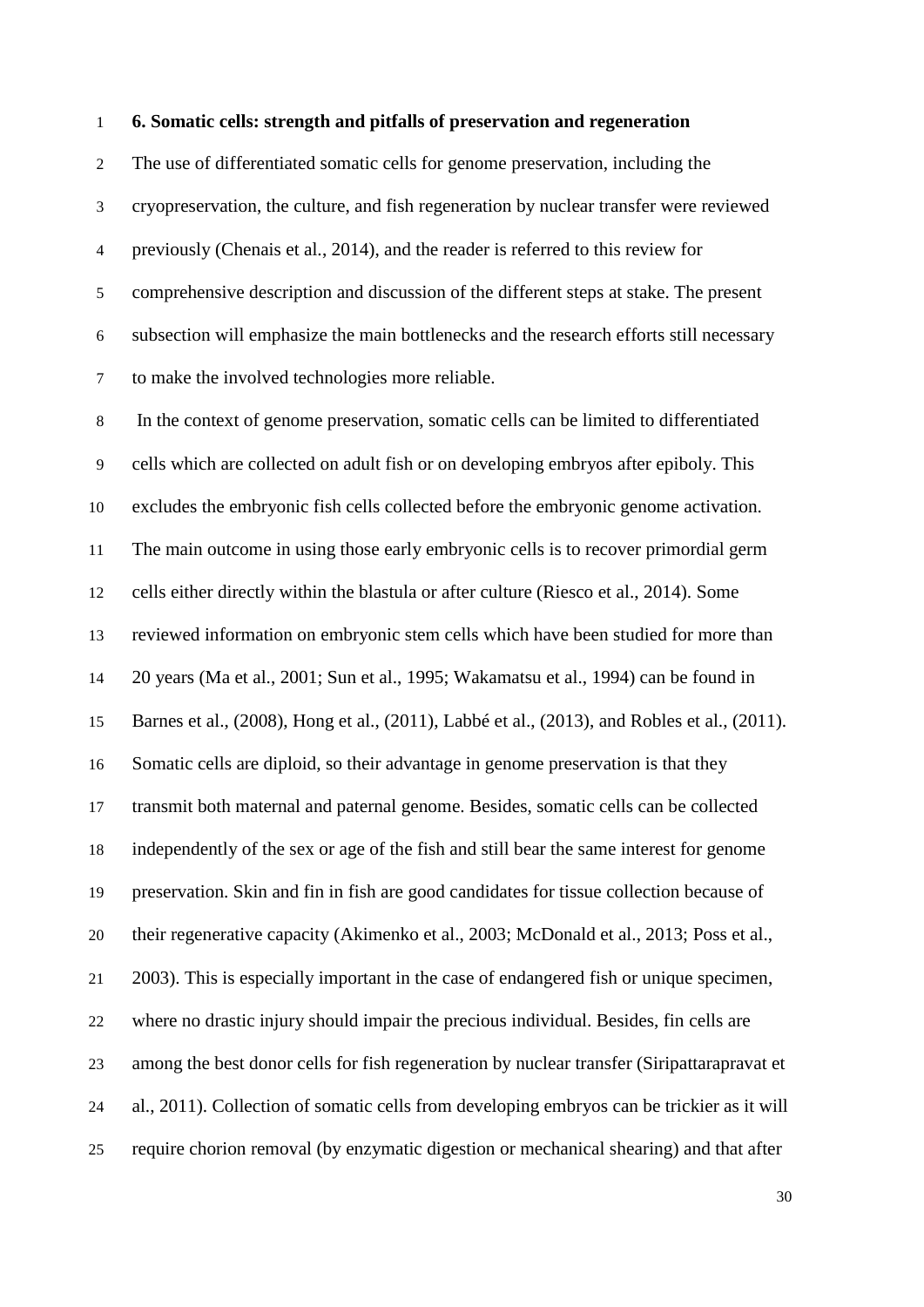## 6. Somatic cells: strength and pitfalls of preservation and regeneration

The use of differentiated somatic cells for genome preservation, including the cryopreservation, the culture, and fish regeneration by nuclear transfer were reviewed previously (Chenais et al., 2014), and the reader is referred to this review for comprehensive description and discussion of the different steps at stake. The present subsection will emphasize the main bottlenecks and the research efforts still necessary to make the involved technologies more reliable.

In the context of genome preservation, somatic cells can be limited to differentiated cells which are collected on adult fish or on developing embryos after epiboly. This excludes the embryonic fish cells collected before the embryonic genome activation. The main outcome in using those early embryonic cells is to recover primordial germ cells either directly within the blastula or after culture (Riesco et al., 2014). Some reviewed information on embryonic stem cells which have been studied for more than 20 years (Ma et al., 2001; Sun et al., 1995; Wakamatsu et al., 1994) can be found in Barnes et al., (2008), Hong et al., (2011), Labbé et al., (2013), and Robles et al., (2011). Somatic cells are diploid, so their advantage in genome preservation is that they transmit both maternal and paternal genome. Besides, somatic cells can be collected independently of the sex or age of the fish and still bear the same interest for genome preservation. Skin and fin in fish are good candidates for tissue collection because of their regenerative capacity (Akimenko et al., 2003; McDonald et al., 2013; Poss et al., 2003). This is especially important in the case of endangered fish or unique specimen, where no drastic injury should impair the precious individual. Besides, fin cells are among the best donor cells for fish regeneration by nuclear transfer (Siripattarapravat et al., 2011). Collection of somatic cells from developing embryos can be trickier as it will require chorion removal (by enzymatic digestion or mechanical shearing) and that after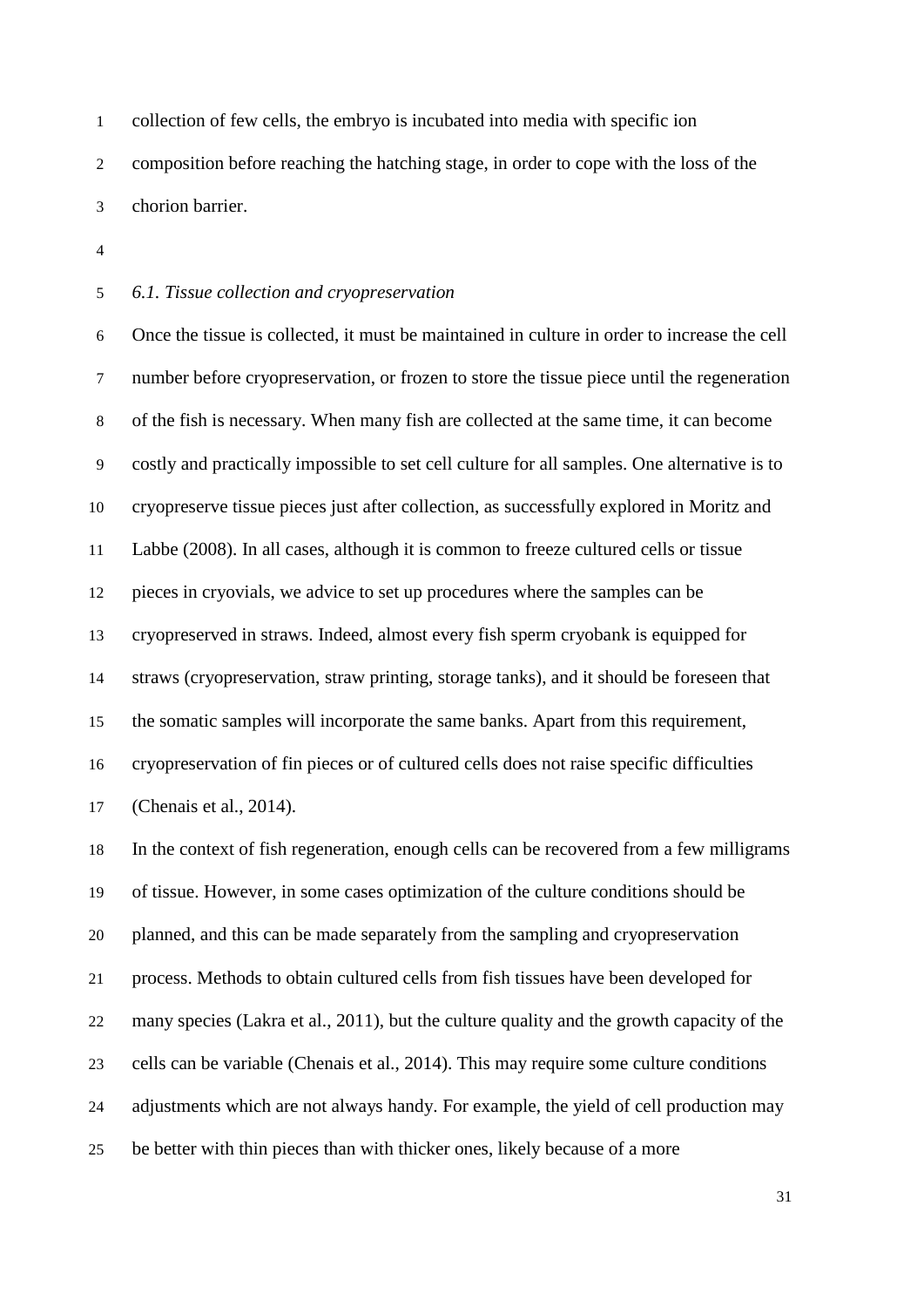collection of few cells, the embryo is incubated into media with specific ion composition before reaching the hatching stage, in order to cope with the loss of the chorion barrier.

*6.1. Tissue collection and cryopreservation*

Once the tissue is collected, it must be maintained in culture in order to increase the cell number before cryopreservation, or frozen to store the tissue piece until the regeneration of the fish is necessary. When many fish are collected at the same time, it can become costly and practically impossible to set cell culture for all samples. One alternative is to cryopreserve tissue pieces just after collection, as successfully explored in Moritz and Labbe (2008). In all cases, although it is common to freeze cultured cells or tissue pieces in cryovials, we advice to set up procedures where the samples can be cryopreserved in straws. Indeed, almost every fish sperm cryobank is equipped for straws (cryopreservation, straw printing, storage tanks), and it should be foreseen that the somatic samples will incorporate the same banks. Apart from this requirement, cryopreservation of fin pieces or of cultured cells does not raise specific difficulties (Chenais et al., 2014).

In the context of fish regeneration, enough cells can be recovered from a few milligrams of tissue. However, in some cases optimization of the culture conditions should be planned, and this can be made separately from the sampling and cryopreservation process. Methods to obtain cultured cells from fish tissues have been developed for many species (Lakra et al., 2011), but the culture quality and the growth capacity of the cells can be variable (Chenais et al., 2014). This may require some culture conditions adjustments which are not always handy. For example, the yield of cell production may be better with thin pieces than with thicker ones, likely because of a more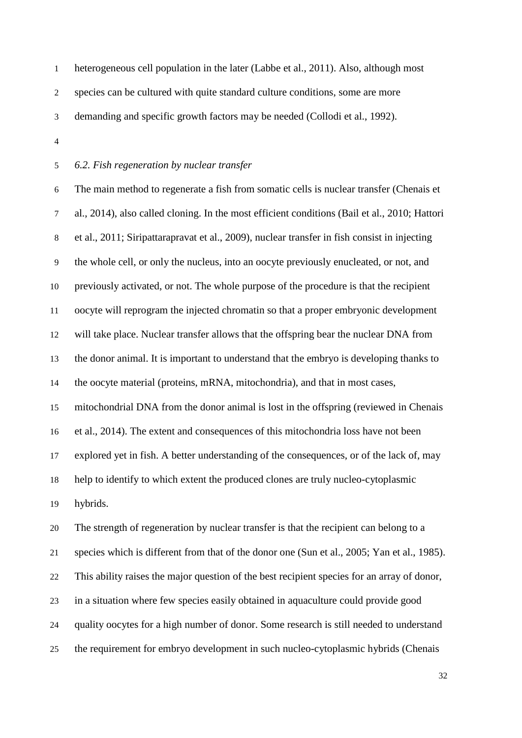heterogeneous cell population in the later (Labbe et al., 2011). Also, although most species can be cultured with quite standard culture conditions, some are more demanding and specific growth factors may be needed (Collodi et al., 1992).

### *6.2. Fish regeneration by nuclear transfer*

The main method to regenerate a fish from somatic cells is nuclear transfer (Chenais et al., 2014), also called cloning. In the most efficient conditions (Bail et al., 2010; Hattori et al., 2011; Siripattarapravat et al., 2009), nuclear transfer in fish consist in injecting the whole cell, or only the nucleus, into an oocyte previously enucleated, or not, and previously activated, or not. The whole purpose of the procedure is that the recipient oocyte will reprogram the injected chromatin so that a proper embryonic development will take place. Nuclear transfer allows that the offspring bear the nuclear DNA from the donor animal. It is important to understand that the embryo is developing thanks to the oocyte material (proteins, mRNA, mitochondria), and that in most cases, mitochondrial DNA from the donor animal is lost in the offspring (reviewed in Chenais et al., 2014). The extent and consequences of this mitochondria loss have not been explored yet in fish. A better understanding of the consequences, or of the lack of, may help to identify to which extent the produced clones are truly nucleo-cytoplasmic hybrids.

The strength of regeneration by nuclear transfer is that the recipient can belong to a species which is different from that of the donor one (Sun et al., 2005; Yan et al., 1985). This ability raises the major question of the best recipient species for an array of donor, in a situation where few species easily obtained in aquaculture could provide good quality oocytes for a high number of donor. Some research is still needed to understand the requirement for embryo development in such nucleo-cytoplasmic hybrids (Chenais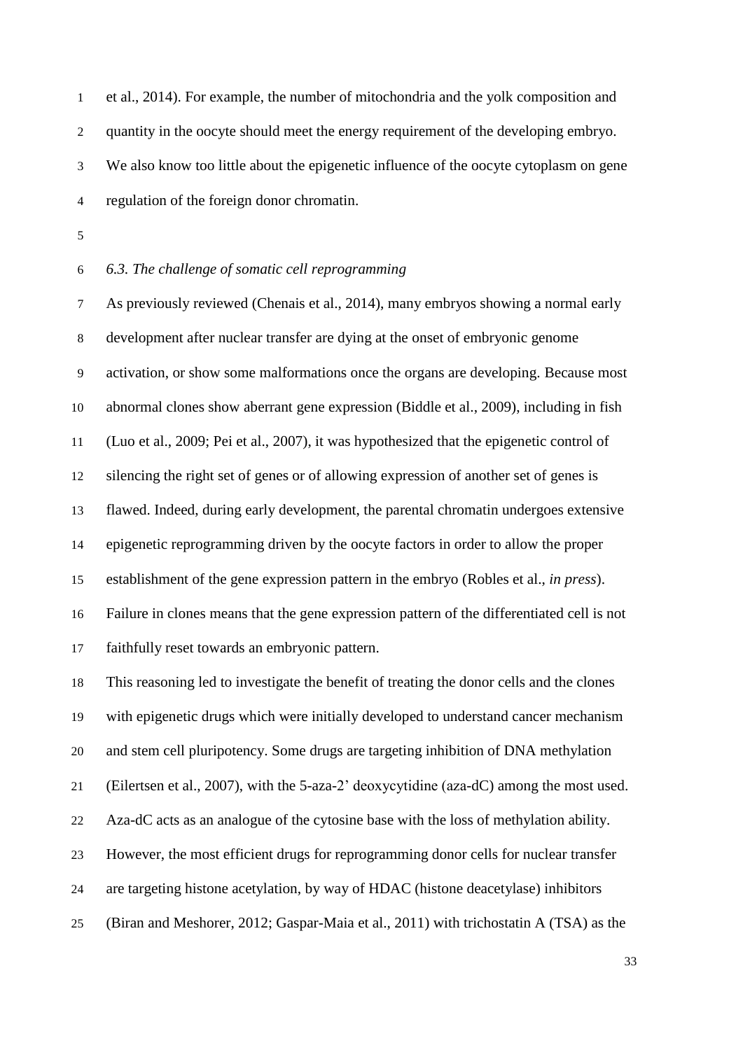et al., 2014). For example, the number of mitochondria and the yolk composition and quantity in the oocyte should meet the energy requirement of the developing embryo. We also know too little about the epigenetic influence of the oocyte cytoplasm on gene regulation of the foreign donor chromatin.

### *6.3. The challenge of somatic cell reprogramming*

As previously reviewed (Chenais et al., 2014), many embryos showing a normal early development after nuclear transfer are dying at the onset of embryonic genome activation, or show some malformations once the organs are developing. Because most abnormal clones show aberrant gene expression (Biddle et al., 2009), including in fish (Luo et al., 2009; Pei et al., 2007), it was hypothesized that the epigenetic control of silencing the right set of genes or of allowing expression of another set of genes is flawed. Indeed, during early development, the parental chromatin undergoes extensive epigenetic reprogramming driven by the oocyte factors in order to allow the proper establishment of the gene expression pattern in the embryo (Robles et al., *in press*). Failure in clones means that the gene expression pattern of the differentiated cell is not faithfully reset towards an embryonic pattern.

This reasoning led to investigate the benefit of treating the donor cells and the clones with epigenetic drugs which were initially developed to understand cancer mechanism and stem cell pluripotency. Some drugs are targeting inhibition of DNA methylation (Eilertsen et al., 2007), with the 5-aza-2' deoxycytidine (aza-dC) among the most used. Aza-dC acts as an analogue of the cytosine base with the loss of methylation ability. However, the most efficient drugs for reprogramming donor cells for nuclear transfer are targeting histone acetylation, by way of HDAC (histone deacetylase) inhibitors (Biran and Meshorer, 2012; Gaspar-Maia et al., 2011) with trichostatin A (TSA) as the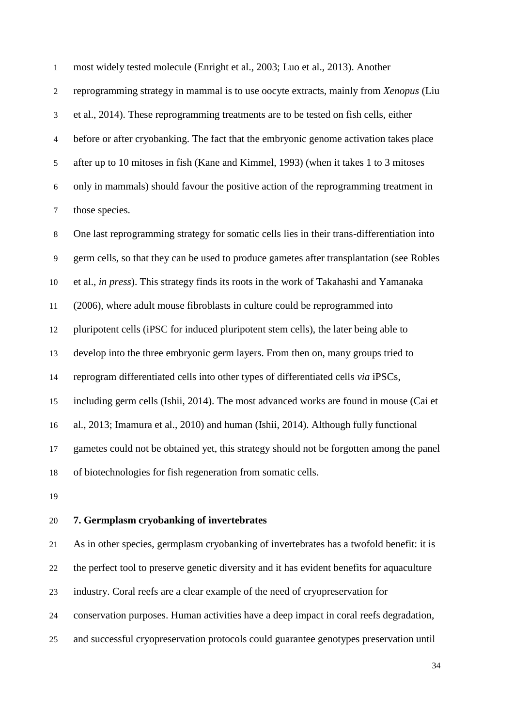most widely tested molecule (Enright et al., 2003; Luo et al., 2013). Another reprogramming strategy in mammal is to use oocyte extracts, mainly from *Xenopus* (Liu et al., 2014). These reprogramming treatments are to be tested on fish cells, either before or after cryobanking. The fact that the embryonic genome activation takes place after up to 10 mitoses in fish (Kane and Kimmel, 1993) (when it takes 1 to 3 mitoses only in mammals) should favour the positive action of the reprogramming treatment in those species.

One last reprogramming strategy for somatic cells lies in their trans-differentiation into germ cells, so that they can be used to produce gametes after transplantation (see Robles et al., *in press*). This strategy finds its roots in the work of Takahashi and Yamanaka (2006), where adult mouse fibroblasts in culture could be reprogrammed into pluripotent cells (iPSC for induced pluripotent stem cells), the later being able to develop into the three embryonic germ layers. From then on, many groups tried to reprogram differentiated cells into other types of differentiated cells *via* iPSCs, including germ cells (Ishii, 2014). The most advanced works are found in mouse (Cai et al., 2013; Imamura et al., 2010) and human (Ishii, 2014). Although fully functional gametes could not be obtained yet, this strategy should not be forgotten among the panel of biotechnologies for fish regeneration from somatic cells.

## 7. Germplasm cryobanking of invertebrates

As in other species, germplasm cryobanking of invertebrates has a twofold benefit: it is the perfect tool to preserve genetic diversity and it has evident benefits for aquaculture industry. Coral reefs are a clear example of the need of cryopreservation for conservation purposes. Human activities have a deep impact in coral reefs degradation, and successful cryopreservation protocols could guarantee genotypes preservation until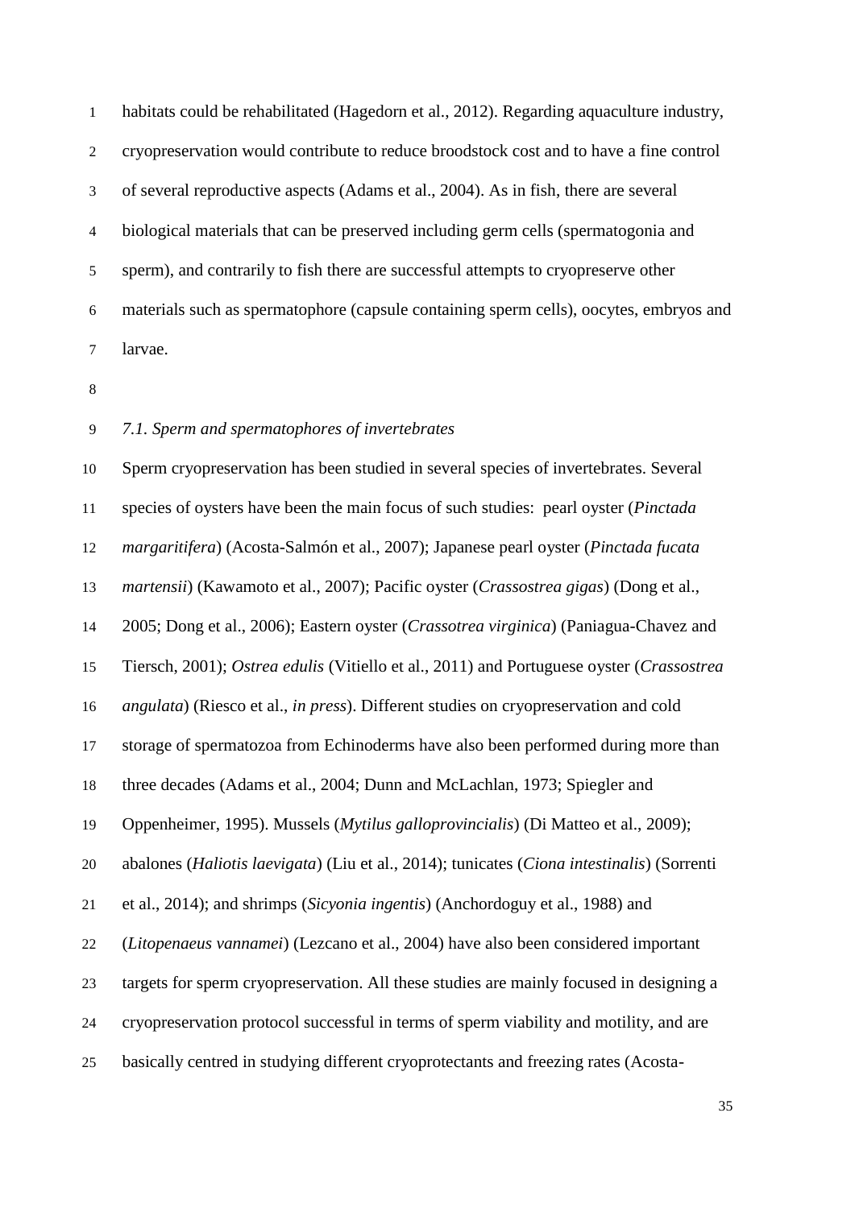habitats could be rehabilitated (Hagedorn et al., 2012). Regarding aquaculture industry, cryopreservation would contribute to reduce broodstock cost and to have a fine control of several reproductive aspects (Adams et al., 2004). As in fish, there are several biological materials that can be preserved including germ cells (spermatogonia and sperm), and contrarily to fish there are successful attempts to cryopreserve other materials such as spermatophore (capsule containing sperm cells), oocytes, embryos and larvae.

### *7.1. Sperm and spermatophores of invertebrates*

Sperm cryopreservation has been studied in several species of invertebrates. Several species of oysters have been the main focus of such studies: pearl oyster (*Pinctada margaritifera*) (Acosta-Salmón et al., 2007); Japanese pearl oyster (*Pinctada fucata martensii*) (Kawamoto et al., 2007); Pacific oyster (*Crassostrea gigas*) (Dong et al., 2005; Dong et al., 2006); Eastern oyster (*Crassotrea virginica*) (Paniagua-Chavez and Tiersch, 2001); *Ostrea edulis* (Vitiello et al., 2011) and Portuguese oyster (*Crassostrea angulata*) (Riesco et al., *in press*). Different studies on cryopreservation and cold storage of spermatozoa from Echinoderms have also been performed during more than three decades (Adams et al., 2004; Dunn and McLachlan, 1973; Spiegler and Oppenheimer, 1995). Mussels (*Mytilus galloprovincialis*) (Di Matteo et al., 2009); abalones (*Haliotis laevigata*) (Liu et al., 2014); tunicates (*Ciona intestinalis*) (Sorrenti et al., 2014); and shrimps (*Sicyonia ingentis*) (Anchordoguy et al., 1988) and (*Litopenaeus vannamei*) (Lezcano et al., 2004) have also been considered important targets for sperm cryopreservation. All these studies are mainly focused in designing a cryopreservation protocol successful in terms of sperm viability and motility, and are basically centred in studying different cryoprotectants and freezing rates (Acosta-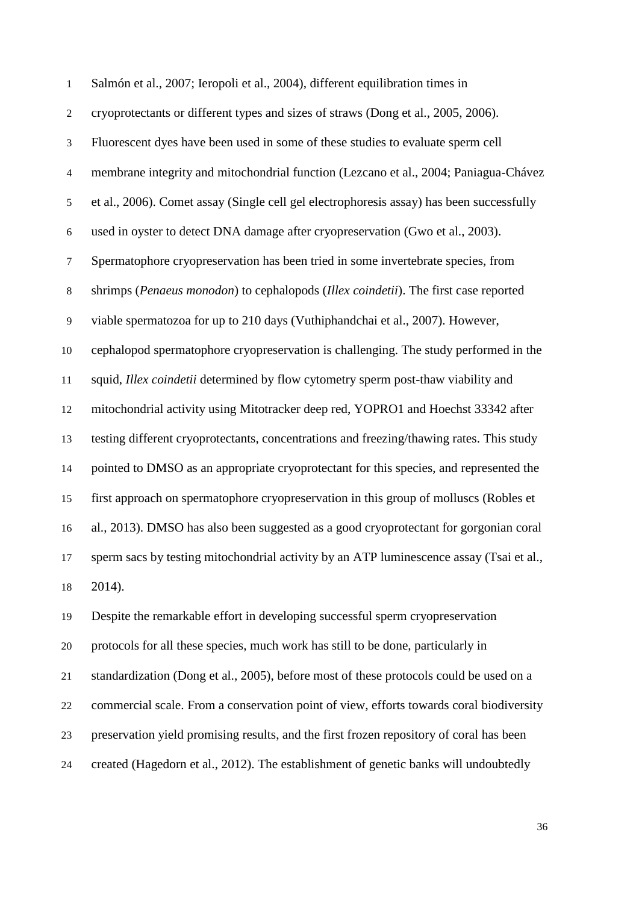Salmón et al., 2007; Ieropoli et al., 2004), different equilibration times in cryoprotectants or different types and sizes of straws (Dong et al., 2005, 2006). Fluorescent dyes have been used in some of these studies to evaluate sperm cell membrane integrity and mitochondrial function (Lezcano et al., 2004; Paniagua-Chávez et al., 2006). Comet assay (Single cell gel electrophoresis assay) has been successfully used in oyster to detect DNA damage after cryopreservation (Gwo et al., 2003). Spermatophore cryopreservation has been tried in some invertebrate species, from shrimps (*Penaeus monodon*) to cephalopods (*Illex coindetii*). The first case reported viable spermatozoa for up to 210 days (Vuthiphandchai et al., 2007). However, cephalopod spermatophore cryopreservation is challenging. The study performed in the squid, *Illex coindetii* determined by flow cytometry sperm post-thaw viability and mitochondrial activity using Mitotracker deep red, YOPRO1 and Hoechst 33342 after testing different cryoprotectants, concentrations and freezing/thawing rates. This study pointed to DMSO as an appropriate cryoprotectant for this species, and represented the first approach on spermatophore cryopreservation in this group of molluscs (Robles et al., 2013). DMSO has also been suggested as a good cryoprotectant for gorgonian coral sperm sacs by testing mitochondrial activity by an ATP luminescence assay (Tsai et al., 2014).

Despite the remarkable effort in developing successful sperm cryopreservation protocols for all these species, much work has still to be done, particularly in standardization (Dong et al., 2005), before most of these protocols could be used on a commercial scale. From a conservation point of view, efforts towards coral biodiversity preservation yield promising results, and the first frozen repository of coral has been created (Hagedorn et al., 2012). The establishment of genetic banks will undoubtedly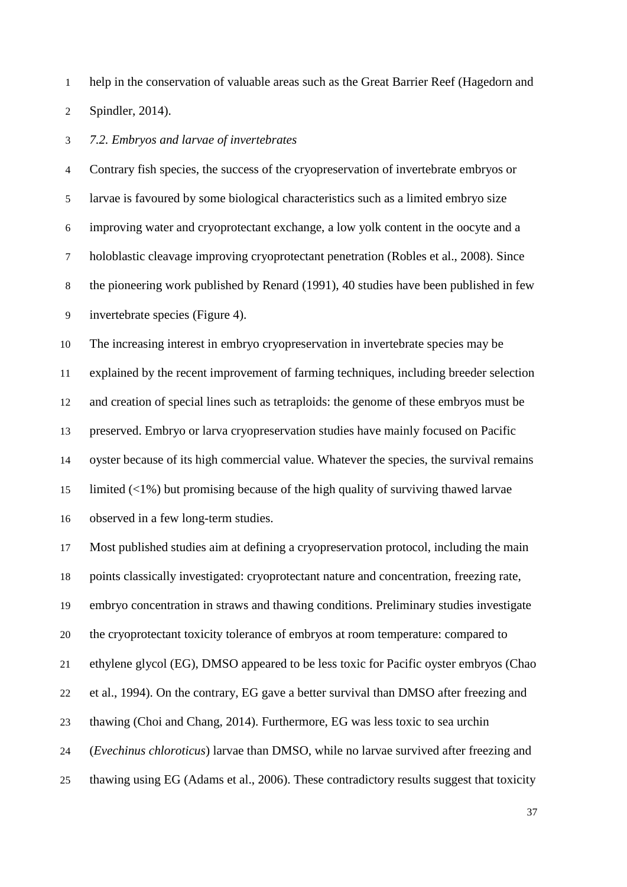help in the conservation of valuable areas such as the Great Barrier Reef (Hagedorn and Spindler, 2014).

### *7.2. Embryos and larvae of invertebrates*

Contrary fish species, the success of the cryopreservation of invertebrate embryos or larvae is favoured by some biological characteristics such as a limited embryo size improving water and cryoprotectant exchange, a low yolk content in the oocyte and a holoblastic cleavage improving cryoprotectant penetration (Robles et al., 2008). Since the pioneering work published by Renard (1991), 40 studies have been published in few invertebrate species (Figure 4).

The increasing interest in embryo cryopreservation in invertebrate species may be explained by the recent improvement of farming techniques, including breeder selection and creation of special lines such as tetraploids: the genome of these embryos must be preserved. Embryo or larva cryopreservation studies have mainly focused on Pacific oyster because of its high commercial value. Whatever the species, the survival remains limited (<1%) but promising because of the high quality of surviving thawed larvae observed in a few long-term studies.

Most published studies aim at defining a cryopreservation protocol, including the main points classically investigated: cryoprotectant nature and concentration, freezing rate, embryo concentration in straws and thawing conditions. Preliminary studies investigate the cryoprotectant toxicity tolerance of embryos at room temperature: compared to ethylene glycol (EG), DMSO appeared to be less toxic for Pacific oyster embryos (Chao et al., 1994). On the contrary, EG gave a better survival than DMSO after freezing and thawing (Choi and Chang, 2014). Furthermore, EG was less toxic to sea urchin (*Evechinus chloroticus*) larvae than DMSO, while no larvae survived after freezing and thawing using EG (Adams et al., 2006). These contradictory results suggest that toxicity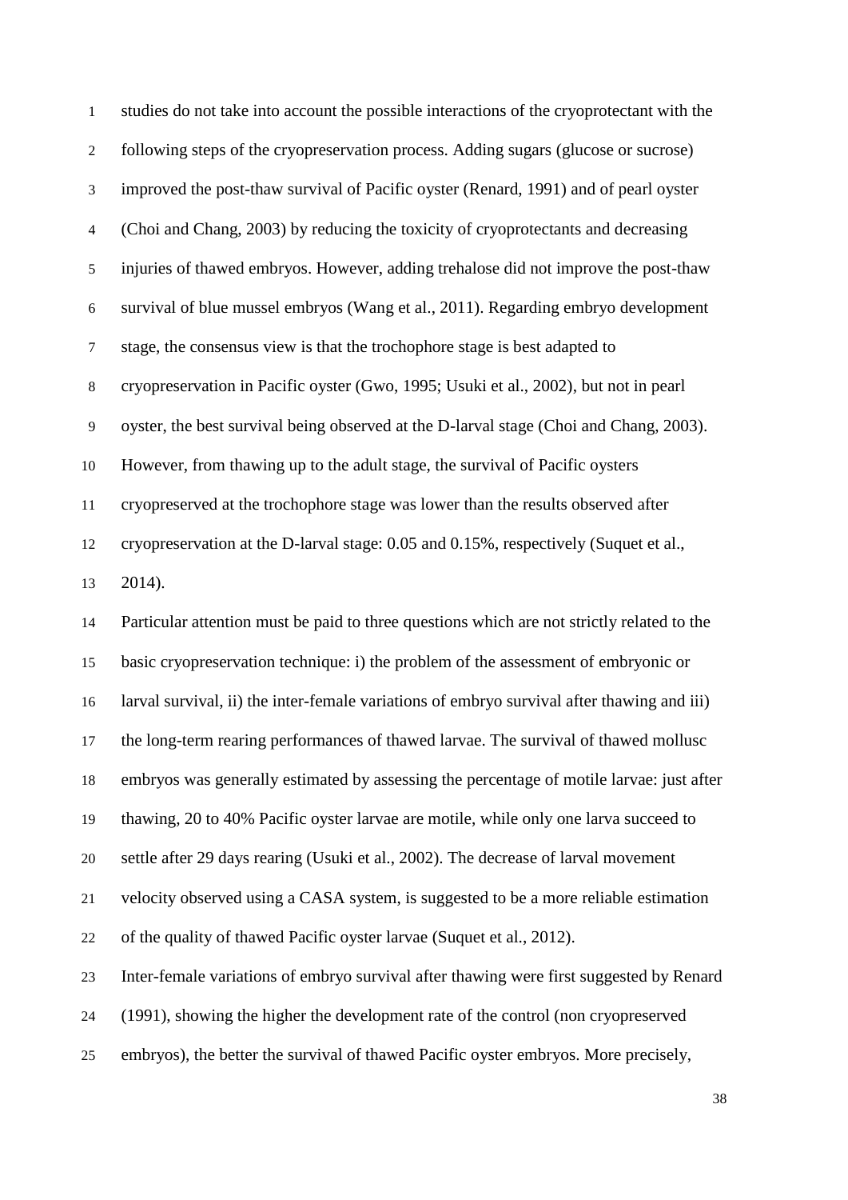studies do not take into account the possible interactions of the cryoprotectant with the following steps of the cryopreservation process. Adding sugars (glucose or sucrose) improved the post-thaw survival of Pacific oyster (Renard, 1991) and of pearl oyster (Choi and Chang, 2003) by reducing the toxicity of cryoprotectants and decreasing injuries of thawed embryos. However, adding trehalose did not improve the post-thaw survival of blue mussel embryos (Wang et al., 2011). Regarding embryo development stage, the consensus view is that the trochophore stage is best adapted to cryopreservation in Pacific oyster (Gwo, 1995; Usuki et al., 2002), but not in pearl oyster, the best survival being observed at the D-larval stage (Choi and Chang, 2003). However, from thawing up to the adult stage, the survival of Pacific oysters cryopreserved at the trochophore stage was lower than the results observed after cryopreservation at the D-larval stage: 0.05 and 0.15%, respectively (Suquet et al., 2014).

Particular attention must be paid to three questions which are not strictly related to the basic cryopreservation technique: i) the problem of the assessment of embryonic or larval survival, ii) the inter-female variations of embryo survival after thawing and iii) the long-term rearing performances of thawed larvae. The survival of thawed mollusc embryos was generally estimated by assessing the percentage of motile larvae: just after thawing, 20 to 40% Pacific oyster larvae are motile, while only one larva succeed to settle after 29 days rearing (Usuki et al., 2002). The decrease of larval movement velocity observed using a CASA system, is suggested to be a more reliable estimation of the quality of thawed Pacific oyster larvae (Suquet et al., 2012).

Inter-female variations of embryo survival after thawing were first suggested by Renard (1991), showing the higher the development rate of the control (non cryopreserved embryos), the better the survival of thawed Pacific oyster embryos. More precisely,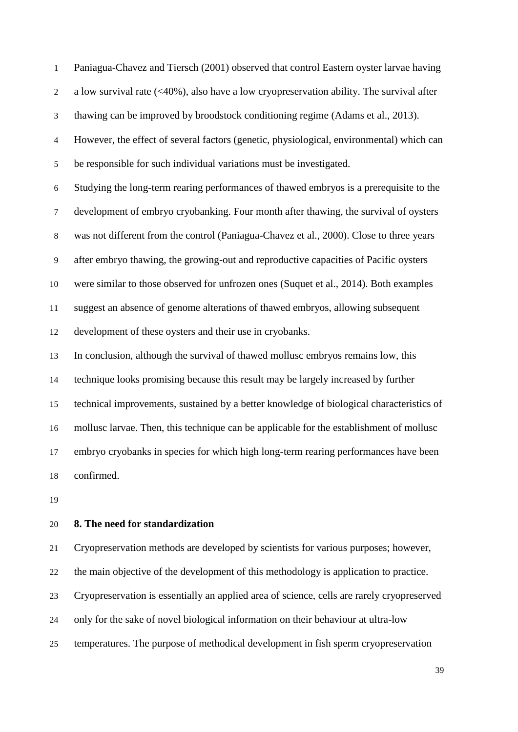Paniagua-Chavez and Tiersch (2001) observed that control Eastern oyster larvae having a low survival rate (<40%), also have a low cryopreservation ability. The survival after thawing can be improved by broodstock conditioning regime (Adams et al., 2013). However, the effect of several factors (genetic, physiological, environmental) which can be responsible for such individual variations must be investigated.

Studying the long-term rearing performances of thawed embryos is a prerequisite to the development of embryo cryobanking. Four month after thawing, the survival of oysters was not different from the control (Paniagua-Chavez et al., 2000). Close to three years after embryo thawing, the growing-out and reproductive capacities of Pacific oysters were similar to those observed for unfrozen ones (Suquet et al., 2014). Both examples suggest an absence of genome alterations of thawed embryos, allowing subsequent development of these oysters and their use in cryobanks.

In conclusion, although the survival of thawed mollusc embryos remains low, this technique looks promising because this result may be largely increased by further technical improvements, sustained by a better knowledge of biological characteristics of mollusc larvae. Then, this technique can be applicable for the establishment of mollusc embryo cryobanks in species for which high long-term rearing performances have been confirmed.

## 8. The need for standardization

Cryopreservation methods are developed by scientists for various purposes; however, the main objective of the development of this methodology is application to practice. Cryopreservation is essentially an applied area of science, cells are rarely cryopreserved only for the sake of novel biological information on their behaviour at ultra-low temperatures. The purpose of methodical development in fish sperm cryopreservation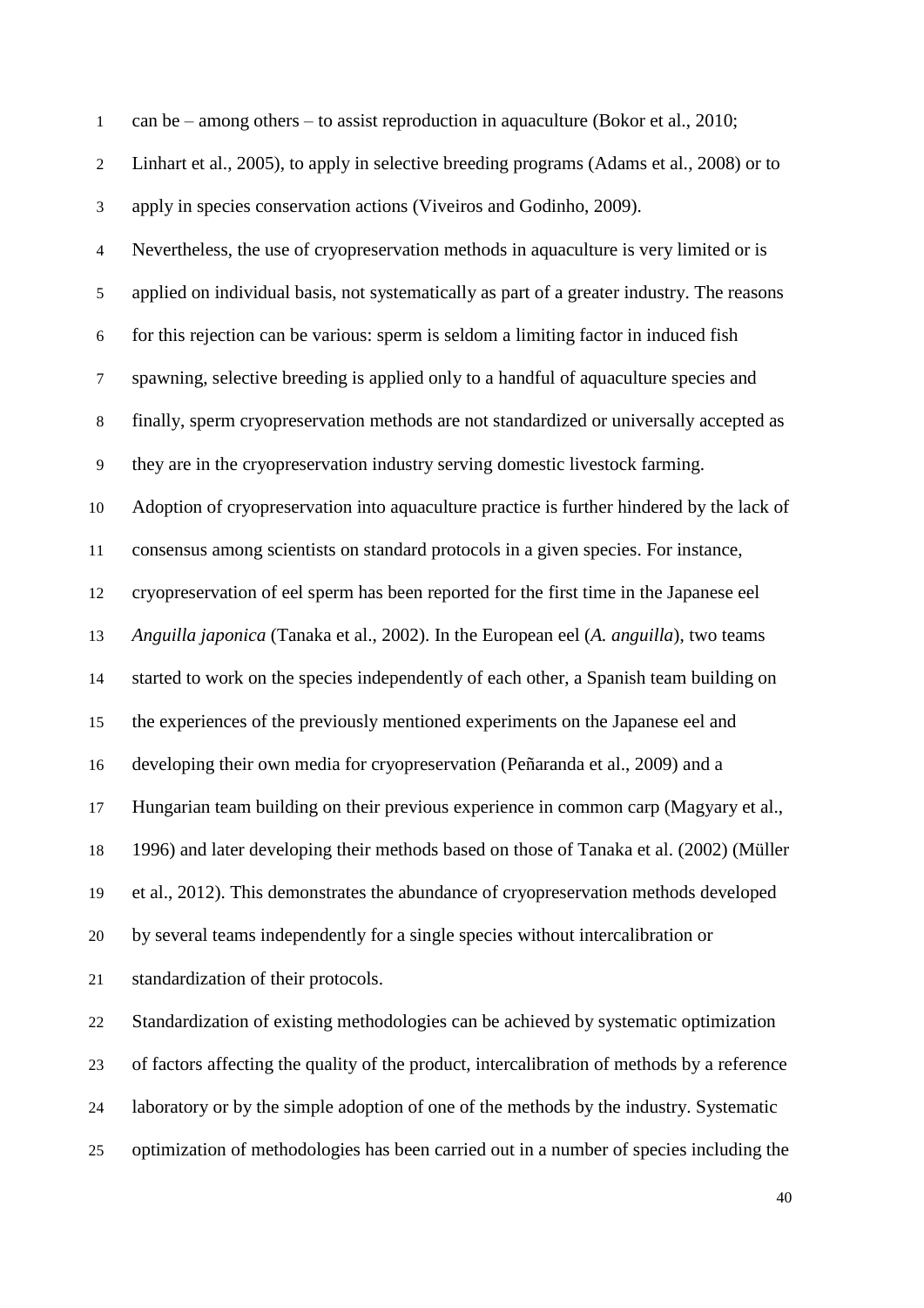can be – among others – to assist reproduction in aquaculture (Bokor et al., 2010; Linhart et al., 2005), to apply in selective breeding programs (Adams et al., 2008) or to apply in species conservation actions (Viveiros and Godinho, 2009).

Nevertheless, the use of cryopreservation methods in aquaculture is very limited or is applied on individual basis, not systematically as part of a greater industry. The reasons for this rejection can be various: sperm is seldom a limiting factor in induced fish spawning, selective breeding is applied only to a handful of aquaculture species and finally, sperm cryopreservation methods are not standardized or universally accepted as they are in the cryopreservation industry serving domestic livestock farming.

Adoption of cryopreservation into aquaculture practice is further hindered by the lack of consensus among scientists on standard protocols in a given species. For instance, cryopreservation of eel sperm has been reported for the first time in the Japanese eel *Anguilla japonica* (Tanaka et al., 2002). In the European eel (*A. anguilla*), two teams started to work on the species independently of each other, a Spanish team building on the experiences of the previously mentioned experiments on the Japanese eel and developing their own media for cryopreservation (Peñaranda et al., 2009) and a Hungarian team building on their previous experience in common carp (Magyary et al., 1996) and later developing their methods based on those of Tanaka et al. (2002) (Müller et al., 2012). This demonstrates the abundance of cryopreservation methods developed by several teams independently for a single species without intercalibration or standardization of their protocols.

Standardization of existing methodologies can be achieved by systematic optimization of factors affecting the quality of the product, intercalibration of methods by a reference laboratory or by the simple adoption of one of the methods by the industry. Systematic optimization of methodologies has been carried out in a number of species including the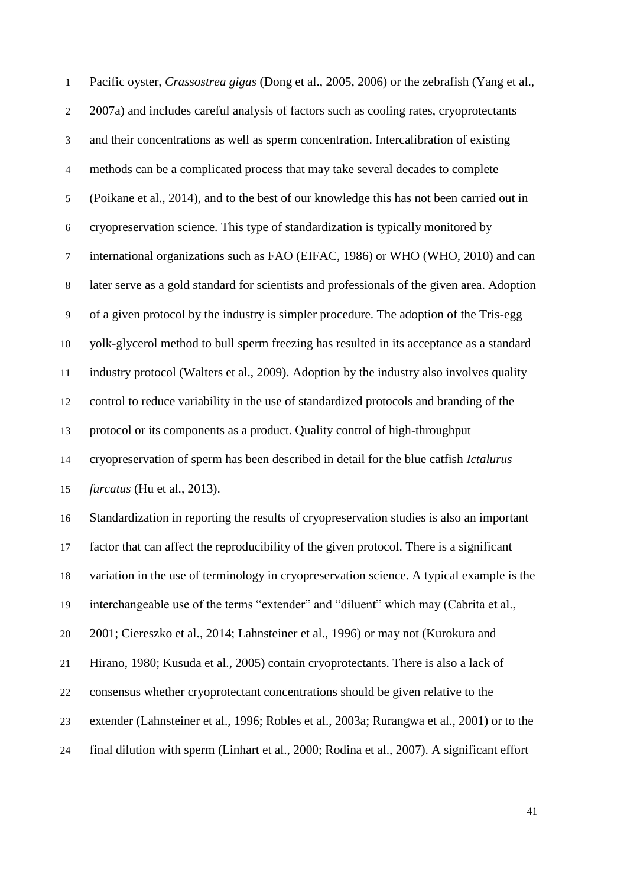Pacific oyster, *Crassostrea gigas* (Dong et al., 2005, 2006) or the zebrafish (Yang et al., 2007a) and includes careful analysis of factors such as cooling rates, cryoprotectants and their concentrations as well as sperm concentration. Intercalibration of existing methods can be a complicated process that may take several decades to complete (Poikane et al., 2014), and to the best of our knowledge this has not been carried out in cryopreservation science. This type of standardization is typically monitored by international organizations such as FAO (EIFAC, 1986) or WHO (WHO, 2010) and can later serve as a gold standard for scientists and professionals of the given area. Adoption of a given protocol by the industry is simpler procedure. The adoption of the Tris-egg yolk-glycerol method to bull sperm freezing has resulted in its acceptance as a standard industry protocol (Walters et al., 2009). Adoption by the industry also involves quality control to reduce variability in the use of standardized protocols and branding of the protocol or its components as a product. Quality control of high-throughput cryopreservation of sperm has been described in detail for the blue catfish *Ictalurus furcatus* (Hu et al., 2013).

Standardization in reporting the results of cryopreservation studies is also an important factor that can affect the reproducibility of the given protocol. There is a significant variation in the use of terminology in cryopreservation science. A typical example is the interchangeable use of the terms "extender" and "diluent" which may (Cabrita et al., 2001; Ciereszko et al., 2014; Lahnsteiner et al., 1996) or may not (Kurokura and Hirano, 1980; Kusuda et al., 2005) contain cryoprotectants. There is also a lack of consensus whether cryoprotectant concentrations should be given relative to the extender (Lahnsteiner et al., 1996; Robles et al., 2003a; Rurangwa et al., 2001) or to the final dilution with sperm (Linhart et al., 2000; Rodina et al., 2007). A significant effort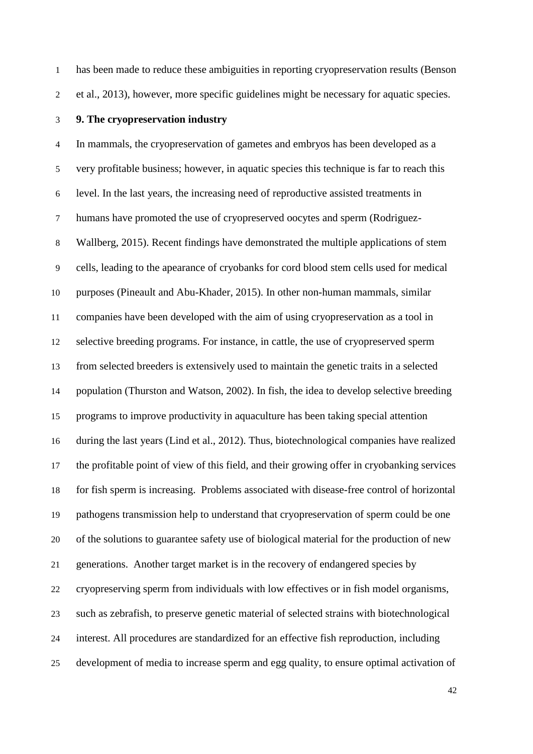has been made to reduce these ambiguities in reporting cryopreservation results (Benson et al., 2013), however, more specific guidelines might be necessary for aquatic species.

## 9. The cryopreservation industry

In mammals, the cryopreservation of gametes and embryos has been developed as a very profitable business; however, in aquatic species this technique is far to reach this level. In the last years, the increasing need of reproductive assisted treatments in humans have promoted the use of cryopreserved oocytes and sperm (Rodriguez-Wallberg, 2015). Recent findings have demonstrated the multiple applications of stem cells, leading to the apearance of cryobanks for cord blood stem cells used for medical purposes (Pineault and Abu-Khader, 2015). In other non-human mammals, similar companies have been developed with the aim of using cryopreservation as a tool in selective breeding programs. For instance, in cattle, the use of cryopreserved sperm from selected breeders is extensively used to maintain the genetic traits in a selected population (Thurston and Watson, 2002). In fish, the idea to develop selective breeding programs to improve productivity in aquaculture has been taking special attention during the last years (Lind et al., 2012). Thus, biotechnological companies have realized the profitable point of view of this field, and their growing offer in cryobanking services for fish sperm is increasing. Problems associated with disease-free control of horizontal pathogens transmission help to understand that cryopreservation of sperm could be one of the solutions to guarantee safety use of biological material for the production of new generations. Another target market is in the recovery of endangered species by cryopreserving sperm from individuals with low effectives or in fish model organisms, such as zebrafish, to preserve genetic material of selected strains with biotechnological interest. All procedures are standardized for an effective fish reproduction, including development of media to increase sperm and egg quality, to ensure optimal activation of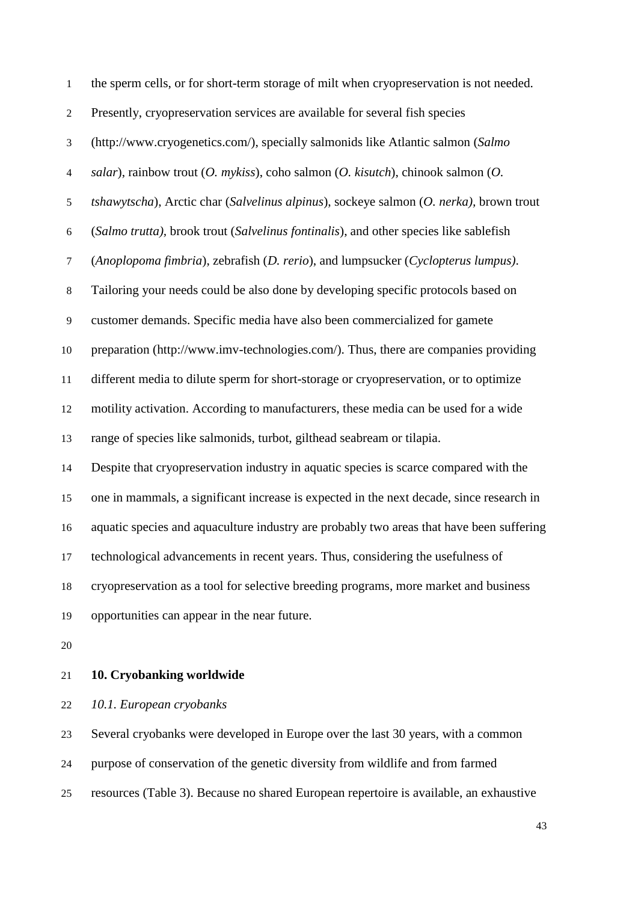the sperm cells, or for short-term storage of milt when cryopreservation is not needed. Presently, cryopreservation services are available for several fish species (http://www.cryogenetics.com/), specially salmonids like Atlantic salmon (*Salmo salar*), rainbow trout (*O. mykiss*), coho salmon (*O. kisutch*), chinook salmon (*O. tshawytscha*), Arctic char (*Salvelinus alpinus*), sockeye salmon (*O. nerka)*, brown trout (*Salmo trutta)*, brook trout (*Salvelinus fontinalis*), and other species like sablefish (*Anoplopoma fimbria*), zebrafish (*D. rerio*), and lumpsucker (*Cyclopterus lumpus)*. Tailoring your needs could be also done by developing specific protocols based on customer demands. Specific media have also been commercialized for gamete preparation (http://www.imv-technologies.com/). Thus, there are companies providing different media to dilute sperm for short-storage or cryopreservation, or to optimize motility activation. According to manufacturers, these media can be used for a wide range of species like salmonids, turbot, gilthead seabream or tilapia.

Despite that cryopreservation industry in aquatic species is scarce compared with the one in mammals, a significant increase is expected in the next decade, since research in aquatic species and aquaculture industry are probably two areas that have been suffering technological advancements in recent years. Thus, considering the usefulness of cryopreservation as a tool for selective breeding programs, more market and business opportunities can appear in the near future.

## 10. Cryobanking worldwide

### *10.1. European cryobanks*

Several cryobanks were developed in Europe over the last 30 years, with a common purpose of conservation of the genetic diversity from wildlife and from farmed resources (Table 3). Because no shared European repertoire is available, an exhaustive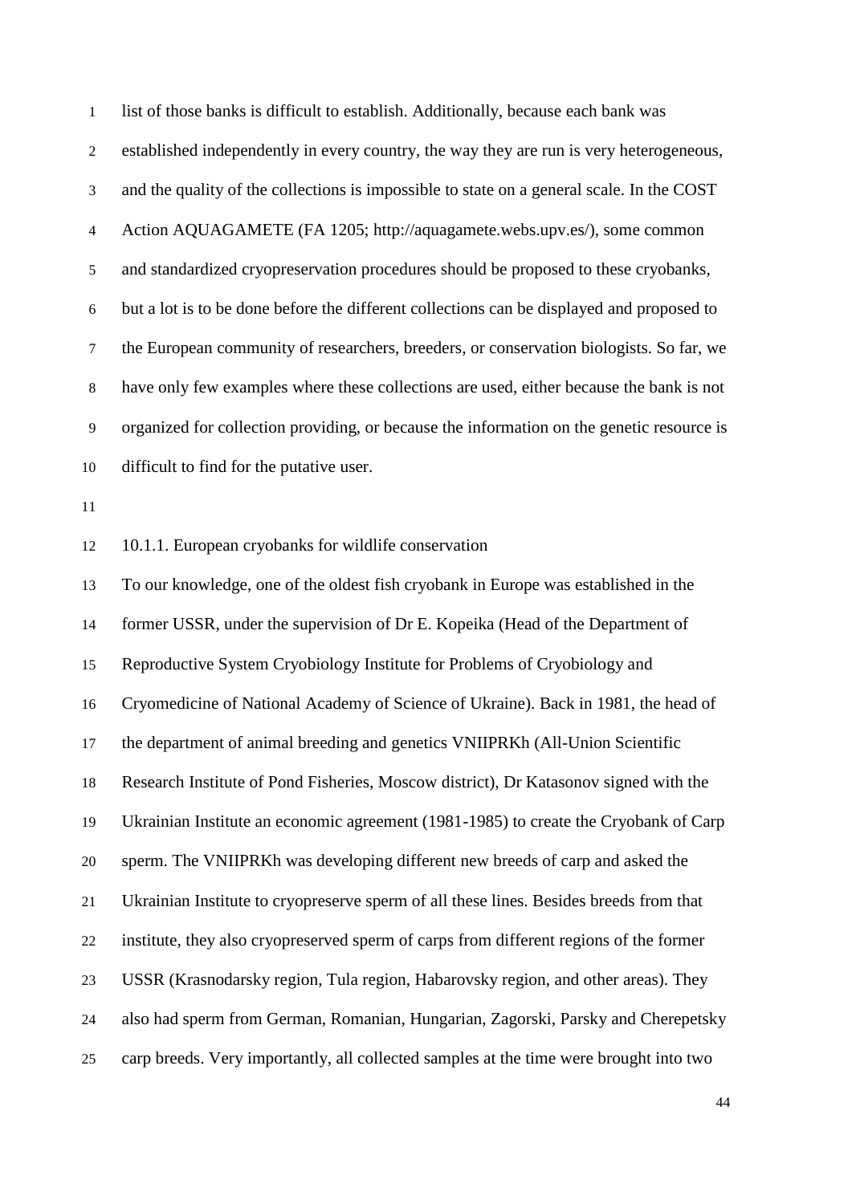list of those banks is difficult to establish. Additionally, because each bank was established independently in every country, the way they are run is very heterogeneous, and the quality of the collections is impossible to state on a general scale. In the COST Action AQUAGAMETE (FA 1205; http://aquagamete.webs.upv.es/), some common and standardized cryopreservation procedures should be proposed to these cryobanks, but a lot is to be done before the different collections can be displayed and proposed to the European community of researchers, breeders, or conservation biologists. So far, we have only few examples where these collections are used, either because the bank is not organized for collection providing, or because the information on the genetic resource is difficult to find for the putative user.

#### 10.1.1. European cryobanks for wildlife conservation

To our knowledge, one of the oldest fish cryobank in Europe was established in the former USSR, under the supervision of Dr E. Kopeika (Head of the Department of Reproductive System Cryobiology Institute for Problems of Cryobiology and Cryomedicine of National Academy of Science of Ukraine). Back in 1981, the head of the department of animal breeding and genetics VNIIPRKh (All-Union Scientific Research Institute of Pond Fisheries, Moscow district), Dr Katasonov signed with the Ukrainian Institute an economic agreement (1981-1985) to create the Cryobank of Carp sperm. The VNIIPRKh was developing different new breeds of carp and asked the Ukrainian Institute to cryopreserve sperm of all these lines. Besides breeds from that institute, they also cryopreserved sperm of carps from different regions of the former USSR (Krasnodarsky region, Tula region, Habarovsky region, and other areas). They also had sperm from German, Romanian, Hungarian, Zagorski, Parsky and Cherepetsky carp breeds. Very importantly, all collected samples at the time were brought into two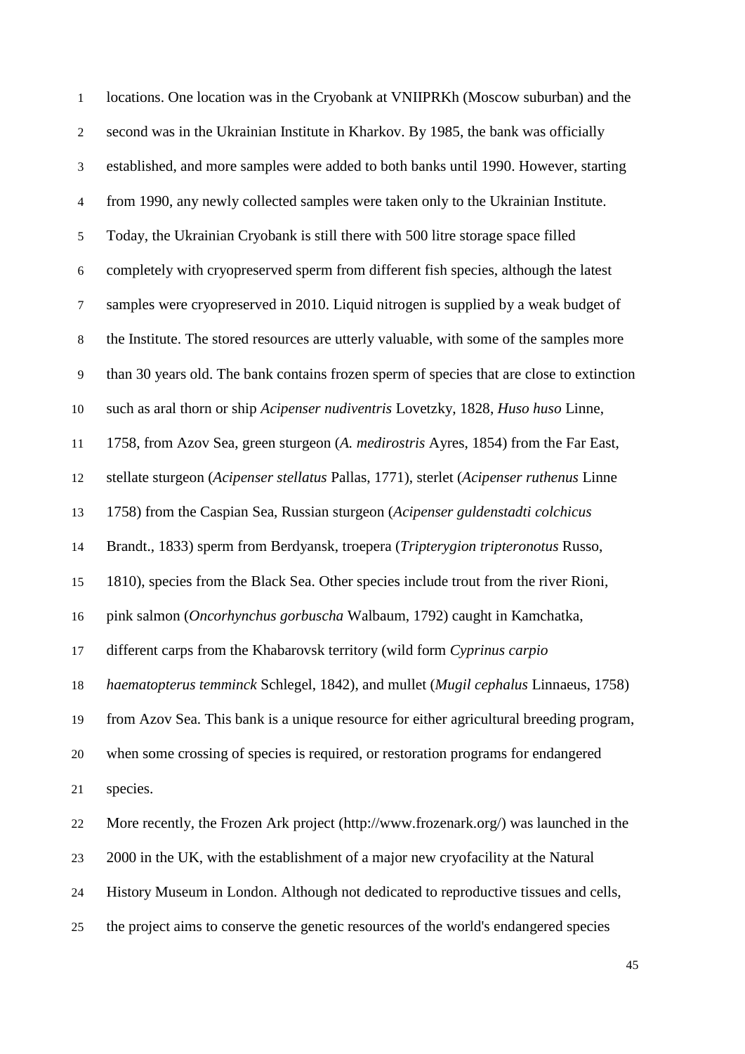locations. One location was in the Cryobank at VNIIPRKh (Moscow suburban) and the second was in the Ukrainian Institute in Kharkov. By 1985, the bank was officially established, and more samples were added to both banks until 1990. However, starting from 1990, any newly collected samples were taken only to the Ukrainian Institute. Today, the Ukrainian Cryobank is still there with 500 litre storage space filled completely with cryopreserved sperm from different fish species, although the latest samples were cryopreserved in 2010. Liquid nitrogen is supplied by a weak budget of the Institute. The stored resources are utterly valuable, with some of the samples more than 30 years old. The bank contains frozen sperm of species that are close to extinction such as aral thorn or ship *Acipenser nudiventris* Lovetzky, 1828, *Huso huso* Linne, 1758, from Azov Sea, green sturgeon (*A. medirostris* Ayres, 1854) from the Far East, stellate sturgeon (*Acipenser stellatus* Pallas, 1771), sterlet (*Acipenser ruthenus* Linne 1758) from the Caspian Sea, Russian sturgeon (*Acipenser guldenstadti colchicus* Brandt., 1833) sperm from Berdyansk, troepera (*Tripterygion tripteronotus* Russo, 1810), species from the Black Sea. Other species include trout from the river Rioni, pink salmon (*Oncorhynchus gorbuscha* Walbaum, 1792) caught in Kamchatka, different carps from the Khabarovsk territory (wild form *Cyprinus carpio haematopterus temminck* Schlegel, 1842), and mullet (*Mugil cephalus* Linnaeus, 1758) from Azov Sea. This bank is a unique resource for either agricultural breeding program, when some crossing of species is required, or restoration programs for endangered species.

More recently, the Frozen Ark project (http://www.frozenark.org/) was launched in the 2000 in the UK, with the establishment of a major new cryofacility at the Natural History Museum in London. Although not dedicated to reproductive tissues and cells, the project aims to conserve the genetic resources of the world's endangered species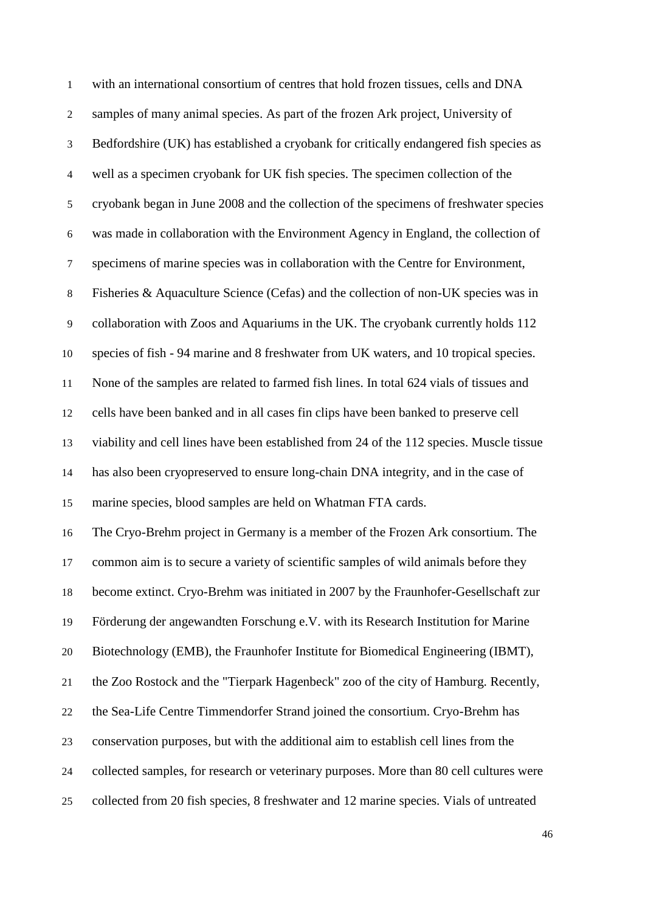with an international consortium of centres that hold frozen tissues, cells and DNA samples of many animal species. As part of the frozen Ark project, University of Bedfordshire (UK) has established a cryobank for critically endangered fish species as well as a specimen cryobank for UK fish species. The specimen collection of the cryobank began in June 2008 and the collection of the specimens of freshwater species was made in collaboration with the Environment Agency in England, the collection of specimens of marine species was in collaboration with the Centre for Environment, Fisheries & Aquaculture Science (Cefas) and the collection of non-UK species was in collaboration with Zoos and Aquariums in the UK. The cryobank currently holds 112 species of fish - 94 marine and 8 freshwater from UK waters, and 10 tropical species. None of the samples are related to farmed fish lines. In total 624 vials of tissues and cells have been banked and in all cases fin clips have been banked to preserve cell viability and cell lines have been established from 24 of the 112 species. Muscle tissue has also been cryopreserved to ensure long-chain DNA integrity, and in the case of marine species, blood samples are held on Whatman FTA cards.

The Cryo-Brehm project in Germany is a member of the Frozen Ark consortium. The common aim is to secure a variety of scientific samples of wild animals before they become extinct. Cryo-Brehm was initiated in 2007 by the Fraunhofer-Gesellschaft zur Förderung der angewandten Forschung e.V. with its Research Institution for Marine Biotechnology (EMB), the Fraunhofer Institute for Biomedical Engineering (IBMT), the Zoo Rostock and the "Tierpark Hagenbeck" zoo of the city of Hamburg. Recently, the Sea-Life Centre Timmendorfer Strand joined the consortium. Cryo-Brehm has conservation purposes, but with the additional aim to establish cell lines from the collected samples, for research or veterinary purposes. More than 80 cell cultures were collected from 20 fish species, 8 freshwater and 12 marine species. Vials of untreated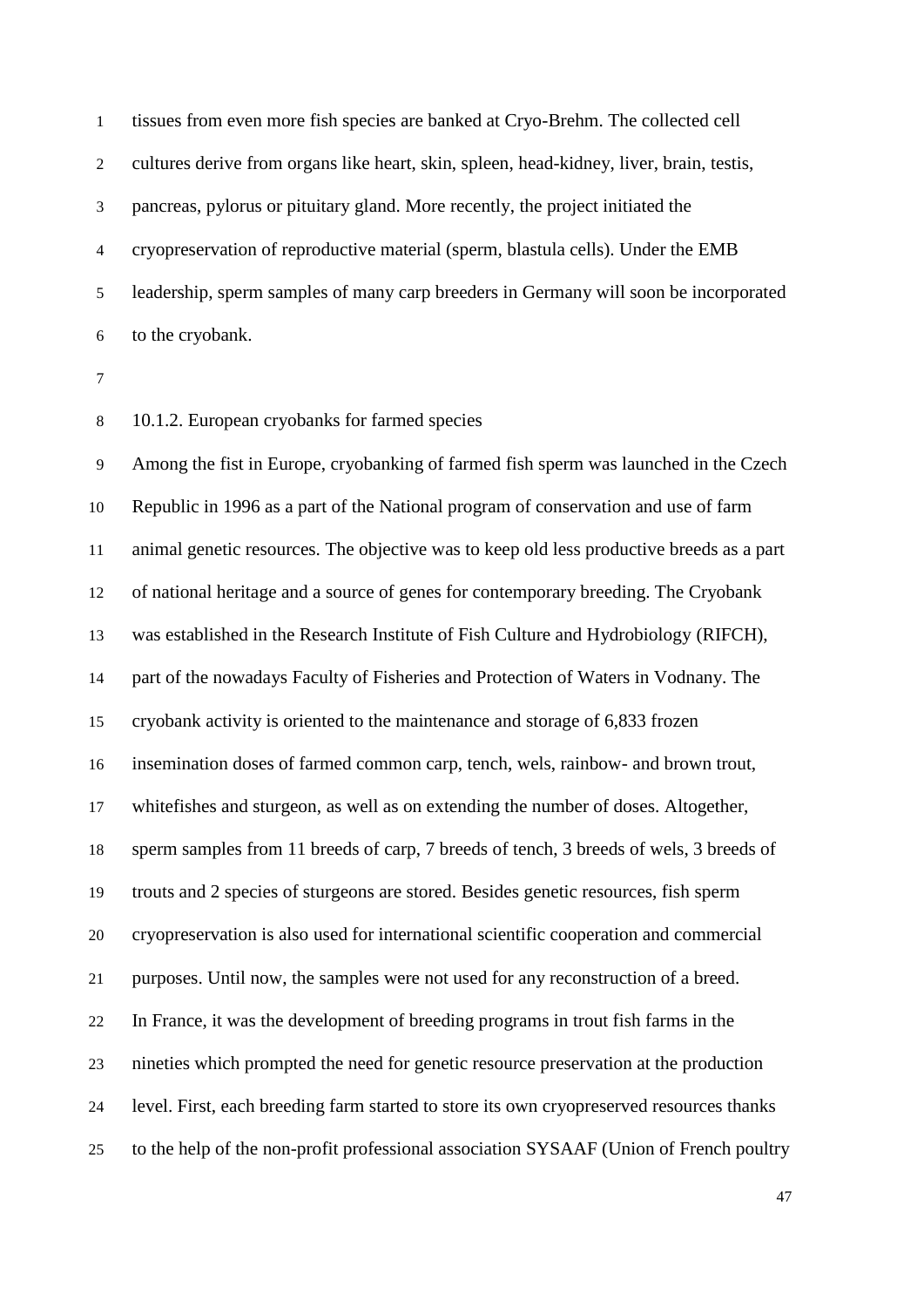tissues from even more fish species are banked at Cryo-Brehm. The collected cell cultures derive from organs like heart, skin, spleen, head-kidney, liver, brain, testis, pancreas, pylorus or pituitary gland. More recently, the project initiated the cryopreservation of reproductive material (sperm, blastula cells). Under the EMB leadership, sperm samples of many carp breeders in Germany will soon be incorporated to the cryobank.

### 10.1.2. European cryobanks for farmed species

Among the fist in Europe, cryobanking of farmed fish sperm was launched in the Czech Republic in 1996 as a part of the National program of conservation and use of farm animal genetic resources. The objective was to keep old less productive breeds as a part of national heritage and a source of genes for contemporary breeding. The Cryobank was established in the Research Institute of Fish Culture and Hydrobiology (RIFCH), part of the nowadays Faculty of Fisheries and Protection of Waters in Vodnany. The cryobank activity is oriented to the maintenance and storage of 6,833 frozen insemination doses of farmed common carp, tench, wels, rainbow- and brown trout, whitefishes and sturgeon, as well as on extending the number of doses. Altogether, sperm samples from 11 breeds of carp, 7 breeds of tench, 3 breeds of wels, 3 breeds of trouts and 2 species of sturgeons are stored. Besides genetic resources, fish sperm cryopreservation is also used for international scientific cooperation and commercial purposes. Until now, the samples were not used for any reconstruction of a breed.
In France, it was the development of breeding programs in trout fish farms in the nineties which prompted the need for genetic resource preservation at the production level. First, each breeding farm started to store its own cryopreserved resources thanks to the help of the non-profit professional association SYSAAF (Union of French poultry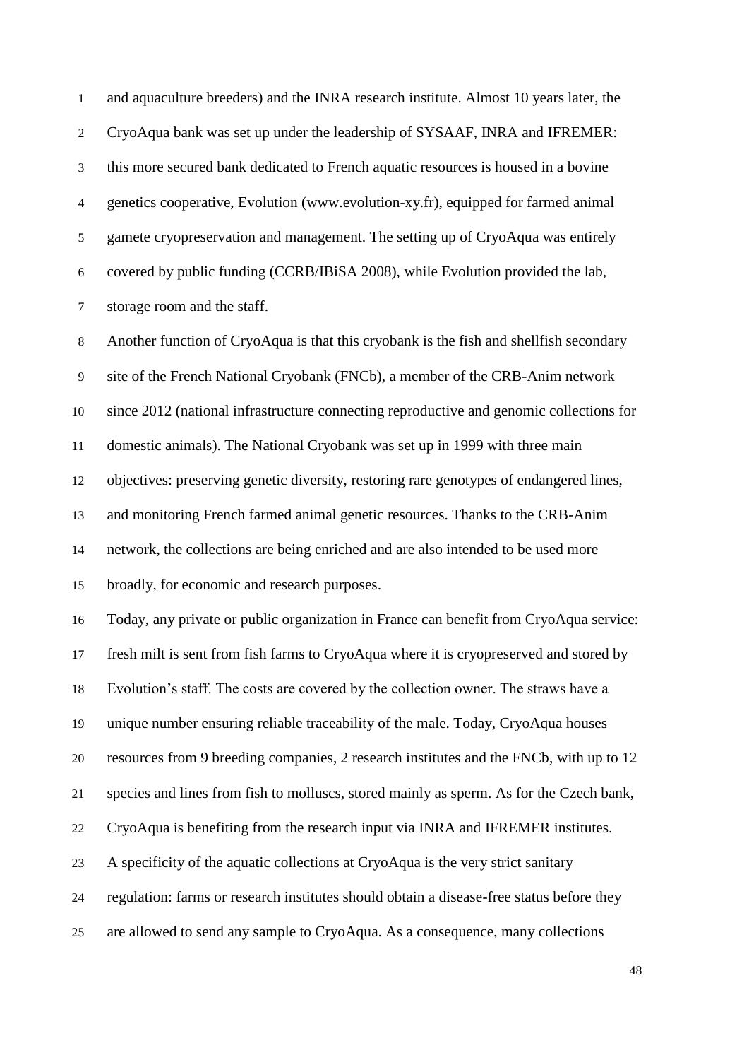and aquaculture breeders) and the INRA research institute. Almost 10 years later, the CryoAqua bank was set up under the leadership of SYSAAF, INRA and IFREMER: this more secured bank dedicated to French aquatic resources is housed in a bovine genetics cooperative, Evolution (www.evolution-xy.fr), equipped for farmed animal gamete cryopreservation and management. The setting up of CryoAqua was entirely covered by public funding (CCRB/IBiSA 2008), while Evolution provided the lab, storage room and the staff.

Another function of CryoAqua is that this cryobank is the fish and shellfish secondary site of the French National Cryobank (FNCb), a member of the CRB-Anim network since 2012 (national infrastructure connecting reproductive and genomic collections for domestic animals). The National Cryobank was set up in 1999 with three main objectives: preserving genetic diversity, restoring rare genotypes of endangered lines, and monitoring French farmed animal genetic resources. Thanks to the CRB-Anim network, the collections are being enriched and are also intended to be used more broadly, for economic and research purposes.

Today, any private or public organization in France can benefit from CryoAqua service: fresh milt is sent from fish farms to CryoAqua where it is cryopreserved and stored by Evolution's staff. The costs are covered by the collection owner. The straws have a unique number ensuring reliable traceability of the male. Today, CryoAqua houses resources from 9 breeding companies, 2 research institutes and the FNCb, with up to 12 species and lines from fish to molluscs, stored mainly as sperm. As for the Czech bank, CryoAqua is benefiting from the research input via INRA and IFREMER institutes.

A specificity of the aquatic collections at CryoAqua is the very strict sanitary regulation: farms or research institutes should obtain a disease-free status before they are allowed to send any sample to CryoAqua. As a consequence, many collections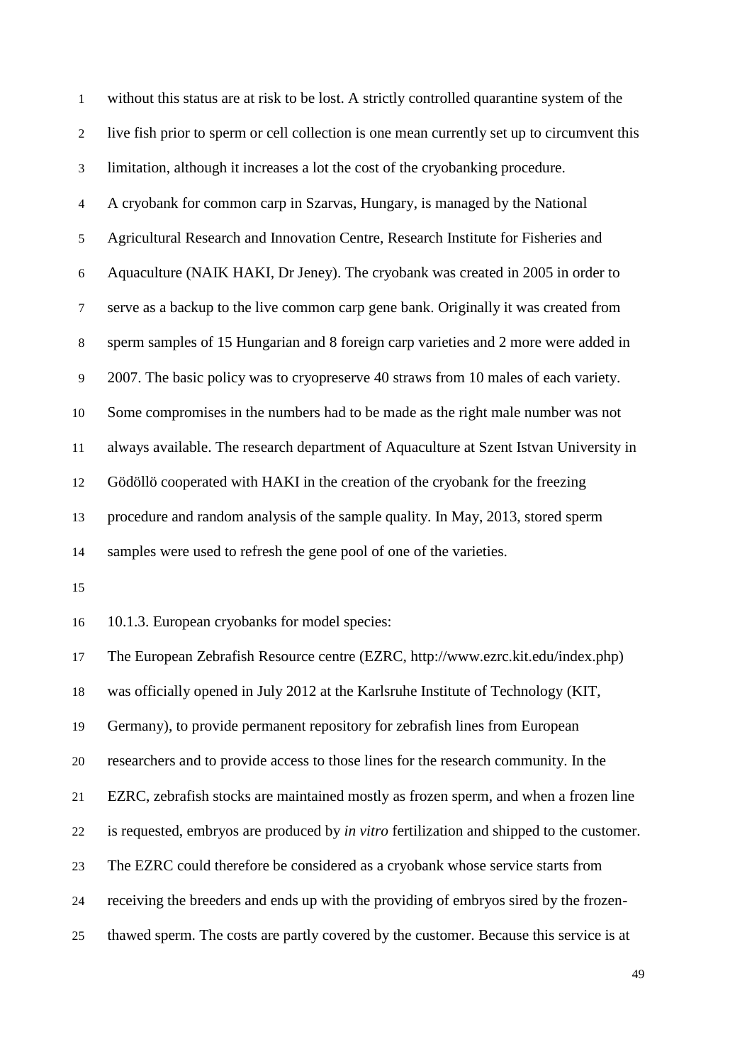without this status are at risk to be lost. A strictly controlled quarantine system of the live fish prior to sperm or cell collection is one mean currently set up to circumvent this limitation, although it increases a lot the cost of the cryobanking procedure.

A cryobank for common carp in Szarvas, Hungary, is managed by the National Agricultural Research and Innovation Centre, Research Institute for Fisheries and Aquaculture (NAIK HAKI, Dr Jeney). The cryobank was created in 2005 in order to serve as a backup to the live common carp gene bank. Originally it was created from sperm samples of 15 Hungarian and 8 foreign carp varieties and 2 more were added in 2007. The basic policy was to cryopreserve 40 straws from 10 males of each variety. Some compromises in the numbers had to be made as the right male number was not always available. The research department of Aquaculture at Szent Istvan University in Gödöllö cooperated with HAKI in the creation of the cryobank for the freezing procedure and random analysis of the sample quality. In May, 2013, stored sperm samples were used to refresh the gene pool of one of the varieties.

### 10.1.3. European cryobanks for model species:

The European Zebrafish Resource centre (EZRC, http://www.ezrc.kit.edu/index.php) was officially opened in July 2012 at the Karlsruhe Institute of Technology (KIT, Germany), to provide permanent repository for zebrafish lines from European researchers and to provide access to those lines for the research community. In the EZRC, zebrafish stocks are maintained mostly as frozen sperm, and when a frozen line is requested, embryos are produced by *in vitro* fertilization and shipped to the customer. The EZRC could therefore be considered as a cryobank whose service starts from receiving the breeders and ends up with the providing of embryos sired by the frozen-thawed sperm. The costs are partly covered by the customer. Because this service is at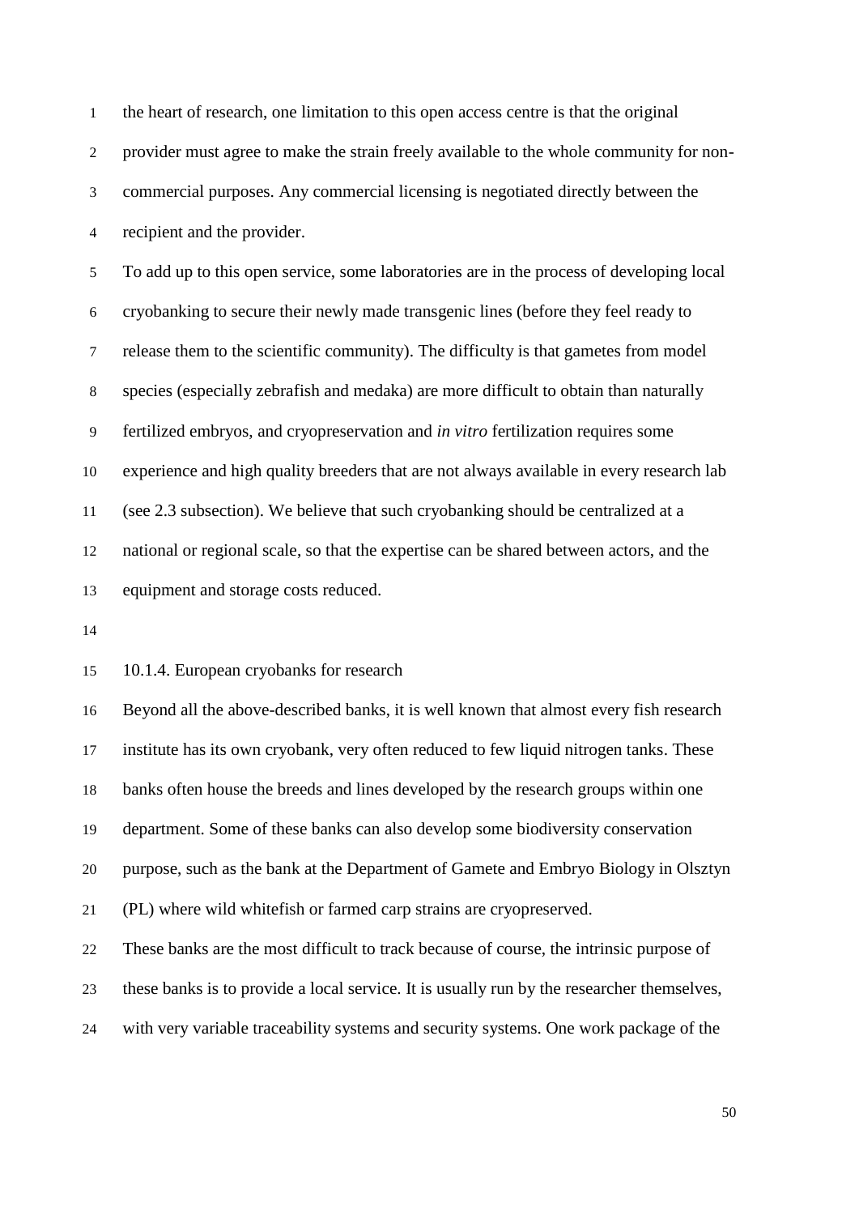the heart of research, one limitation to this open access centre is that the original provider must agree to make the strain freely available to the whole community for non-commercial purposes. Any commercial licensing is negotiated directly between the recipient and the provider.

To add up to this open service, some laboratories are in the process of developing local cryobanking to secure their newly made transgenic lines (before they feel ready to release them to the scientific community). The difficulty is that gametes from model species (especially zebrafish and medaka) are more difficult to obtain than naturally fertilized embryos, and cryopreservation and *in vitro* fertilization requires some experience and high quality breeders that are not always available in every research lab (see 2.3 subsection). We believe that such cryobanking should be centralized at a national or regional scale, so that the expertise can be shared between actors, and the equipment and storage costs reduced.

#### 10.1.4. European cryobanks for research

Beyond all the above-described banks, it is well known that almost every fish research institute has its own cryobank, very often reduced to few liquid nitrogen tanks. These banks often house the breeds and lines developed by the research groups within one department. Some of these banks can also develop some biodiversity conservation purpose, such as the bank at the Department of Gamete and Embryo Biology in Olsztyn (PL) where wild whitefish or farmed carp strains are cryopreserved.

These banks are the most difficult to track because of course, the intrinsic purpose of these banks is to provide a local service. It is usually run by the researcher themselves, with very variable traceability systems and security systems. One work package of the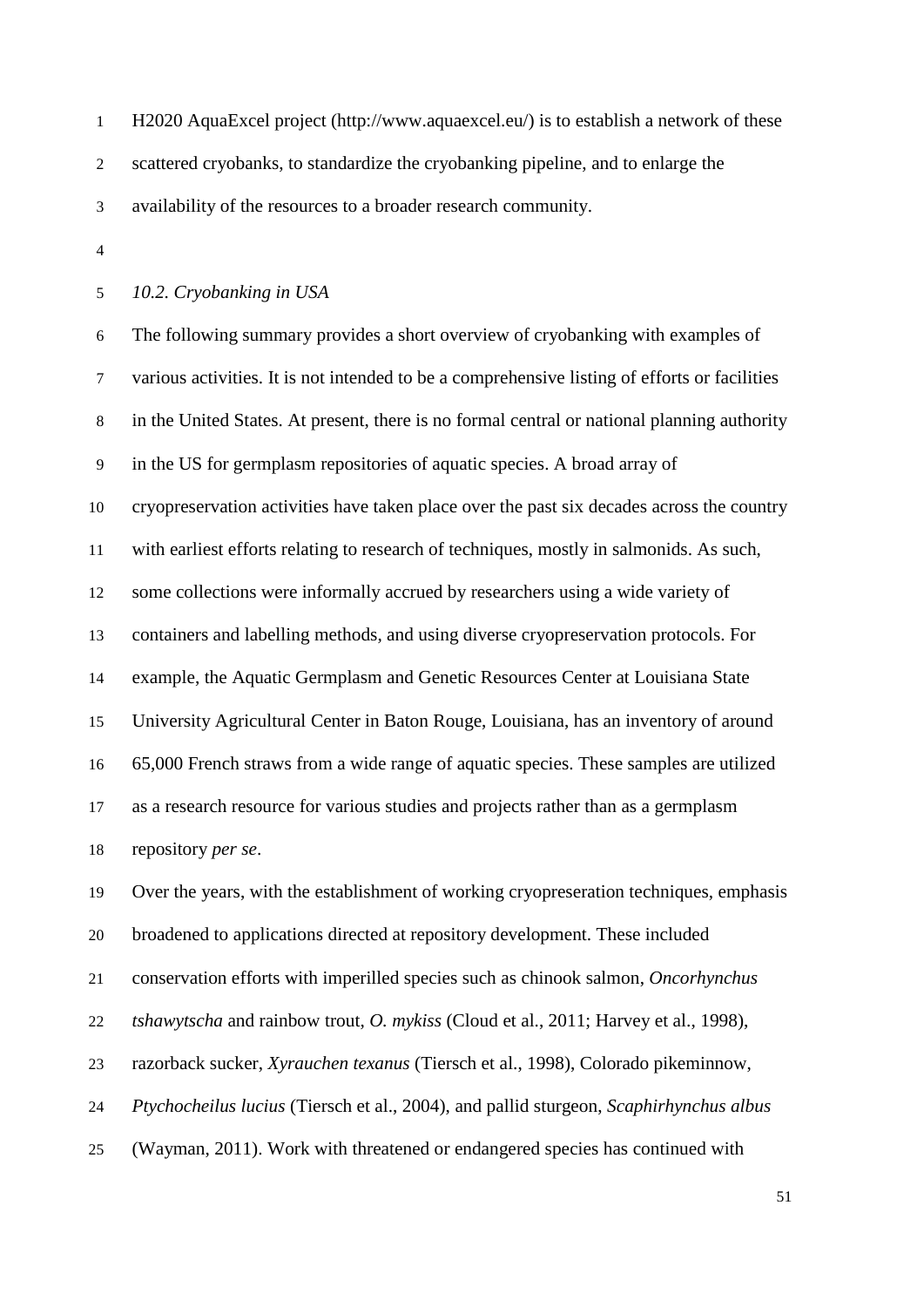H2020 AquaExcel project (http://www.aquaexcel.eu/) is to establish a network of these scattered cryobanks, to standardize the cryobanking pipeline, and to enlarge the availability of the resources to a broader research community.

### *10.2. Cryobanking in USA*

The following summary provides a short overview of cryobanking with examples of various activities. It is not intended to be a comprehensive listing of efforts or facilities in the United States. At present, there is no formal central or national planning authority in the US for germplasm repositories of aquatic species. A broad array of cryopreservation activities have taken place over the past six decades across the country with earliest efforts relating to research of techniques, mostly in salmonids. As such, some collections were informally accrued by researchers using a wide variety of containers and labelling methods, and using diverse cryopreservation protocols. For example, the Aquatic Germplasm and Genetic Resources Center at Louisiana State University Agricultural Center in Baton Rouge, Louisiana, has an inventory of around 65,000 French straws from a wide range of aquatic species. These samples are utilized as a research resource for various studies and projects rather than as a germplasm repository *per se*.

Over the years, with the establishment of working cryopreseration techniques, emphasis broadened to applications directed at repository development. These included conservation efforts with imperilled species such as chinook salmon, *Oncorhynchus tshawytscha* and rainbow trout, *O. mykiss* (Cloud et al., 2011; Harvey et al., 1998), razorback sucker, *Xyrauchen texanus* (Tiersch et al., 1998), Colorado pikeminnow, *Ptychocheilus lucius* (Tiersch et al., 2004), and pallid sturgeon, *Scaphirhynchus albus* (Wayman, 2011). Work with threatened or endangered species has continued with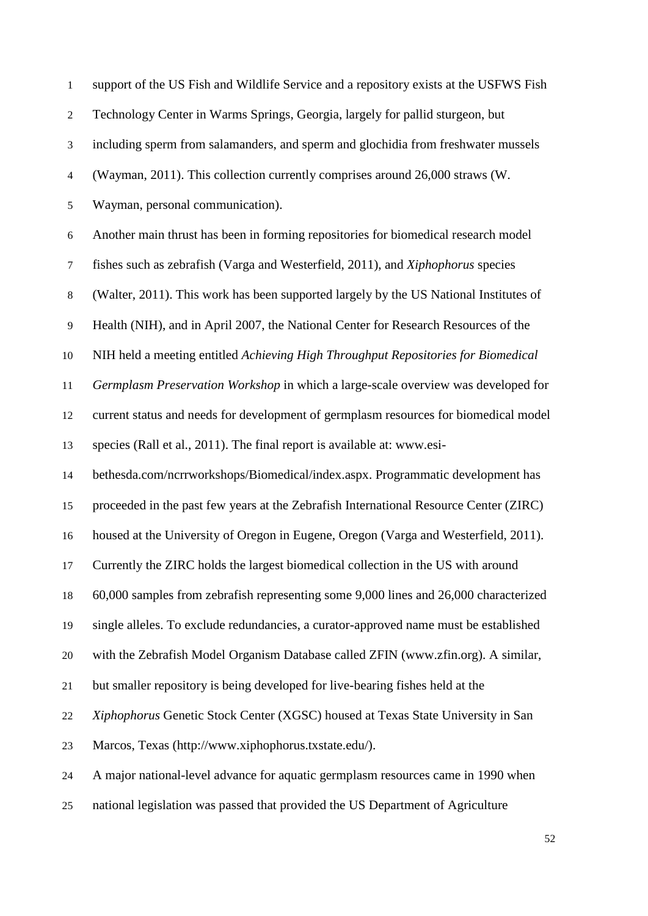support of the US Fish and Wildlife Service and a repository exists at the USFWS Fish Technology Center in Warms Springs, Georgia, largely for pallid sturgeon, but including sperm from salamanders, and sperm and glochidia from freshwater mussels (Wayman, 2011). This collection currently comprises around 26,000 straws (W. Wayman, personal communication).

Another main thrust has been in forming repositories for biomedical research model fishes such as zebrafish (Varga and Westerfield, 2011), and *Xiphophorus* species (Walter, 2011). This work has been supported largely by the US National Institutes of Health (NIH), and in April 2007, the National Center for Research Resources of the NIH held a meeting entitled *Achieving High Throughput Repositories for Biomedical Germplasm Preservation Workshop* in which a large-scale overview was developed for current status and needs for development of germplasm resources for biomedical model species (Rall et al., 2011). The final report is available at: www.esi-bethesda.com/ncrrworkshops/Biomedical/index.aspx. Programmatic development has proceeded in the past few years at the Zebrafish International Resource Center (ZIRC) housed at the University of Oregon in Eugene, Oregon (Varga and Westerfield, 2011). Currently the ZIRC holds the largest biomedical collection in the US with around 60,000 samples from zebrafish representing some 9,000 lines and 26,000 characterized single alleles. To exclude redundancies, a curator-approved name must be established with the Zebrafish Model Organism Database called ZFIN (www.zfin.org). A similar, but smaller repository is being developed for live-bearing fishes held at the *Xiphophorus* Genetic Stock Center (XGSC) housed at Texas State University in San Marcos, Texas (http://www.xiphophorus.txstate.edu/).

A major national-level advance for aquatic germplasm resources came in 1990 when national legislation was passed that provided the US Department of Agriculture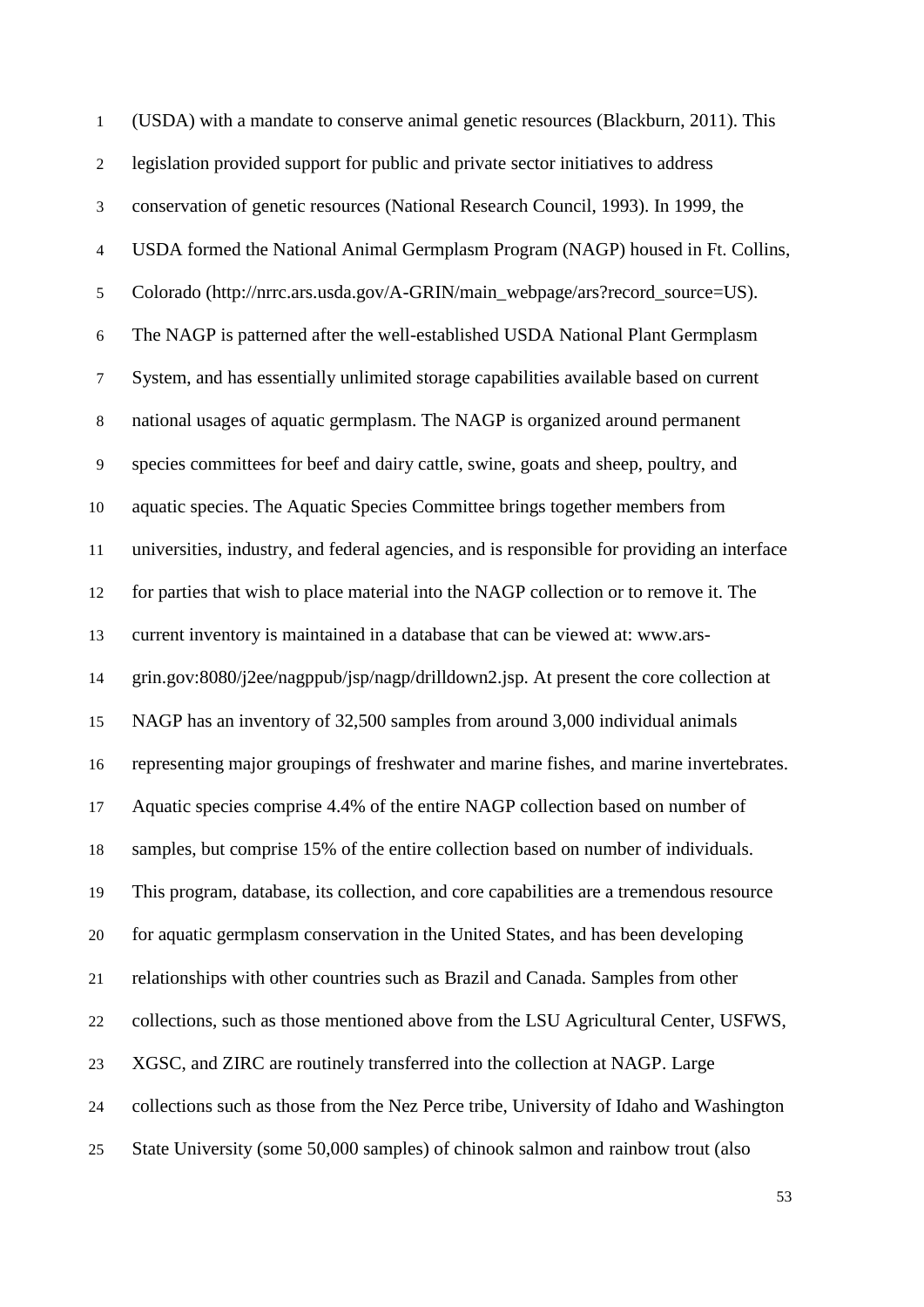(USDA) with a mandate to conserve animal genetic resources (Blackburn, 2011). This legislation provided support for public and private sector initiatives to address conservation of genetic resources (National Research Council, 1993). In 1999, the USDA formed the National Animal Germplasm Program (NAGP) housed in Ft. Collins, Colorado (http://nrrc.ars.usda.gov/A-GRIN/main_webpage/ars?record_source=US). The NAGP is patterned after the well-established USDA National Plant Germplasm System, and has essentially unlimited storage capabilities available based on current national usages of aquatic germplasm. The NAGP is organized around permanent species committees for beef and dairy cattle, swine, goats and sheep, poultry, and aquatic species. The Aquatic Species Committee brings together members from universities, industry, and federal agencies, and is responsible for providing an interface for parties that wish to place material into the NAGP collection or to remove it. The current inventory is maintained in a database that can be viewed at: www.ars-grin.gov:8080/j2ee/nagppub/jsp/nagp/drilldown2.jsp. At present the core collection at NAGP has an inventory of 32,500 samples from around 3,000 individual animals representing major groupings of freshwater and marine fishes, and marine invertebrates. Aquatic species comprise 4.4% of the entire NAGP collection based on number of samples, but comprise 15% of the entire collection based on number of individuals. This program, database, its collection, and core capabilities are a tremendous resource for aquatic germplasm conservation in the United States, and has been developing relationships with other countries such as Brazil and Canada. Samples from other collections, such as those mentioned above from the LSU Agricultural Center, USFWS, XGSC, and ZIRC are routinely transferred into the collection at NAGP. Large collections such as those from the Nez Perce tribe, University of Idaho and Washington State University (some 50,000 samples) of chinook salmon and rainbow trout (also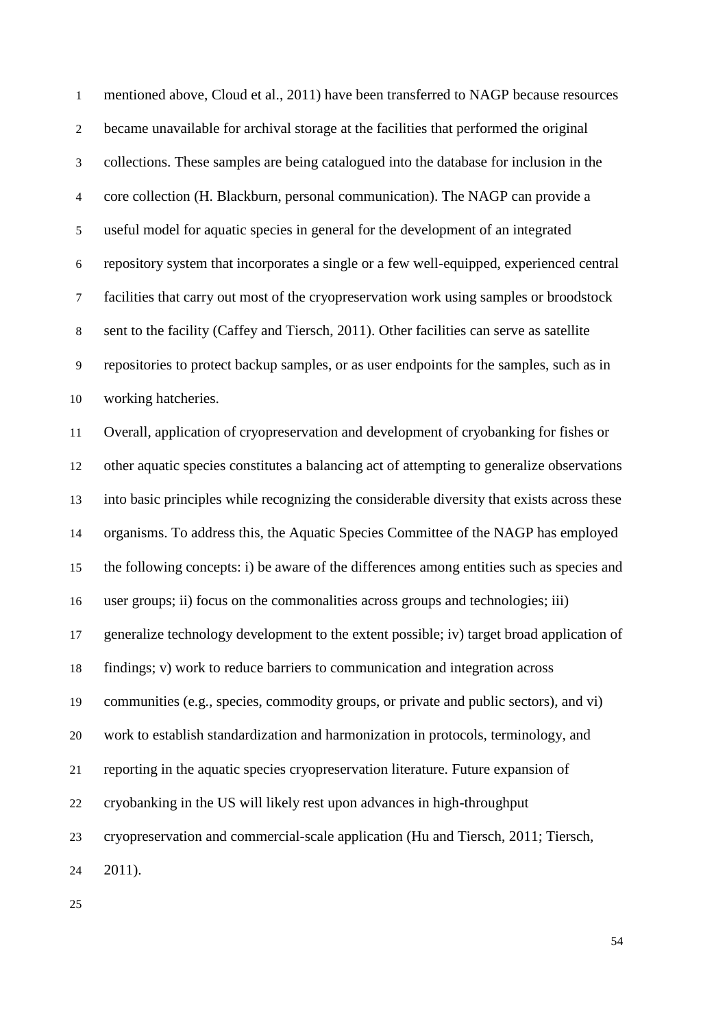mentioned above, Cloud et al., 2011) have been transferred to NAGP because resources became unavailable for archival storage at the facilities that performed the original collections. These samples are being catalogued into the database for inclusion in the core collection (H. Blackburn, personal communication). The NAGP can provide a useful model for aquatic species in general for the development of an integrated repository system that incorporates a single or a few well-equipped, experienced central facilities that carry out most of the cryopreservation work using samples or broodstock sent to the facility (Caffey and Tiersch, 2011). Other facilities can serve as satellite repositories to protect backup samples, or as user endpoints for the samples, such as in working hatcheries.

Overall, application of cryopreservation and development of cryobanking for fishes or other aquatic species constitutes a balancing act of attempting to generalize observations into basic principles while recognizing the considerable diversity that exists across these organisms. To address this, the Aquatic Species Committee of the NAGP has employed the following concepts: i) be aware of the differences among entities such as species and user groups; ii) focus on the commonalities across groups and technologies; iii) generalize technology development to the extent possible; iv) target broad application of findings; v) work to reduce barriers to communication and integration across communities (e.g., species, commodity groups, or private and public sectors), and vi) work to establish standardization and harmonization in protocols, terminology, and reporting in the aquatic species cryopreservation literature. Future expansion of cryobanking in the US will likely rest upon advances in high-throughput cryopreservation and commercial-scale application (Hu and Tiersch, 2011; Tiersch, 2011).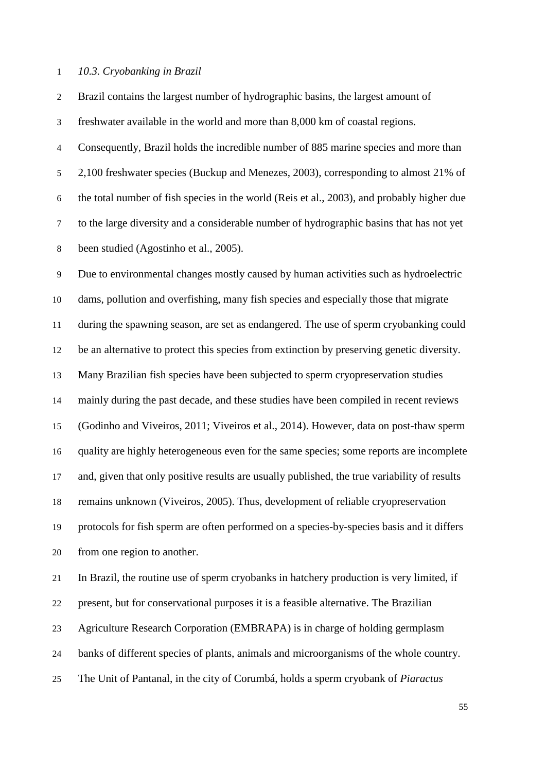### *10.3. Cryobanking in Brazil*

Brazil contains the largest number of hydrographic basins, the largest amount of freshwater available in the world and more than 8,000 km of coastal regions. Consequently, Brazil holds the incredible number of 885 marine species and more than 2,100 freshwater species (Buckup and Menezes, 2003), corresponding to almost 21% of the total number of fish species in the world (Reis et al., 2003), and probably higher due to the large diversity and a considerable number of hydrographic basins that has not yet been studied (Agostinho et al., 2005).

Due to environmental changes mostly caused by human activities such as hydroelectric dams, pollution and overfishing, many fish species and especially those that migrate during the spawning season, are set as endangered. The use of sperm cryobanking could be an alternative to protect this species from extinction by preserving genetic diversity. Many Brazilian fish species have been subjected to sperm cryopreservation studies mainly during the past decade, and these studies have been compiled in recent reviews (Godinho and Viveiros, 2011; Viveiros et al., 2014). However, data on post-thaw sperm quality are highly heterogeneous even for the same species; some reports are incomplete and, given that only positive results are usually published, the true variability of results remains unknown (Viveiros, 2005). Thus, development of reliable cryopreservation protocols for fish sperm are often performed on a species-by-species basis and it differs from one region to another.

In Brazil, the routine use of sperm cryobanks in hatchery production is very limited, if present, but for conservational purposes it is a feasible alternative. The Brazilian Agriculture Research Corporation (EMBRAPA) is in charge of holding germplasm banks of different species of plants, animals and microorganisms of the whole country. The Unit of Pantanal, in the city of Corumbá, holds a sperm cryobank of *Piaractus*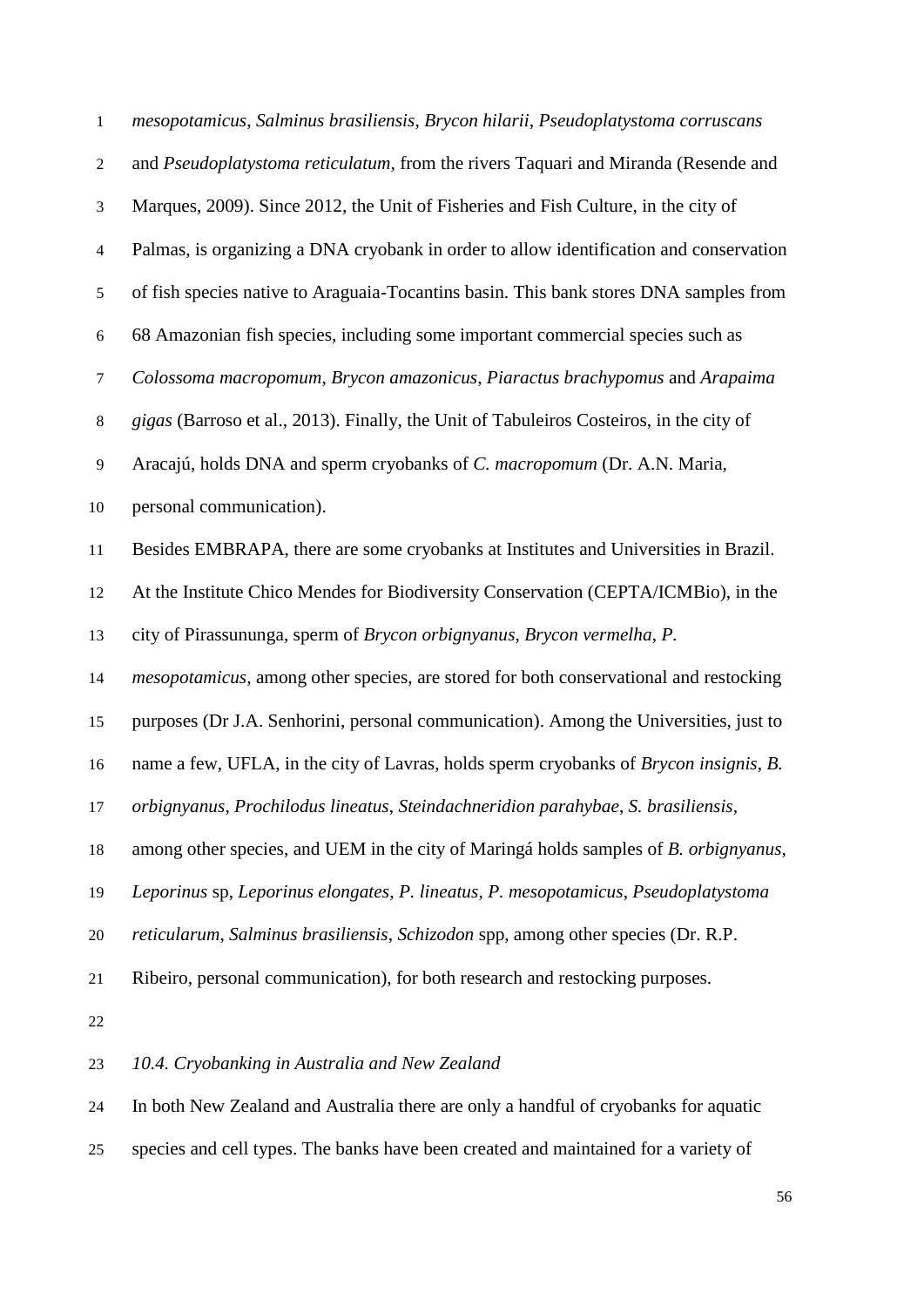*mesopotamicus*, *Salminus brasiliensis*, *Brycon hilarii*, *Pseudoplatystoma corruscans* and *Pseudoplatystoma reticulatum*, from the rivers Taquari and Miranda (Resende and Marques, 2009). Since 2012, the Unit of Fisheries and Fish Culture, in the city of Palmas, is organizing a DNA cryobank in order to allow identification and conservation of fish species native to Araguaia-Tocantins basin. This bank stores DNA samples from 68 Amazonian fish species, including some important commercial species such as *Colossoma macropomum*, *Brycon amazonicus*, *Piaractus brachypomus* and *Arapaima gigas* (Barroso et al., 2013). Finally, the Unit of Tabuleiros Costeiros, in the city of Aracajú, holds DNA and sperm cryobanks of *C. macropomum* (Dr. A.N. Maria, personal communication).

Besides EMBRAPA, there are some cryobanks at Institutes and Universities in Brazil. At the Institute Chico Mendes for Biodiversity Conservation (CEPTA/ICMBio), in the city of Pirassununga, sperm of *Brycon orbignyanus*, *Brycon vermelha*, *P. mesopotamicus*, among other species, are stored for both conservational and restocking purposes (Dr J.A. Senhorini, personal communication). Among the Universities, just to name a few, UFLA, in the city of Lavras, holds sperm cryobanks of *Brycon insignis*, *B. orbignyanus*, *Prochilodus lineatus*, *Steindachneridion parahybae*, *S. brasiliensis*, among other species, and UEM in the city of Maringá holds samples of *B. orbignyanus*, *Leporinus* sp, *Leporinus elongates*, *P. lineatus*, *P. mesopotamicus*, *Pseudoplatystoma reticularum*, *Salminus brasiliensis*, *Schizodon* spp, among other species (Dr. R.P. Ribeiro, personal communication), for both research and restocking purposes.

### *10.4. Cryobanking in Australia and New Zealand*

In both New Zealand and Australia there are only a handful of cryobanks for aquatic species and cell types. The banks have been created and maintained for a variety of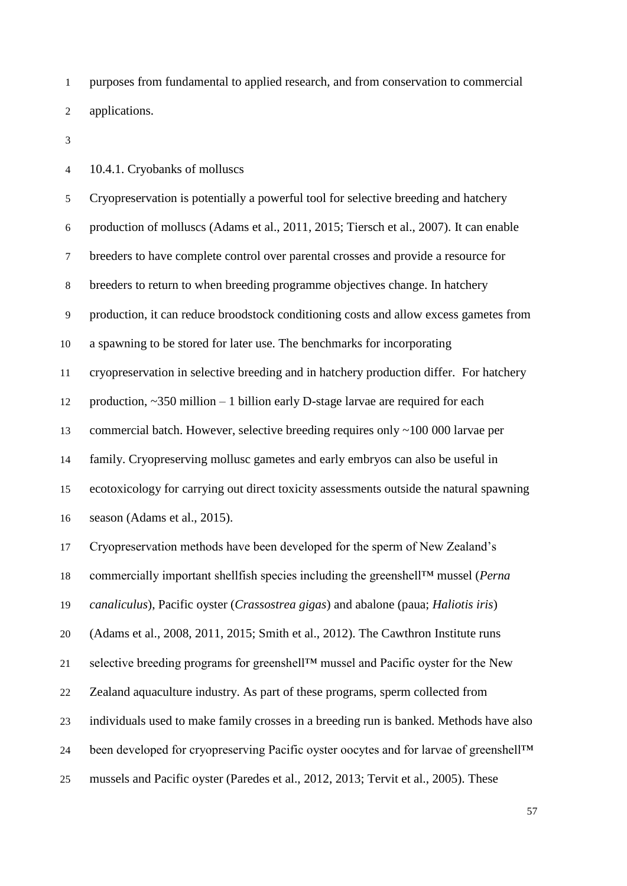purposes from fundamental to applied research, and from conservation to commercial applications.

#### 10.4.1. Cryobanks of molluscs

Cryopreservation is potentially a powerful tool for selective breeding and hatchery production of molluscs (Adams et al., 2011, 2015; Tiersch et al., 2007). It can enable breeders to have complete control over parental crosses and provide a resource for breeders to return to when breeding programme objectives change. In hatchery production, it can reduce broodstock conditioning costs and allow excess gametes from a spawning to be stored for later use. The benchmarks for incorporating cryopreservation in selective breeding and in hatchery production differ. For hatchery production, ~350 million – 1 billion early D-stage larvae are required for each commercial batch. However, selective breeding requires only ~100 000 larvae per family. Cryopreserving mollusc gametes and early embryos can also be useful in ecotoxicology for carrying out direct toxicity assessments outside the natural spawning season (Adams et al., 2015).

Cryopreservation methods have been developed for the sperm of New Zealand's commercially important shellfish species including the greenshell™ mussel (*Perna canaliculus*), Pacific oyster (*Crassostrea gigas*) and abalone (paua; *Haliotis iris*) (Adams et al., 2008, 2011, 2015; Smith et al., 2012). The Cawthron Institute runs selective breeding programs for greenshell™ mussel and Pacific oyster for the New Zealand aquaculture industry. As part of these programs, sperm collected from individuals used to make family crosses in a breeding run is banked. Methods have also been developed for cryopreserving Pacific oyster oocytes and for larvae of greenshell™ mussels and Pacific oyster (Paredes et al., 2012, 2013; Tervit et al., 2005). These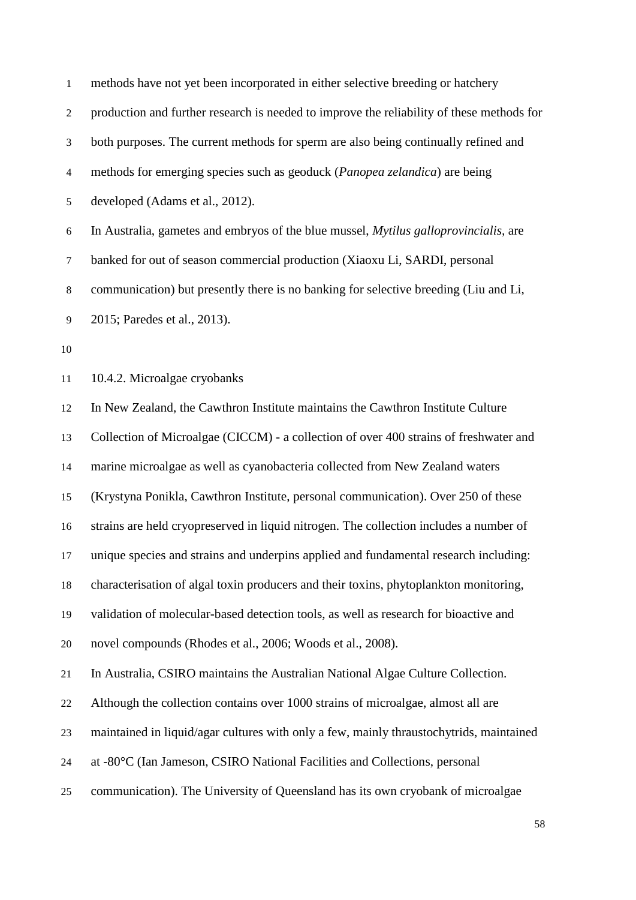methods have not yet been incorporated in either selective breeding or hatchery production and further research is needed to improve the reliability of these methods for both purposes. The current methods for sperm are also being continually refined and methods for emerging species such as geoduck (*Panopea zelandica*) are being developed (Adams et al., 2012).

In Australia, gametes and embryos of the blue mussel, *Mytilus galloprovincialis*, are banked for out of season commercial production (Xiaoxu Li, SARDI, personal communication) but presently there is no banking for selective breeding (Liu and Li, 2015; Paredes et al., 2013).

### 10.4.2. Microalgae cryobanks

In New Zealand, the Cawthron Institute maintains the Cawthron Institute Culture Collection of Microalgae (CICCM) - a collection of over 400 strains of freshwater and marine microalgae as well as cyanobacteria collected from New Zealand waters (Krystyna Ponikla, Cawthron Institute, personal communication). Over 250 of these strains are held cryopreserved in liquid nitrogen. The collection includes a number of unique species and strains and underpins applied and fundamental research including: characterisation of algal toxin producers and their toxins, phytoplankton monitoring, validation of molecular-based detection tools, as well as research for bioactive and novel compounds (Rhodes et al., 2006; Woods et al., 2008).

In Australia, CSIRO maintains the Australian National Algae Culture Collection. Although the collection contains over 1000 strains of microalgae, almost all are maintained in liquid/agar cultures with only a few, mainly thraustochytrids, maintained at -80°C (Ian Jameson, CSIRO National Facilities and Collections, personal communication). The University of Queensland has its own cryobank of microalgae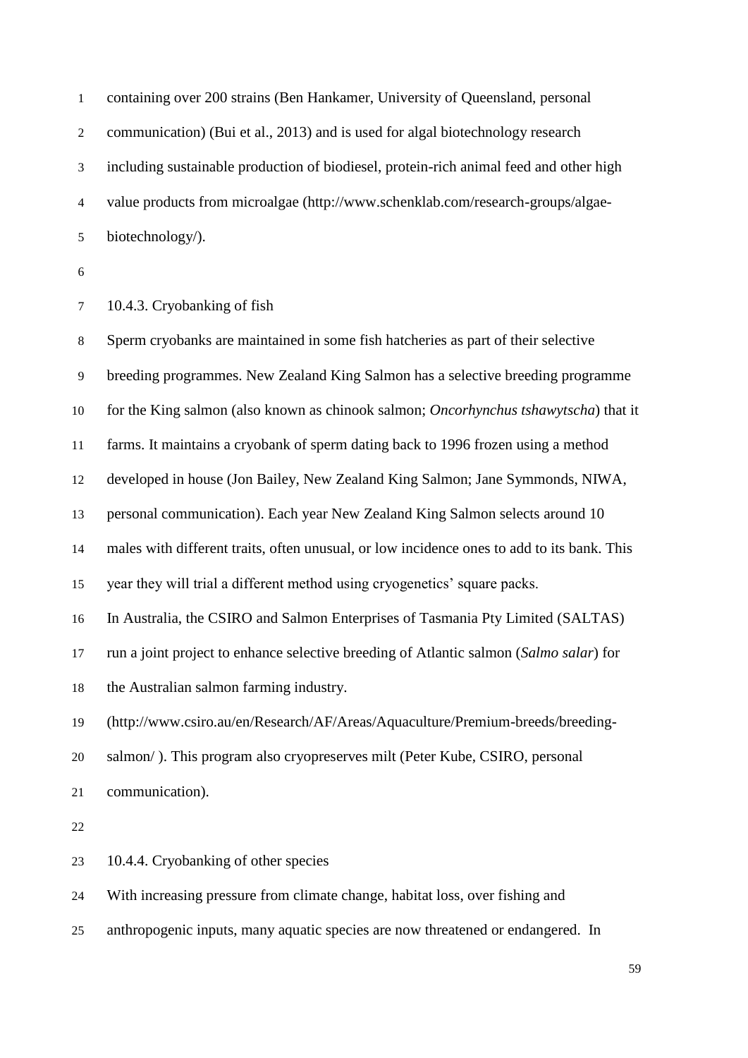containing over 200 strains (Ben Hankamer, University of Queensland, personal communication) (Bui et al., 2013) and is used for algal biotechnology research including sustainable production of biodiesel, protein-rich animal feed and other high value products from microalgae (http://www.schenklab.com/research-groups/algae-biotechnology/).

### 10.4.3. Cryobanking of fish

Sperm cryobanks are maintained in some fish hatcheries as part of their selective breeding programmes. New Zealand King Salmon has a selective breeding programme for the King salmon (also known as chinook salmon; *Oncorhynchus tshawytscha*) that it farms. It maintains a cryobank of sperm dating back to 1996 frozen using a method developed in house (Jon Bailey, New Zealand King Salmon; Jane Symmonds, NIWA, personal communication). Each year New Zealand King Salmon selects around 10 males with different traits, often unusual, or low incidence ones to add to its bank. This year they will trial a different method using cryogenetics' square packs.

In Australia, the CSIRO and Salmon Enterprises of Tasmania Pty Limited (SALTAS) run a joint project to enhance selective breeding of Atlantic salmon (*Salmo salar*) for the Australian salmon farming industry. (http://www.csiro.au/en/Research/AF/Areas/Aquaculture/Premium-breeds/breeding-salmon/ ). This program also cryopreserves milt (Peter Kube, CSIRO, personal communication).

### 10.4.4. Cryobanking of other species

With increasing pressure from climate change, habitat loss, over fishing and anthropogenic inputs, many aquatic species are now threatened or endangered. In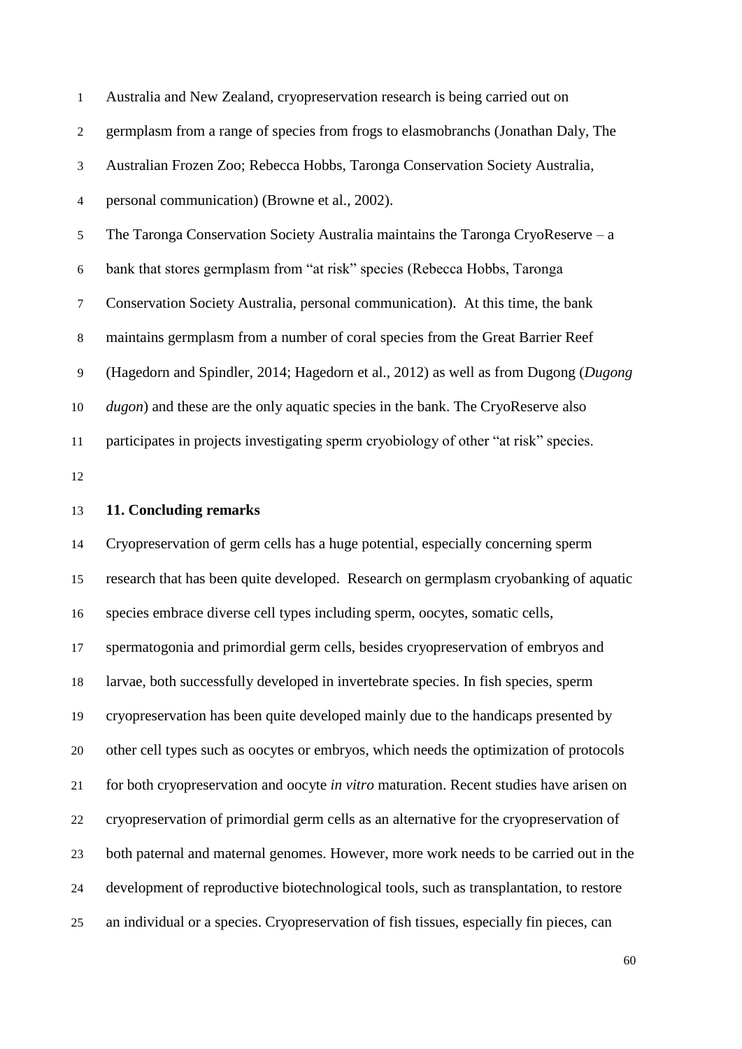Australia and New Zealand, cryopreservation research is being carried out on germplasm from a range of species from frogs to elasmobranchs (Jonathan Daly, The Australian Frozen Zoo; Rebecca Hobbs, Taronga Conservation Society Australia, personal communication) (Browne et al., 2002).

The Taronga Conservation Society Australia maintains the Taronga CryoReserve – a bank that stores germplasm from "at risk" species (Rebecca Hobbs, Taronga Conservation Society Australia, personal communication). At this time, the bank maintains germplasm from a number of coral species from the Great Barrier Reef (Hagedorn and Spindler, 2014; Hagedorn et al., 2012) as well as from Dugong (*Dugong dugon*) and these are the only aquatic species in the bank. The CryoReserve also participates in projects investigating sperm cryobiology of other "at risk" species.

## 11. Concluding remarks

Cryopreservation of germ cells has a huge potential, especially concerning sperm research that has been quite developed. Research on germplasm cryobanking of aquatic species embrace diverse cell types including sperm, oocytes, somatic cells, spermatogonia and primordial germ cells, besides cryopreservation of embryos and larvae, both successfully developed in invertebrate species. In fish species, sperm cryopreservation has been quite developed mainly due to the handicaps presented by other cell types such as oocytes or embryos, which needs the optimization of protocols for both cryopreservation and oocyte *in vitro* maturation. Recent studies have arisen on cryopreservation of primordial germ cells as an alternative for the cryopreservation of both paternal and maternal genomes. However, more work needs to be carried out in the development of reproductive biotechnological tools, such as transplantation, to restore an individual or a species. Cryopreservation of fish tissues, especially fin pieces, can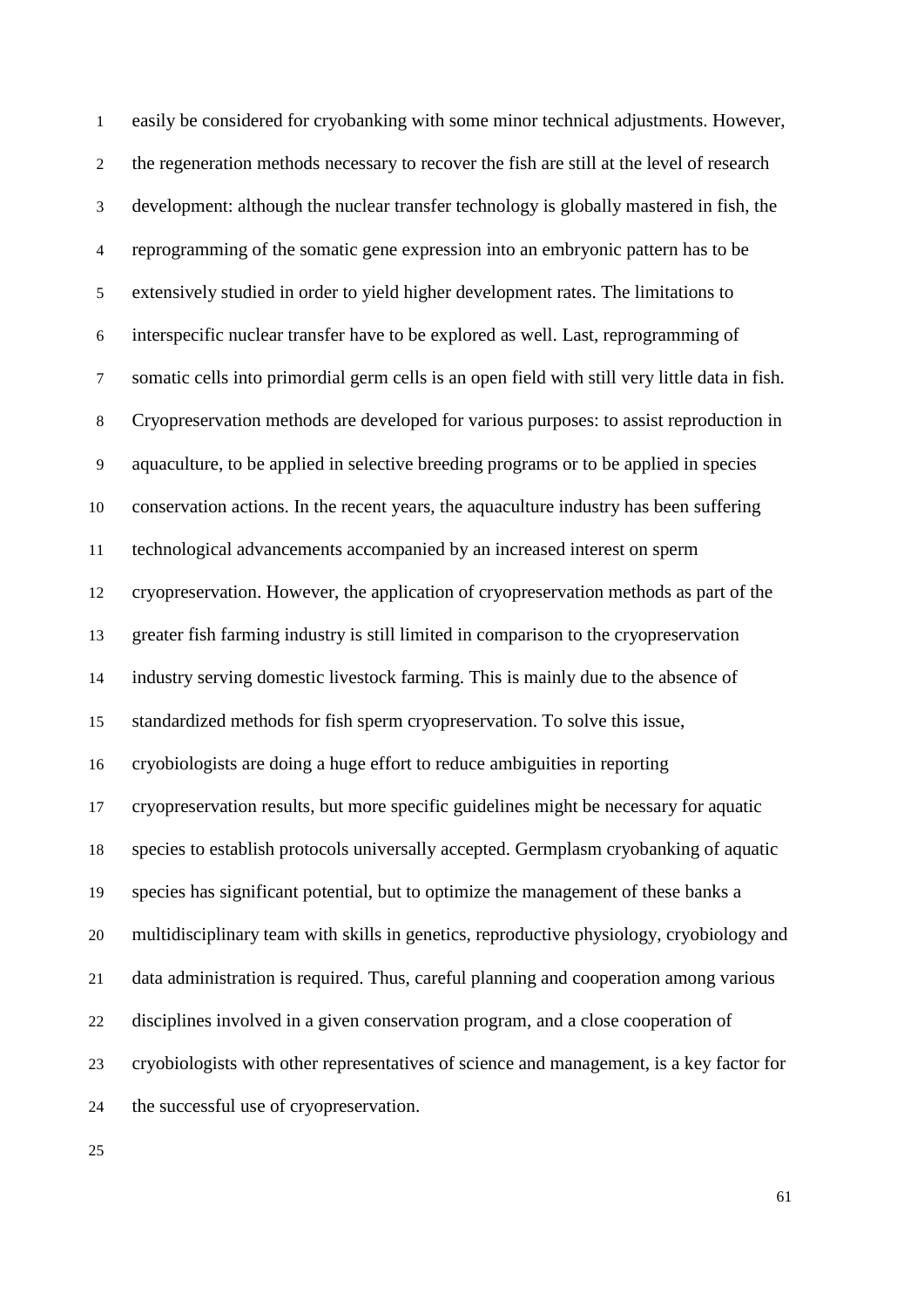easily be considered for cryobanking with some minor technical adjustments. However, the regeneration methods necessary to recover the fish are still at the level of research development: although the nuclear transfer technology is globally mastered in fish, the reprogramming of the somatic gene expression into an embryonic pattern has to be extensively studied in order to yield higher development rates. The limitations to interspecific nuclear transfer have to be explored as well. Last, reprogramming of somatic cells into primordial germ cells is an open field with still very little data in fish. Cryopreservation methods are developed for various purposes: to assist reproduction in aquaculture, to be applied in selective breeding programs or to be applied in species conservation actions. In the recent years, the aquaculture industry has been suffering technological advancements accompanied by an increased interest on sperm cryopreservation. However, the application of cryopreservation methods as part of the greater fish farming industry is still limited in comparison to the cryopreservation industry serving domestic livestock farming. This is mainly due to the absence of standardized methods for fish sperm cryopreservation. To solve this issue, cryobiologists are doing a huge effort to reduce ambiguities in reporting cryopreservation results, but more specific guidelines might be necessary for aquatic species to establish protocols universally accepted. Germplasm cryobanking of aquatic species has significant potential, but to optimize the management of these banks a multidisciplinary team with skills in genetics, reproductive physiology, cryobiology and data administration is required. Thus, careful planning and cooperation among various disciplines involved in a given conservation program, and a close cooperation of cryobiologists with other representatives of science and management, is a key factor for the successful use of cryopreservation.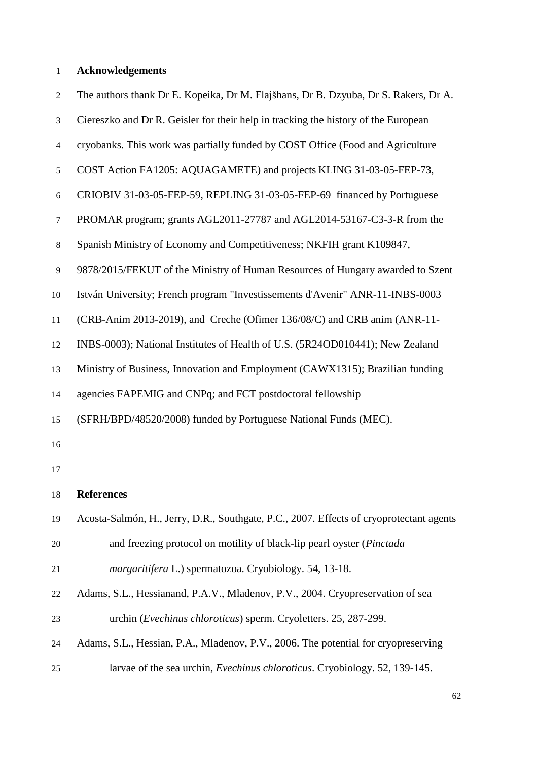## Acknowledgements

The authors thank Dr E. Kopeika, Dr M. Flajšhans, Dr B. Dzyuba, Dr S. Rakers, Dr A. Ciereszko and Dr R. Geisler for their help in tracking the history of the European cryobanks. This work was partially funded by COST Office (Food and Agriculture COST Action FA1205: AQUAGAMETE) and projects KLING 31-03-05-FEP-73, CRIOBIV 31-03-05-FEP-59, REPLING 31-03-05-FEP-69 financed by Portuguese PROMAR program; grants AGL2011-27787 and AGL2014-53167-C3-3-R from the Spanish Ministry of Economy and Competitiveness; NKFIH grant K109847, 9878/2015/FEKUT of the Ministry of Human Resources of Hungary awarded to Szent István University; French program "Investissements d'Avenir" ANR-11-INBS-0003 (CRB-Anim 2013-2019), and Creche (Ofimer 136/08/C) and CRB anim (ANR-11-INBS-0003); National Institutes of Health of U.S. (5R24OD010441); New Zealand Ministry of Business, Innovation and Employment (CAWX1315); Brazilian funding agencies FAPEMIG and CNPq; and FCT postdoctoral fellowship (SFRH/BPD/48520/2008) funded by Portuguese National Funds (MEC).

## References

Acosta-Salmón, H., Jerry, D.R., Southgate, P.C., 2007. Effects of cryoprotectant agents and freezing protocol on motility of black-lip pearl oyster (*Pinctada margaritifera* L.) spermatozoa. Cryobiology. 54, 13-18.

Adams, S.L., Hessianand, P.A.V., Mladenov, P.V., 2004. Cryopreservation of sea urchin (*Evechinus chloroticus*) sperm. Cryoletters. 25, 287-299.

Adams, S.L., Hessian, P.A., Mladenov, P.V., 2006. The potential for cryopreserving larvae of the sea urchin, *Evechinus chloroticus*. Cryobiology. 52, 139-145.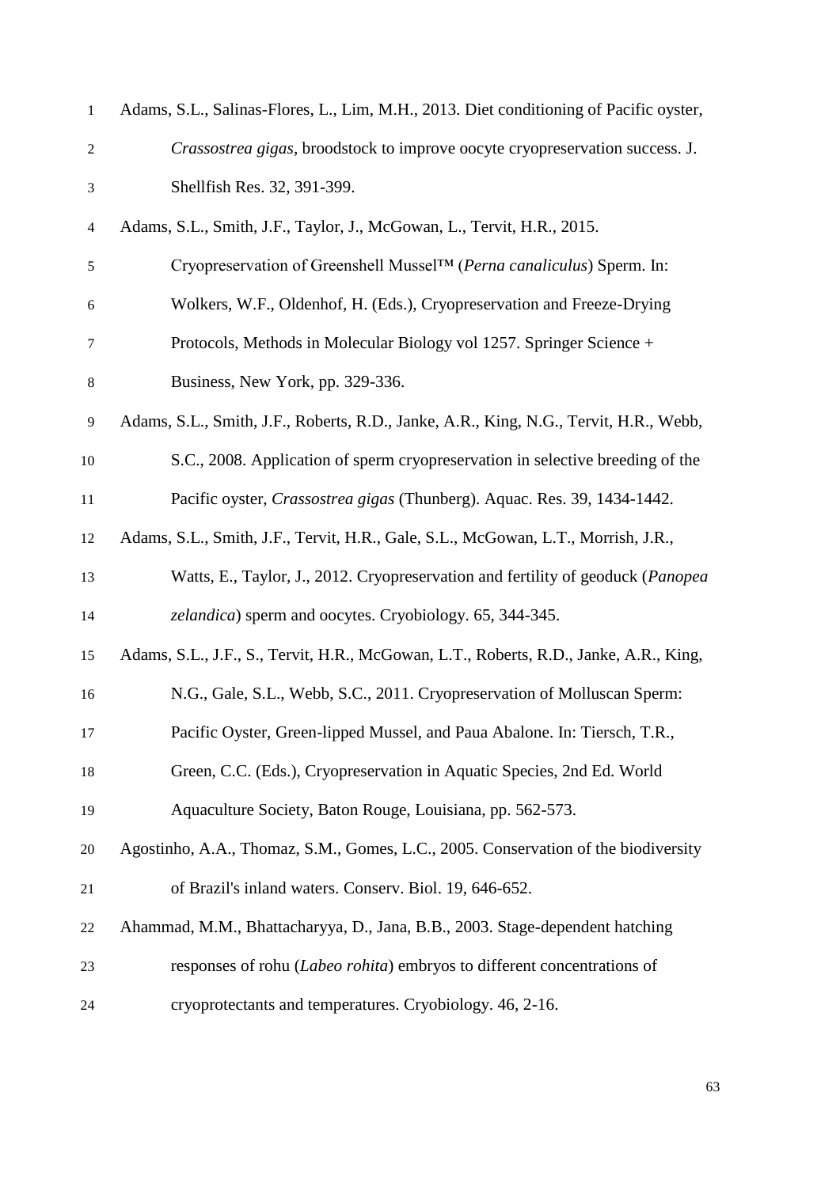Adams, S.L., Salinas-Flores, L., Lim, M.H., 2013. Diet conditioning of Pacific oyster, *Crassostrea gigas*, broodstock to improve oocyte cryopreservation success. J. Shellfish Res. 32, 391-399.

Adams, S.L., Smith, J.F., Taylor, J., McGowan, L., Tervit, H.R., 2015. Cryopreservation of Greenshell Mussel™ (*Perna canaliculus*) Sperm. In: Wolkers, W.F., Oldenhof, H. (Eds.), Cryopreservation and Freeze-Drying Protocols, Methods in Molecular Biology vol 1257. Springer Science + Business, New York, pp. 329-336.

Adams, S.L., Smith, J.F., Roberts, R.D., Janke, A.R., King, N.G., Tervit, H.R., Webb, S.C., 2008. Application of sperm cryopreservation in selective breeding of the Pacific oyster, *Crassostrea gigas* (Thunberg). Aquac. Res. 39, 1434-1442.

Adams, S.L., Smith, J.F., Tervit, H.R., Gale, S.L., McGowan, L.T., Morrish, J.R., Watts, E., Taylor, J., 2012. Cryopreservation and fertility of geoduck (*Panopea zelandica*) sperm and oocytes. Cryobiology. 65, 344-345.

Adams, S.L., J.F., S., Tervit, H.R., McGowan, L.T., Roberts, R.D., Janke, A.R., King, N.G., Gale, S.L., Webb, S.C., 2011. Cryopreservation of Molluscan Sperm: Pacific Oyster, Green-lipped Mussel, and Paua Abalone. In: Tiersch, T.R., Green, C.C. (Eds.), Cryopreservation in Aquatic Species, 2nd Ed. World Aquaculture Society, Baton Rouge, Louisiana, pp. 562-573.

Agostinho, A.A., Thomaz, S.M., Gomes, L.C., 2005. Conservation of the biodiversity of Brazil's inland waters. Conserv. Biol. 19, 646-652.

Ahammad, M.M., Bhattacharyya, D., Jana, B.B., 2003. Stage-dependent hatching responses of rohu (*Labeo rohita*) embryos to different concentrations of cryoprotectants and temperatures. Cryobiology. 46, 2-16.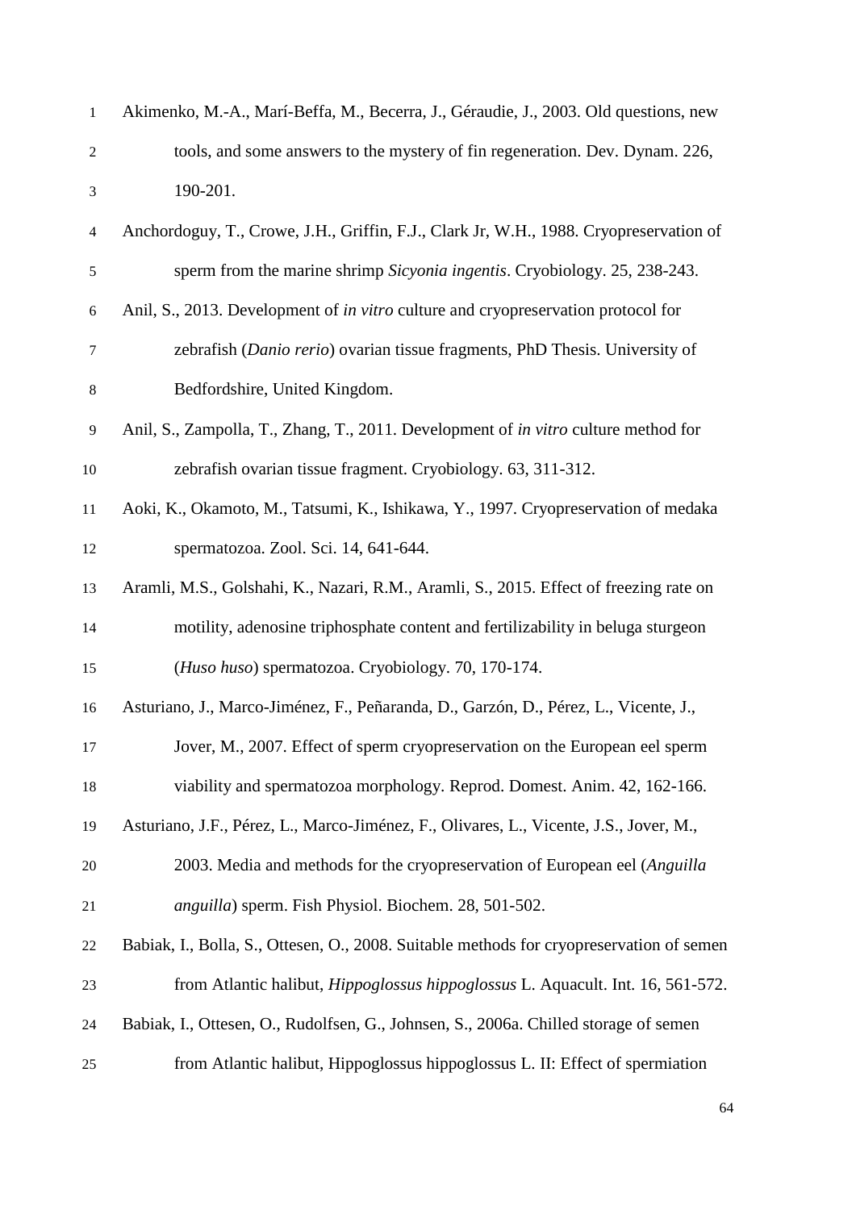Akimenko, M.-A., Marí-Beffa, M., Becerra, J., Géraudie, J., 2003. Old questions, new tools, and some answers to the mystery of fin regeneration. Dev. Dynam. 226, 190-201.

Anchordoguy, T., Crowe, J.H., Griffin, F.J., Clark Jr, W.H., 1988. Cryopreservation of sperm from the marine shrimp *Sicyonia ingentis*. Cryobiology. 25, 238-243.

Anil, S., 2013. Development of *in vitro* culture and cryopreservation protocol for zebrafish (*Danio rerio*) ovarian tissue fragments, PhD Thesis. University of Bedfordshire, United Kingdom.

Anil, S., Zampolla, T., Zhang, T., 2011. Development of *in vitro* culture method for zebrafish ovarian tissue fragment. Cryobiology. 63, 311-312.

Aoki, K., Okamoto, M., Tatsumi, K., Ishikawa, Y., 1997. Cryopreservation of medaka spermatozoa. Zool. Sci. 14, 641-644.

Aramli, M.S., Golshahi, K., Nazari, R.M., Aramli, S., 2015. Effect of freezing rate on motility, adenosine triphosphate content and fertilizability in beluga sturgeon (*Huso huso*) spermatozoa. Cryobiology. 70, 170-174.

Asturiano, J., Marco-Jiménez, F., Peñaranda, D., Garzón, D., Pérez, L., Vicente, J., Jover, M., 2007. Effect of sperm cryopreservation on the European eel sperm viability and spermatozoa morphology. Reprod. Domest. Anim. 42, 162-166.

Asturiano, J.F., Pérez, L., Marco-Jiménez, F., Olivares, L., Vicente, J.S., Jover, M., 2003. Media and methods for the cryopreservation of European eel (*Anguilla anguilla*) sperm. Fish Physiol. Biochem. 28, 501-502.

Babiak, I., Bolla, S., Ottesen, O., 2008. Suitable methods for cryopreservation of semen from Atlantic halibut, *Hippoglossus hippoglossus* L. Aquacult. Int. 16, 561-572.

Babiak, I., Ottesen, O., Rudolfsen, G., Johnsen, S., 2006a. Chilled storage of semen from Atlantic halibut, Hippoglossus hippoglossus L. II: Effect of spermiation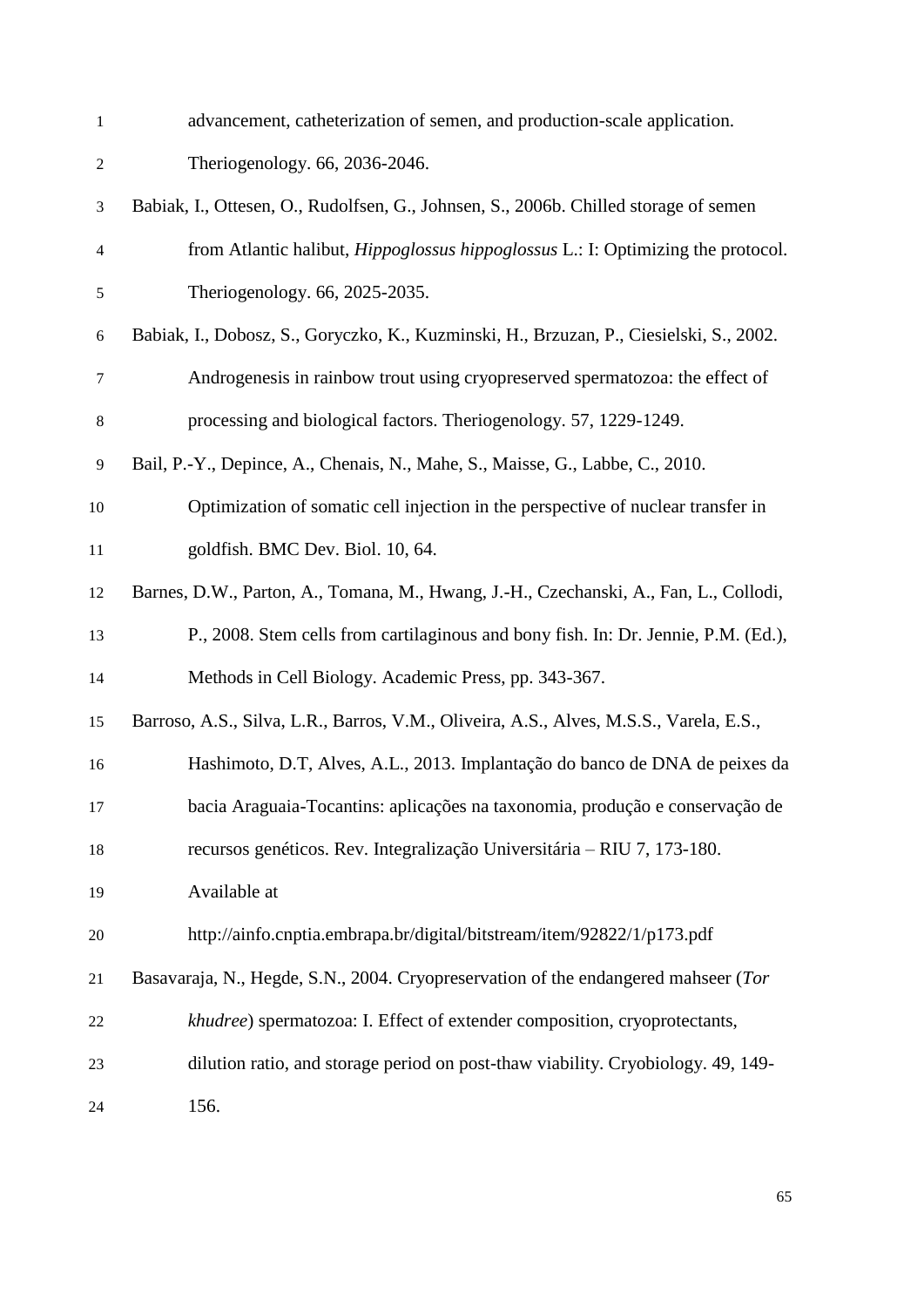advancement, catheterization of semen, and production-scale application. Theriogenology. 66, 2036-2046.

Babiak, I., Ottesen, O., Rudolfsen, G., Johnsen, S., 2006b. Chilled storage of semen from Atlantic halibut, *Hippoglossus hippoglossus* L.: I: Optimizing the protocol. Theriogenology. 66, 2025-2035.

Babiak, I., Dobosz, S., Goryczko, K., Kuzminski, H., Brzuzan, P., Ciesielski, S., 2002. Androgenesis in rainbow trout using cryopreserved spermatozoa: the effect of processing and biological factors. Theriogenology. 57, 1229-1249.

Bail, P.-Y., Depince, A., Chenais, N., Mahe, S., Maisse, G., Labbe, C., 2010. Optimization of somatic cell injection in the perspective of nuclear transfer in goldfish. BMC Dev. Biol. 10, 64.

Barnes, D.W., Parton, A., Tomana, M., Hwang, J.-H., Czechanski, A., Fan, L., Collodi, P., 2008. Stem cells from cartilaginous and bony fish. In: Dr. Jennie, P.M. (Ed.), Methods in Cell Biology. Academic Press, pp. 343-367.

Barroso, A.S., Silva, L.R., Barros, V.M., Oliveira, A.S., Alves, M.S.S., Varela, E.S., Hashimoto, D.T, Alves, A.L., 2013. Implantação do banco de DNA de peixes da bacia Araguaia-Tocantins: aplicações na taxonomia, produção e conservação de recursos genéticos. Rev. Integralização Universitária – RIU 7, 173-180. Available at http://ainfo.cnptia.embrapa.br/digital/bitstream/item/92822/1/p173.pdf

Basavaraja, N., Hegde, S.N., 2004. Cryopreservation of the endangered mahseer (*Tor khudree*) spermatozoa: I. Effect of extender composition, cryoprotectants, dilution ratio, and storage period on post-thaw viability. Cryobiology. 49, 149-156.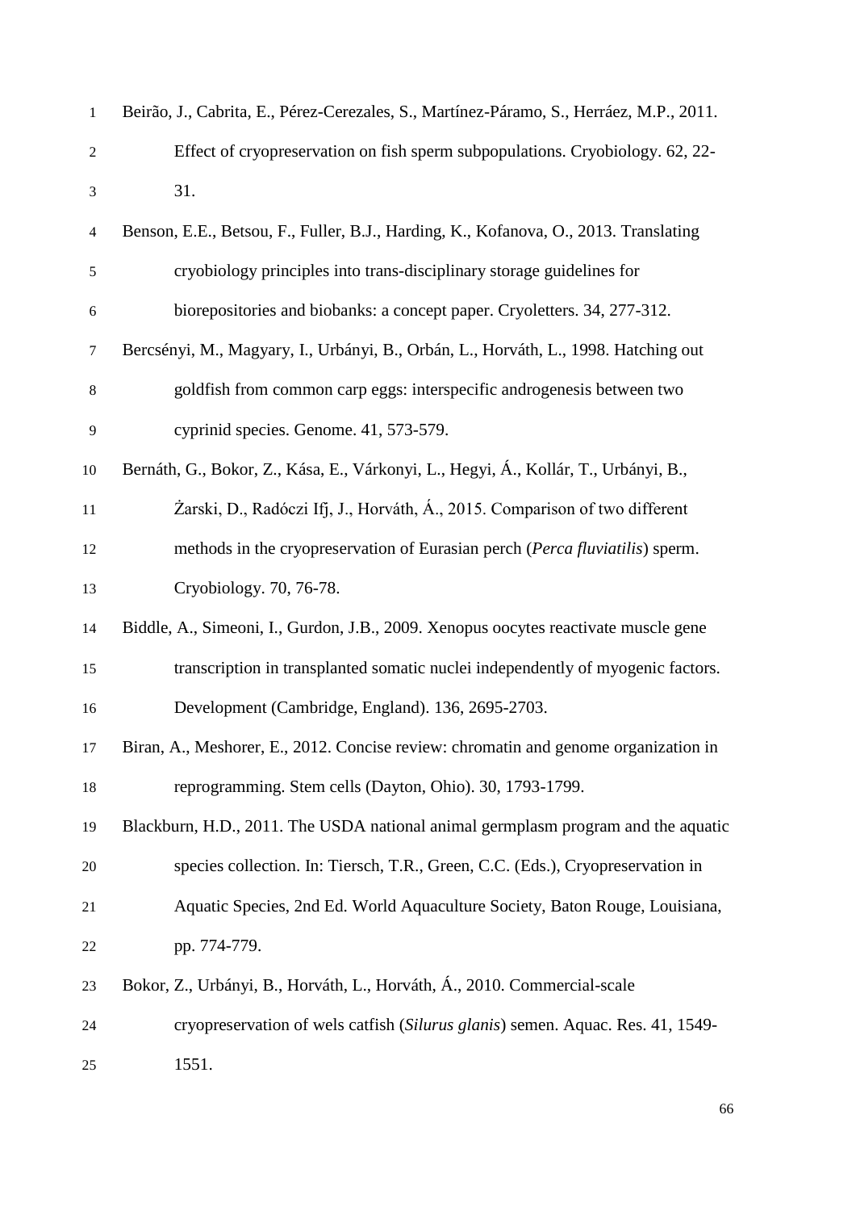Beirão, J., Cabrita, E., Pérez-Cerezales, S., Martínez-Páramo, S., Herráez, M.P., 2011. Effect of cryopreservation on fish sperm subpopulations. Cryobiology. 62, 22-31.

Benson, E.E., Betsou, F., Fuller, B.J., Harding, K., Kofanova, O., 2013. Translating cryobiology principles into trans-disciplinary storage guidelines for biorepositories and biobanks: a concept paper. Cryoletters. 34, 277-312.

Bercsényi, M., Magyary, I., Urbányi, B., Orbán, L., Horváth, L., 1998. Hatching out goldfish from common carp eggs: interspecific androgenesis between two cyprinid species. Genome. 41, 573-579.

Bernáth, G., Bokor, Z., Kása, E., Várkonyi, L., Hegyi, Á., Kollár, T., Urbányi, B., Żarski, D., Radóczi Ifj, J., Horváth, Á., 2015. Comparison of two different methods in the cryopreservation of Eurasian perch (*Perca fluviatilis*) sperm. Cryobiology. 70, 76-78.

Biddle, A., Simeoni, I., Gurdon, J.B., 2009. Xenopus oocytes reactivate muscle gene transcription in transplanted somatic nuclei independently of myogenic factors. Development (Cambridge, England). 136, 2695-2703.

Biran, A., Meshorer, E., 2012. Concise review: chromatin and genome organization in reprogramming. Stem cells (Dayton, Ohio). 30, 1793-1799.

Blackburn, H.D., 2011. The USDA national animal germplasm program and the aquatic species collection. In: Tiersch, T.R., Green, C.C. (Eds.), Cryopreservation in Aquatic Species, 2nd Ed. World Aquaculture Society, Baton Rouge, Louisiana, pp. 774-779.

Bokor, Z., Urbányi, B., Horváth, L., Horváth, Á., 2010. Commercial-scale cryopreservation of wels catfish (*Silurus glanis*) semen. Aquac. Res. 41, 1549-1551.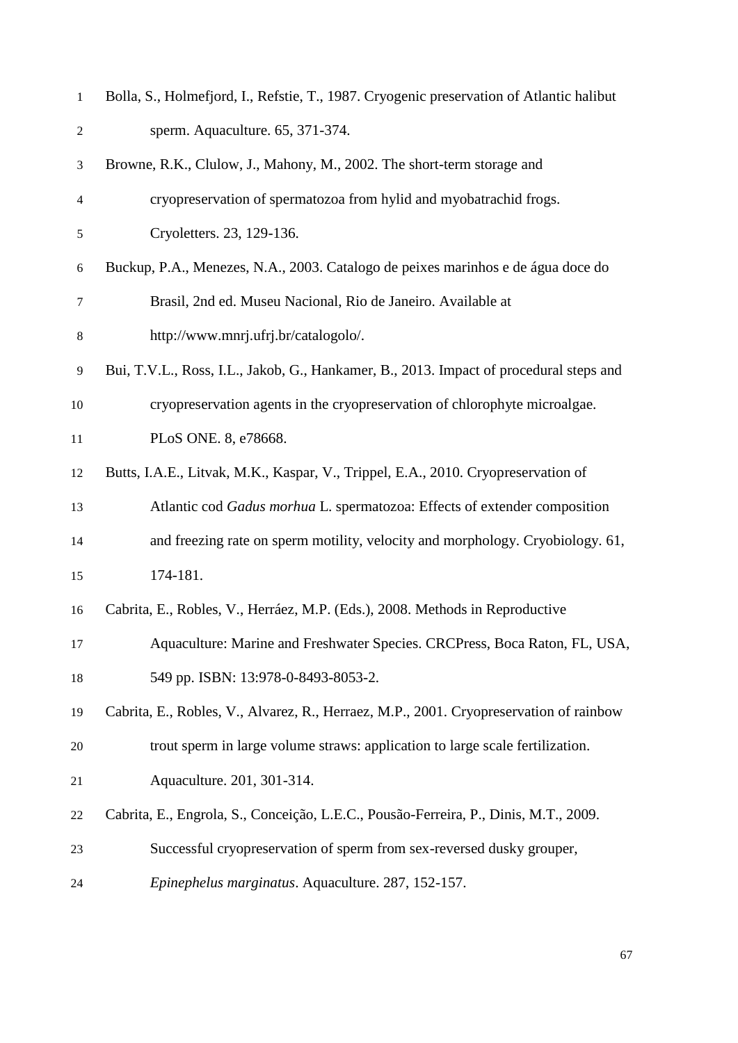Bolla, S., Holmefjord, I., Refstie, T., 1987. Cryogenic preservation of Atlantic halibut sperm. Aquaculture. 65, 371-374.

Browne, R.K., Clulow, J., Mahony, M., 2002. The short-term storage and cryopreservation of spermatozoa from hylid and myobatrachid frogs. Cryoletters. 23, 129-136.

Buckup, P.A., Menezes, N.A., 2003. Catalogo de peixes marinhos e de água doce do Brasil, 2nd ed. Museu Nacional, Rio de Janeiro. Available at http://www.mnrj.ufrj.br/catalogolo/.

Bui, T.V.L., Ross, I.L., Jakob, G., Hankamer, B., 2013. Impact of procedural steps and cryopreservation agents in the cryopreservation of chlorophyte microalgae. PLoS ONE. 8, e78668.

Butts, I.A.E., Litvak, M.K., Kaspar, V., Trippel, E.A., 2010. Cryopreservation of Atlantic cod *Gadus morhua* L. spermatozoa: Effects of extender composition and freezing rate on sperm motility, velocity and morphology. Cryobiology. 61, 174-181.

Cabrita, E., Robles, V., Herráez, M.P. (Eds.), 2008. Methods in Reproductive Aquaculture: Marine and Freshwater Species. CRCPress, Boca Raton, FL, USA, 549 pp. ISBN: 13:978-0-8493-8053-2.

Cabrita, E., Robles, V., Alvarez, R., Herraez, M.P., 2001. Cryopreservation of rainbow trout sperm in large volume straws: application to large scale fertilization. Aquaculture. 201, 301-314.

Cabrita, E., Engrola, S., Conceição, L.E.C., Pousão-Ferreira, P., Dinis, M.T., 2009. Successful cryopreservation of sperm from sex-reversed dusky grouper, *Epinephelus marginatus*. Aquaculture. 287, 152-157.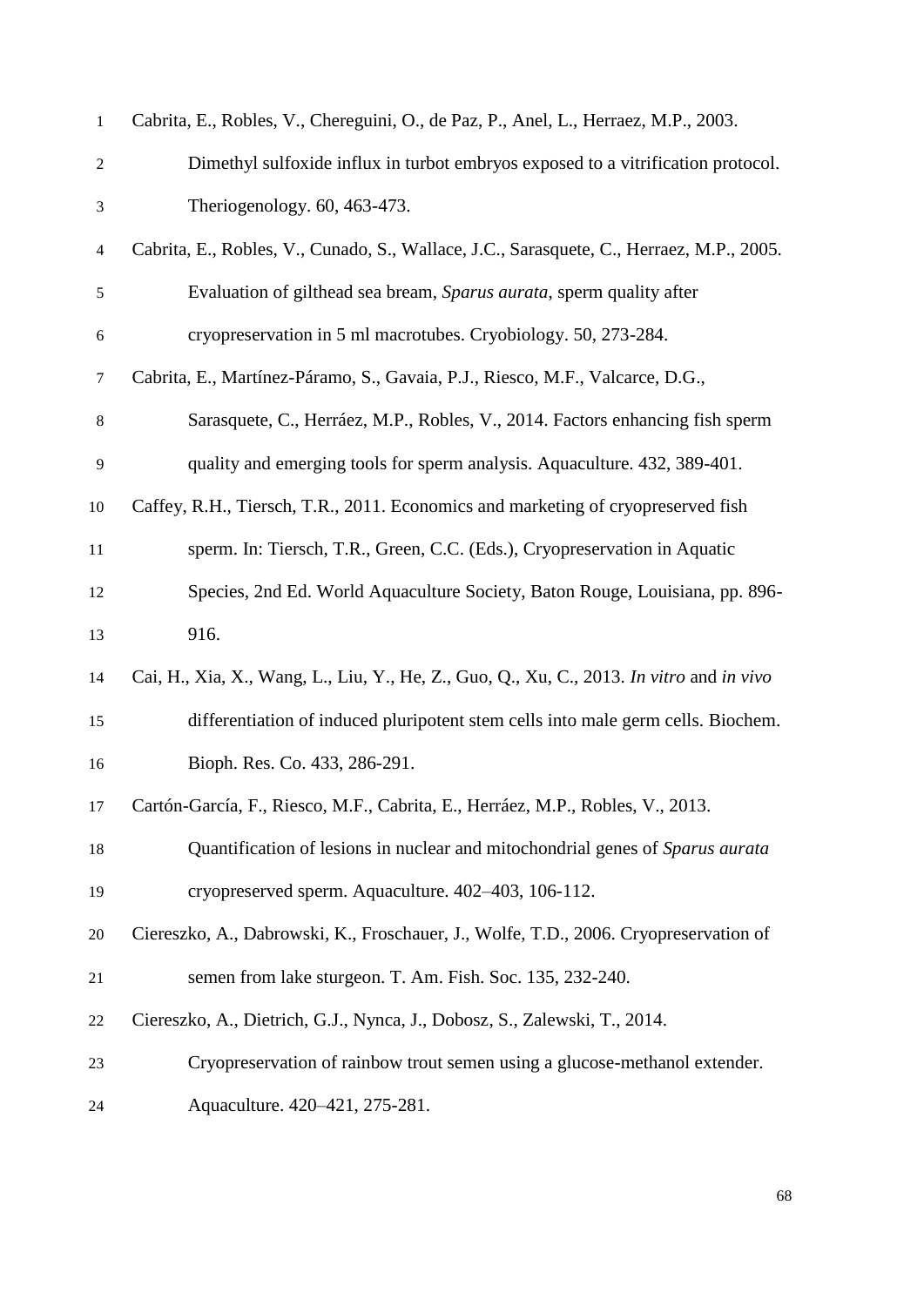Cabrita, E., Robles, V., Chereguini, O., de Paz, P., Anel, L., Herraez, M.P., 2003. Dimethyl sulfoxide influx in turbot embryos exposed to a vitrification protocol. Theriogenology. 60, 463-473.

Cabrita, E., Robles, V., Cunado, S., Wallace, J.C., Sarasquete, C., Herraez, M.P., 2005. Evaluation of gilthead sea bream, *Sparus aurata*, sperm quality after cryopreservation in 5 ml macrotubes. Cryobiology. 50, 273-284.

Cabrita, E., Martínez-Páramo, S., Gavaia, P.J., Riesco, M.F., Valcarce, D.G., Sarasquete, C., Herráez, M.P., Robles, V., 2014. Factors enhancing fish sperm quality and emerging tools for sperm analysis. Aquaculture. 432, 389-401.

Caffey, R.H., Tiersch, T.R., 2011. Economics and marketing of cryopreserved fish sperm. In: Tiersch, T.R., Green, C.C. (Eds.), Cryopreservation in Aquatic Species, 2nd Ed. World Aquaculture Society, Baton Rouge, Louisiana, pp. 896-916.

Cai, H., Xia, X., Wang, L., Liu, Y., He, Z., Guo, Q., Xu, C., 2013. *In vitro* and *in vivo* differentiation of induced pluripotent stem cells into male germ cells. Biochem. Bioph. Res. Co. 433, 286-291.

Cartón-García, F., Riesco, M.F., Cabrita, E., Herráez, M.P., Robles, V., 2013. Quantification of lesions in nuclear and mitochondrial genes of *Sparus aurata* cryopreserved sperm. Aquaculture. 402–403, 106-112.

Ciereszko, A., Dabrowski, K., Froschauer, J., Wolfe, T.D., 2006. Cryopreservation of semen from lake sturgeon. T. Am. Fish. Soc. 135, 232-240.

Ciereszko, A., Dietrich, G.J., Nynca, J., Dobosz, S., Zalewski, T., 2014. Cryopreservation of rainbow trout semen using a glucose-methanol extender. Aquaculture. 420–421, 275-281.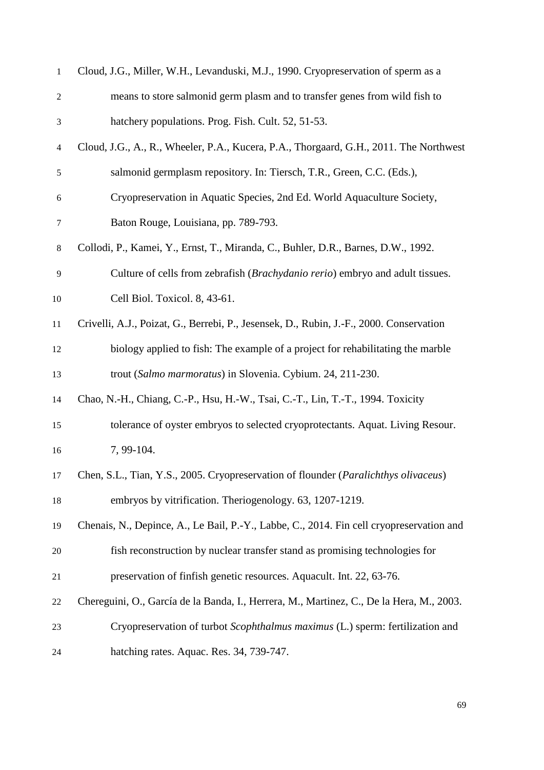Cloud, J.G., Miller, W.H., Levanduski, M.J., 1990. Cryopreservation of sperm as a means to store salmonid germ plasm and to transfer genes from wild fish to hatchery populations. Prog. Fish. Cult. 52, 51-53.

Cloud, J.G., A., R., Wheeler, P.A., Kucera, P.A., Thorgaard, G.H., 2011. The Northwest salmonid germplasm repository. In: Tiersch, T.R., Green, C.C. (Eds.), Cryopreservation in Aquatic Species, 2nd Ed. World Aquaculture Society, Baton Rouge, Louisiana, pp. 789-793.

Collodi, P., Kamei, Y., Ernst, T., Miranda, C., Buhler, D.R., Barnes, D.W., 1992. Culture of cells from zebrafish (*Brachydanio rerio*) embryo and adult tissues. Cell Biol. Toxicol. 8, 43-61.

Crivelli, A.J., Poizat, G., Berrebi, P., Jesensek, D., Rubin, J.-F., 2000. Conservation biology applied to fish: The example of a project for rehabilitating the marble trout (*Salmo marmoratus*) in Slovenia. Cybium. 24, 211-230.

Chao, N.-H., Chiang, C.-P., Hsu, H.-W., Tsai, C.-T., Lin, T.-T., 1994. Toxicity tolerance of oyster embryos to selected cryoprotectants. Aquat. Living Resour. 7, 99-104.

Chen, S.L., Tian, Y.S., 2005. Cryopreservation of flounder (*Paralichthys olivaceus*) embryos by vitrification. Theriogenology. 63, 1207-1219.

Chenais, N., Depince, A., Le Bail, P.-Y., Labbe, C., 2014. Fin cell cryopreservation and fish reconstruction by nuclear transfer stand as promising technologies for preservation of finfish genetic resources. Aquacult. Int. 22, 63-76.

Chereguini, O., García de la Banda, I., Herrera, M., Martinez, C., De la Hera, M., 2003. Cryopreservation of turbot *Scophthalmus maximus* (L.) sperm: fertilization and hatching rates. Aquac. Res. 34, 739-747.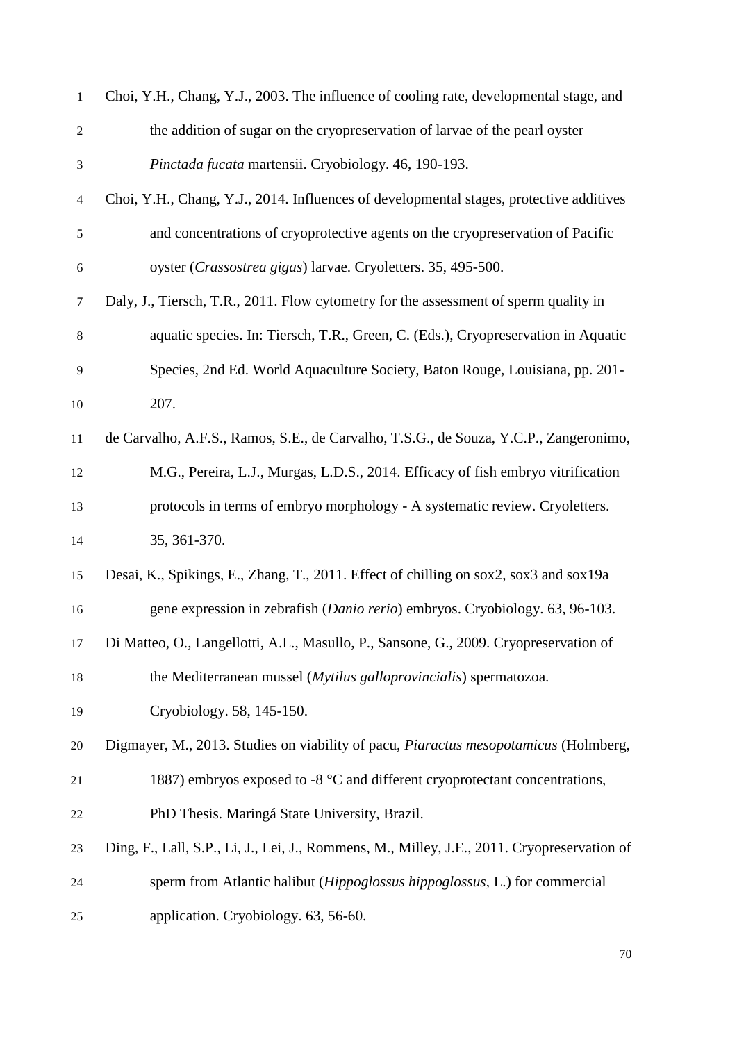Choi, Y.H., Chang, Y.J., 2003. The influence of cooling rate, developmental stage, and the addition of sugar on the cryopreservation of larvae of the pearl oyster *Pinctada fucata* martensii. Cryobiology. 46, 190-193.

Choi, Y.H., Chang, Y.J., 2014. Influences of developmental stages, protective additives and concentrations of cryoprotective agents on the cryopreservation of Pacific oyster (*Crassostrea gigas*) larvae. Cryoletters. 35, 495-500.

Daly, J., Tiersch, T.R., 2011. Flow cytometry for the assessment of sperm quality in aquatic species. In: Tiersch, T.R., Green, C. (Eds.), Cryopreservation in Aquatic Species, 2nd Ed. World Aquaculture Society, Baton Rouge, Louisiana, pp. 201-207.

de Carvalho, A.F.S., Ramos, S.E., de Carvalho, T.S.G., de Souza, Y.C.P., Zangeronimo, M.G., Pereira, L.J., Murgas, L.D.S., 2014. Efficacy of fish embryo vitrification protocols in terms of embryo morphology - A systematic review. Cryoletters. 35, 361-370.

Desai, K., Spikings, E., Zhang, T., 2011. Effect of chilling on sox2, sox3 and sox19a gene expression in zebrafish (*Danio rerio*) embryos. Cryobiology. 63, 96-103.

Di Matteo, O., Langellotti, A.L., Masullo, P., Sansone, G., 2009. Cryopreservation of the Mediterranean mussel (*Mytilus galloprovincialis*) spermatozoa. Cryobiology. 58, 145-150.

Digmayer, M., 2013. Studies on viability of pacu, *Piaractus mesopotamicus* (Holmberg, 1887) embryos exposed to -8 °C and different cryoprotectant concentrations, PhD Thesis. Maringá State University, Brazil.

Ding, F., Lall, S.P., Li, J., Lei, J., Rommens, M., Milley, J.E., 2011. Cryopreservation of sperm from Atlantic halibut (*Hippoglossus hippoglossus*, L.) for commercial application. Cryobiology. 63, 56-60.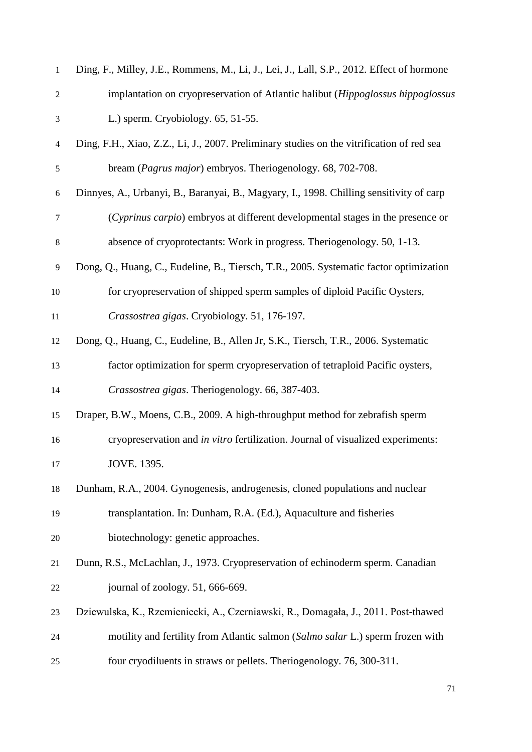Ding, F., Milley, J.E., Rommens, M., Li, J., Lei, J., Lall, S.P., 2012. Effect of hormone implantation on cryopreservation of Atlantic halibut (*Hippoglossus hippoglossus* L.) sperm. Cryobiology. 65, 51-55.

Ding, F.H., Xiao, Z.Z., Li, J., 2007. Preliminary studies on the vitrification of red sea bream (*Pagrus major*) embryos. Theriogenology. 68, 702-708.

Dinnyes, A., Urbanyi, B., Baranyai, B., Magyary, I., 1998. Chilling sensitivity of carp (*Cyprinus carpio*) embryos at different developmental stages in the presence or absence of cryoprotectants: Work in progress. Theriogenology. 50, 1-13.

Dong, Q., Huang, C., Eudeline, B., Tiersch, T.R., 2005. Systematic factor optimization for cryopreservation of shipped sperm samples of diploid Pacific Oysters, *Crassostrea gigas*. Cryobiology. 51, 176-197.

Dong, Q., Huang, C., Eudeline, B., Allen Jr, S.K., Tiersch, T.R., 2006. Systematic factor optimization for sperm cryopreservation of tetraploid Pacific oysters, *Crassostrea gigas*. Theriogenology. 66, 387-403.

Draper, B.W., Moens, C.B., 2009. A high-throughput method for zebrafish sperm cryopreservation and *in vitro* fertilization. Journal of visualized experiments: JOVE. 1395.

Dunham, R.A., 2004. Gynogenesis, androgenesis, cloned populations and nuclear transplantation. In: Dunham, R.A. (Ed.), Aquaculture and fisheries biotechnology: genetic approaches.

Dunn, R.S., McLachlan, J., 1973. Cryopreservation of echinoderm sperm. Canadian journal of zoology. 51, 666-669.

Dziewulska, K., Rzemieniecki, A., Czerniawski, R., Domagała, J., 2011. Post-thawed motility and fertility from Atlantic salmon (*Salmo salar* L.) sperm frozen with four cryodiluents in straws or pellets. Theriogenology. 76, 300-311.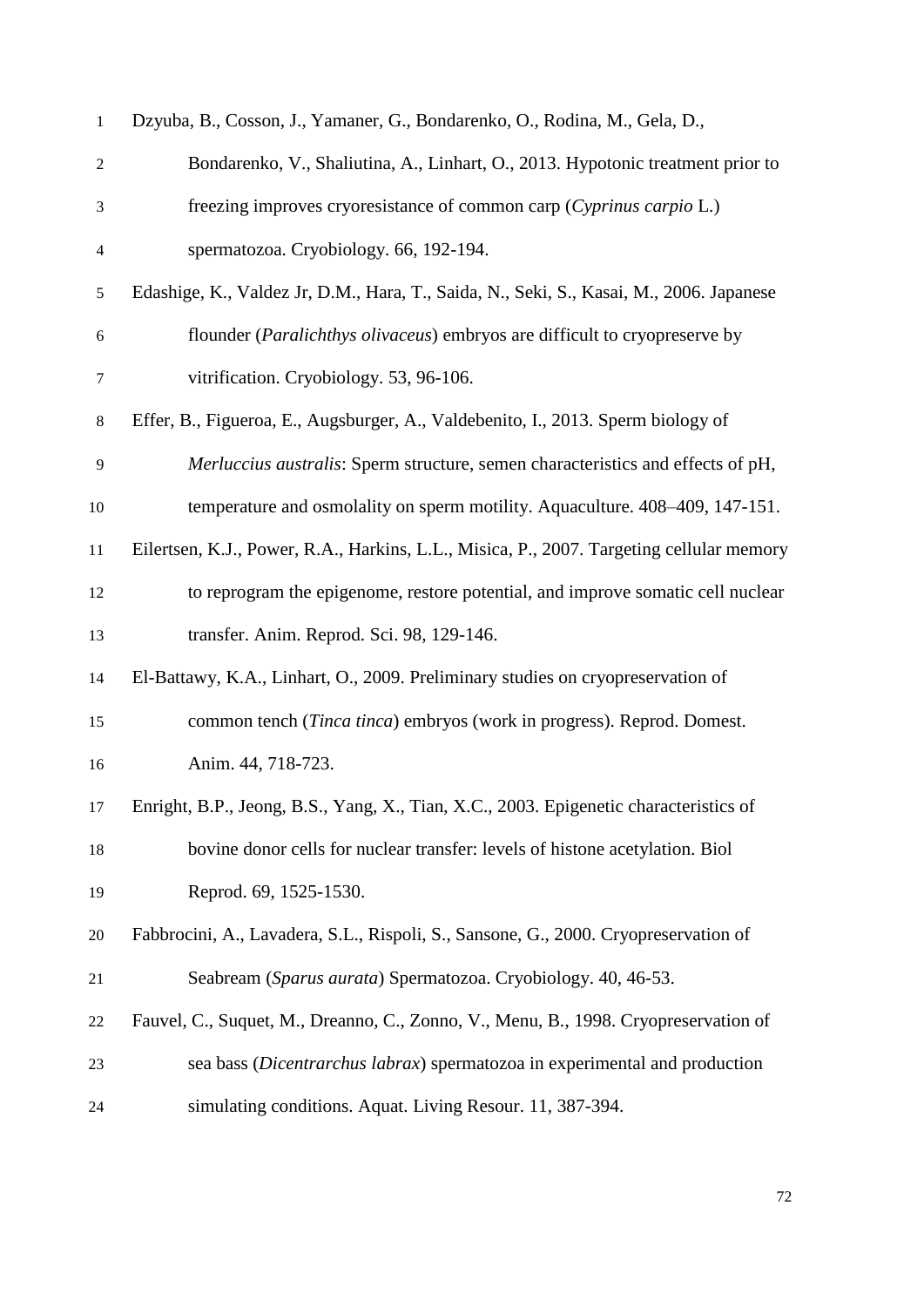Dzyuba, B., Cosson, J., Yamaner, G., Bondarenko, O., Rodina, M., Gela, D., Bondarenko, V., Shaliutina, A., Linhart, O., 2013. Hypotonic treatment prior to freezing improves cryoresistance of common carp (*Cyprinus carpio* L.) spermatozoa. Cryobiology. 66, 192-194.

Edashige, K., Valdez Jr, D.M., Hara, T., Saida, N., Seki, S., Kasai, M., 2006. Japanese flounder (*Paralichthys olivaceus*) embryos are difficult to cryopreserve by vitrification. Cryobiology. 53, 96-106.

Effer, B., Figueroa, E., Augsburger, A., Valdebenito, I., 2013. Sperm biology of *Merluccius australis*: Sperm structure, semen characteristics and effects of pH, temperature and osmolality on sperm motility. Aquaculture. 408–409, 147-151.

Eilertsen, K.J., Power, R.A., Harkins, L.L., Misica, P., 2007. Targeting cellular memory to reprogram the epigenome, restore potential, and improve somatic cell nuclear transfer. Anim. Reprod. Sci. 98, 129-146.

El-Battawy, K.A., Linhart, O., 2009. Preliminary studies on cryopreservation of common tench (*Tinca tinca*) embryos (work in progress). Reprod. Domest. Anim. 44, 718-723.

Enright, B.P., Jeong, B.S., Yang, X., Tian, X.C., 2003. Epigenetic characteristics of bovine donor cells for nuclear transfer: levels of histone acetylation. Biol Reprod. 69, 1525-1530.

Fabbrocini, A., Lavadera, S.L., Rispoli, S., Sansone, G., 2000. Cryopreservation of Seabream (*Sparus aurata*) Spermatozoa. Cryobiology. 40, 46-53.

Fauvel, C., Suquet, M., Dreanno, C., Zonno, V., Menu, B., 1998. Cryopreservation of sea bass (*Dicentrarchus labrax*) spermatozoa in experimental and production simulating conditions. Aquat. Living Resour. 11, 387-394.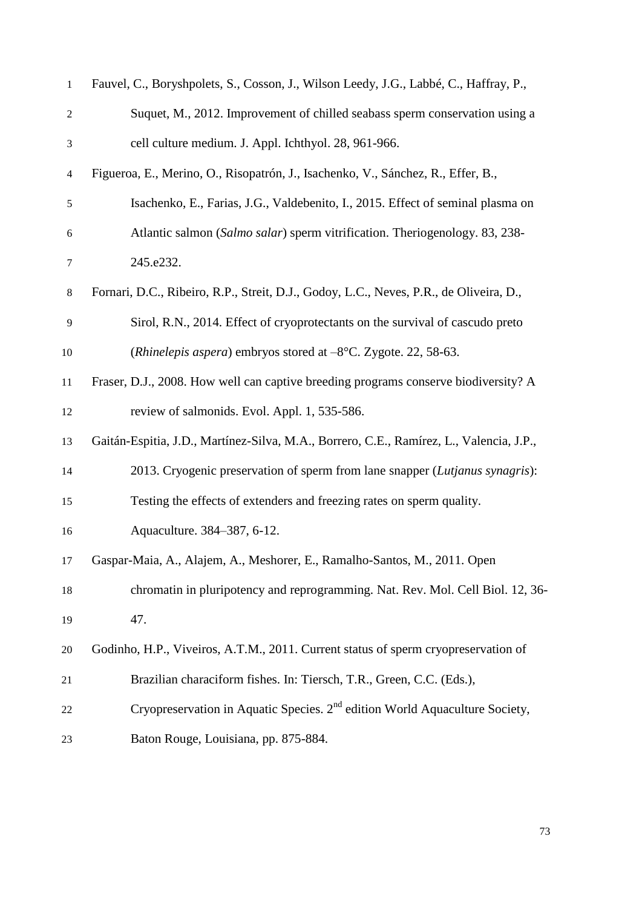Fauvel, C., Boryshpolets, S., Cosson, J., Wilson Leedy, J.G., Labbé, C., Haffray, P., Suquet, M., 2012. Improvement of chilled seabass sperm conservation using a cell culture medium. J. Appl. Ichthyol. 28, 961-966.

Figueroa, E., Merino, O., Risopatrón, J., Isachenko, V., Sánchez, R., Effer, B., Isachenko, E., Farias, J.G., Valdebenito, I., 2015. Effect of seminal plasma on Atlantic salmon (*Salmo salar*) sperm vitrification. Theriogenology. 83, 238-245.e232.

Fornari, D.C., Ribeiro, R.P., Streit, D.J., Godoy, L.C., Neves, P.R., de Oliveira, D., Sirol, R.N., 2014. Effect of cryoprotectants on the survival of cascudo preto (*Rhinelepis aspera*) embryos stored at –8°C. Zygote. 22, 58-63.

Fraser, D.J., 2008. How well can captive breeding programs conserve biodiversity? A review of salmonids. Evol. Appl. 1, 535-586.

Gaitán-Espitia, J.D., Martínez-Silva, M.A., Borrero, C.E., Ramírez, L., Valencia, J.P., 2013. Cryogenic preservation of sperm from lane snapper (*Lutjanus synagris*): Testing the effects of extenders and freezing rates on sperm quality. Aquaculture. 384–387, 6-12.

Gaspar-Maia, A., Alajem, A., Meshorer, E., Ramalho-Santos, M., 2011. Open chromatin in pluripotency and reprogramming. Nat. Rev. Mol. Cell Biol. 12, 36-47.

Godinho, H.P., Viveiros, A.T.M., 2011. Current status of sperm cryopreservation of Brazilian characiform fishes. In: Tiersch, T.R., Green, C.C. (Eds.), Cryopreservation in Aquatic Species. 2nd edition World Aquaculture Society, Baton Rouge, Louisiana, pp. 875-884.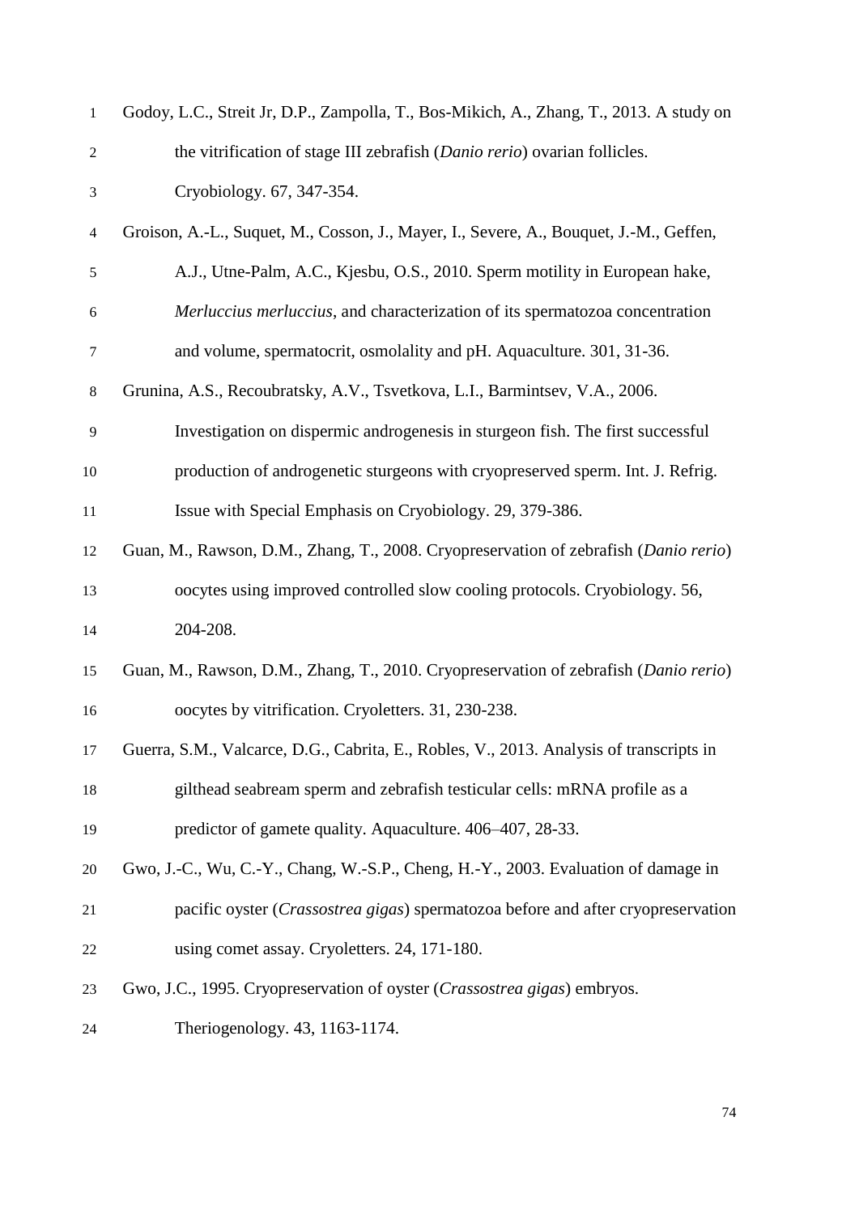Godoy, L.C., Streit Jr, D.P., Zampolla, T., Bos-Mikich, A., Zhang, T., 2013. A study on the vitrification of stage III zebrafish (*Danio rerio*) ovarian follicles. Cryobiology. 67, 347-354.

Groison, A.-L., Suquet, M., Cosson, J., Mayer, I., Severe, A., Bouquet, J.-M., Geffen, A.J., Utne-Palm, A.C., Kjesbu, O.S., 2010. Sperm motility in European hake, *Merluccius merluccius*, and characterization of its spermatozoa concentration and volume, spermatocrit, osmolality and pH. Aquaculture. 301, 31-36.

Grunina, A.S., Recoubratsky, A.V., Tsvetkova, L.I., Barmintsev, V.A., 2006. Investigation on dispermic androgenesis in sturgeon fish. The first successful production of androgenetic sturgeons with cryopreserved sperm. Int. J. Refrig. Issue with Special Emphasis on Cryobiology. 29, 379-386.

Guan, M., Rawson, D.M., Zhang, T., 2008. Cryopreservation of zebrafish (*Danio rerio*) oocytes using improved controlled slow cooling protocols. Cryobiology. 56, 204-208.

Guan, M., Rawson, D.M., Zhang, T., 2010. Cryopreservation of zebrafish (*Danio rerio*) oocytes by vitrification. Cryoletters. 31, 230-238.

Guerra, S.M., Valcarce, D.G., Cabrita, E., Robles, V., 2013. Analysis of transcripts in gilthead seabream sperm and zebrafish testicular cells: mRNA profile as a predictor of gamete quality. Aquaculture. 406–407, 28-33.

Gwo, J.-C., Wu, C.-Y., Chang, W.-S.P., Cheng, H.-Y., 2003. Evaluation of damage in pacific oyster (*Crassostrea gigas*) spermatozoa before and after cryopreservation using comet assay. Cryoletters. 24, 171-180.

Gwo, J.C., 1995. Cryopreservation of oyster (*Crassostrea gigas*) embryos. Theriogenology. 43, 1163-1174.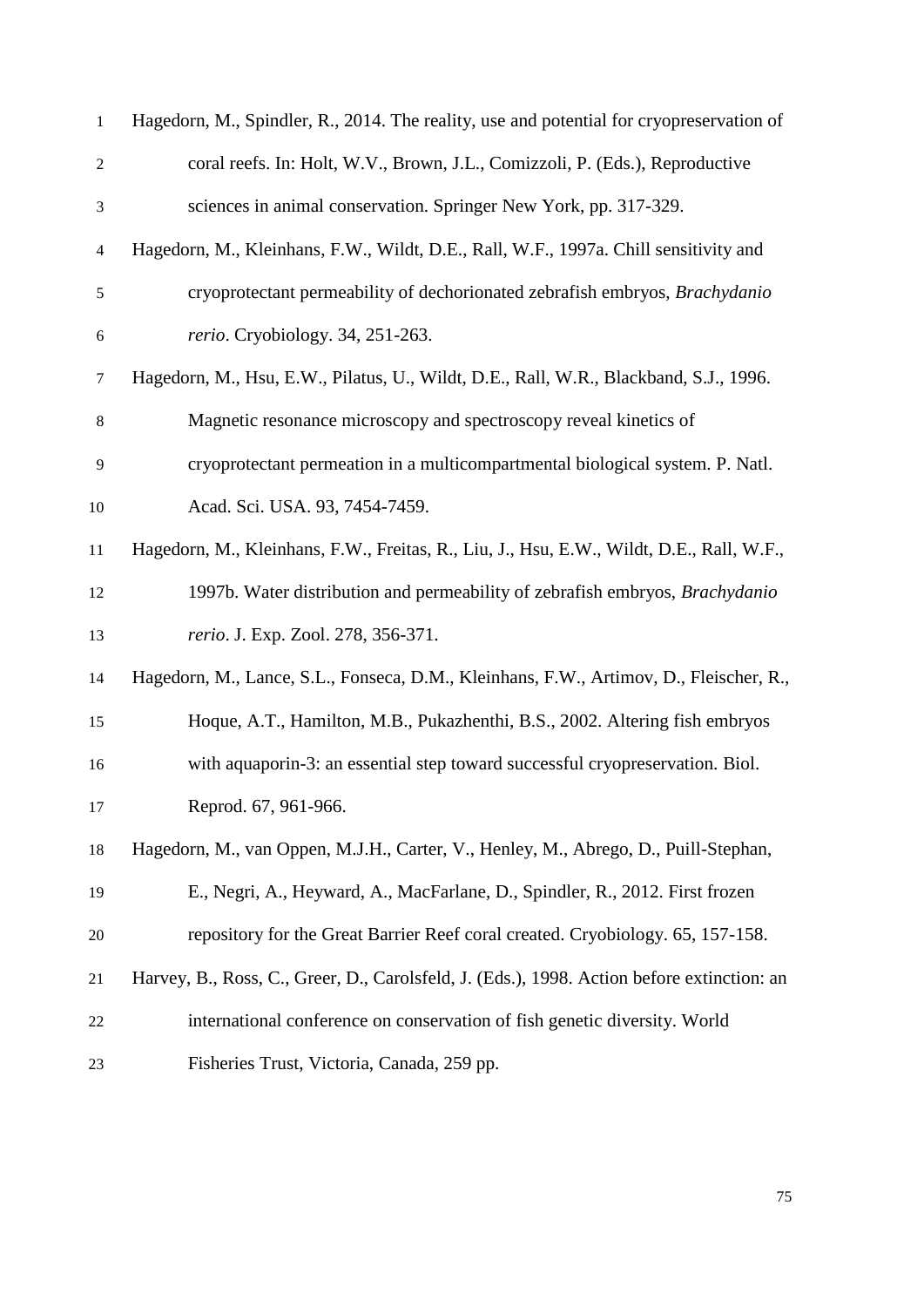Hagedorn, M., Spindler, R., 2014. The reality, use and potential for cryopreservation of coral reefs. In: Holt, W.V., Brown, J.L., Comizzoli, P. (Eds.), Reproductive sciences in animal conservation. Springer New York, pp. 317-329.

Hagedorn, M., Kleinhans, F.W., Wildt, D.E., Rall, W.F., 1997a. Chill sensitivity and cryoprotectant permeability of dechorionated zebrafish embryos, *Brachydanio rerio*. Cryobiology. 34, 251-263.

Hagedorn, M., Hsu, E.W., Pilatus, U., Wildt, D.E., Rall, W.R., Blackband, S.J., 1996. Magnetic resonance microscopy and spectroscopy reveal kinetics of cryoprotectant permeation in a multicompartmental biological system. P. Natl. Acad. Sci. USA. 93, 7454-7459.

Hagedorn, M., Kleinhans, F.W., Freitas, R., Liu, J., Hsu, E.W., Wildt, D.E., Rall, W.F., 1997b. Water distribution and permeability of zebrafish embryos, *Brachydanio rerio*. J. Exp. Zool. 278, 356-371.

Hagedorn, M., Lance, S.L., Fonseca, D.M., Kleinhans, F.W., Artimov, D., Fleischer, R., Hoque, A.T., Hamilton, M.B., Pukazhenthi, B.S., 2002. Altering fish embryos with aquaporin-3: an essential step toward successful cryopreservation. Biol. Reprod. 67, 961-966.

Hagedorn, M., van Oppen, M.J.H., Carter, V., Henley, M., Abrego, D., Puill-Stephan, E., Negri, A., Heyward, A., MacFarlane, D., Spindler, R., 2012. First frozen repository for the Great Barrier Reef coral created. Cryobiology. 65, 157-158.

Harvey, B., Ross, C., Greer, D., Carolsfeld, J. (Eds.), 1998. Action before extinction: an international conference on conservation of fish genetic diversity. World Fisheries Trust, Victoria, Canada, 259 pp.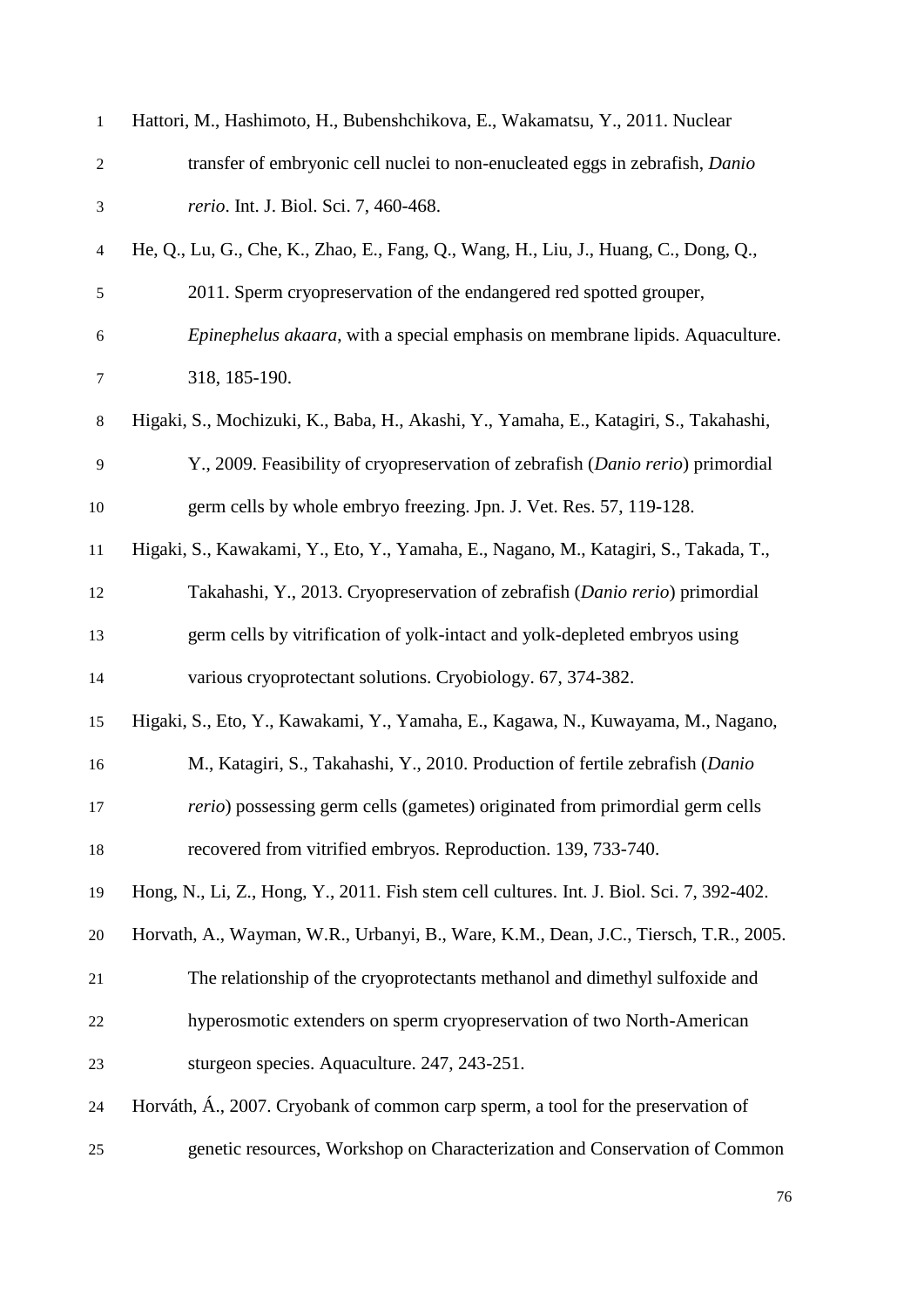Hattori, M., Hashimoto, H., Bubenshchikova, E., Wakamatsu, Y., 2011. Nuclear transfer of embryonic cell nuclei to non-enucleated eggs in zebrafish, *Danio rerio*. Int. J. Biol. Sci. 7, 460-468.

He, Q., Lu, G., Che, K., Zhao, E., Fang, Q., Wang, H., Liu, J., Huang, C., Dong, Q., 2011. Sperm cryopreservation of the endangered red spotted grouper, *Epinephelus akaara*, with a special emphasis on membrane lipids. Aquaculture. 318, 185-190.

Higaki, S., Mochizuki, K., Baba, H., Akashi, Y., Yamaha, E., Katagiri, S., Takahashi, Y., 2009. Feasibility of cryopreservation of zebrafish (*Danio rerio*) primordial germ cells by whole embryo freezing. Jpn. J. Vet. Res. 57, 119-128.

Higaki, S., Kawakami, Y., Eto, Y., Yamaha, E., Nagano, M., Katagiri, S., Takada, T., Takahashi, Y., 2013. Cryopreservation of zebrafish (*Danio rerio*) primordial germ cells by vitrification of yolk-intact and yolk-depleted embryos using various cryoprotectant solutions. Cryobiology. 67, 374-382.

Higaki, S., Eto, Y., Kawakami, Y., Yamaha, E., Kagawa, N., Kuwayama, M., Nagano, M., Katagiri, S., Takahashi, Y., 2010. Production of fertile zebrafish (*Danio rerio*) possessing germ cells (gametes) originated from primordial germ cells recovered from vitrified embryos. Reproduction. 139, 733-740.

Hong, N., Li, Z., Hong, Y., 2011. Fish stem cell cultures. Int. J. Biol. Sci. 7, 392-402.

Horvath, A., Wayman, W.R., Urbanyi, B., Ware, K.M., Dean, J.C., Tiersch, T.R., 2005. The relationship of the cryoprotectants methanol and dimethyl sulfoxide and hyperosmotic extenders on sperm cryopreservation of two North-American sturgeon species. Aquaculture. 247, 243-251.

Horváth, Á., 2007. Cryobank of common carp sperm, a tool for the preservation of genetic resources, Workshop on Characterization and Conservation of Common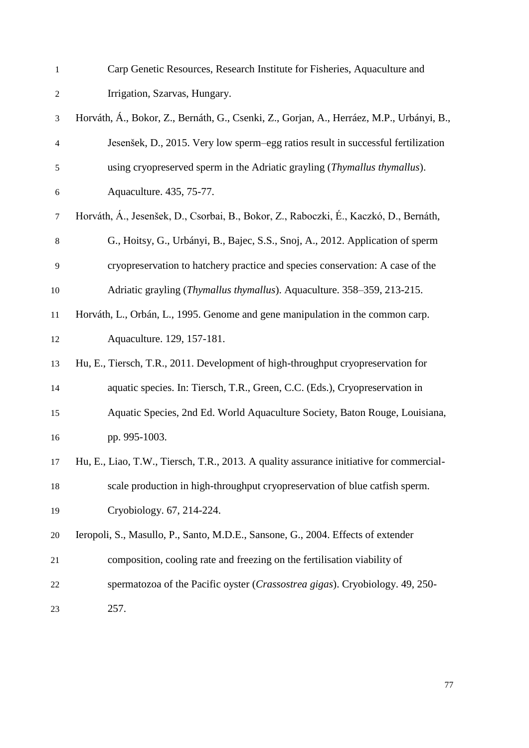Carp Genetic Resources, Research Institute for Fisheries, Aquaculture and Irrigation, Szarvas, Hungary.

Horváth, Á., Bokor, Z., Bernáth, G., Csenki, Z., Gorjan, A., Herráez, M.P., Urbányi, B., Jesenšek, D., 2015. Very low sperm–egg ratios result in successful fertilization using cryopreserved sperm in the Adriatic grayling (*Thymallus thymallus*). Aquaculture. 435, 75-77.

Horváth, Á., Jesenšek, D., Csorbai, B., Bokor, Z., Raboczki, É., Kaczkó, D., Bernáth, G., Hoitsy, G., Urbányi, B., Bajec, S.S., Snoj, A., 2012. Application of sperm cryopreservation to hatchery practice and species conservation: A case of the Adriatic grayling (*Thymallus thymallus*). Aquaculture. 358–359, 213-215.

Horváth, L., Orbán, L., 1995. Genome and gene manipulation in the common carp. Aquaculture. 129, 157-181.

Hu, E., Tiersch, T.R., 2011. Development of high-throughput cryopreservation for aquatic species. In: Tiersch, T.R., Green, C.C. (Eds.), Cryopreservation in Aquatic Species, 2nd Ed. World Aquaculture Society, Baton Rouge, Louisiana, pp. 995-1003.

Hu, E., Liao, T.W., Tiersch, T.R., 2013. A quality assurance initiative for commercial-scale production in high-throughput cryopreservation of blue catfish sperm. Cryobiology. 67, 214-224.

Ieropoli, S., Masullo, P., Santo, M.D.E., Sansone, G., 2004. Effects of extender composition, cooling rate and freezing on the fertilisation viability of spermatozoa of the Pacific oyster (*Crassostrea gigas*). Cryobiology. 49, 250-257.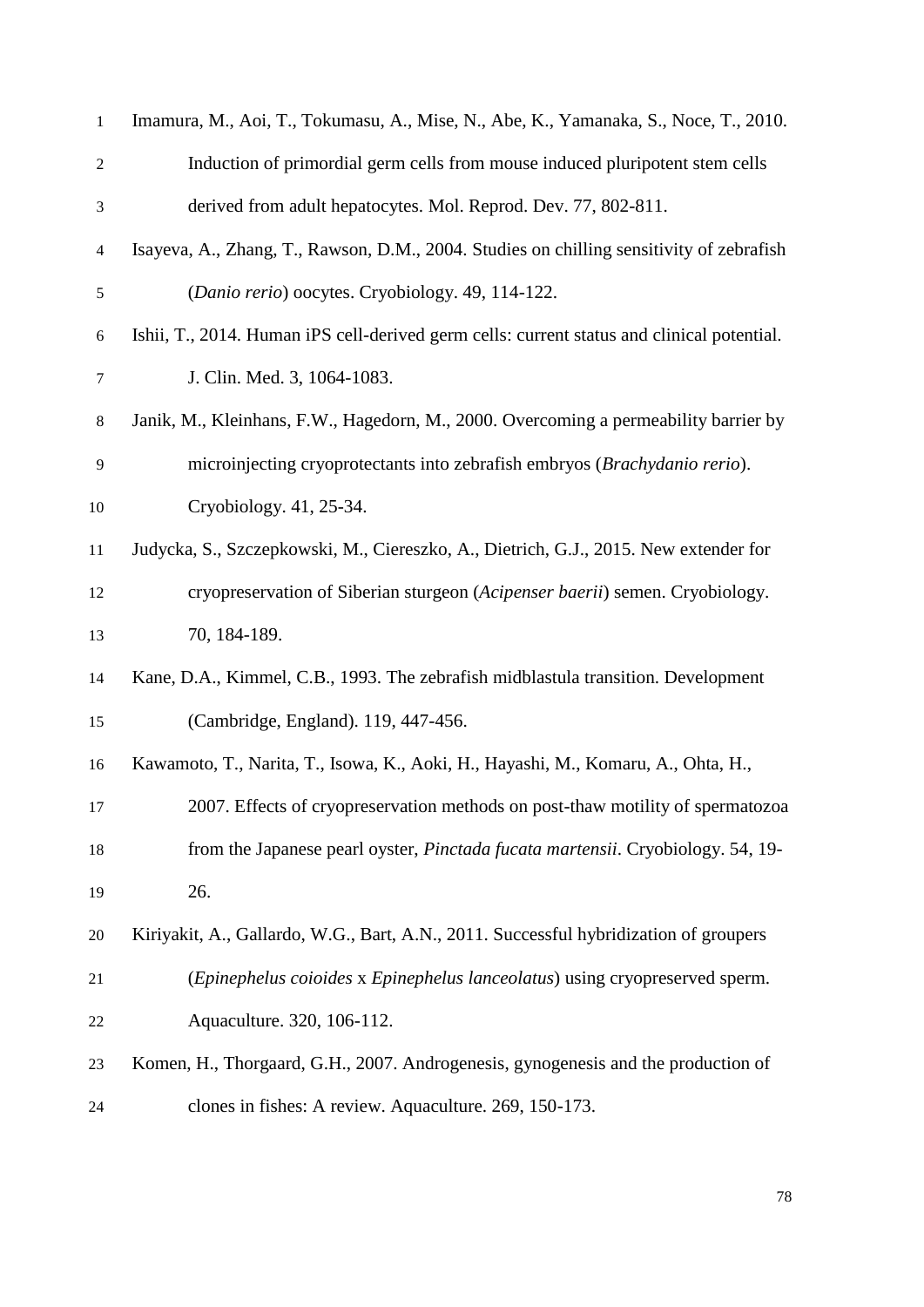Imamura, M., Aoi, T., Tokumasu, A., Mise, N., Abe, K., Yamanaka, S., Noce, T., 2010. Induction of primordial germ cells from mouse induced pluripotent stem cells derived from adult hepatocytes. Mol. Reprod. Dev. 77, 802-811.

Isayeva, A., Zhang, T., Rawson, D.M., 2004. Studies on chilling sensitivity of zebrafish (*Danio rerio*) oocytes. Cryobiology. 49, 114-122.

Ishii, T., 2014. Human iPS cell-derived germ cells: current status and clinical potential. J. Clin. Med. 3, 1064-1083.

Janik, M., Kleinhans, F.W., Hagedorn, M., 2000. Overcoming a permeability barrier by microinjecting cryoprotectants into zebrafish embryos (*Brachydanio rerio*). Cryobiology. 41, 25-34.

Judycka, S., Szczepkowski, M., Ciereszko, A., Dietrich, G.J., 2015. New extender for cryopreservation of Siberian sturgeon (*Acipenser baerii*) semen. Cryobiology. 70, 184-189.

Kane, D.A., Kimmel, C.B., 1993. The zebrafish midblastula transition. Development (Cambridge, England). 119, 447-456.

Kawamoto, T., Narita, T., Isowa, K., Aoki, H., Hayashi, M., Komaru, A., Ohta, H., 2007. Effects of cryopreservation methods on post-thaw motility of spermatozoa from the Japanese pearl oyster, *Pinctada fucata martensii*. Cryobiology. 54, 19-26.

Kiriyakit, A., Gallardo, W.G., Bart, A.N., 2011. Successful hybridization of groupers (*Epinephelus coioides* x *Epinephelus lanceolatus*) using cryopreserved sperm. Aquaculture. 320, 106-112.

Komen, H., Thorgaard, G.H., 2007. Androgenesis, gynogenesis and the production of clones in fishes: A review. Aquaculture. 269, 150-173.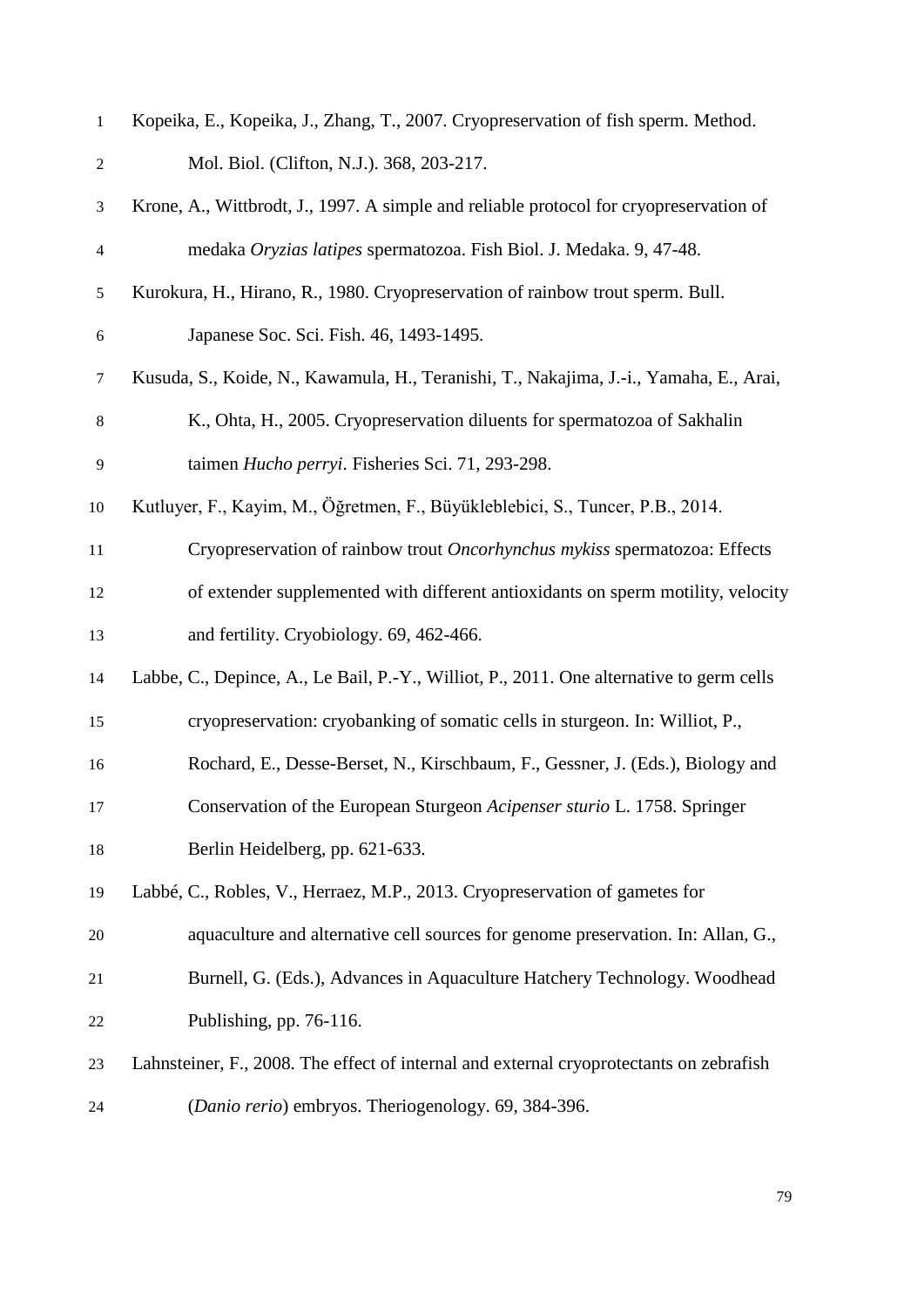Kopeika, E., Kopeika, J., Zhang, T., 2007. Cryopreservation of fish sperm. Method. Mol. Biol. (Clifton, N.J.). 368, 203-217.

Krone, A., Wittbrodt, J., 1997. A simple and reliable protocol for cryopreservation of medaka *Oryzias latipes* spermatozoa. Fish Biol. J. Medaka. 9, 47-48.

Kurokura, H., Hirano, R., 1980. Cryopreservation of rainbow trout sperm. Bull. Japanese Soc. Sci. Fish. 46, 1493-1495.

Kusuda, S., Koide, N., Kawamula, H., Teranishi, T., Nakajima, J.-i., Yamaha, E., Arai, K., Ohta, H., 2005. Cryopreservation diluents for spermatozoa of Sakhalin taimen *Hucho perryi*. Fisheries Sci. 71, 293-298.

Kutluyer, F., Kayim, M., Öğretmen, F., Büyükleblebici, S., Tuncer, P.B., 2014. Cryopreservation of rainbow trout *Oncorhynchus mykiss* spermatozoa: Effects of extender supplemented with different antioxidants on sperm motility, velocity and fertility. Cryobiology. 69, 462-466.

Labbe, C., Depince, A., Le Bail, P.-Y., Williot, P., 2011. One alternative to germ cells cryopreservation: cryobanking of somatic cells in sturgeon. In: Williot, P., Rochard, E., Desse-Berset, N., Kirschbaum, F., Gessner, J. (Eds.), Biology and Conservation of the European Sturgeon *Acipenser sturio* L. 1758. Springer Berlin Heidelberg, pp. 621-633.

Labbé, C., Robles, V., Herraez, M.P., 2013. Cryopreservation of gametes for aquaculture and alternative cell sources for genome preservation. In: Allan, G., Burnell, G. (Eds.), Advances in Aquaculture Hatchery Technology. Woodhead Publishing, pp. 76-116.

Lahnsteiner, F., 2008. The effect of internal and external cryoprotectants on zebrafish (*Danio rerio*) embryos. Theriogenology. 69, 384-396.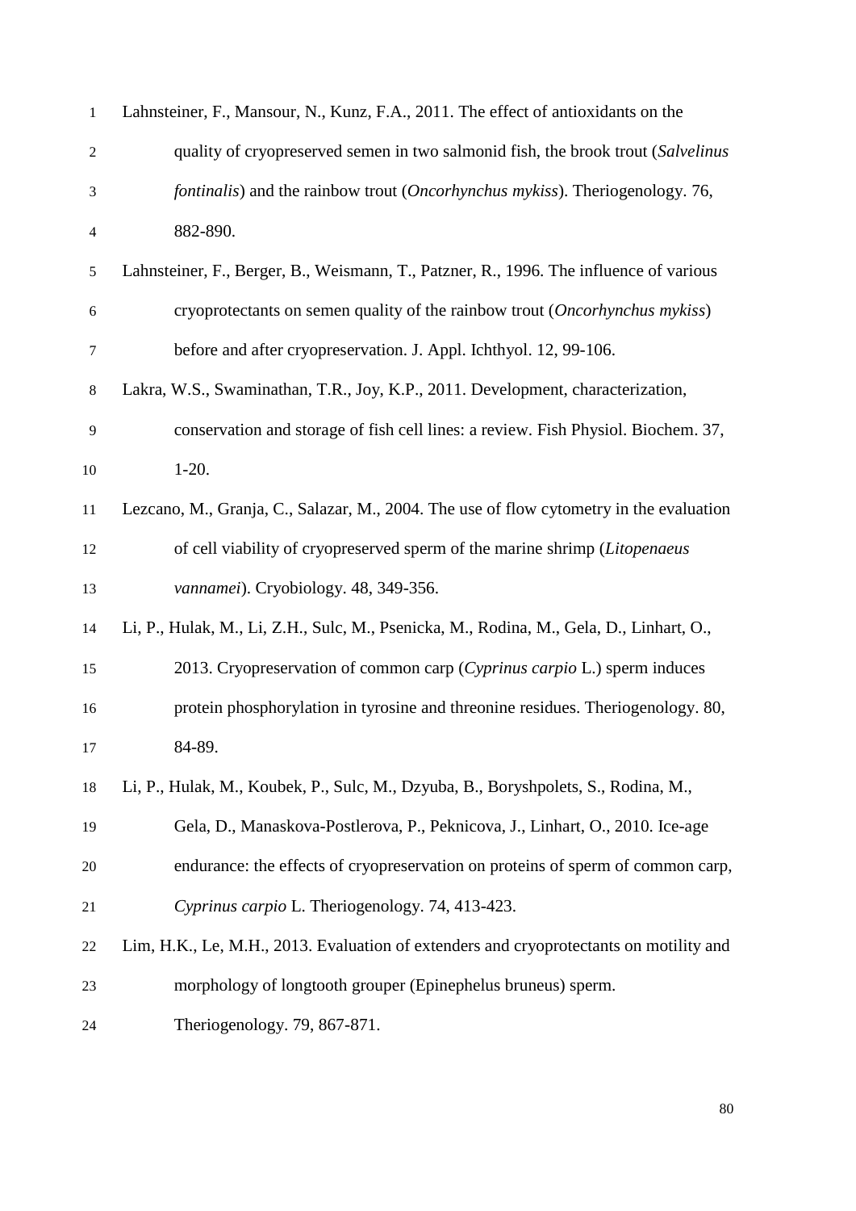Lahnsteiner, F., Mansour, N., Kunz, F.A., 2011. The effect of antioxidants on the quality of cryopreserved semen in two salmonid fish, the brook trout (*Salvelinus fontinalis*) and the rainbow trout (*Oncorhynchus mykiss*). Theriogenology. 76, 882-890.

Lahnsteiner, F., Berger, B., Weismann, T., Patzner, R., 1996. The influence of various cryoprotectants on semen quality of the rainbow trout (*Oncorhynchus mykiss*) before and after cryopreservation. J. Appl. Ichthyol. 12, 99-106.

Lakra, W.S., Swaminathan, T.R., Joy, K.P., 2011. Development, characterization, conservation and storage of fish cell lines: a review. Fish Physiol. Biochem. 37, 1-20.

Lezcano, M., Granja, C., Salazar, M., 2004. The use of flow cytometry in the evaluation of cell viability of cryopreserved sperm of the marine shrimp (*Litopenaeus vannamei*). Cryobiology. 48, 349-356.

Li, P., Hulak, M., Li, Z.H., Sulc, M., Psenicka, M., Rodina, M., Gela, D., Linhart, O., 2013. Cryopreservation of common carp (*Cyprinus carpio* L.) sperm induces protein phosphorylation in tyrosine and threonine residues. Theriogenology. 80, 84-89.

Li, P., Hulak, M., Koubek, P., Sulc, M., Dzyuba, B., Boryshpolets, S., Rodina, M., Gela, D., Manaskova-Postlerova, P., Peknicova, J., Linhart, O., 2010. Ice-age endurance: the effects of cryopreservation on proteins of sperm of common carp, *Cyprinus carpio* L. Theriogenology. 74, 413-423.

Lim, H.K., Le, M.H., 2013. Evaluation of extenders and cryoprotectants on motility and morphology of longtooth grouper (Epinephelus bruneus) sperm. Theriogenology. 79, 867-871.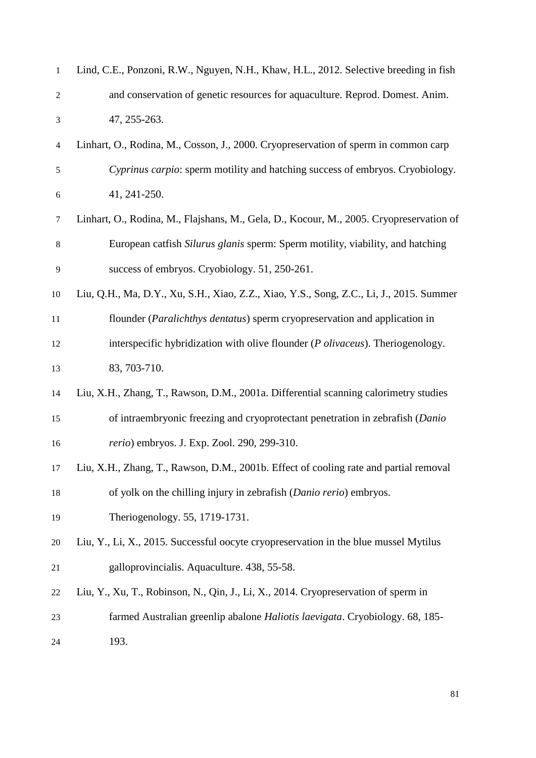Lind, C.E., Ponzoni, R.W., Nguyen, N.H., Khaw, H.L., 2012. Selective breeding in fish and conservation of genetic resources for aquaculture. Reprod. Domest. Anim. 47, 255-263.

Linhart, O., Rodina, M., Cosson, J., 2000. Cryopreservation of sperm in common carp *Cyprinus carpio*: sperm motility and hatching success of embryos. Cryobiology. 41, 241-250.

Linhart, O., Rodina, M., Flajshans, M., Gela, D., Kocour, M., 2005. Cryopreservation of European catfish *Silurus glanis* sperm: Sperm motility, viability, and hatching success of embryos. Cryobiology. 51, 250-261.

Liu, Q.H., Ma, D.Y., Xu, S.H., Xiao, Z.Z., Xiao, Y.S., Song, Z.C., Li, J., 2015. Summer flounder (*Paralichthys dentatus*) sperm cryopreservation and application in interspecific hybridization with olive flounder (*P olivaceus*). Theriogenology. 83, 703-710.

Liu, X.H., Zhang, T., Rawson, D.M., 2001a. Differential scanning calorimetry studies of intraembryonic freezing and cryoprotectant penetration in zebrafish (*Danio rerio*) embryos. J. Exp. Zool. 290, 299-310.

Liu, X.H., Zhang, T., Rawson, D.M., 2001b. Effect of cooling rate and partial removal of yolk on the chilling injury in zebrafish (*Danio rerio*) embryos. Theriogenology. 55, 1719-1731.

Liu, Y., Li, X., 2015. Successful oocyte cryopreservation in the blue mussel Mytilus galloprovincialis. Aquaculture. 438, 55-58.

Liu, Y., Xu, T., Robinson, N., Qin, J., Li, X., 2014. Cryopreservation of sperm in farmed Australian greenlip abalone *Haliotis laevigata*. Cryobiology. 68, 185-193.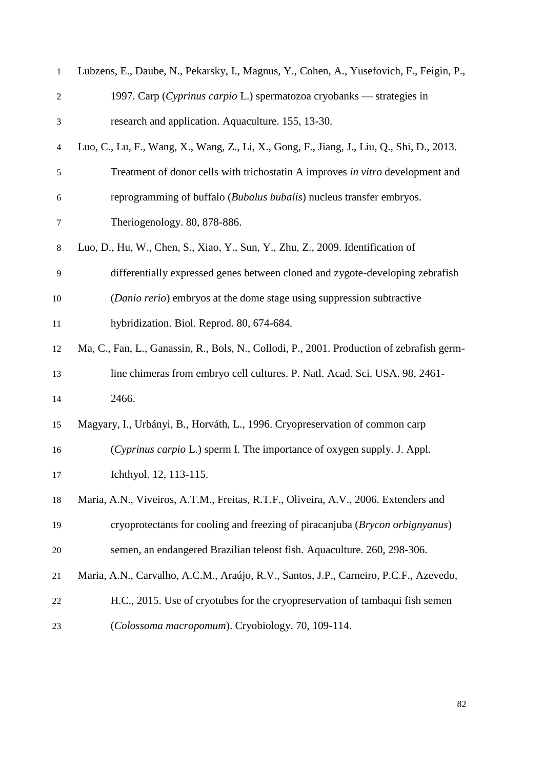Lubzens, E., Daube, N., Pekarsky, I., Magnus, Y., Cohen, A., Yusefovich, F., Feigin, P., 1997. Carp (*Cyprinus carpio* L.) spermatozoa cryobanks — strategies in research and application. Aquaculture. 155, 13-30.

Luo, C., Lu, F., Wang, X., Wang, Z., Li, X., Gong, F., Jiang, J., Liu, Q., Shi, D., 2013. Treatment of donor cells with trichostatin A improves *in vitro* development and reprogramming of buffalo (*Bubalus bubalis*) nucleus transfer embryos. Theriogenology. 80, 878-886.

Luo, D., Hu, W., Chen, S., Xiao, Y., Sun, Y., Zhu, Z., 2009. Identification of differentially expressed genes between cloned and zygote-developing zebrafish (*Danio rerio*) embryos at the dome stage using suppression subtractive hybridization. Biol. Reprod. 80, 674-684.

Ma, C., Fan, L., Ganassin, R., Bols, N., Collodi, P., 2001. Production of zebrafish germ-line chimeras from embryo cell cultures. P. Natl. Acad. Sci. USA. 98, 2461-2466.

Magyary, I., Urbányi, B., Horváth, L., 1996. Cryopreservation of common carp (*Cyprinus carpio* L.) sperm I. The importance of oxygen supply. J. Appl. Ichthyol. 12, 113-115.

Maria, A.N., Viveiros, A.T.M., Freitas, R.T.F., Oliveira, A.V., 2006. Extenders and cryoprotectants for cooling and freezing of piracanjuba (*Brycon orbignyanus*) semen, an endangered Brazilian teleost fish. Aquaculture. 260, 298-306.

Maria, A.N., Carvalho, A.C.M., Araújo, R.V., Santos, J.P., Carneiro, P.C.F., Azevedo, H.C., 2015. Use of cryotubes for the cryopreservation of tambaqui fish semen (*Colossoma macropomum*). Cryobiology. 70, 109-114.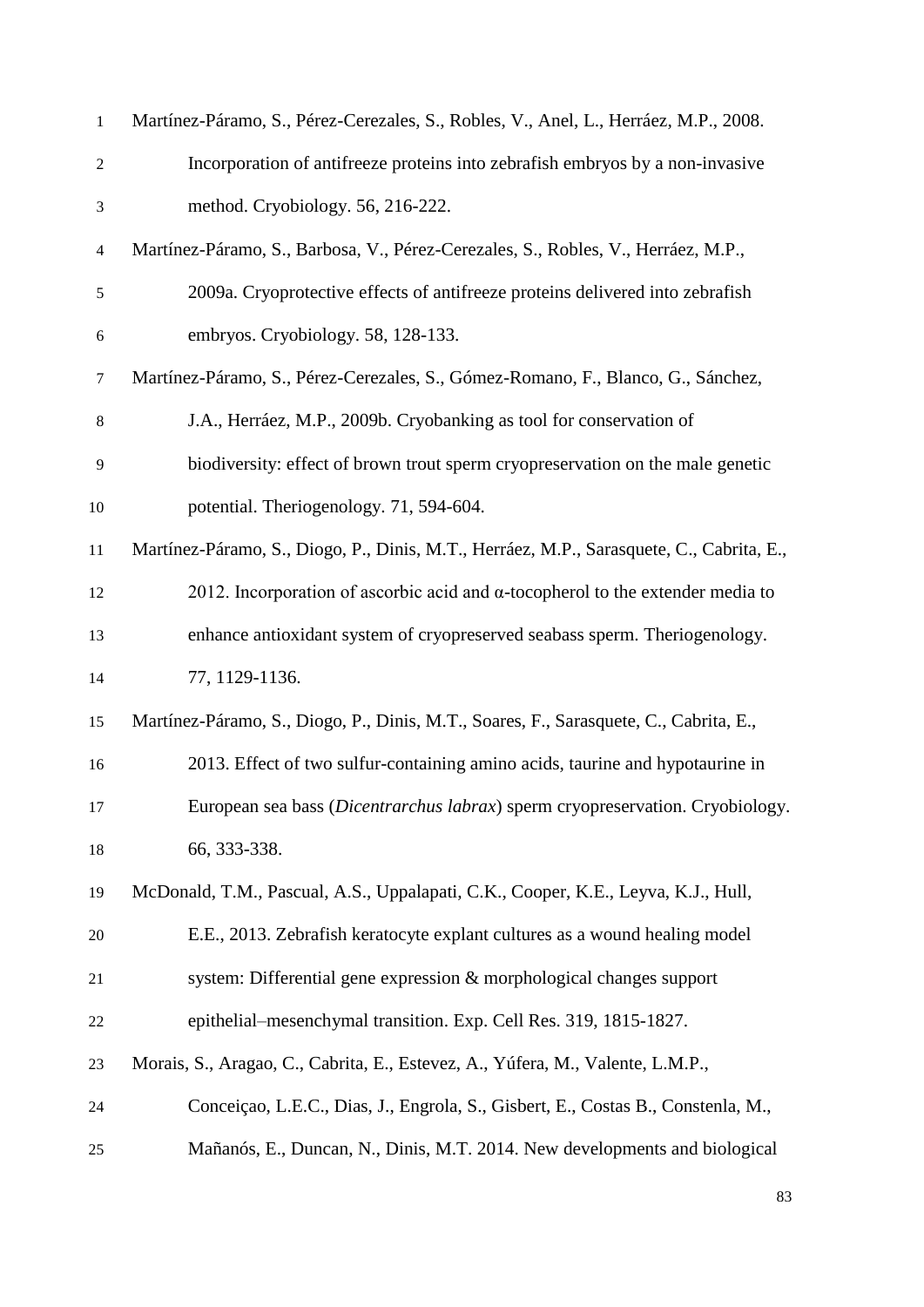Martínez-Páramo, S., Pérez-Cerezales, S., Robles, V., Anel, L., Herráez, M.P., 2008. Incorporation of antifreeze proteins into zebrafish embryos by a non-invasive method. Cryobiology. 56, 216-222.

Martínez-Páramo, S., Barbosa, V., Pérez-Cerezales, S., Robles, V., Herráez, M.P., 2009a. Cryoprotective effects of antifreeze proteins delivered into zebrafish embryos. Cryobiology. 58, 128-133.

Martínez-Páramo, S., Pérez-Cerezales, S., Gómez-Romano, F., Blanco, G., Sánchez, J.A., Herráez, M.P., 2009b. Cryobanking as tool for conservation of biodiversity: effect of brown trout sperm cryopreservation on the male genetic potential. Theriogenology. 71, 594-604.

Martínez-Páramo, S., Diogo, P., Dinis, M.T., Herráez, M.P., Sarasquete, C., Cabrita, E., 2012. Incorporation of ascorbic acid and α-tocopherol to the extender media to enhance antioxidant system of cryopreserved seabass sperm. Theriogenology. 77, 1129-1136.

Martínez-Páramo, S., Diogo, P., Dinis, M.T., Soares, F., Sarasquete, C., Cabrita, E., 2013. Effect of two sulfur-containing amino acids, taurine and hypotaurine in European sea bass (*Dicentrarchus labrax*) sperm cryopreservation. Cryobiology. 66, 333-338.

McDonald, T.M., Pascual, A.S., Uppalapati, C.K., Cooper, K.E., Leyva, K.J., Hull, E.E., 2013. Zebrafish keratocyte explant cultures as a wound healing model system: Differential gene expression & morphological changes support epithelial–mesenchymal transition. Exp. Cell Res. 319, 1815-1827.

Morais, S., Aragao, C., Cabrita, E., Estevez, A., Yúfera, M., Valente, L.M.P., Conceiçao, L.E.C., Dias, J., Engrola, S., Gisbert, E., Costas B., Constenla, M., Mañanós, E., Duncan, N., Dinis, M.T. 2014. New developments and biological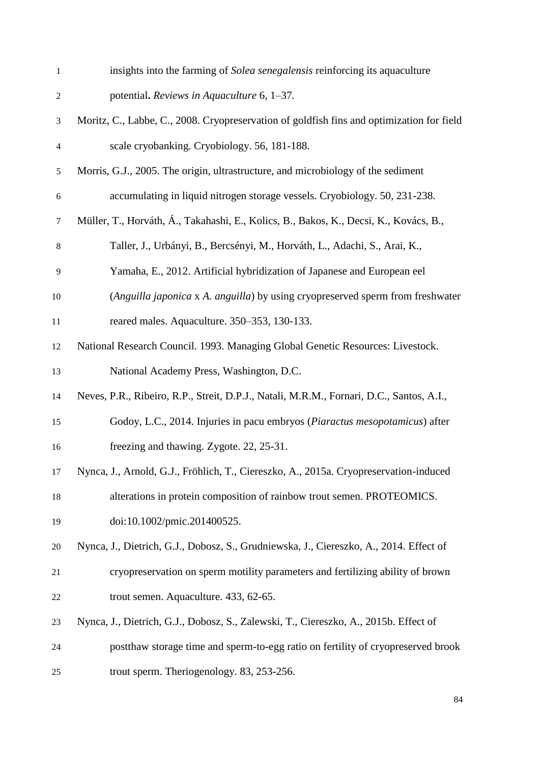insights into the farming of *Solea senegalensis* reinforcing its aquaculture potential**.** *Reviews in Aquaculture* 6, 1–37.

Moritz, C., Labbe, C., 2008. Cryopreservation of goldfish fins and optimization for field scale cryobanking. Cryobiology. 56, 181-188.

Morris, G.J., 2005. The origin, ultrastructure, and microbiology of the sediment accumulating in liquid nitrogen storage vessels. Cryobiology. 50, 231-238.

Müller, T., Horváth, Á., Takahashi, E., Kolics, B., Bakos, K., Decsi, K., Kovács, B., Taller, J., Urbányi, B., Bercsényi, M., Horváth, L., Adachi, S., Arai, K., Yamaha, E., 2012. Artificial hybridization of Japanese and European eel (*Anguilla japonica* x *A. anguilla*) by using cryopreserved sperm from freshwater reared males. Aquaculture. 350–353, 130-133.

National Research Council. 1993. Managing Global Genetic Resources: Livestock. National Academy Press, Washington, D.C.

Neves, P.R., Ribeiro, R.P., Streit, D.P.J., Natali, M.R.M., Fornari, D.C., Santos, A.I., Godoy, L.C., 2014. Injuries in pacu embryos (*Piaractus mesopotamicus*) after freezing and thawing. Zygote. 22, 25-31.

Nynca, J., Arnold, G.J., Fröhlich, T., Ciereszko, A., 2015a. Cryopreservation-induced alterations in protein composition of rainbow trout semen. PROTEOMICS. doi:10.1002/pmic.201400525.

Nynca, J., Dietrich, G.J., Dobosz, S., Grudniewska, J., Ciereszko, A., 2014. Effect of cryopreservation on sperm motility parameters and fertilizing ability of brown trout semen. Aquaculture. 433, 62-65.

Nynca, J., Dietrich, G.J., Dobosz, S., Zalewski, T., Ciereszko, A., 2015b. Effect of postthaw storage time and sperm-to-egg ratio on fertility of cryopreserved brook trout sperm. Theriogenology. 83, 253-256.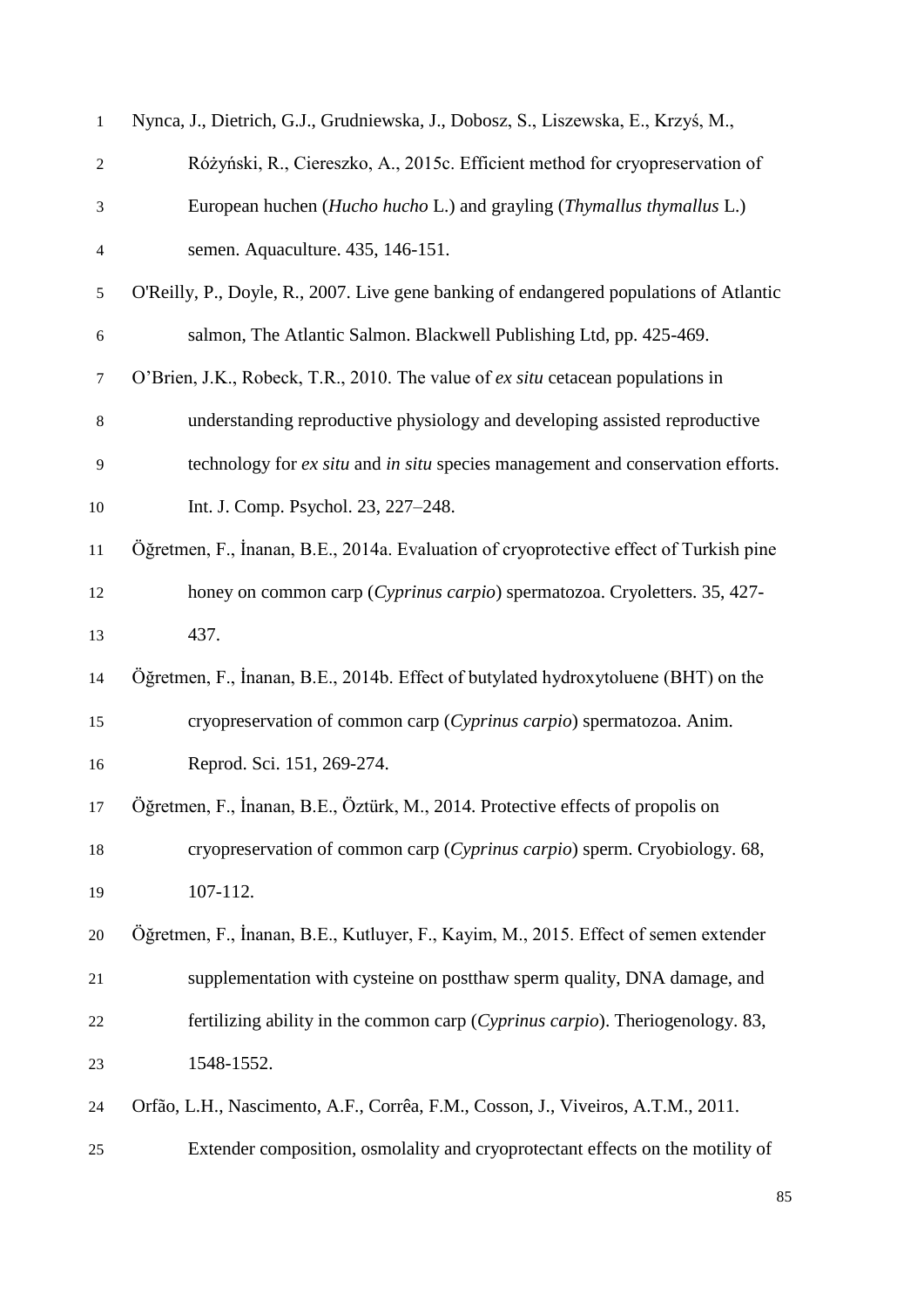Nynca, J., Dietrich, G.J., Grudniewska, J., Dobosz, S., Liszewska, E., Krzyś, M., Różyński, R., Ciereszko, A., 2015c. Efficient method for cryopreservation of European huchen (*Hucho hucho* L.) and grayling (*Thymallus thymallus* L.) semen. Aquaculture. 435, 146-151.

O'Reilly, P., Doyle, R., 2007. Live gene banking of endangered populations of Atlantic salmon, The Atlantic Salmon. Blackwell Publishing Ltd, pp. 425-469.

O'Brien, J.K., Robeck, T.R., 2010. The value of *ex situ* cetacean populations in understanding reproductive physiology and developing assisted reproductive technology for *ex situ* and *in situ* species management and conservation efforts. Int. J. Comp. Psychol. 23, 227–248.

Öğretmen, F., İnanan, B.E., 2014a. Evaluation of cryoprotective effect of Turkish pine honey on common carp (*Cyprinus carpio*) spermatozoa. Cryoletters. 35, 427-437.

Öğretmen, F., İnanan, B.E., 2014b. Effect of butylated hydroxytoluene (BHT) on the cryopreservation of common carp (*Cyprinus carpio*) spermatozoa. Anim. Reprod. Sci. 151, 269-274.

Öğretmen, F., İnanan, B.E., Öztürk, M., 2014. Protective effects of propolis on cryopreservation of common carp (*Cyprinus carpio*) sperm. Cryobiology. 68, 107-112.

Öğretmen, F., İnanan, B.E., Kutluyer, F., Kayim, M., 2015. Effect of semen extender supplementation with cysteine on postthaw sperm quality, DNA damage, and fertilizing ability in the common carp (*Cyprinus carpio*). Theriogenology. 83, 1548-1552.

Orfão, L.H., Nascimento, A.F., Corrêa, F.M., Cosson, J., Viveiros, A.T.M., 2011. Extender composition, osmolality and cryoprotectant effects on the motility of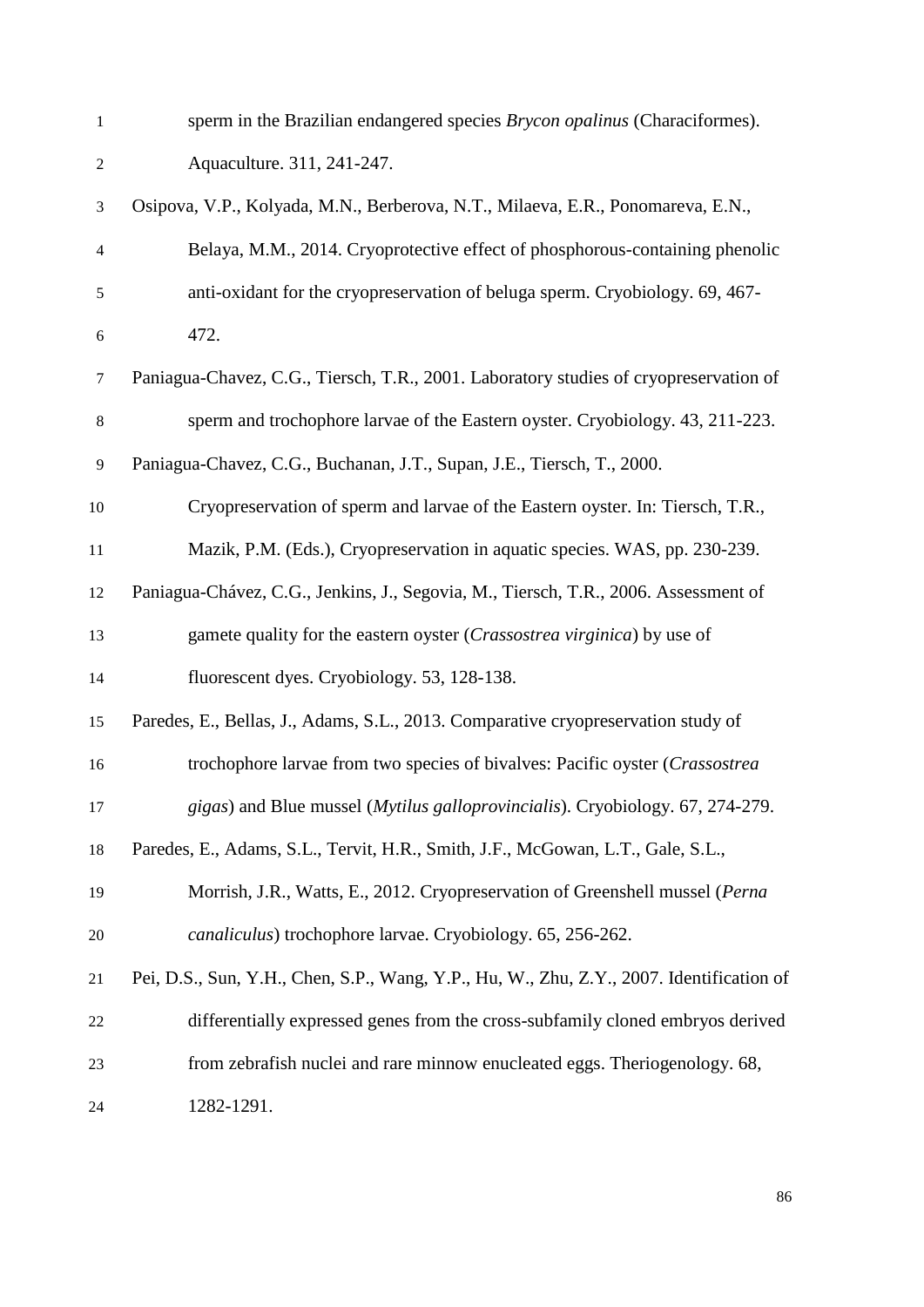sperm in the Brazilian endangered species *Brycon opalinus* (Characiformes). Aquaculture. 311, 241-247.

Osipova, V.P., Kolyada, M.N., Berberova, N.T., Milaeva, E.R., Ponomareva, E.N., Belaya, M.M., 2014. Cryoprotective effect of phosphorous-containing phenolic anti-oxidant for the cryopreservation of beluga sperm. Cryobiology. 69, 467-472.

Paniagua-Chavez, C.G., Tiersch, T.R., 2001. Laboratory studies of cryopreservation of sperm and trochophore larvae of the Eastern oyster. Cryobiology. 43, 211-223.

Paniagua-Chavez, C.G., Buchanan, J.T., Supan, J.E., Tiersch, T., 2000. Cryopreservation of sperm and larvae of the Eastern oyster. In: Tiersch, T.R., Mazik, P.M. (Eds.), Cryopreservation in aquatic species. WAS, pp. 230-239.

Paniagua-Chávez, C.G., Jenkins, J., Segovia, M., Tiersch, T.R., 2006. Assessment of gamete quality for the eastern oyster (*Crassostrea virginica*) by use of fluorescent dyes. Cryobiology. 53, 128-138.

Paredes, E., Bellas, J., Adams, S.L., 2013. Comparative cryopreservation study of trochophore larvae from two species of bivalves: Pacific oyster (*Crassostrea gigas*) and Blue mussel (*Mytilus galloprovincialis*). Cryobiology. 67, 274-279.

Paredes, E., Adams, S.L., Tervit, H.R., Smith, J.F., McGowan, L.T., Gale, S.L., Morrish, J.R., Watts, E., 2012. Cryopreservation of Greenshell mussel (*Perna canaliculus*) trochophore larvae. Cryobiology. 65, 256-262.

Pei, D.S., Sun, Y.H., Chen, S.P., Wang, Y.P., Hu, W., Zhu, Z.Y., 2007. Identification of differentially expressed genes from the cross-subfamily cloned embryos derived from zebrafish nuclei and rare minnow enucleated eggs. Theriogenology. 68, 1282-1291.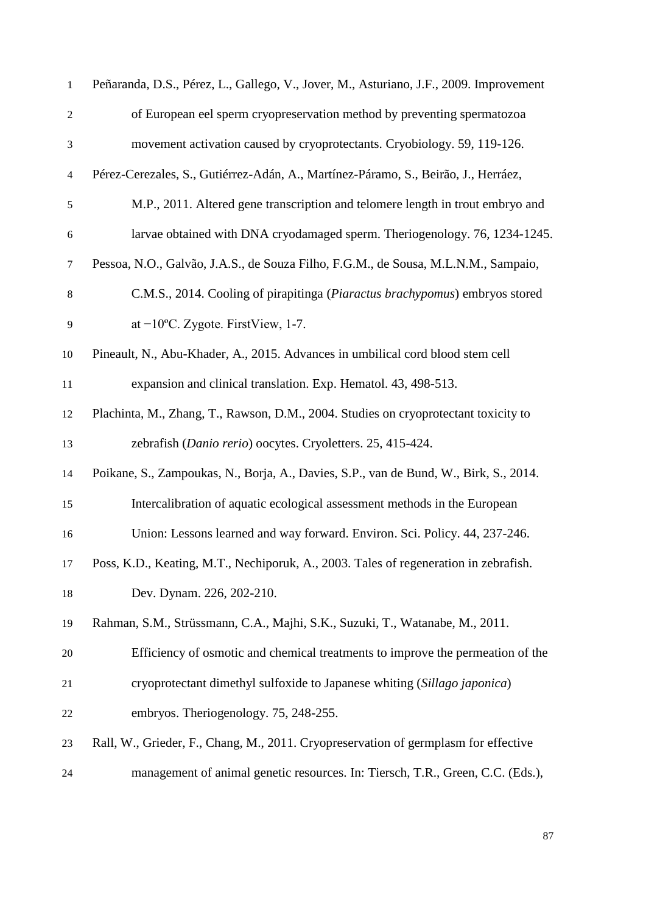Peñaranda, D.S., Pérez, L., Gallego, V., Jover, M., Asturiano, J.F., 2009. Improvement of European eel sperm cryopreservation method by preventing spermatozoa movement activation caused by cryoprotectants. Cryobiology. 59, 119-126.

Pérez-Cerezales, S., Gutiérrez-Adán, A., Martínez-Páramo, S., Beirão, J., Herráez, M.P., 2011. Altered gene transcription and telomere length in trout embryo and larvae obtained with DNA cryodamaged sperm. Theriogenology. 76, 1234-1245.

Pessoa, N.O., Galvão, J.A.S., de Souza Filho, F.G.M., de Sousa, M.L.N.M., Sampaio, C.M.S., 2014. Cooling of pirapitinga (*Piaractus brachypomus*) embryos stored at −10ºC. Zygote. FirstView, 1-7.

Pineault, N., Abu-Khader, A., 2015. Advances in umbilical cord blood stem cell expansion and clinical translation. Exp. Hematol. 43, 498-513.

Plachinta, M., Zhang, T., Rawson, D.M., 2004. Studies on cryoprotectant toxicity to zebrafish (*Danio rerio*) oocytes. Cryoletters. 25, 415-424.

Poikane, S., Zampoukas, N., Borja, A., Davies, S.P., van de Bund, W., Birk, S., 2014. Intercalibration of aquatic ecological assessment methods in the European Union: Lessons learned and way forward. Environ. Sci. Policy. 44, 237-246.

Poss, K.D., Keating, M.T., Nechiporuk, A., 2003. Tales of regeneration in zebrafish. Dev. Dynam. 226, 202-210.

Rahman, S.M., Strüssmann, C.A., Majhi, S.K., Suzuki, T., Watanabe, M., 2011. Efficiency of osmotic and chemical treatments to improve the permeation of the cryoprotectant dimethyl sulfoxide to Japanese whiting (*Sillago japonica*) embryos. Theriogenology. 75, 248-255.

Rall, W., Grieder, F., Chang, M., 2011. Cryopreservation of germplasm for effective management of animal genetic resources. In: Tiersch, T.R., Green, C.C. (Eds.),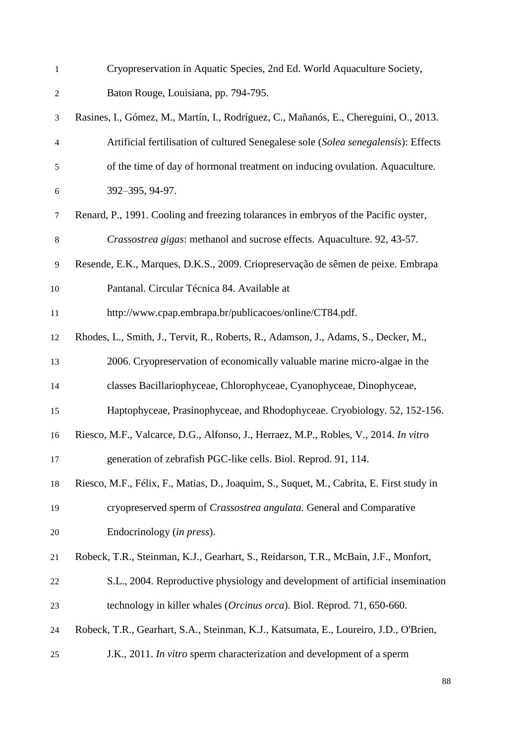Cryopreservation in Aquatic Species, 2nd Ed. World Aquaculture Society, Baton Rouge, Louisiana, pp. 794-795.

Rasines, I., Gómez, M., Martín, I., Rodríguez, C., Mañanós, E., Chereguini, O., 2013. Artificial fertilisation of cultured Senegalese sole (*Solea senegalensis*): Effects of the time of day of hormonal treatment on inducing ovulation. Aquaculture. 392–395, 94-97.

Renard, P., 1991. Cooling and freezing tolarances in embryos of the Pacific oyster, *Crassostrea gigas*: methanol and sucrose effects. Aquaculture. 92, 43-57.

Resende, E.K., Marques, D.K.S., 2009. Criopreservação de sêmen de peixe. Embrapa Pantanal. Circular Técnica 84. Available at http://www.cpap.embrapa.br/publicacoes/online/CT84.pdf.

Rhodes, L., Smith, J., Tervit, R., Roberts, R., Adamson, J., Adams, S., Decker, M., 2006. Cryopreservation of economically valuable marine micro-algae in the classes Bacillariophyceae, Chlorophyceae, Cyanophyceae, Dinophyceae, Haptophyceae, Prasinophyceae, and Rhodophyceae. Cryobiology. 52, 152-156.

Riesco, M.F., Valcarce, D.G., Alfonso, J., Herraez, M.P., Robles, V., 2014. *In vitro* generation of zebrafish PGC-like cells. Biol. Reprod. 91, 114.

Riesco, M.F., Félix, F., Matias, D., Joaquim, S., Suquet, M., Cabrita, E. First study in cryopreserved sperm of *Crassostrea angulata.* General and Comparative Endocrinology (*in press*).

Robeck, T.R., Steinman, K.J., Gearhart, S., Reidarson, T.R., McBain, J.F., Monfort, S.L., 2004. Reproductive physiology and development of artificial insemination technology in killer whales (*Orcinus orca*). Biol. Reprod. 71, 650-660.

Robeck, T.R., Gearhart, S.A., Steinman, K.J., Katsumata, E., Loureiro, J.D., O'Brien, J.K., 2011. *In vitro* sperm characterization and development of a sperm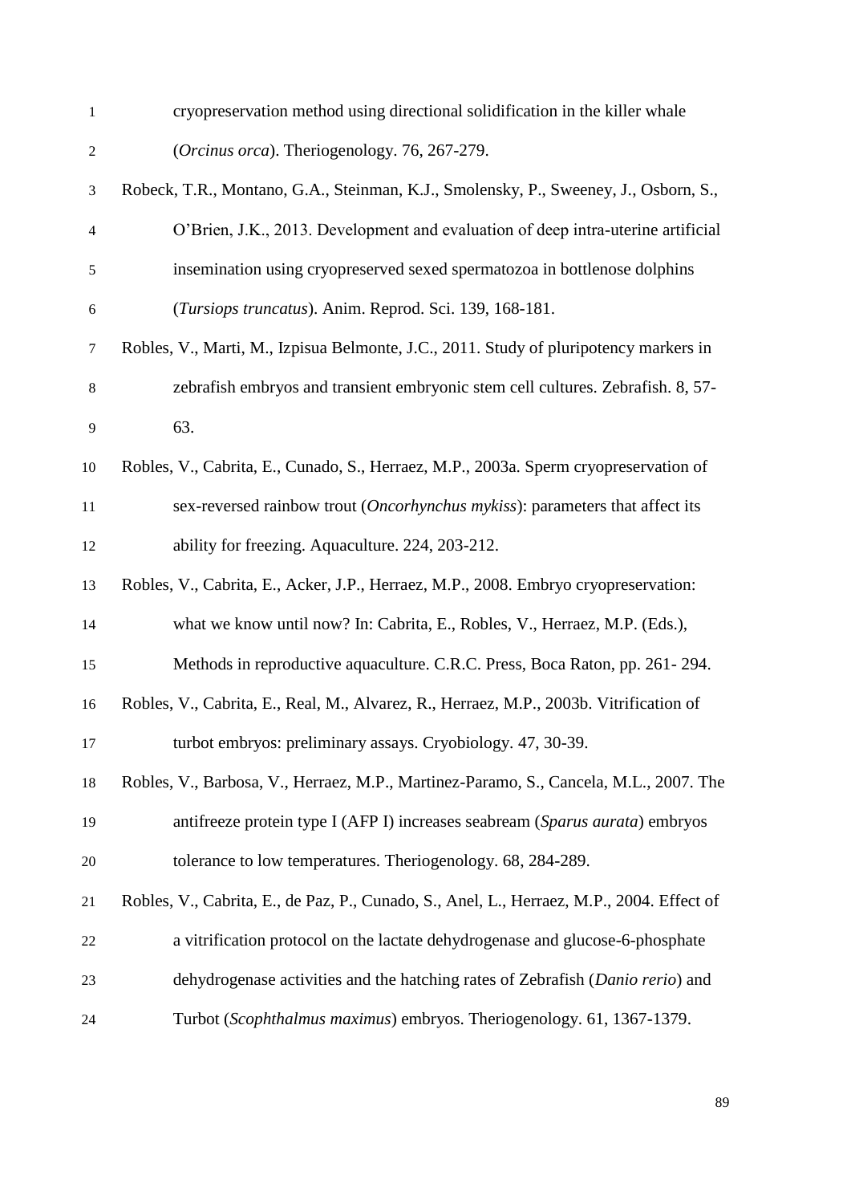cryopreservation method using directional solidification in the killer whale (*Orcinus orca*). Theriogenology. 76, 267-279.

Robeck, T.R., Montano, G.A., Steinman, K.J., Smolensky, P., Sweeney, J., Osborn, S., O'Brien, J.K., 2013. Development and evaluation of deep intra-uterine artificial insemination using cryopreserved sexed spermatozoa in bottlenose dolphins (*Tursiops truncatus*). Anim. Reprod. Sci. 139, 168-181.

Robles, V., Marti, M., Izpisua Belmonte, J.C., 2011. Study of pluripotency markers in zebrafish embryos and transient embryonic stem cell cultures. Zebrafish. 8, 57-63.

Robles, V., Cabrita, E., Cunado, S., Herraez, M.P., 2003a. Sperm cryopreservation of sex-reversed rainbow trout (*Oncorhynchus mykiss*): parameters that affect its ability for freezing. Aquaculture. 224, 203-212.

Robles, V., Cabrita, E., Acker, J.P., Herraez, M.P., 2008. Embryo cryopreservation: what we know until now? In: Cabrita, E., Robles, V., Herraez, M.P. (Eds.), Methods in reproductive aquaculture. C.R.C. Press, Boca Raton, pp. 261- 294.

Robles, V., Cabrita, E., Real, M., Alvarez, R., Herraez, M.P., 2003b. Vitrification of turbot embryos: preliminary assays. Cryobiology. 47, 30-39.

Robles, V., Barbosa, V., Herraez, M.P., Martinez-Paramo, S., Cancela, M.L., 2007. The antifreeze protein type I (AFP I) increases seabream (*Sparus aurata*) embryos tolerance to low temperatures. Theriogenology. 68, 284-289.

Robles, V., Cabrita, E., de Paz, P., Cunado, S., Anel, L., Herraez, M.P., 2004. Effect of a vitrification protocol on the lactate dehydrogenase and glucose-6-phosphate dehydrogenase activities and the hatching rates of Zebrafish (*Danio rerio*) and Turbot (*Scophthalmus maximus*) embryos. Theriogenology. 61, 1367-1379.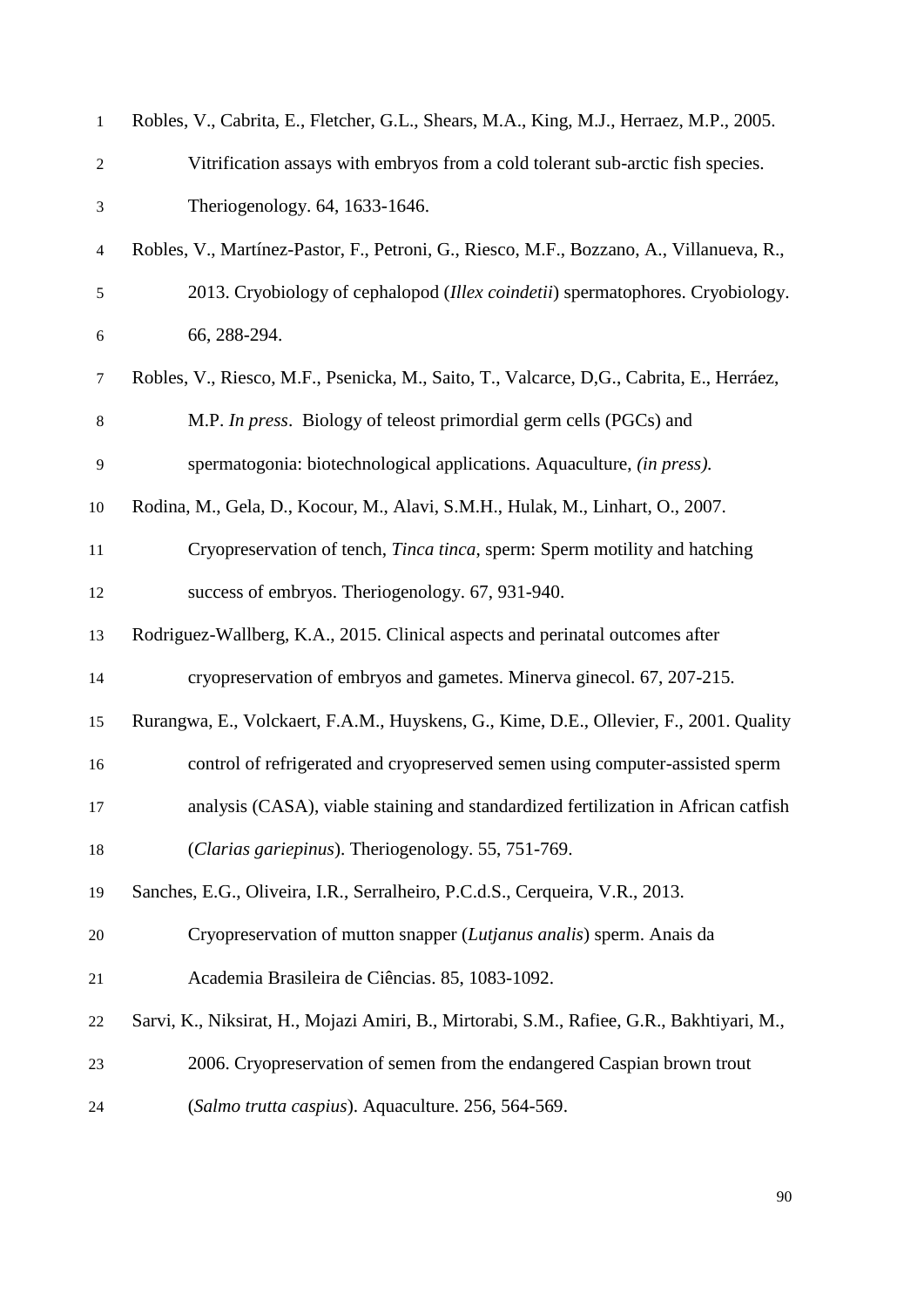Robles, V., Cabrita, E., Fletcher, G.L., Shears, M.A., King, M.J., Herraez, M.P., 2005. Vitrification assays with embryos from a cold tolerant sub-arctic fish species. Theriogenology. 64, 1633-1646.

Robles, V., Martínez-Pastor, F., Petroni, G., Riesco, M.F., Bozzano, A., Villanueva, R., 2013. Cryobiology of cephalopod (*Illex coindetii*) spermatophores. Cryobiology. 66, 288-294.

Robles, V., Riesco, M.F., Psenicka, M., Saito, T., Valcarce, D,G., Cabrita, E., Herráez, M.P. *In press*. Biology of teleost primordial germ cells (PGCs) and spermatogonia: biotechnological applications. Aquaculture, *(in press).*

Rodina, M., Gela, D., Kocour, M., Alavi, S.M.H., Hulak, M., Linhart, O., 2007. Cryopreservation of tench, *Tinca tinca*, sperm: Sperm motility and hatching success of embryos. Theriogenology. 67, 931-940.

Rodriguez-Wallberg, K.A., 2015. Clinical aspects and perinatal outcomes after cryopreservation of embryos and gametes. Minerva ginecol. 67, 207-215.

Rurangwa, E., Volckaert, F.A.M., Huyskens, G., Kime, D.E., Ollevier, F., 2001. Quality control of refrigerated and cryopreserved semen using computer-assisted sperm analysis (CASA), viable staining and standardized fertilization in African catfish (*Clarias gariepinus*). Theriogenology. 55, 751-769.

Sanches, E.G., Oliveira, I.R., Serralheiro, P.C.d.S., Cerqueira, V.R., 2013. Cryopreservation of mutton snapper (*Lutjanus analis*) sperm. Anais da Academia Brasileira de Ciências. 85, 1083-1092.

Sarvi, K., Niksirat, H., Mojazi Amiri, B., Mirtorabi, S.M., Rafiee, G.R., Bakhtiyari, M., 2006. Cryopreservation of semen from the endangered Caspian brown trout (*Salmo trutta caspius*). Aquaculture. 256, 564-569.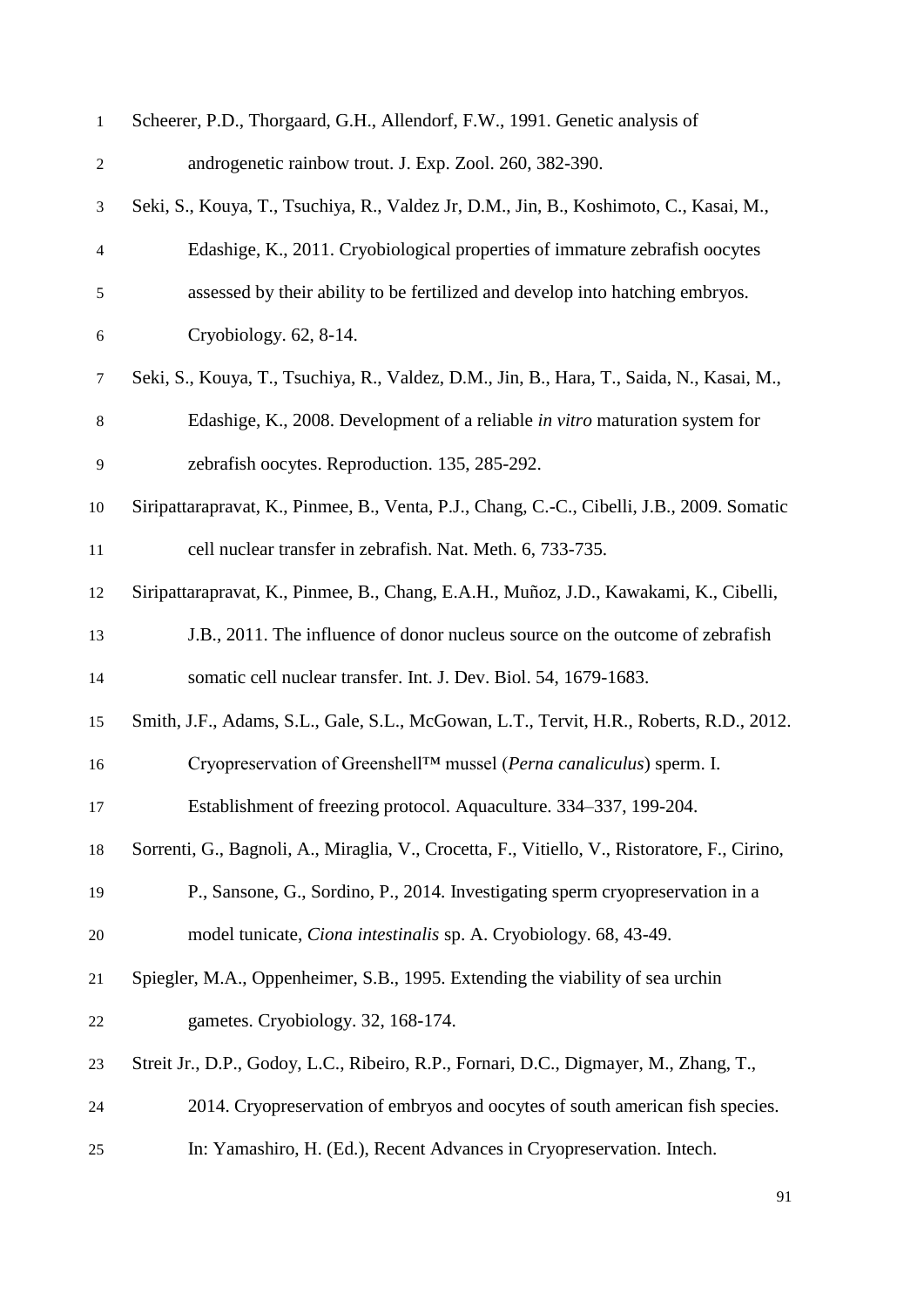Scheerer, P.D., Thorgaard, G.H., Allendorf, F.W., 1991. Genetic analysis of androgenetic rainbow trout. J. Exp. Zool. 260, 382-390.

Seki, S., Kouya, T., Tsuchiya, R., Valdez Jr, D.M., Jin, B., Koshimoto, C., Kasai, M., Edashige, K., 2011. Cryobiological properties of immature zebrafish oocytes assessed by their ability to be fertilized and develop into hatching embryos. Cryobiology. 62, 8-14.

Seki, S., Kouya, T., Tsuchiya, R., Valdez, D.M., Jin, B., Hara, T., Saida, N., Kasai, M., Edashige, K., 2008. Development of a reliable *in vitro* maturation system for zebrafish oocytes. Reproduction. 135, 285-292.

Siripattarapravat, K., Pinmee, B., Venta, P.J., Chang, C.-C., Cibelli, J.B., 2009. Somatic cell nuclear transfer in zebrafish. Nat. Meth. 6, 733-735.

Siripattarapravat, K., Pinmee, B., Chang, E.A.H., Muñoz, J.D., Kawakami, K., Cibelli, J.B., 2011. The influence of donor nucleus source on the outcome of zebrafish somatic cell nuclear transfer. Int. J. Dev. Biol. 54, 1679-1683.

Smith, J.F., Adams, S.L., Gale, S.L., McGowan, L.T., Tervit, H.R., Roberts, R.D., 2012. Cryopreservation of Greenshell™ mussel (*Perna canaliculus*) sperm. I. Establishment of freezing protocol. Aquaculture. 334–337, 199-204.

Sorrenti, G., Bagnoli, A., Miraglia, V., Crocetta, F., Vitiello, V., Ristoratore, F., Cirino, P., Sansone, G., Sordino, P., 2014. Investigating sperm cryopreservation in a model tunicate, *Ciona intestinalis* sp. A. Cryobiology. 68, 43-49.

Spiegler, M.A., Oppenheimer, S.B., 1995. Extending the viability of sea urchin gametes. Cryobiology. 32, 168-174.

Streit Jr., D.P., Godoy, L.C., Ribeiro, R.P., Fornari, D.C., Digmayer, M., Zhang, T., 2014. Cryopreservation of embryos and oocytes of south american fish species. In: Yamashiro, H. (Ed.), Recent Advances in Cryopreservation. Intech.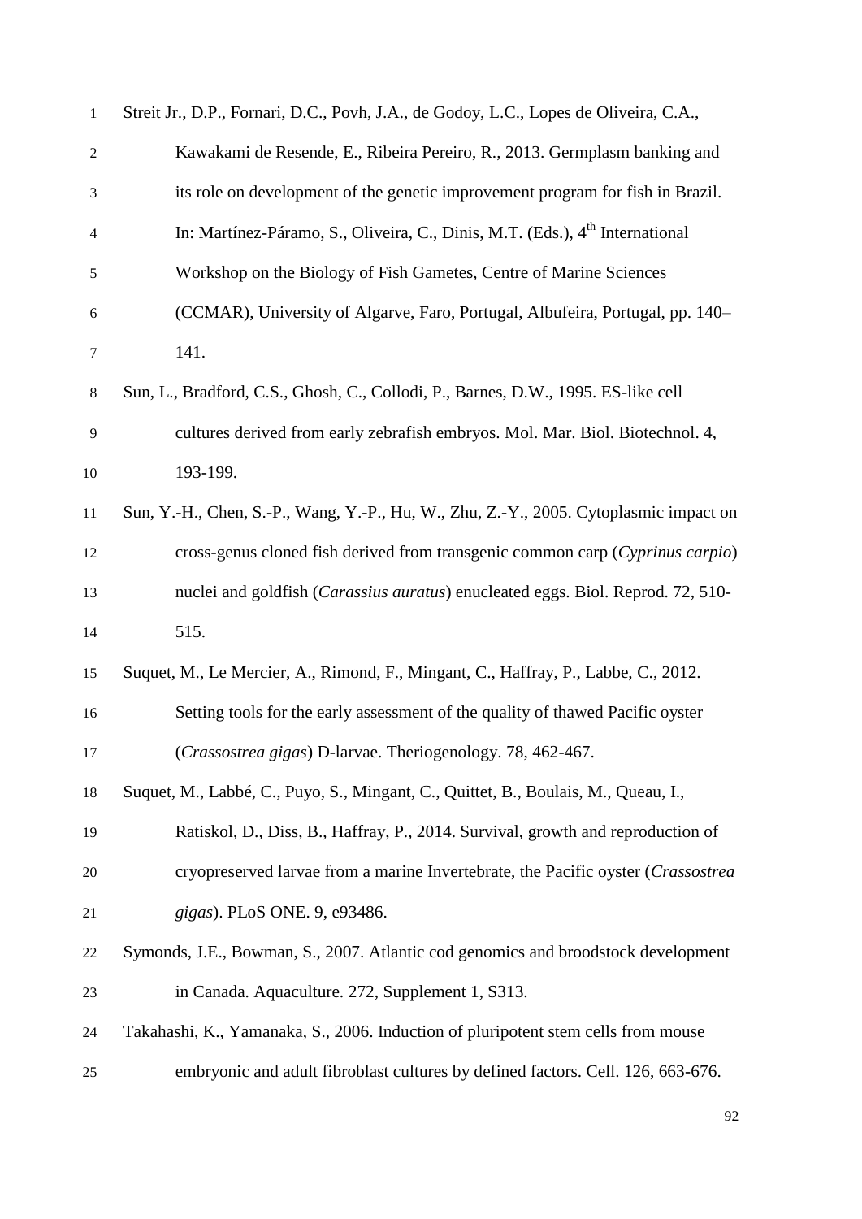Streit Jr., D.P., Fornari, D.C., Povh, J.A., de Godoy, L.C., Lopes de Oliveira, C.A., Kawakami de Resende, E., Ribeira Pereiro, R., 2013. Germplasm banking and its role on development of the genetic improvement program for fish in Brazil. In: Martínez-Páramo, S., Oliveira, C., Dinis, M.T. (Eds.), 4th International Workshop on the Biology of Fish Gametes, Centre of Marine Sciences (CCMAR), University of Algarve, Faro, Portugal, Albufeira, Portugal, pp. 140–141.

Sun, L., Bradford, C.S., Ghosh, C., Collodi, P., Barnes, D.W., 1995. ES-like cell cultures derived from early zebrafish embryos. Mol. Mar. Biol. Biotechnol. 4, 193-199.

Sun, Y.-H., Chen, S.-P., Wang, Y.-P., Hu, W., Zhu, Z.-Y., 2005. Cytoplasmic impact on cross-genus cloned fish derived from transgenic common carp (*Cyprinus carpio*) nuclei and goldfish (*Carassius auratus*) enucleated eggs. Biol. Reprod. 72, 510-515.

Suquet, M., Le Mercier, A., Rimond, F., Mingant, C., Haffray, P., Labbe, C., 2012. Setting tools for the early assessment of the quality of thawed Pacific oyster (*Crassostrea gigas*) D-larvae. Theriogenology. 78, 462-467.

Suquet, M., Labbé, C., Puyo, S., Mingant, C., Quittet, B., Boulais, M., Queau, I., Ratiskol, D., Diss, B., Haffray, P., 2014. Survival, growth and reproduction of cryopreserved larvae from a marine Invertebrate, the Pacific oyster (*Crassostrea gigas*). PLoS ONE. 9, e93486.

Symonds, J.E., Bowman, S., 2007. Atlantic cod genomics and broodstock development in Canada. Aquaculture. 272, Supplement 1, S313.

Takahashi, K., Yamanaka, S., 2006. Induction of pluripotent stem cells from mouse embryonic and adult fibroblast cultures by defined factors. Cell. 126, 663-676.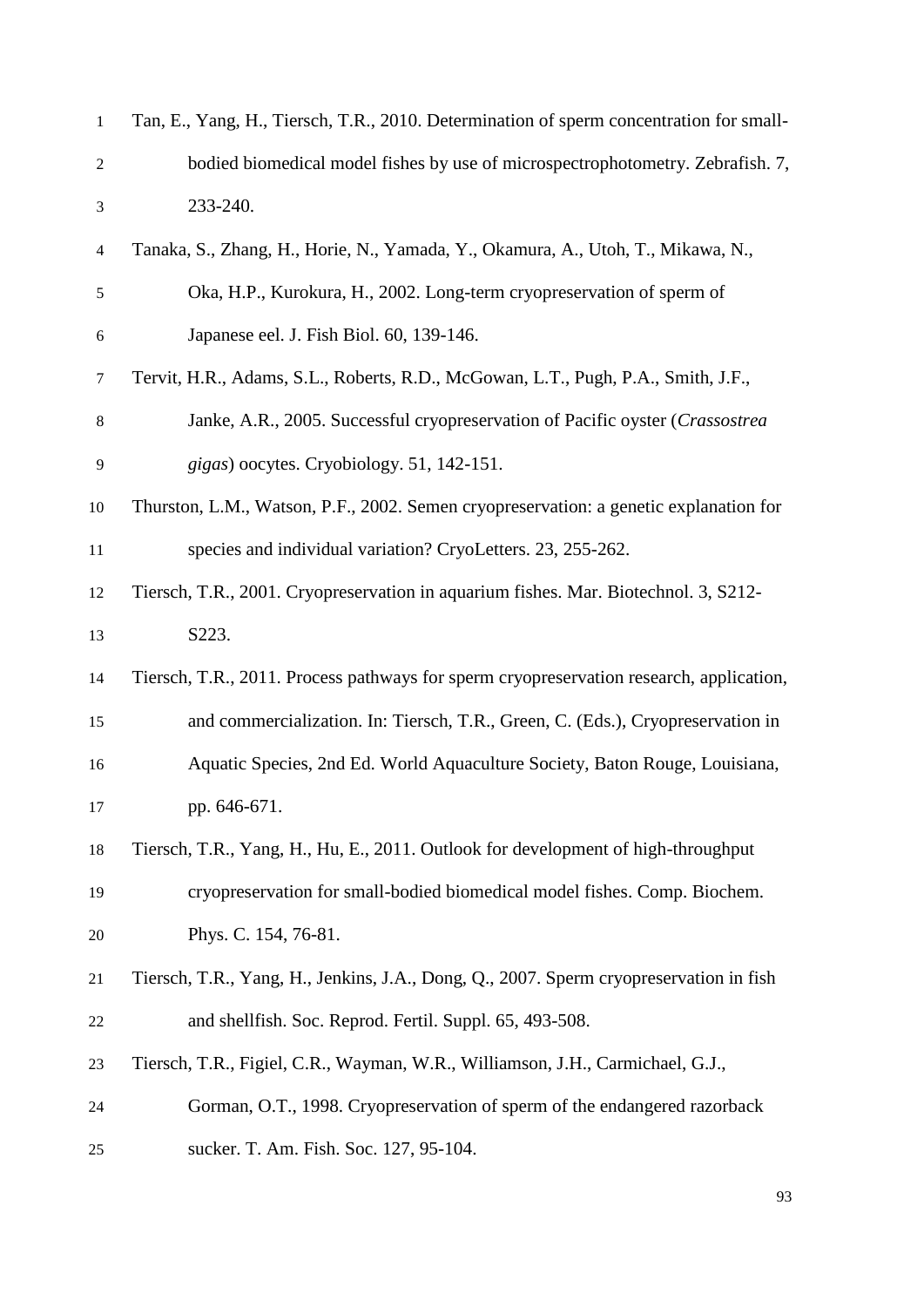Tan, E., Yang, H., Tiersch, T.R., 2010. Determination of sperm concentration for small-bodied biomedical model fishes by use of microspectrophotometry. Zebrafish. 7, 233-240.

Tanaka, S., Zhang, H., Horie, N., Yamada, Y., Okamura, A., Utoh, T., Mikawa, N., Oka, H.P., Kurokura, H., 2002. Long-term cryopreservation of sperm of Japanese eel. J. Fish Biol. 60, 139-146.

Tervit, H.R., Adams, S.L., Roberts, R.D., McGowan, L.T., Pugh, P.A., Smith, J.F., Janke, A.R., 2005. Successful cryopreservation of Pacific oyster (*Crassostrea gigas*) oocytes. Cryobiology. 51, 142-151.

Thurston, L.M., Watson, P.F., 2002. Semen cryopreservation: a genetic explanation for species and individual variation? CryoLetters. 23, 255-262.

Tiersch, T.R., 2001. Cryopreservation in aquarium fishes. Mar. Biotechnol. 3, S212-S223.

Tiersch, T.R., 2011. Process pathways for sperm cryopreservation research, application, and commercialization. In: Tiersch, T.R., Green, C. (Eds.), Cryopreservation in Aquatic Species, 2nd Ed. World Aquaculture Society, Baton Rouge, Louisiana, pp. 646-671.

Tiersch, T.R., Yang, H., Hu, E., 2011. Outlook for development of high-throughput cryopreservation for small-bodied biomedical model fishes. Comp. Biochem. Phys. C. 154, 76-81.

Tiersch, T.R., Yang, H., Jenkins, J.A., Dong, Q., 2007. Sperm cryopreservation in fish and shellfish. Soc. Reprod. Fertil. Suppl. 65, 493-508.

Tiersch, T.R., Figiel, C.R., Wayman, W.R., Williamson, J.H., Carmichael, G.J., Gorman, O.T., 1998. Cryopreservation of sperm of the endangered razorback sucker. T. Am. Fish. Soc. 127, 95-104.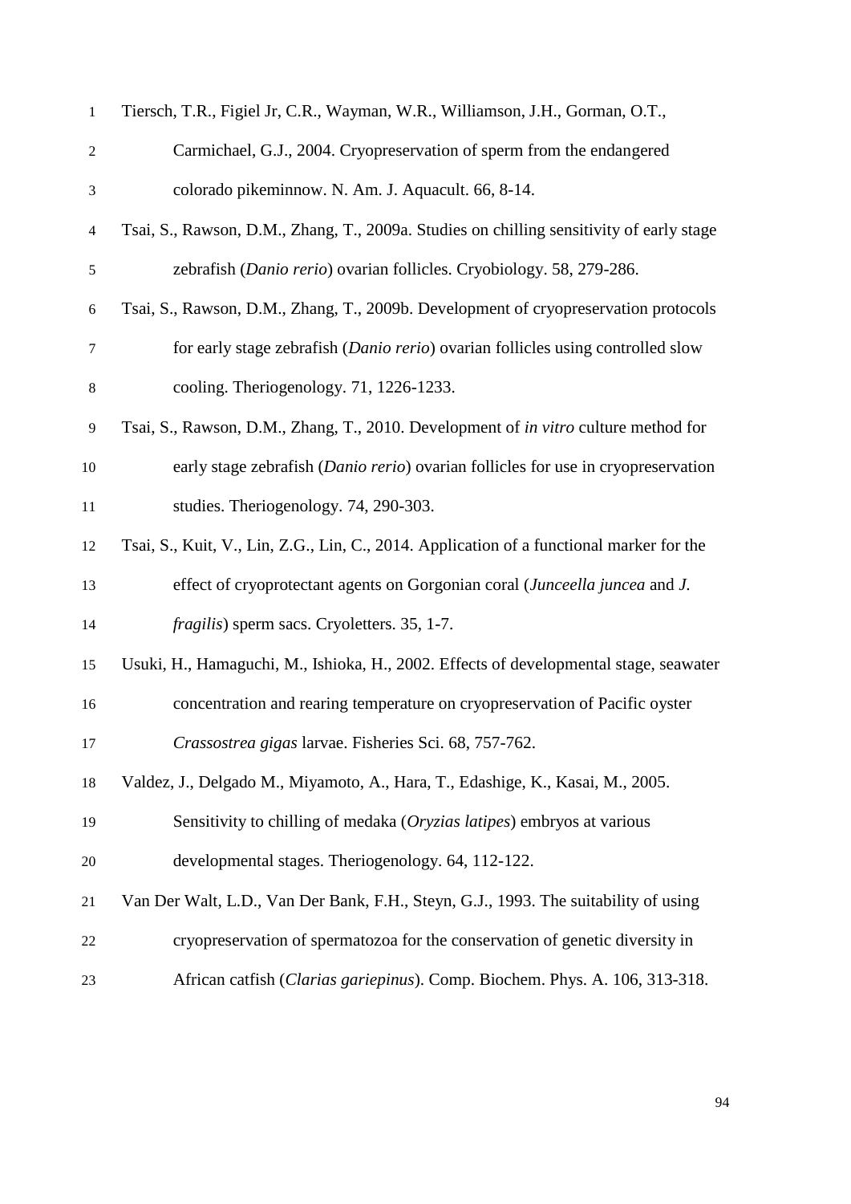Tiersch, T.R., Figiel Jr, C.R., Wayman, W.R., Williamson, J.H., Gorman, O.T., Carmichael, G.J., 2004. Cryopreservation of sperm from the endangered colorado pikeminnow. N. Am. J. Aquacult. 66, 8-14.

Tsai, S., Rawson, D.M., Zhang, T., 2009a. Studies on chilling sensitivity of early stage zebrafish (*Danio rerio*) ovarian follicles. Cryobiology. 58, 279-286.

Tsai, S., Rawson, D.M., Zhang, T., 2009b. Development of cryopreservation protocols for early stage zebrafish (*Danio rerio*) ovarian follicles using controlled slow cooling. Theriogenology. 71, 1226-1233.

Tsai, S., Rawson, D.M., Zhang, T., 2010. Development of *in vitro* culture method for early stage zebrafish (*Danio rerio*) ovarian follicles for use in cryopreservation studies. Theriogenology. 74, 290-303.

Tsai, S., Kuit, V., Lin, Z.G., Lin, C., 2014. Application of a functional marker for the effect of cryoprotectant agents on Gorgonian coral (*Junceella juncea* and *J. fragilis*) sperm sacs. Cryoletters. 35, 1-7.

Usuki, H., Hamaguchi, M., Ishioka, H., 2002. Effects of developmental stage, seawater concentration and rearing temperature on cryopreservation of Pacific oyster *Crassostrea gigas* larvae. Fisheries Sci. 68, 757-762.

Valdez, J., Delgado M., Miyamoto, A., Hara, T., Edashige, K., Kasai, M., 2005. Sensitivity to chilling of medaka (*Oryzias latipes*) embryos at various developmental stages. Theriogenology. 64, 112-122.

Van Der Walt, L.D., Van Der Bank, F.H., Steyn, G.J., 1993. The suitability of using cryopreservation of spermatozoa for the conservation of genetic diversity in African catfish (*Clarias gariepinus*). Comp. Biochem. Phys. A. 106, 313-318.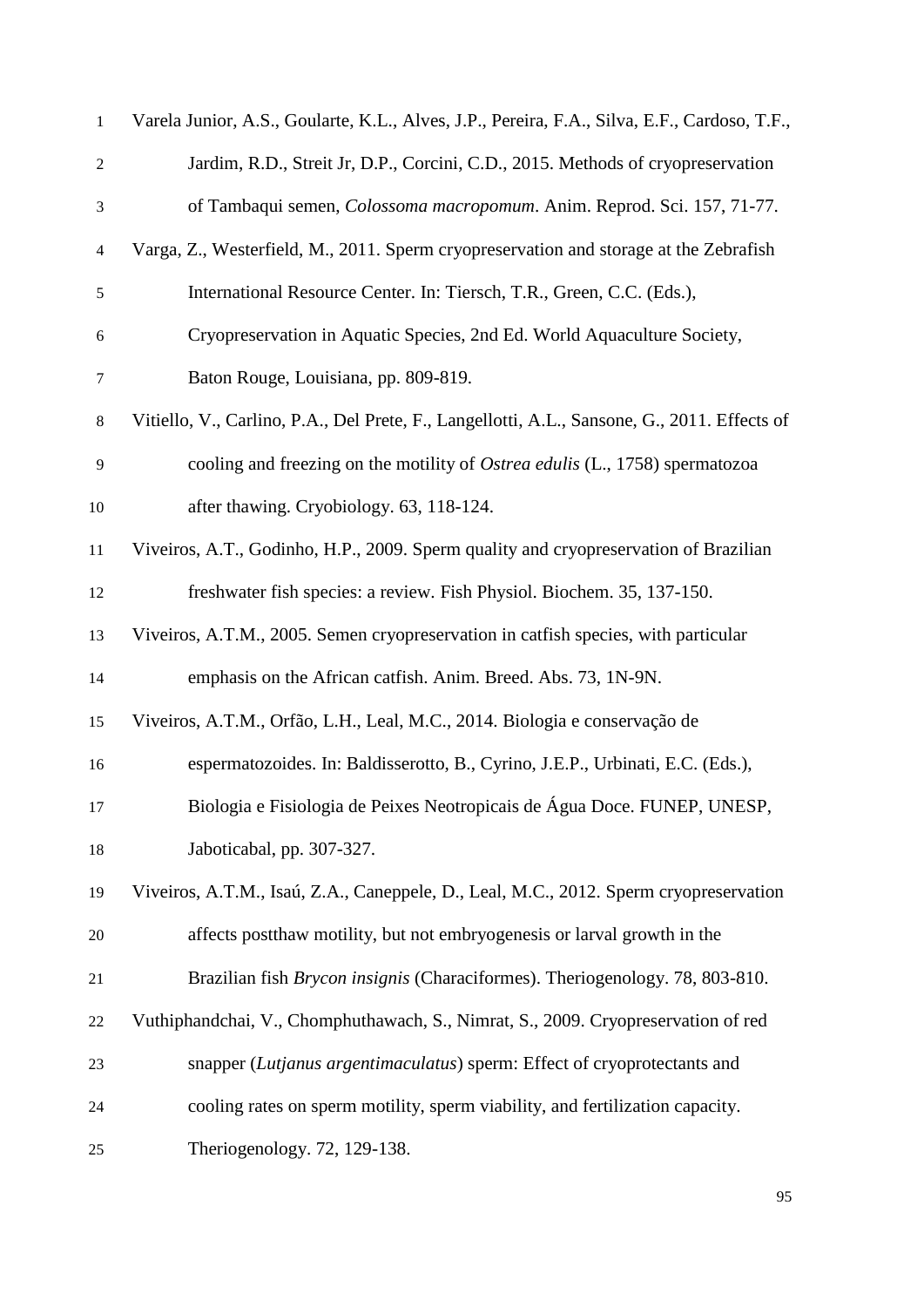Varela Junior, A.S., Goularte, K.L., Alves, J.P., Pereira, F.A., Silva, E.F., Cardoso, T.F., Jardim, R.D., Streit Jr, D.P., Corcini, C.D., 2015. Methods of cryopreservation of Tambaqui semen, *Colossoma macropomum*. Anim. Reprod. Sci. 157, 71-77.

Varga, Z., Westerfield, M., 2011. Sperm cryopreservation and storage at the Zebrafish International Resource Center. In: Tiersch, T.R., Green, C.C. (Eds.), Cryopreservation in Aquatic Species, 2nd Ed. World Aquaculture Society, Baton Rouge, Louisiana, pp. 809-819.

Vitiello, V., Carlino, P.A., Del Prete, F., Langellotti, A.L., Sansone, G., 2011. Effects of cooling and freezing on the motility of *Ostrea edulis* (L., 1758) spermatozoa after thawing. Cryobiology. 63, 118-124.

Viveiros, A.T., Godinho, H.P., 2009. Sperm quality and cryopreservation of Brazilian freshwater fish species: a review. Fish Physiol. Biochem. 35, 137-150.

Viveiros, A.T.M., 2005. Semen cryopreservation in catfish species, with particular emphasis on the African catfish. Anim. Breed. Abs. 73, 1N-9N.

Viveiros, A.T.M., Orfão, L.H., Leal, M.C., 2014. Biologia e conservação de espermatozoides. In: Baldisserotto, B., Cyrino, J.E.P., Urbinati, E.C. (Eds.), Biologia e Fisiologia de Peixes Neotropicais de Água Doce. FUNEP, UNESP, Jaboticabal, pp. 307-327.

Viveiros, A.T.M., Isaú, Z.A., Caneppele, D., Leal, M.C., 2012. Sperm cryopreservation affects postthaw motility, but not embryogenesis or larval growth in the Brazilian fish *Brycon insignis* (Characiformes). Theriogenology. 78, 803-810.

Vuthiphandchai, V., Chomphuthawach, S., Nimrat, S., 2009. Cryopreservation of red snapper (*Lutjanus argentimaculatus*) sperm: Effect of cryoprotectants and cooling rates on sperm motility, sperm viability, and fertilization capacity. Theriogenology. 72, 129-138.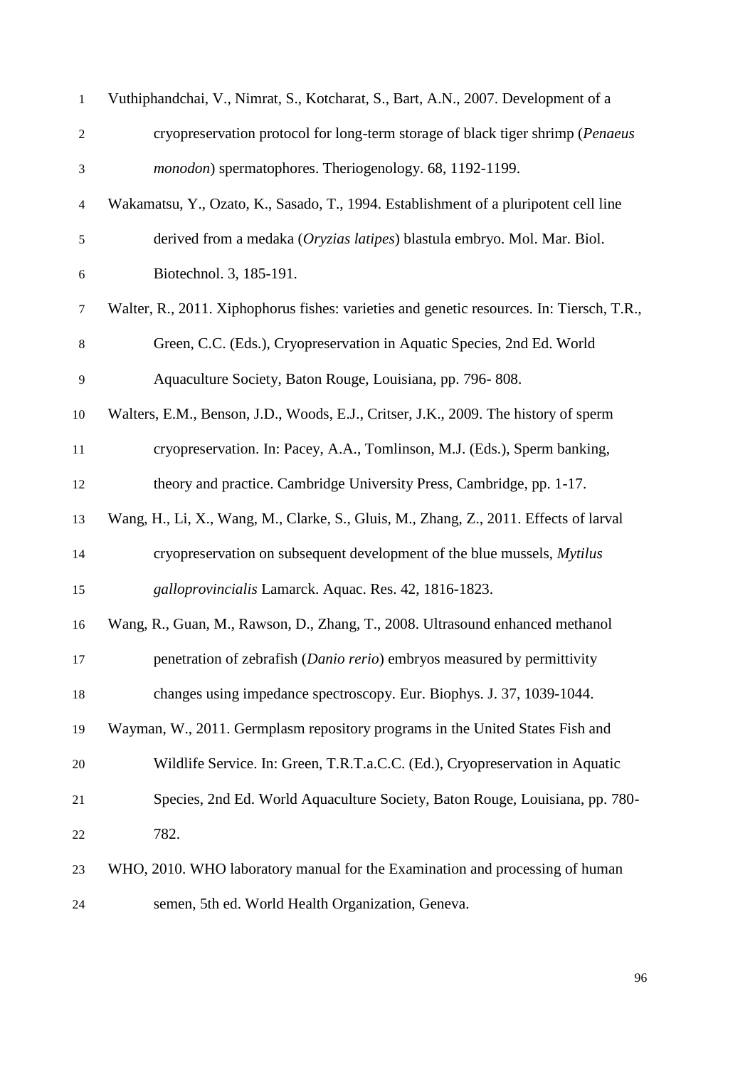Vuthiphandchai, V., Nimrat, S., Kotcharat, S., Bart, A.N., 2007. Development of a cryopreservation protocol for long-term storage of black tiger shrimp (*Penaeus monodon*) spermatophores. Theriogenology. 68, 1192-1199.

Wakamatsu, Y., Ozato, K., Sasado, T., 1994. Establishment of a pluripotent cell line derived from a medaka (*Oryzias latipes*) blastula embryo. Mol. Mar. Biol. Biotechnol. 3, 185-191.

Walter, R., 2011. Xiphophorus fishes: varieties and genetic resources. In: Tiersch, T.R., Green, C.C. (Eds.), Cryopreservation in Aquatic Species, 2nd Ed. World Aquaculture Society, Baton Rouge, Louisiana, pp. 796- 808.

Walters, E.M., Benson, J.D., Woods, E.J., Critser, J.K., 2009. The history of sperm cryopreservation. In: Pacey, A.A., Tomlinson, M.J. (Eds.), Sperm banking, theory and practice. Cambridge University Press, Cambridge, pp. 1-17.

Wang, H., Li, X., Wang, M., Clarke, S., Gluis, M., Zhang, Z., 2011. Effects of larval cryopreservation on subsequent development of the blue mussels, *Mytilus galloprovincialis* Lamarck. Aquac. Res. 42, 1816-1823.

Wang, R., Guan, M., Rawson, D., Zhang, T., 2008. Ultrasound enhanced methanol penetration of zebrafish (*Danio rerio*) embryos measured by permittivity changes using impedance spectroscopy. Eur. Biophys. J. 37, 1039-1044.

Wayman, W., 2011. Germplasm repository programs in the United States Fish and Wildlife Service. In: Green, T.R.T.a.C.C. (Ed.), Cryopreservation in Aquatic Species, 2nd Ed. World Aquaculture Society, Baton Rouge, Louisiana, pp. 780-782.

WHO, 2010. WHO laboratory manual for the Examination and processing of human semen, 5th ed. World Health Organization, Geneva.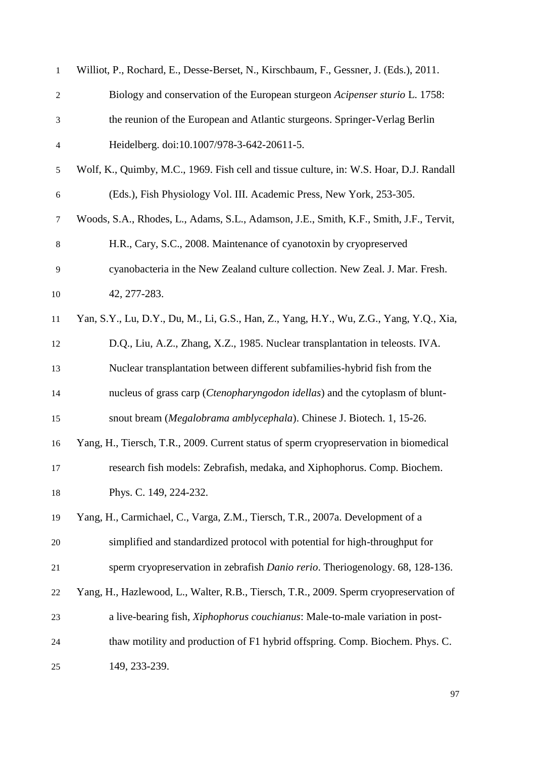Williot, P., Rochard, E., Desse-Berset, N., Kirschbaum, F., Gessner, J. (Eds.), 2011. Biology and conservation of the European sturgeon *Acipenser sturio* L. 1758: the reunion of the European and Atlantic sturgeons. Springer-Verlag Berlin Heidelberg. doi:10.1007/978-3-642-20611-5.

Wolf, K., Quimby, M.C., 1969. Fish cell and tissue culture, in: W.S. Hoar, D.J. Randall (Eds.), Fish Physiology Vol. III. Academic Press, New York, 253-305.

Woods, S.A., Rhodes, L., Adams, S.L., Adamson, J.E., Smith, K.F., Smith, J.F., Tervit, H.R., Cary, S.C., 2008. Maintenance of cyanotoxin by cryopreserved cyanobacteria in the New Zealand culture collection. New Zeal. J. Mar. Fresh. 42, 277-283.

Yan, S.Y., Lu, D.Y., Du, M., Li, G.S., Han, Z., Yang, H.Y., Wu, Z.G., Yang, Y.Q., Xia, D.Q., Liu, A.Z., Zhang, X.Z., 1985. Nuclear transplantation in teleosts. IVA. Nuclear transplantation between different subfamilies-hybrid fish from the nucleus of grass carp (*Ctenopharyngodon idellas*) and the cytoplasm of blunt-snout bream (*Megalobrama amblycephala*). Chinese J. Biotech. 1, 15-26.

Yang, H., Tiersch, T.R., 2009. Current status of sperm cryopreservation in biomedical research fish models: Zebrafish, medaka, and Xiphophorus. Comp. Biochem. Phys. C. 149, 224-232.

Yang, H., Carmichael, C., Varga, Z.M., Tiersch, T.R., 2007a. Development of a simplified and standardized protocol with potential for high-throughput for sperm cryopreservation in zebrafish *Danio rerio*. Theriogenology. 68, 128-136.

Yang, H., Hazlewood, L., Walter, R.B., Tiersch, T.R., 2009. Sperm cryopreservation of a live-bearing fish, *Xiphophorus couchianus*: Male-to-male variation in post-thaw motility and production of F1 hybrid offspring. Comp. Biochem. Phys. C. 149, 233-239.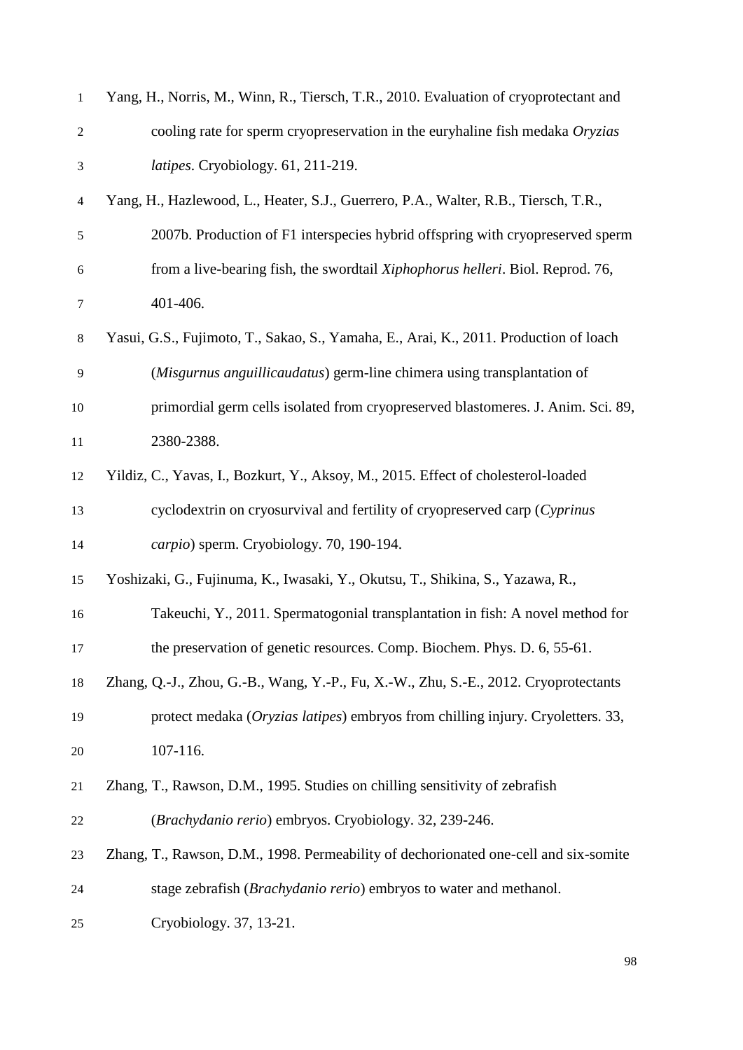Yang, H., Norris, M., Winn, R., Tiersch, T.R., 2010. Evaluation of cryoprotectant and cooling rate for sperm cryopreservation in the euryhaline fish medaka *Oryzias latipes*. Cryobiology. 61, 211-219.

Yang, H., Hazlewood, L., Heater, S.J., Guerrero, P.A., Walter, R.B., Tiersch, T.R., 2007b. Production of F1 interspecies hybrid offspring with cryopreserved sperm from a live-bearing fish, the swordtail *Xiphophorus helleri*. Biol. Reprod. 76, 401-406.

Yasui, G.S., Fujimoto, T., Sakao, S., Yamaha, E., Arai, K., 2011. Production of loach (*Misgurnus anguillicaudatus*) germ-line chimera using transplantation of primordial germ cells isolated from cryopreserved blastomeres. J. Anim. Sci. 89, 2380-2388.

Yildiz, C., Yavas, I., Bozkurt, Y., Aksoy, M., 2015. Effect of cholesterol-loaded cyclodextrin on cryosurvival and fertility of cryopreserved carp (*Cyprinus carpio*) sperm. Cryobiology. 70, 190-194.

Yoshizaki, G., Fujinuma, K., Iwasaki, Y., Okutsu, T., Shikina, S., Yazawa, R., Takeuchi, Y., 2011. Spermatogonial transplantation in fish: A novel method for the preservation of genetic resources. Comp. Biochem. Phys. D. 6, 55-61.

Zhang, Q.-J., Zhou, G.-B., Wang, Y.-P., Fu, X.-W., Zhu, S.-E., 2012. Cryoprotectants protect medaka (*Oryzias latipes*) embryos from chilling injury. Cryoletters. 33, 107-116.

Zhang, T., Rawson, D.M., 1995. Studies on chilling sensitivity of zebrafish (*Brachydanio rerio*) embryos. Cryobiology. 32, 239-246.

Zhang, T., Rawson, D.M., 1998. Permeability of dechorionated one-cell and six-somite stage zebrafish (*Brachydanio rerio*) embryos to water and methanol. Cryobiology. 37, 13-21.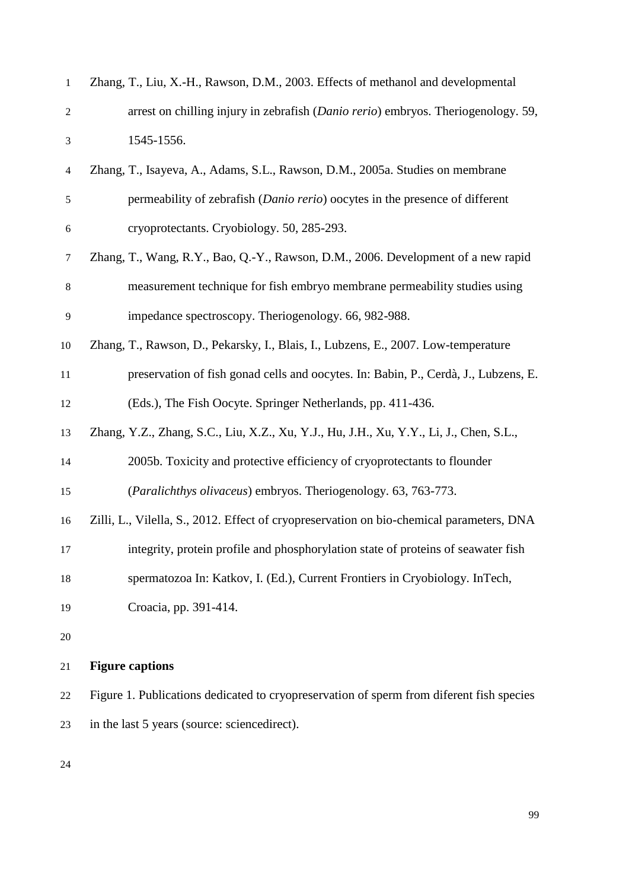Zhang, T., Liu, X.-H., Rawson, D.M., 2003. Effects of methanol and developmental arrest on chilling injury in zebrafish (*Danio rerio*) embryos. Theriogenology. 59, 1545-1556.

Zhang, T., Isayeva, A., Adams, S.L., Rawson, D.M., 2005a. Studies on membrane permeability of zebrafish (*Danio rerio*) oocytes in the presence of different cryoprotectants. Cryobiology. 50, 285-293.

Zhang, T., Wang, R.Y., Bao, Q.-Y., Rawson, D.M., 2006. Development of a new rapid measurement technique for fish embryo membrane permeability studies using impedance spectroscopy. Theriogenology. 66, 982-988.

Zhang, T., Rawson, D., Pekarsky, I., Blais, I., Lubzens, E., 2007. Low-temperature preservation of fish gonad cells and oocytes. In: Babin, P., Cerdà, J., Lubzens, E. (Eds.), The Fish Oocyte. Springer Netherlands, pp. 411-436.

Zhang, Y.Z., Zhang, S.C., Liu, X.Z., Xu, Y.J., Hu, J.H., Xu, Y.Y., Li, J., Chen, S.L., 2005b. Toxicity and protective efficiency of cryoprotectants to flounder (*Paralichthys olivaceus*) embryos. Theriogenology. 63, 763-773.

Zilli, L., Vilella, S., 2012. Effect of cryopreservation on bio-chemical parameters, DNA integrity, protein profile and phosphorylation state of proteins of seawater fish spermatozoa In: Katkov, I. (Ed.), Current Frontiers in Cryobiology. InTech, Croacia, pp. 391-414.

**Figure captions**

Figure 1. Publications dedicated to cryopreservation of sperm from diferent fish species in the last 5 years (source: sciencedirect).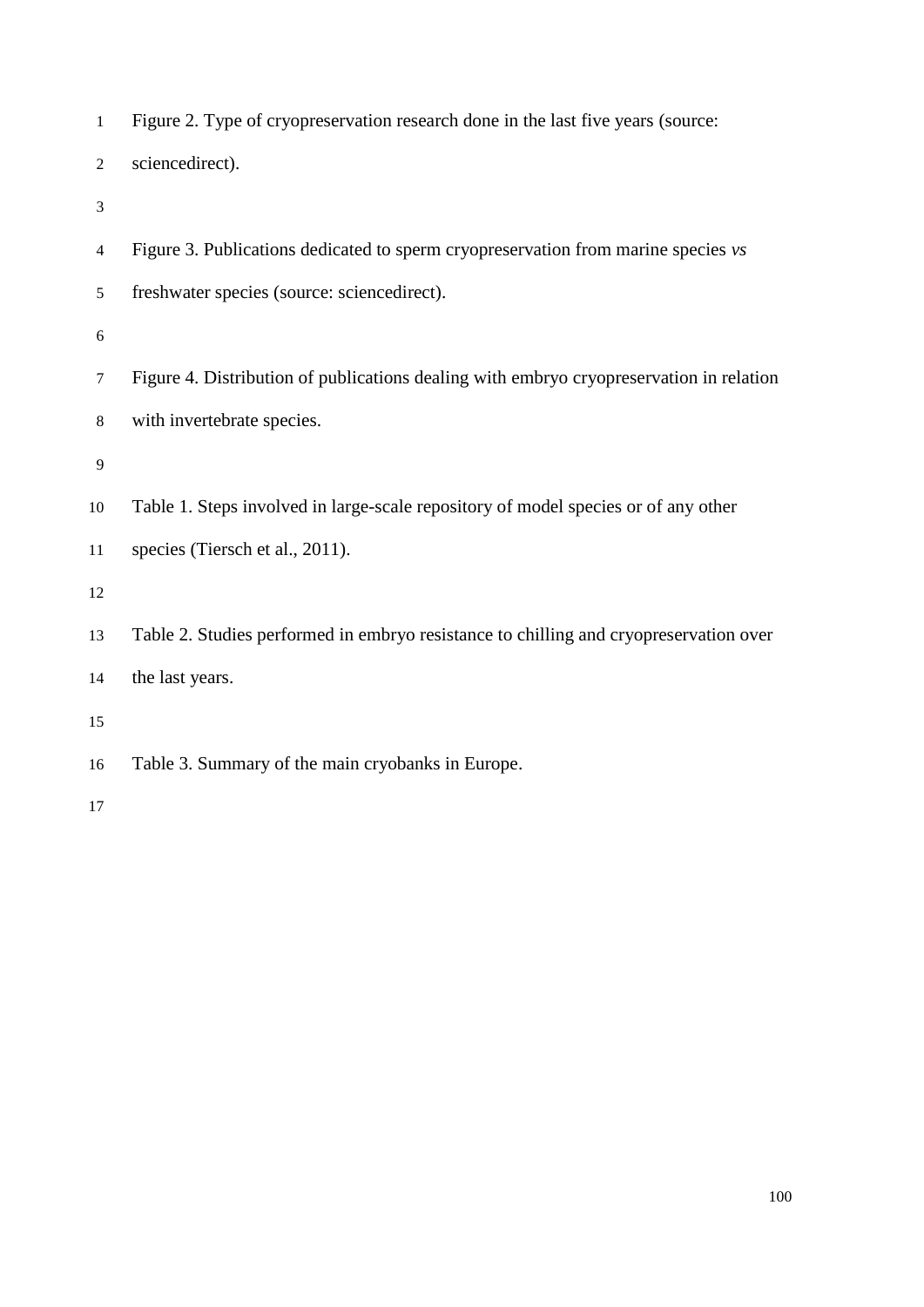Figure 2. Type of cryopreservation research done in the last five years (source: sciencedirect).

Figure 3. Publications dedicated to sperm cryopreservation from marine species *vs* freshwater species (source: sciencedirect).

Figure 4. Distribution of publications dealing with embryo cryopreservation in relation with invertebrate species.

Table 1. Steps involved in large-scale repository of model species or of any other species (Tiersch et al., 2011).

Table 2. Studies performed in embryo resistance to chilling and cryopreservation over the last years.

Table 3. Summary of the main cryobanks in Europe.